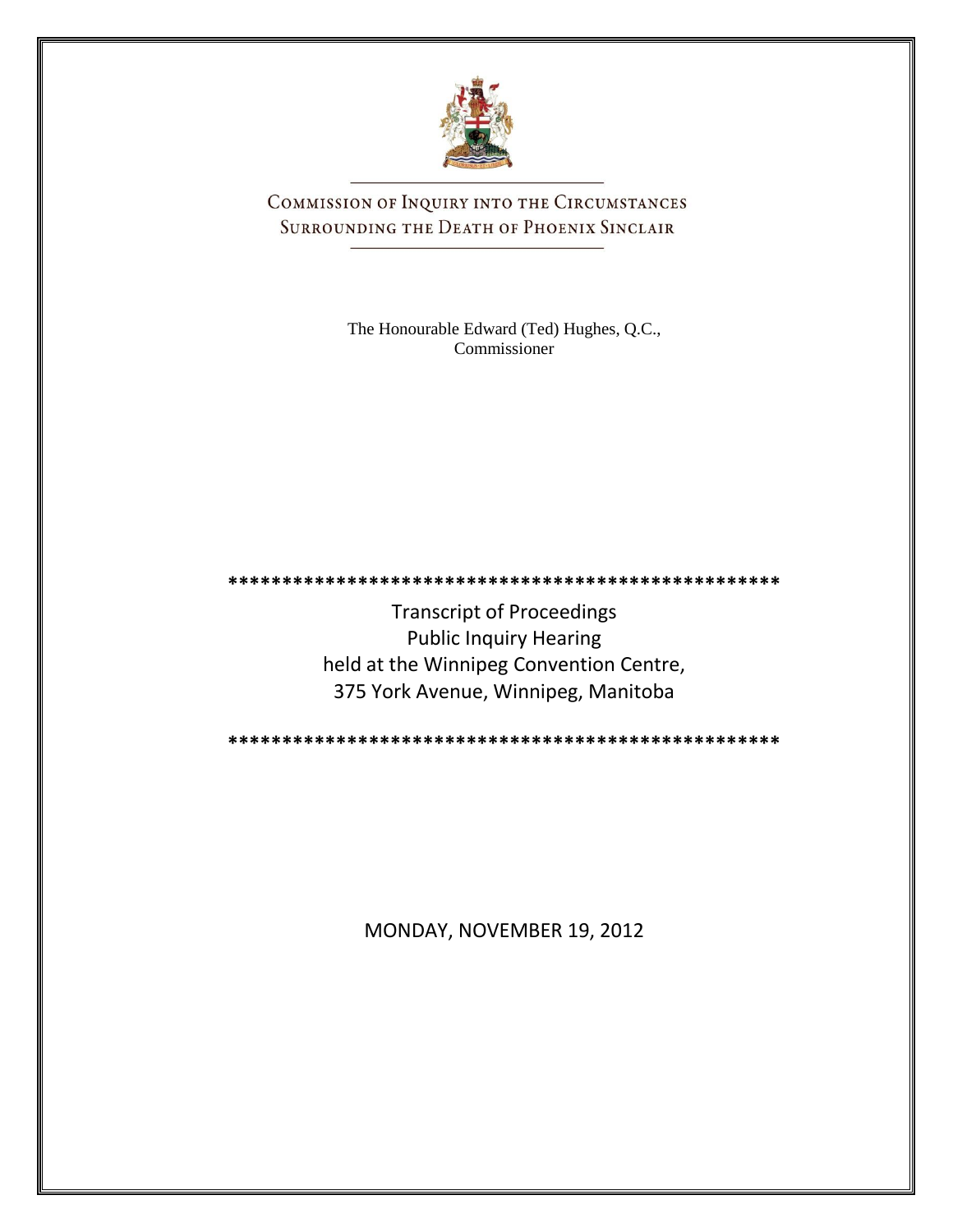# Commission of Inquiry into the Circumstances Surrounding the Death of Phoenix Sinclair

The Honourable Edward (Ted) Hughes, Q.C., Commissioner

**************************************************

Transcript of Proceedings
Public Inquiry Hearing
held at the Winnipeg Convention Centre,
375 York Avenue, Winnipeg, Manitoba

**************************************************

MONDAY, NOVEMBER 19, 2012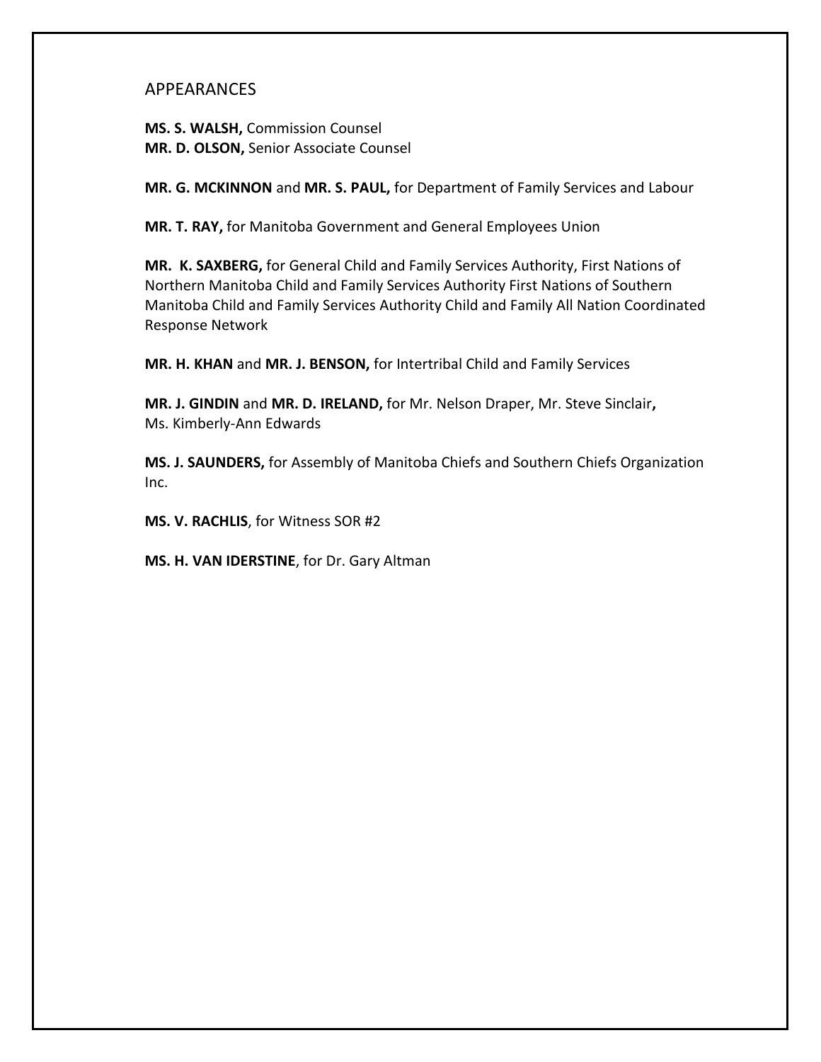# APPEARANCES

**MS. S. WALSH,** Commission Counsel
**MR. D. OLSON,** Senior Associate Counsel

**MR. G. MCKINNON** and **MR. S. PAUL,** for Department of Family Services and Labour

**MR. T. RAY,** for Manitoba Government and General Employees Union

**MR. K. SAXBERG,** for General Child and Family Services Authority, First Nations of Northern Manitoba Child and Family Services Authority First Nations of Southern Manitoba Child and Family Services Authority Child and Family All Nation Coordinated Response Network

**MR. H. KHAN** and **MR. J. BENSON,** for Intertribal Child and Family Services

**MR. J. GINDIN** and **MR. D. IRELAND,** for Mr. Nelson Draper, Mr. Steve Sinclair**,** Ms. Kimberly-Ann Edwards

**MS. J. SAUNDERS,** for Assembly of Manitoba Chiefs and Southern Chiefs Organization Inc.

**MS. V. RACHLIS**, for Witness SOR #2

**MS. H. VAN IDERSTINE**, for Dr. Gary Altman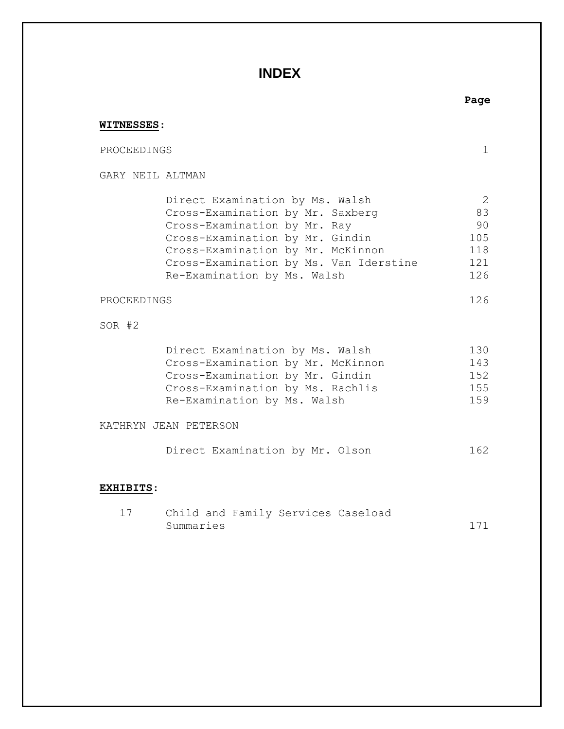# INDEX

| | Page |
|---|---|
| **WITNESSES:** | |
| PROCEEDINGS | 1 |
| GARY NEIL ALTMAN | |
| Direct Examination by Ms. Walsh | 2 |
| Cross-Examination by Mr. Saxberg | 83 |
| Cross-Examination by Mr. Ray | 90 |
| Cross-Examination by Mr. Gindin | 105 |
| Cross-Examination by Mr. McKinnon | 118 |
| Cross-Examination by Ms. Van Iderstine | 121 |
| Re-Examination by Ms. Walsh | 126 |
| PROCEEDINGS | 126 |
| SOR #2 | |
| Direct Examination by Ms. Walsh | 130 |
| Cross-Examination by Mr. McKinnon | 143 |
| Cross-Examination by Mr. Gindin | 152 |
| Cross-Examination by Ms. Rachlis | 155 |
| Re-Examination by Ms. Walsh | 159 |
| KATHRYN JEAN PETERSON | |
| Direct Examination by Mr. Olson | 162 |

**EXHIBITS:**

| | | |
|---|---|---|
| 17 | Child and Family Services Caseload Summaries | 171 |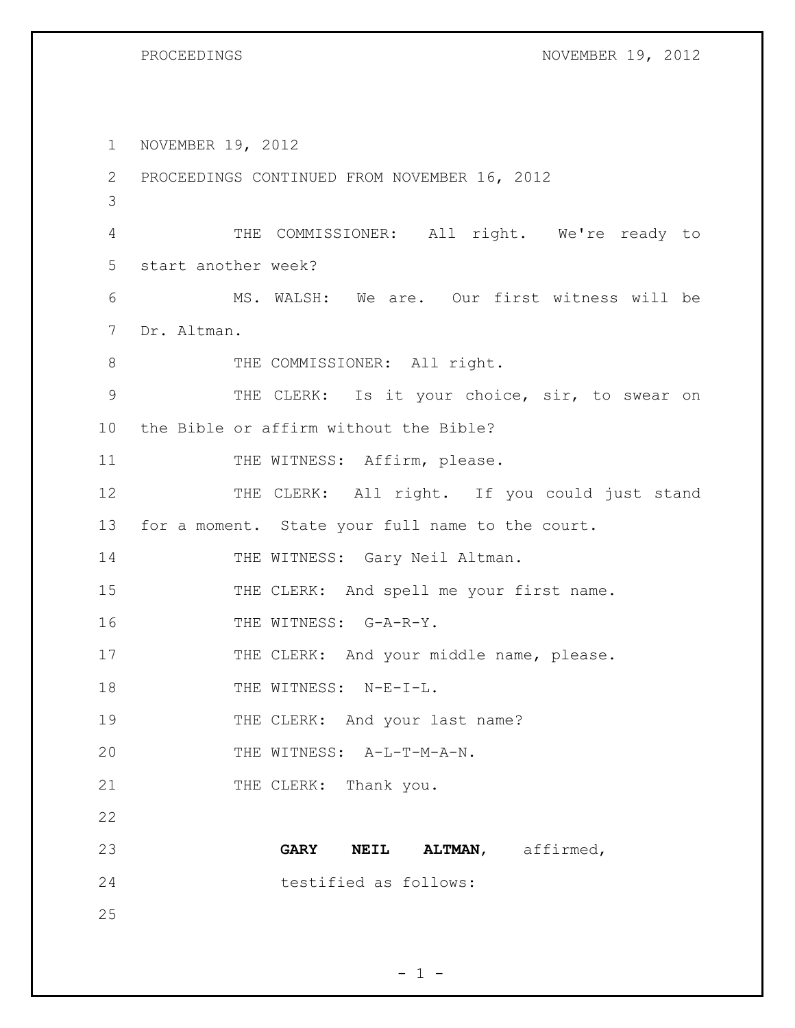NOVEMBER 19, 2012

PROCEEDINGS CONTINUED FROM NOVEMBER 16, 2012

THE COMMISSIONER: All right. We're ready to start another week?

MS. WALSH: We are. Our first witness will be Dr. Altman.

THE COMMISSIONER: All right.

THE CLERK: Is it your choice, sir, to swear on the Bible or affirm without the Bible?

THE WITNESS: Affirm, please.

THE CLERK: All right. If you could just stand for a moment. State your full name to the court.

THE WITNESS: Gary Neil Altman.

THE CLERK: And spell me your first name.

THE WITNESS: G-A-R-Y.

THE CLERK: And your middle name, please.

THE WITNESS: N-E-I-L.

THE CLERK: And your last name?

THE WITNESS: A-L-T-M-A-N.

THE CLERK: Thank you.

**GARY NEIL ALTMAN**, affirmed, testified as follows: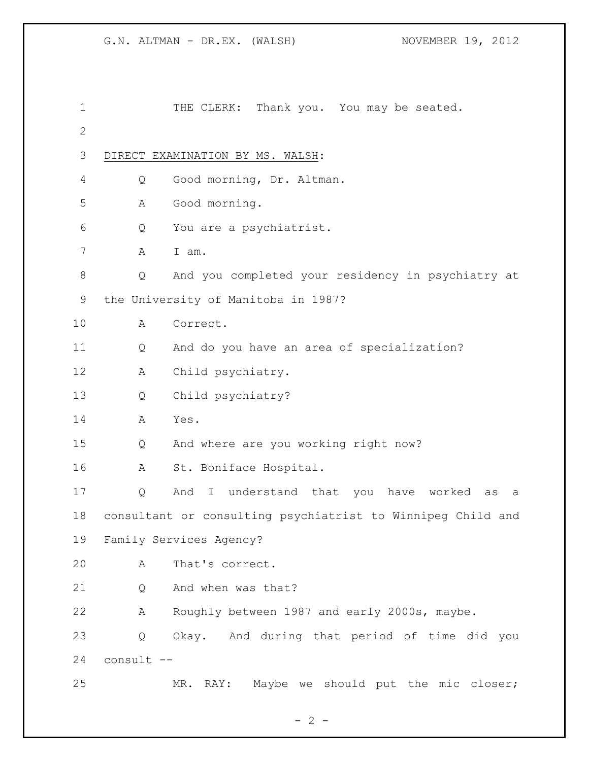THE CLERK: Thank you. You may be seated.

DIRECT EXAMINATION BY MS. WALSH:

Q Good morning, Dr. Altman.

A Good morning.

Q You are a psychiatrist.

A I am.

Q And you completed your residency in psychiatry at the University of Manitoba in 1987?

A Correct.

Q And do you have an area of specialization?

A Child psychiatry.

Q Child psychiatry?

A Yes.

Q And where are you working right now?

A St. Boniface Hospital.

Q And I understand that you have worked as a consultant or consulting psychiatrist to Winnipeg Child and Family Services Agency?

A That's correct.

Q And when was that?

A Roughly between 1987 and early 2000s, maybe.

Q Okay. And during that period of time did you consult --

MR. RAY: Maybe we should put the mic closer;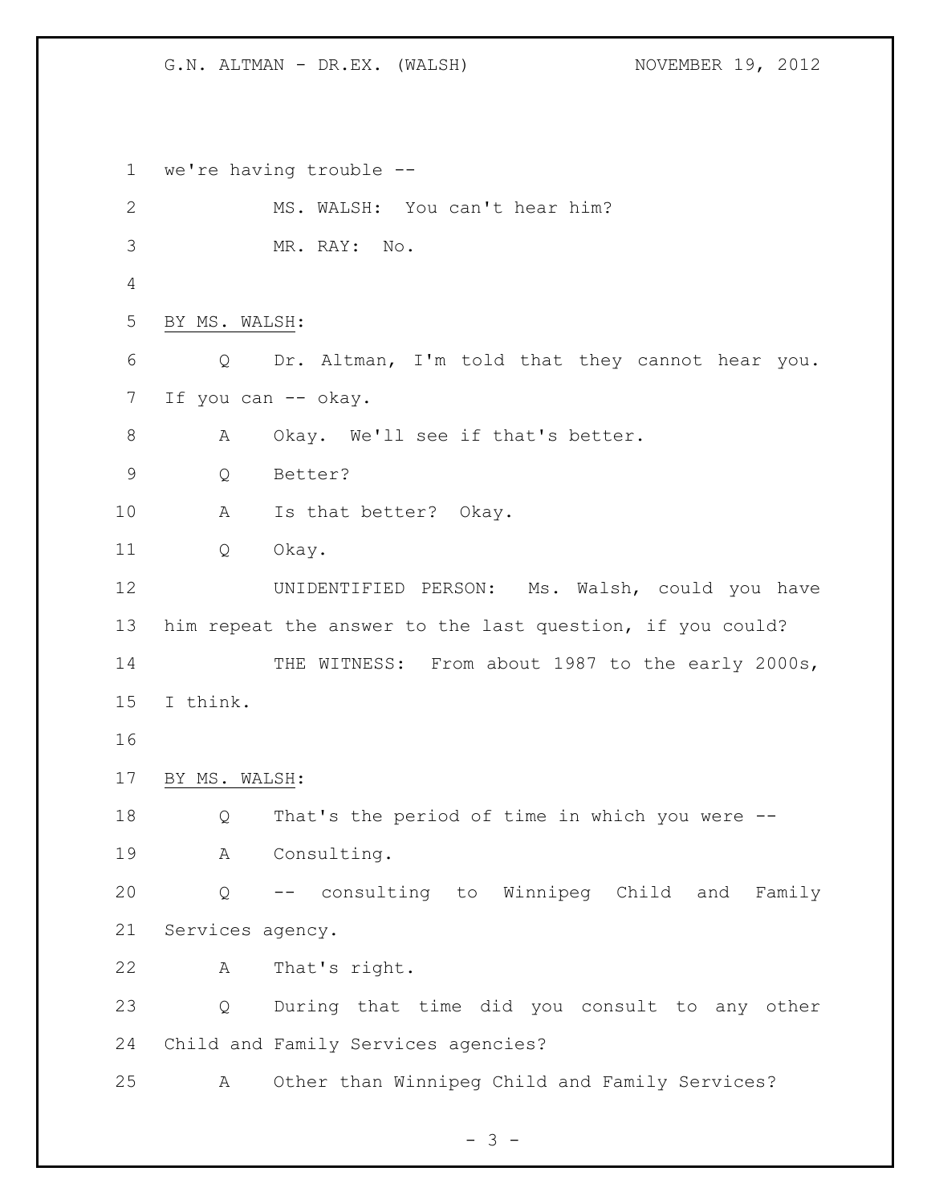we're having trouble --

MS. WALSH: You can't hear him?

MR. RAY: No.

BY MS. WALSH:

Q Dr. Altman, I'm told that they cannot hear you. If you can -- okay.

A Okay. We'll see if that's better.

Q Better?

A Is that better? Okay.

Q Okay.

UNIDENTIFIED PERSON: Ms. Walsh, could you have him repeat the answer to the last question, if you could?

THE WITNESS: From about 1987 to the early 2000s, I think.

BY MS. WALSH:

Q That's the period of time in which you were --

A Consulting.

Q -- consulting to Winnipeg Child and Family Services agency.

A That's right.

Q During that time did you consult to any other Child and Family Services agencies?

A Other than Winnipeg Child and Family Services?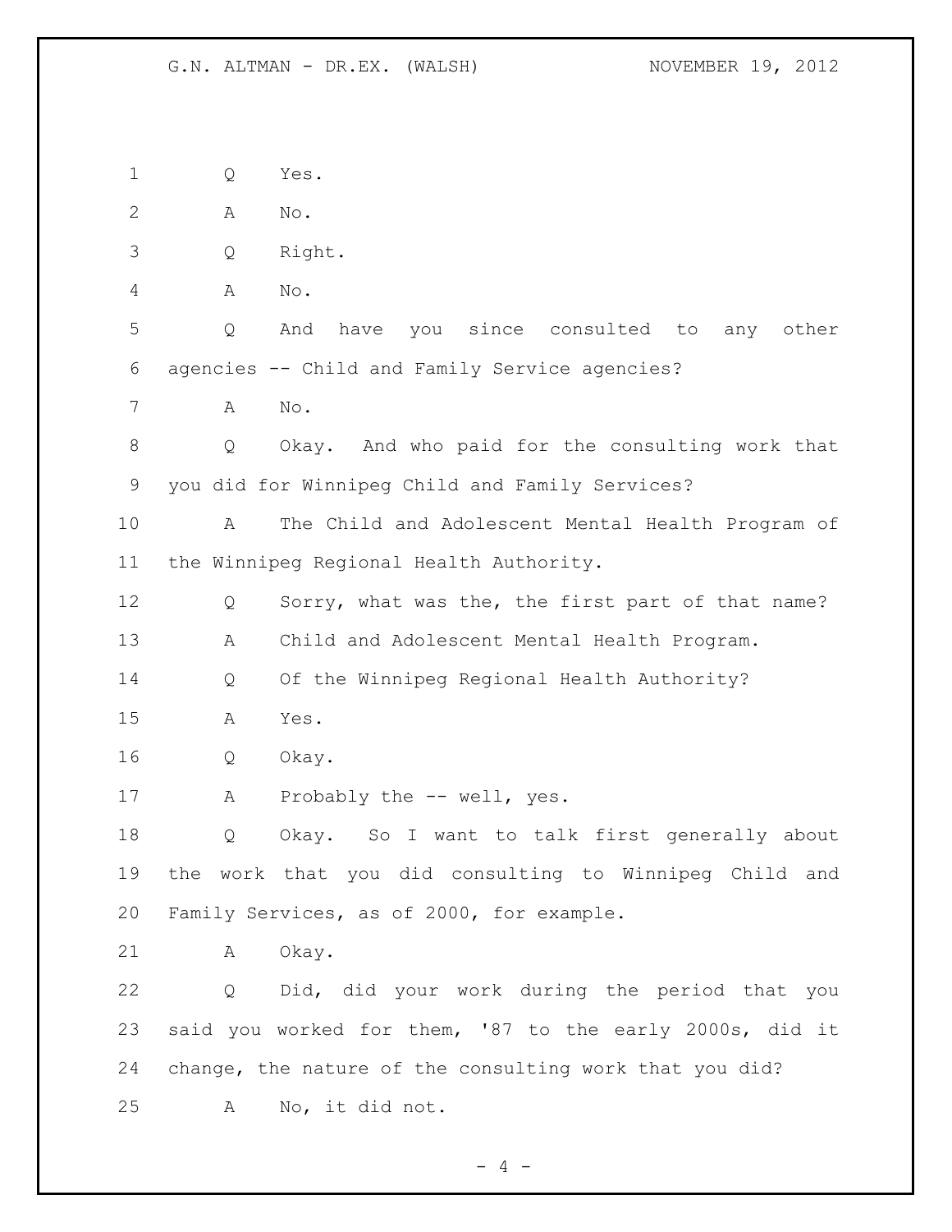Q Yes.

A No.

Q Right.

A No.

Q And have you since consulted to any other agencies -- Child and Family Service agencies?

A No.

Q Okay. And who paid for the consulting work that you did for Winnipeg Child and Family Services?

A The Child and Adolescent Mental Health Program of the Winnipeg Regional Health Authority.

Q Sorry, what was the, the first part of that name?

A Child and Adolescent Mental Health Program.

Q Of the Winnipeg Regional Health Authority?

A Yes.

Q Okay.

A Probably the -- well, yes.

Q Okay. So I want to talk first generally about the work that you did consulting to Winnipeg Child and Family Services, as of 2000, for example.

A Okay.

Q Did, did your work during the period that you said you worked for them, '87 to the early 2000s, did it change, the nature of the consulting work that you did?

A No, it did not.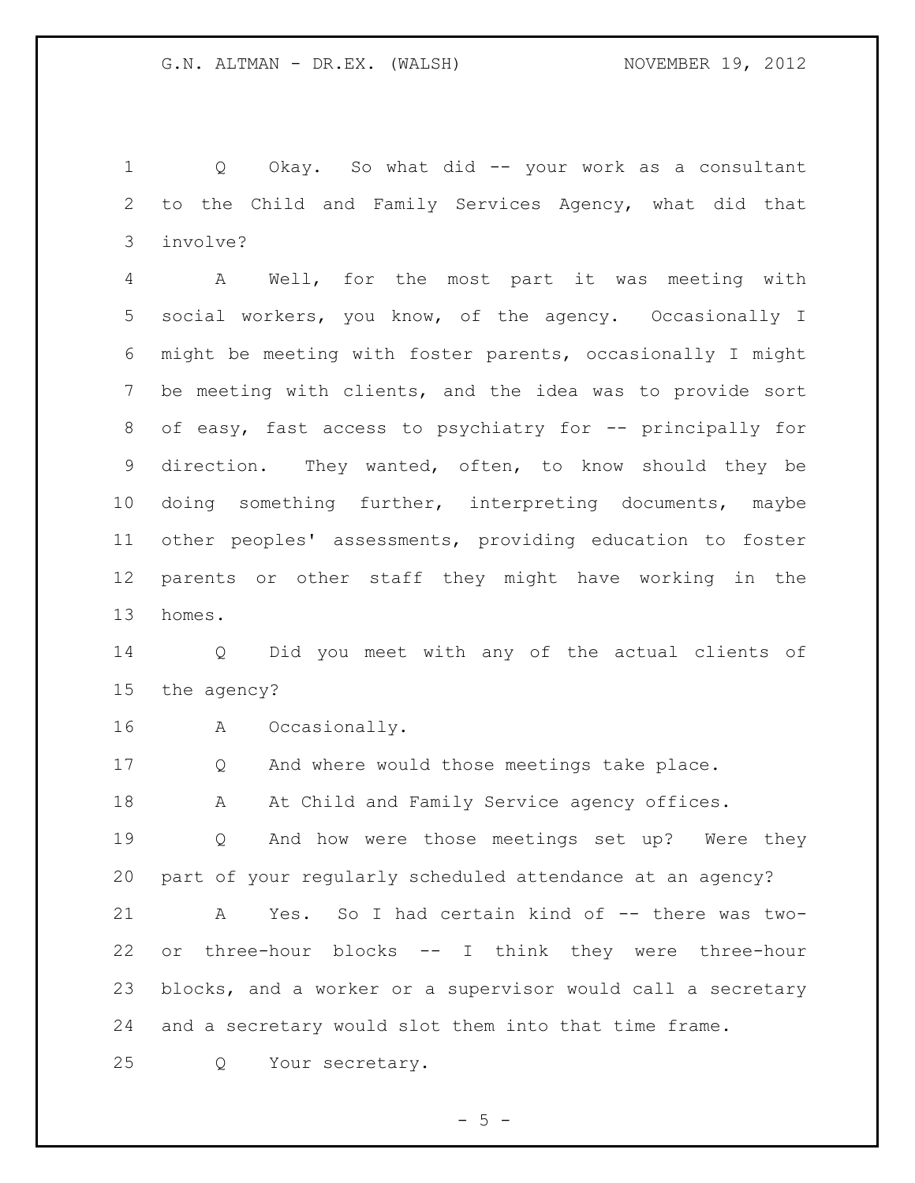Q Okay. So what did -- your work as a consultant to the Child and Family Services Agency, what did that involve?

A Well, for the most part it was meeting with social workers, you know, of the agency. Occasionally I might be meeting with foster parents, occasionally I might be meeting with clients, and the idea was to provide sort of easy, fast access to psychiatry for -- principally for direction. They wanted, often, to know should they be doing something further, interpreting documents, maybe other peoples' assessments, providing education to foster parents or other staff they might have working in the homes.

Q Did you meet with any of the actual clients of the agency?

A Occasionally.

Q And where would those meetings take place.

A At Child and Family Service agency offices.

Q And how were those meetings set up? Were they part of your regularly scheduled attendance at an agency?

A Yes. So I had certain kind of -- there was two- or three-hour blocks -- I think they were three-hour blocks, and a worker or a supervisor would call a secretary and a secretary would slot them into that time frame.

Q Your secretary.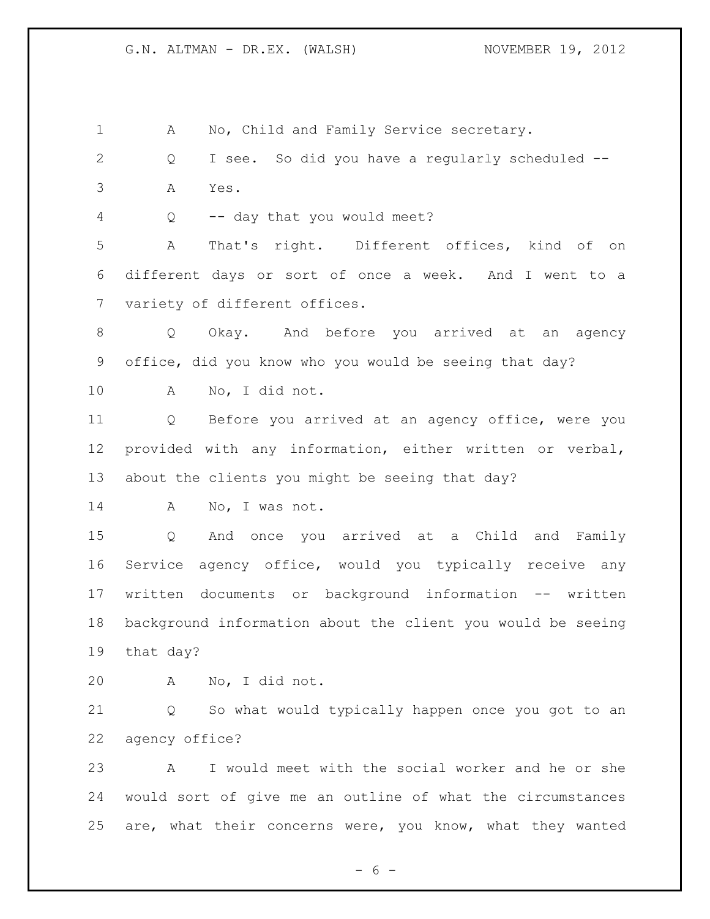A No, Child and Family Service secretary.

Q I see. So did you have a regularly scheduled --

A Yes.

Q -- day that you would meet?

A That's right. Different offices, kind of on different days or sort of once a week. And I went to a variety of different offices.

Q Okay. And before you arrived at an agency office, did you know who you would be seeing that day?

A No, I did not.

Q Before you arrived at an agency office, were you provided with any information, either written or verbal, about the clients you might be seeing that day?

A No, I was not.

Q And once you arrived at a Child and Family Service agency office, would you typically receive any written documents or background information -- written background information about the client you would be seeing that day?

A No, I did not.

Q So what would typically happen once you got to an agency office?

A I would meet with the social worker and he or she would sort of give me an outline of what the circumstances are, what their concerns were, you know, what they wanted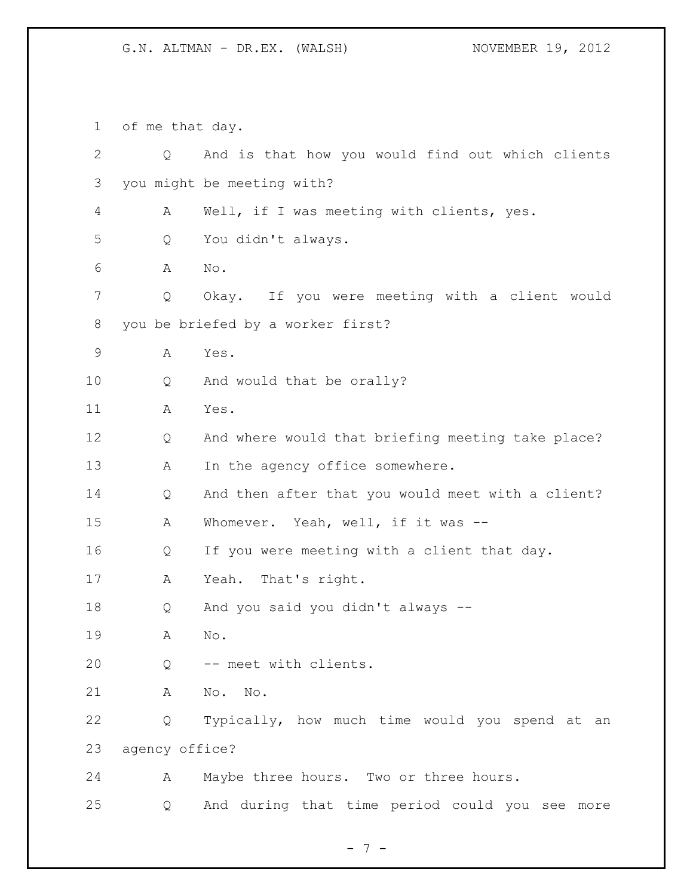of me that day.

Q And is that how you would find out which clients you might be meeting with?

A Well, if I was meeting with clients, yes.

Q You didn't always.

A No.

Q Okay. If you were meeting with a client would you be briefed by a worker first?

A Yes.

Q And would that be orally?

A Yes.

Q And where would that briefing meeting take place?

A In the agency office somewhere.

Q And then after that you would meet with a client?

A Whomever. Yeah, well, if it was --

Q If you were meeting with a client that day.

A Yeah. That's right.

Q And you said you didn't always --

A No.

Q -- meet with clients.

A No. No.

Q Typically, how much time would you spend at an agency office?

A Maybe three hours. Two or three hours.

Q And during that time period could you see more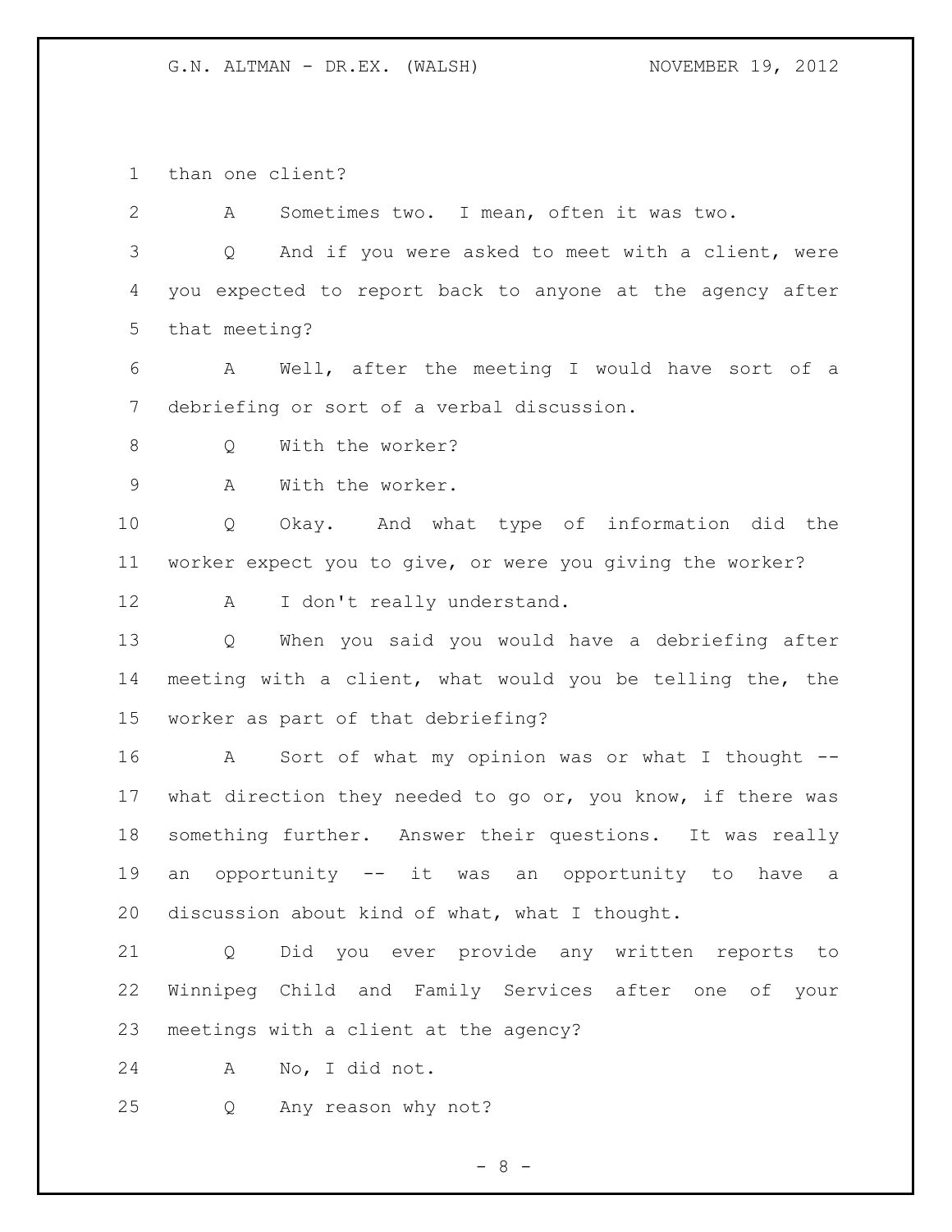than one client?

A Sometimes two. I mean, often it was two.

Q And if you were asked to meet with a client, were you expected to report back to anyone at the agency after that meeting?

A Well, after the meeting I would have sort of a debriefing or sort of a verbal discussion.

Q With the worker?

A With the worker.

Q Okay. And what type of information did the worker expect you to give, or were you giving the worker?

A I don't really understand.

Q When you said you would have a debriefing after meeting with a client, what would you be telling the, the worker as part of that debriefing?

A Sort of what my opinion was or what I thought -- what direction they needed to go or, you know, if there was something further. Answer their questions. It was really an opportunity -- it was an opportunity to have a discussion about kind of what, what I thought.

Q Did you ever provide any written reports to Winnipeg Child and Family Services after one of your meetings with a client at the agency?

A No, I did not.

Q Any reason why not?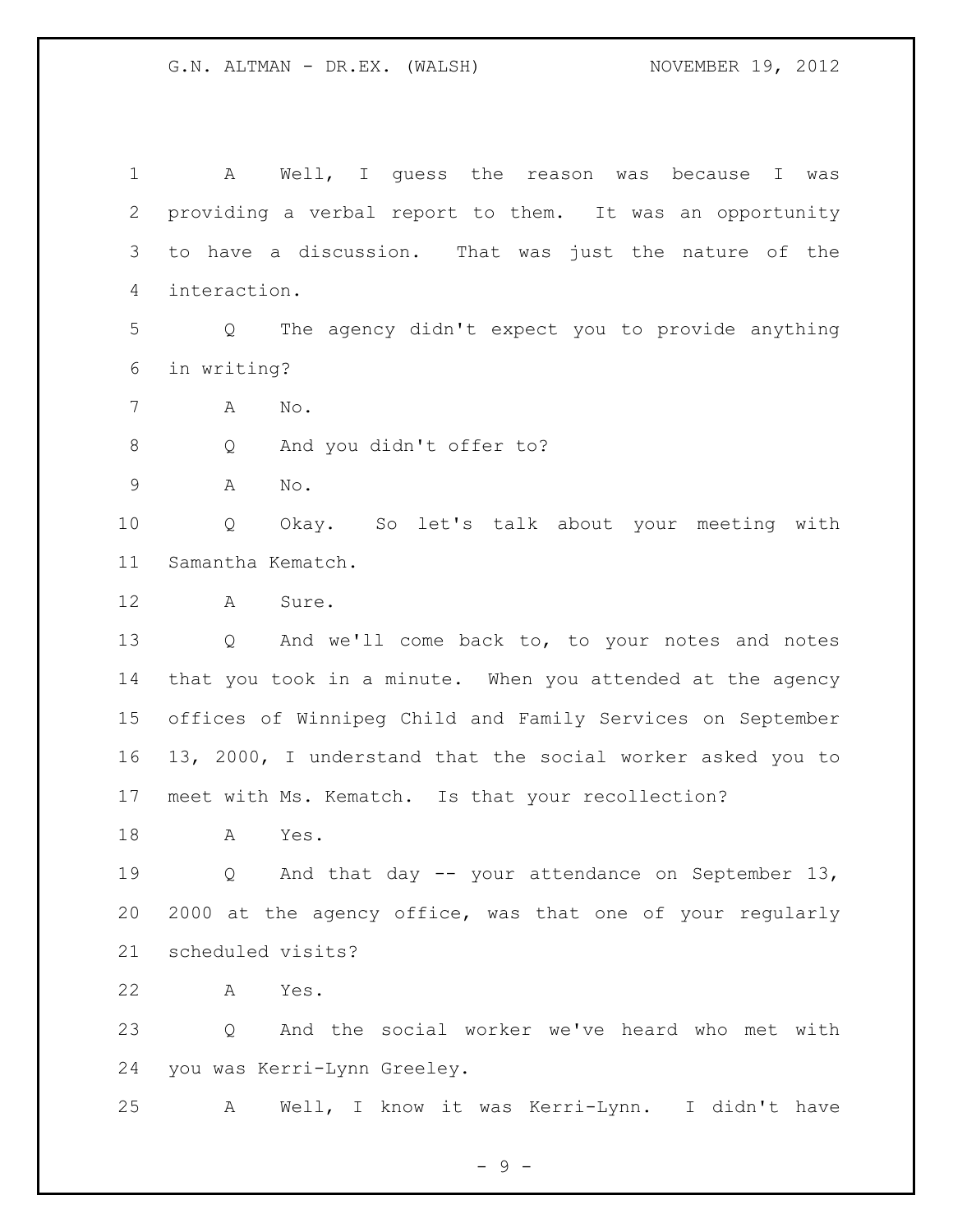A Well, I guess the reason was because I was providing a verbal report to them. It was an opportunity to have a discussion. That was just the nature of the interaction.

Q The agency didn't expect you to provide anything in writing?

A No.

Q And you didn't offer to?

A No.

Q Okay. So let's talk about your meeting with Samantha Kematch.

A Sure.

Q And we'll come back to, to your notes and notes that you took in a minute. When you attended at the agency offices of Winnipeg Child and Family Services on September 13, 2000, I understand that the social worker asked you to meet with Ms. Kematch. Is that your recollection?

A Yes.

Q And that day -- your attendance on September 13, 2000 at the agency office, was that one of your regularly scheduled visits?

A Yes.

Q And the social worker we've heard who met with you was Kerri-Lynn Greeley.

A Well, I know it was Kerri-Lynn. I didn't have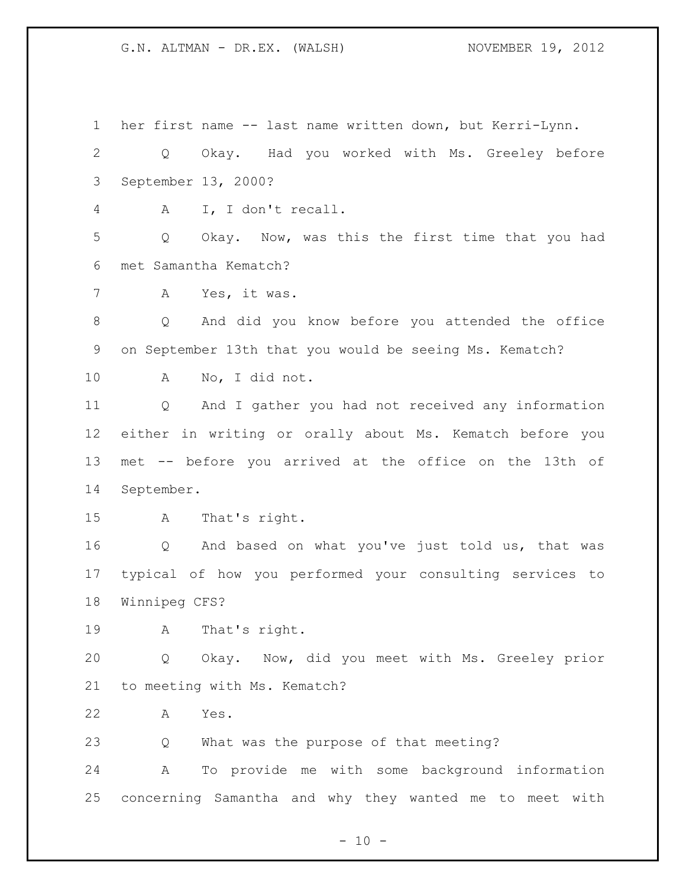her first name -- last name written down, but Kerri-Lynn.

Q Okay. Had you worked with Ms. Greeley before September 13, 2000?

A I, I don't recall.

Q Okay. Now, was this the first time that you had met Samantha Kematch?

A Yes, it was.

Q And did you know before you attended the office on September 13th that you would be seeing Ms. Kematch?

A No, I did not.

Q And I gather you had not received any information either in writing or orally about Ms. Kematch before you met -- before you arrived at the office on the 13th of September.

A That's right.

Q And based on what you've just told us, that was typical of how you performed your consulting services to Winnipeg CFS?

A That's right.

Q Okay. Now, did you meet with Ms. Greeley prior to meeting with Ms. Kematch?

A Yes.

Q What was the purpose of that meeting?

A To provide me with some background information concerning Samantha and why they wanted me to meet with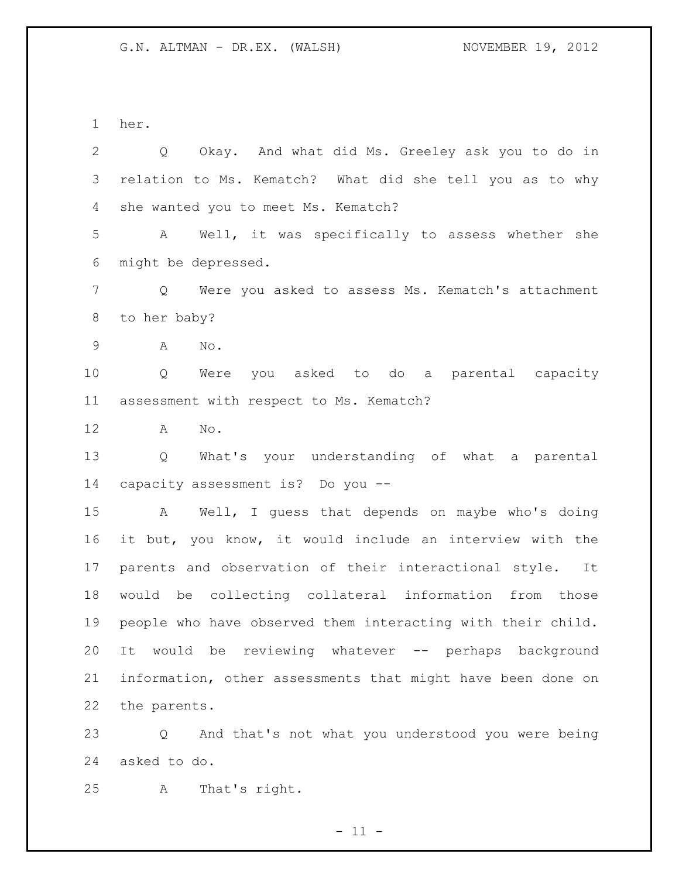her.

Q Okay. And what did Ms. Greeley ask you to do in relation to Ms. Kematch? What did she tell you as to why she wanted you to meet Ms. Kematch?

A Well, it was specifically to assess whether she might be depressed.

Q Were you asked to assess Ms. Kematch's attachment to her baby?

A No.

Q Were you asked to do a parental capacity assessment with respect to Ms. Kematch?

A No.

Q What's your understanding of what a parental capacity assessment is? Do you --

A Well, I guess that depends on maybe who's doing it but, you know, it would include an interview with the parents and observation of their interactional style. It would be collecting collateral information from those people who have observed them interacting with their child. It would be reviewing whatever -- perhaps background information, other assessments that might have been done on the parents.

Q And that's not what you understood you were being asked to do.

A That's right.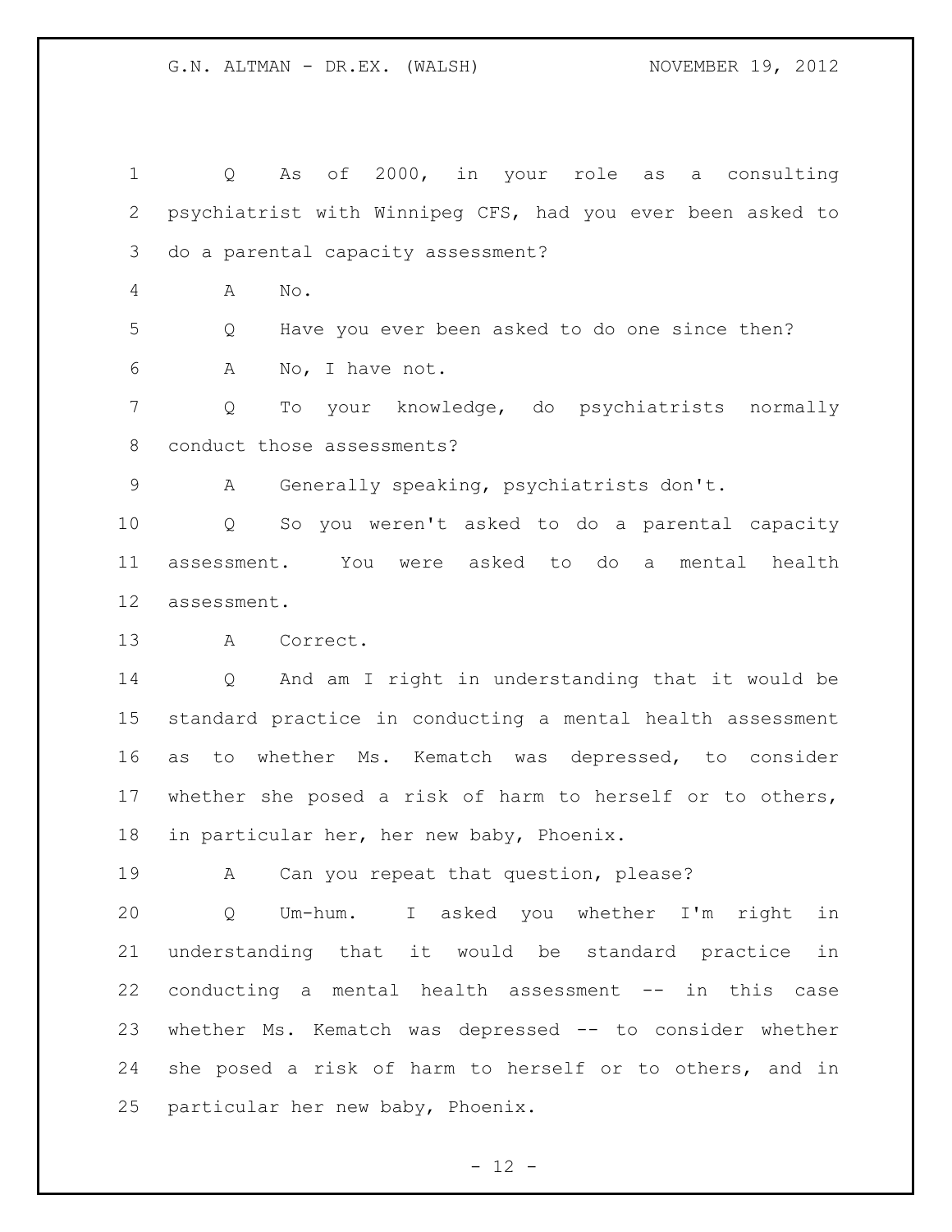Q As of 2000, in your role as a consulting psychiatrist with Winnipeg CFS, had you ever been asked to do a parental capacity assessment?

A No.

Q Have you ever been asked to do one since then?

A No, I have not.

Q To your knowledge, do psychiatrists normally conduct those assessments?

A Generally speaking, psychiatrists don't.

Q So you weren't asked to do a parental capacity assessment. You were asked to do a mental health assessment.

A Correct.

Q And am I right in understanding that it would be standard practice in conducting a mental health assessment as to whether Ms. Kematch was depressed, to consider whether she posed a risk of harm to herself or to others, in particular her, her new baby, Phoenix.

A Can you repeat that question, please?

Q Um-hum. I asked you whether I'm right in understanding that it would be standard practice in conducting a mental health assessment -- in this case whether Ms. Kematch was depressed -- to consider whether she posed a risk of harm to herself or to others, and in particular her new baby, Phoenix.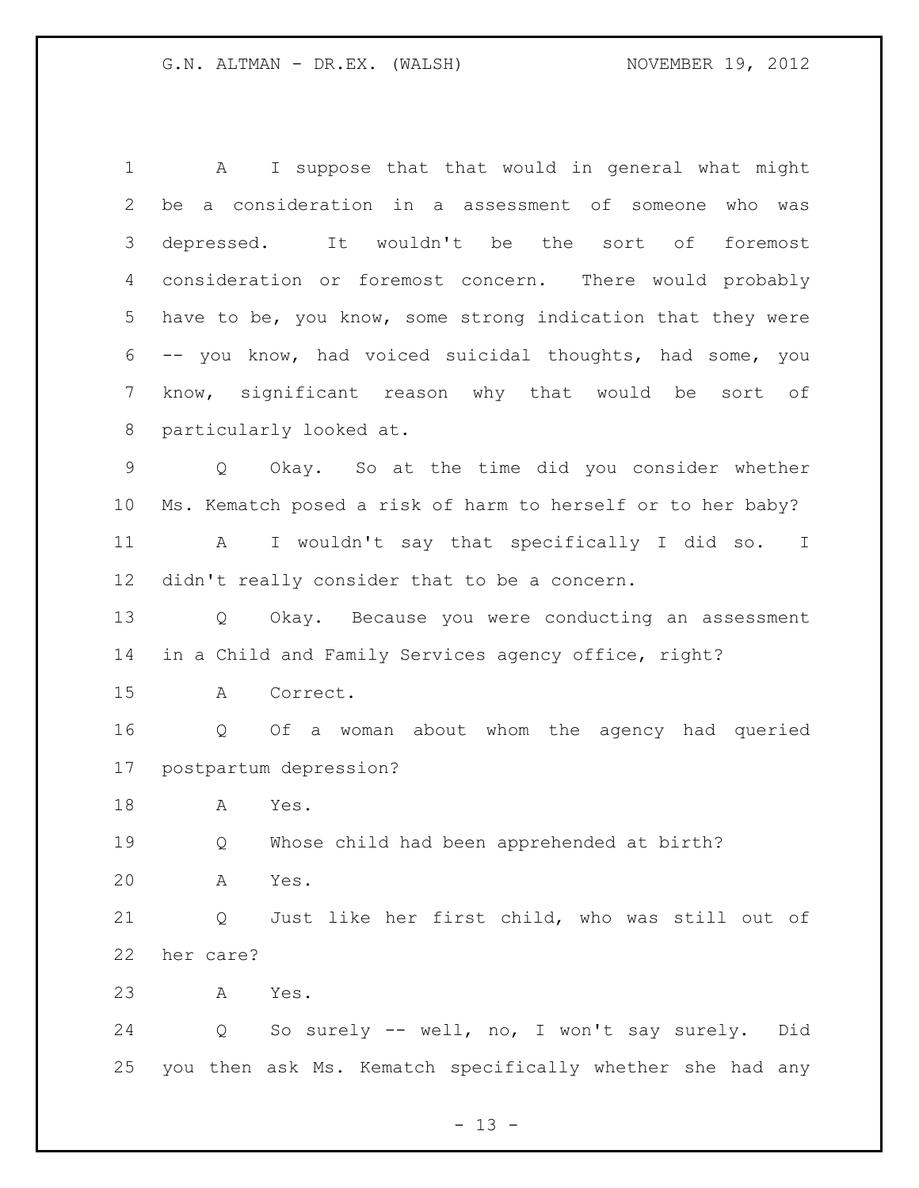A I suppose that that would in general what might be a consideration in a assessment of someone who was depressed. It wouldn't be the sort of foremost consideration or foremost concern. There would probably have to be, you know, some strong indication that they were -- you know, had voiced suicidal thoughts, had some, you know, significant reason why that would be sort of particularly looked at.

Q Okay. So at the time did you consider whether Ms. Kematch posed a risk of harm to herself or to her baby?

A I wouldn't say that specifically I did so. I didn't really consider that to be a concern.

Q Okay. Because you were conducting an assessment in a Child and Family Services agency office, right?

A Correct.

Q Of a woman about whom the agency had queried postpartum depression?

A Yes.

Q Whose child had been apprehended at birth?

A Yes.

Q Just like her first child, who was still out of her care?

A Yes.

Q So surely -- well, no, I won't say surely. Did you then ask Ms. Kematch specifically whether she had any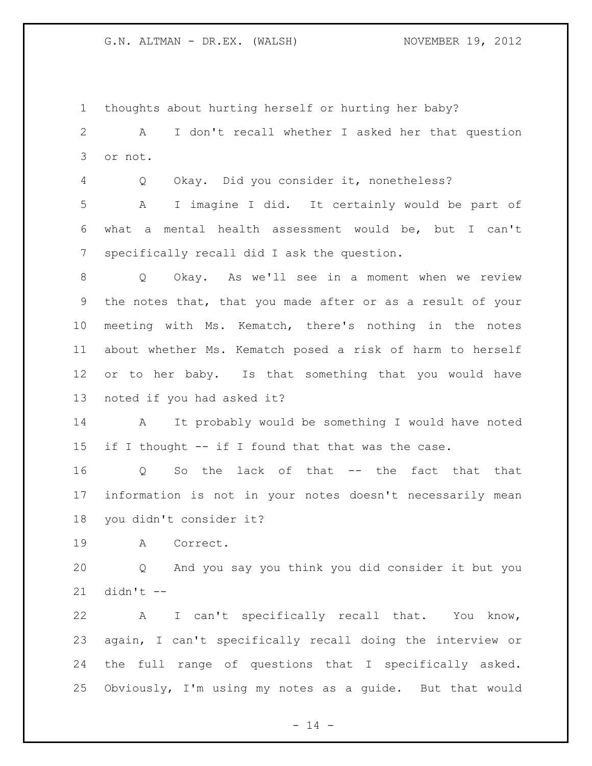thoughts about hurting herself or hurting her baby?

A I don't recall whether I asked her that question or not.

Q Okay. Did you consider it, nonetheless?

A I imagine I did. It certainly would be part of what a mental health assessment would be, but I can't specifically recall did I ask the question.

Q Okay. As we'll see in a moment when we review the notes that, that you made after or as a result of your meeting with Ms. Kematch, there's nothing in the notes about whether Ms. Kematch posed a risk of harm to herself or to her baby. Is that something that you would have noted if you had asked it?

A It probably would be something I would have noted if I thought -- if I found that that was the case.

Q So the lack of that -- the fact that that information is not in your notes doesn't necessarily mean you didn't consider it?

A Correct.

Q And you say you think you did consider it but you didn't --

A I can't specifically recall that. You know, again, I can't specifically recall doing the interview or the full range of questions that I specifically asked. Obviously, I'm using my notes as a guide. But that would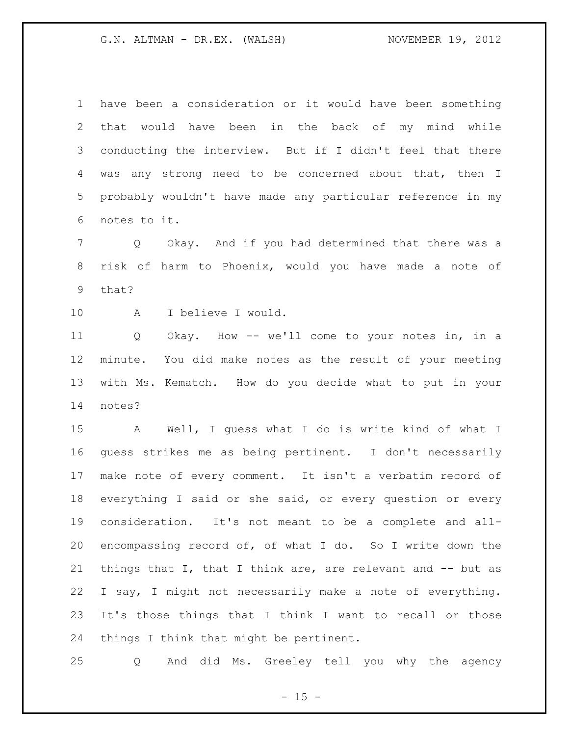have been a consideration or it would have been something that would have been in the back of my mind while conducting the interview. But if I didn't feel that there was any strong need to be concerned about that, then I probably wouldn't have made any particular reference in my notes to it.

Q Okay. And if you had determined that there was a risk of harm to Phoenix, would you have made a note of that?

A I believe I would.

Q Okay. How -- we'll come to your notes in, in a minute. You did make notes as the result of your meeting with Ms. Kematch. How do you decide what to put in your notes?

A Well, I guess what I do is write kind of what I guess strikes me as being pertinent. I don't necessarily make note of every comment. It isn't a verbatim record of everything I said or she said, or every question or every consideration. It's not meant to be a complete and all-encompassing record of, of what I do. So I write down the things that I, that I think are, are relevant and -- but as I say, I might not necessarily make a note of everything. It's those things that I think I want to recall or those things I think that might be pertinent.

Q And did Ms. Greeley tell you why the agency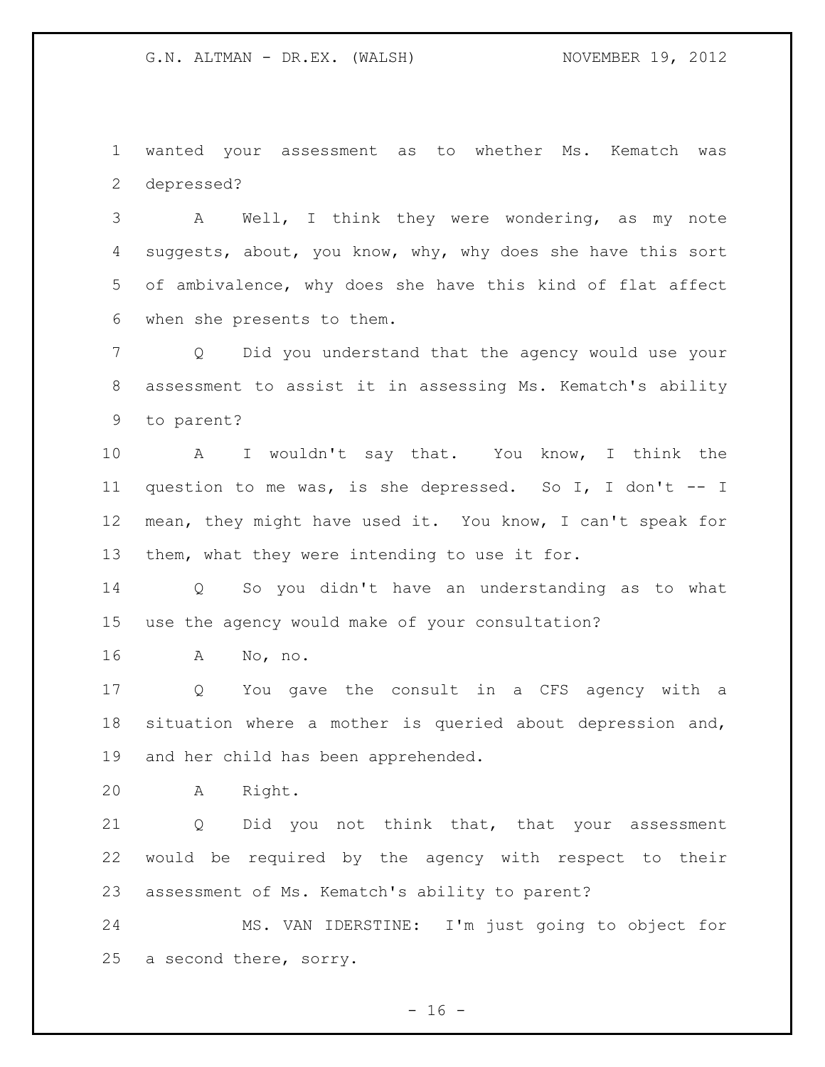wanted your assessment as to whether Ms. Kematch was depressed?

A Well, I think they were wondering, as my note suggests, about, you know, why, why does she have this sort of ambivalence, why does she have this kind of flat affect when she presents to them.

Q Did you understand that the agency would use your assessment to assist it in assessing Ms. Kematch's ability to parent?

A I wouldn't say that. You know, I think the question to me was, is she depressed. So I, I don't -- I mean, they might have used it. You know, I can't speak for them, what they were intending to use it for.

Q So you didn't have an understanding as to what use the agency would make of your consultation?

A No, no.

Q You gave the consult in a CFS agency with a situation where a mother is queried about depression and, and her child has been apprehended.

A Right.

Q Did you not think that, that your assessment would be required by the agency with respect to their assessment of Ms. Kematch's ability to parent?

MS. VAN IDERSTINE: I'm just going to object for a second there, sorry.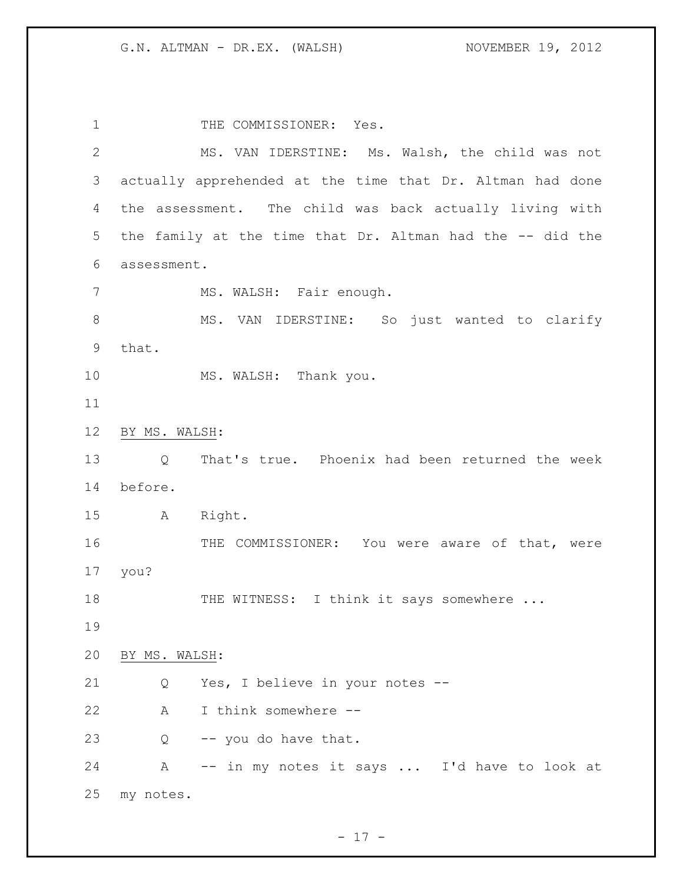THE COMMISSIONER: Yes.

MS. VAN IDERSTINE: Ms. Walsh, the child was not actually apprehended at the time that Dr. Altman had done the assessment. The child was back actually living with the family at the time that Dr. Altman had the -- did the assessment.

MS. WALSH: Fair enough.

MS. VAN IDERSTINE: So just wanted to clarify that.

MS. WALSH: Thank you.

BY MS. WALSH:

Q That's true. Phoenix had been returned the week before.

A Right.

THE COMMISSIONER: You were aware of that, were you?

THE WITNESS: I think it says somewhere ...

BY MS. WALSH:

Q Yes, I believe in your notes --

A I think somewhere --

Q -- you do have that.

A -- in my notes it says ... I'd have to look at my notes.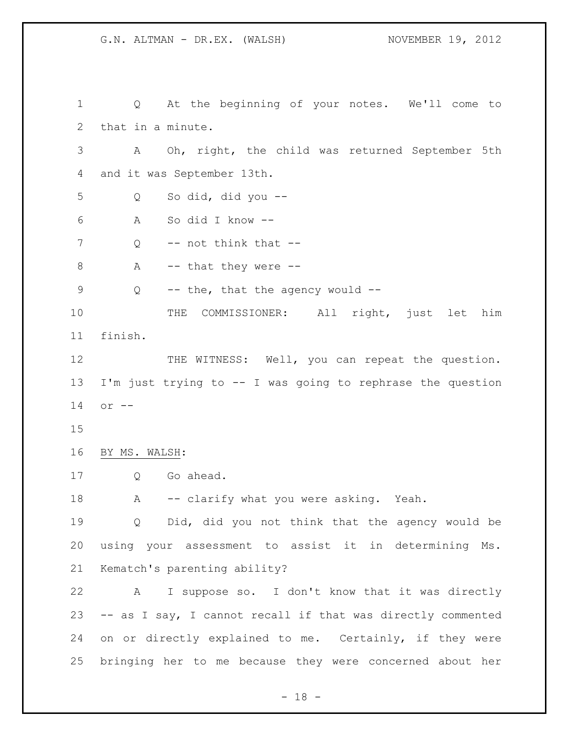Q At the beginning of your notes. We'll come to that in a minute.

A Oh, right, the child was returned September 5th and it was September 13th.

Q So did, did you --

A So did I know --

Q -- not think that --

A -- that they were --

Q -- the, that the agency would --

THE COMMISSIONER: All right, just let him finish.

THE WITNESS: Well, you can repeat the question. I'm just trying to -- I was going to rephrase the question or --

BY MS. WALSH:

Q Go ahead.

A -- clarify what you were asking. Yeah.

Q Did, did you not think that the agency would be using your assessment to assist it in determining Ms. Kematch's parenting ability?

A I suppose so. I don't know that it was directly -- as I say, I cannot recall if that was directly commented on or directly explained to me. Certainly, if they were bringing her to me because they were concerned about her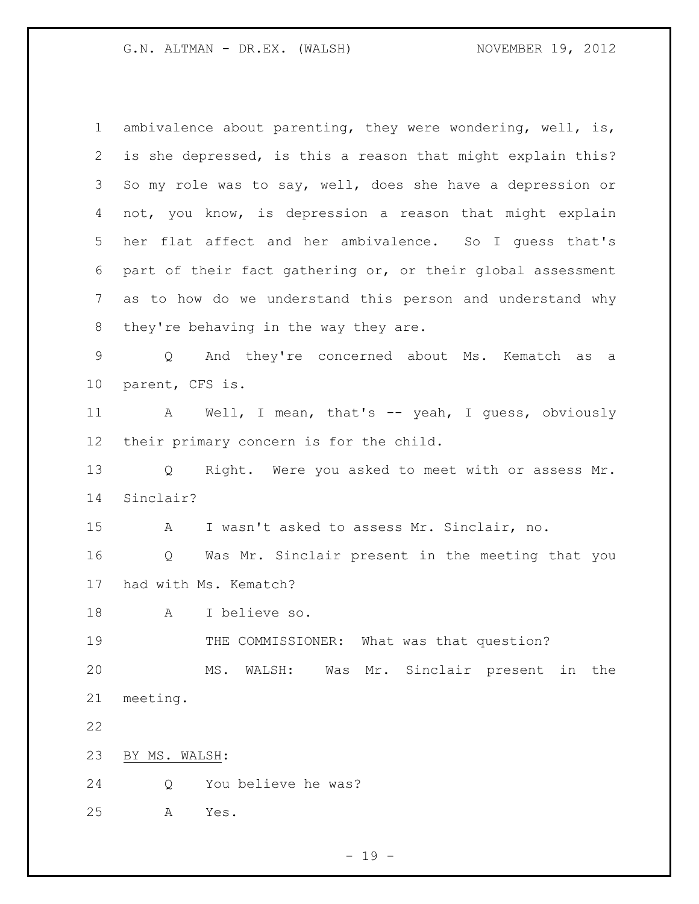ambivalence about parenting, they were wondering, well, is, is she depressed, is this a reason that might explain this? So my role was to say, well, does she have a depression or not, you know, is depression a reason that might explain her flat affect and her ambivalence. So I guess that's part of their fact gathering or, or their global assessment as to how do we understand this person and understand why they're behaving in the way they are.

Q And they're concerned about Ms. Kematch as a parent, CFS is.

A Well, I mean, that's -- yeah, I guess, obviously their primary concern is for the child.

Q Right. Were you asked to meet with or assess Mr. Sinclair?

A I wasn't asked to assess Mr. Sinclair, no.

Q Was Mr. Sinclair present in the meeting that you had with Ms. Kematch?

A I believe so.

THE COMMISSIONER: What was that question?

MS. WALSH: Was Mr. Sinclair present in the meeting.

BY MS. WALSH:

Q You believe he was?

A Yes.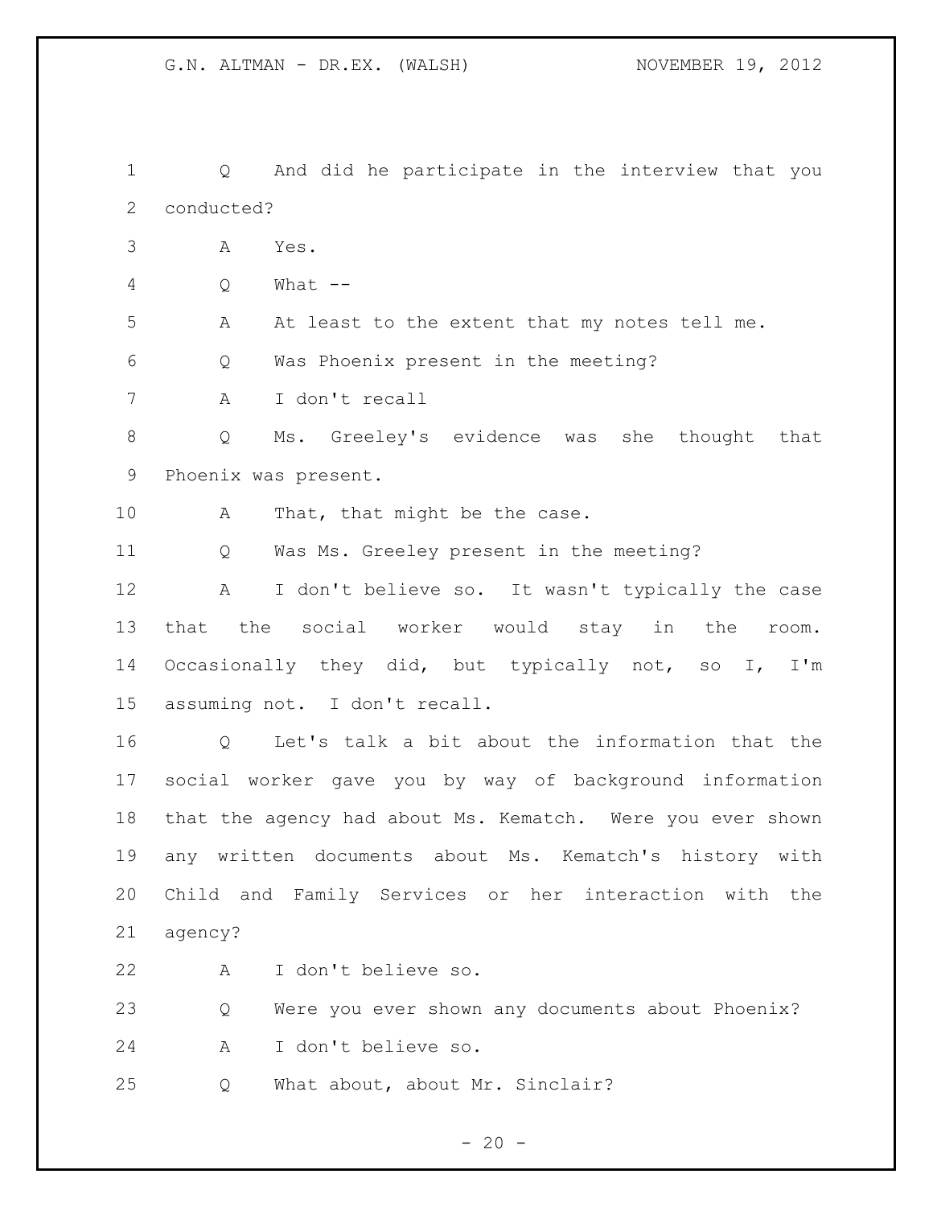Q And did he participate in the interview that you conducted?

A Yes.

Q What --

A At least to the extent that my notes tell me.

Q Was Phoenix present in the meeting?

A I don't recall

Q Ms. Greeley's evidence was she thought that Phoenix was present.

A That, that might be the case.

Q Was Ms. Greeley present in the meeting?

A I don't believe so. It wasn't typically the case that the social worker would stay in the room. Occasionally they did, but typically not, so I, I'm assuming not. I don't recall.

Q Let's talk a bit about the information that the social worker gave you by way of background information that the agency had about Ms. Kematch. Were you ever shown any written documents about Ms. Kematch's history with Child and Family Services or her interaction with the agency?

A I don't believe so.

Q Were you ever shown any documents about Phoenix?

A I don't believe so.

Q What about, about Mr. Sinclair?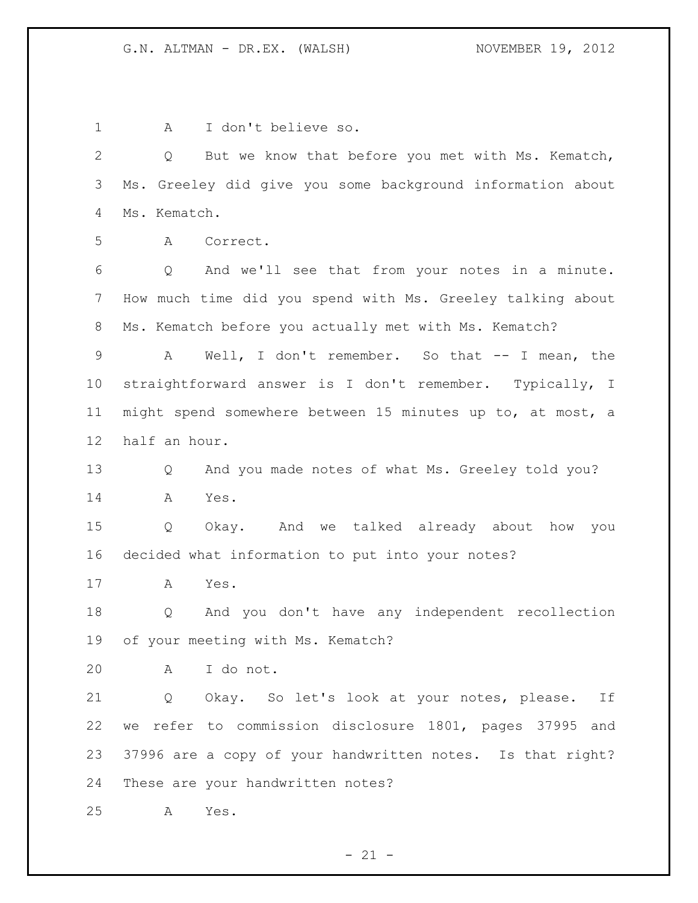A I don't believe so.

Q But we know that before you met with Ms. Kematch, Ms. Greeley did give you some background information about Ms. Kematch.

A Correct.

Q And we'll see that from your notes in a minute. How much time did you spend with Ms. Greeley talking about Ms. Kematch before you actually met with Ms. Kematch?

A Well, I don't remember. So that -- I mean, the straightforward answer is I don't remember. Typically, I might spend somewhere between 15 minutes up to, at most, a half an hour.

Q And you made notes of what Ms. Greeley told you?

A Yes.

Q Okay. And we talked already about how you decided what information to put into your notes?

A Yes.

Q And you don't have any independent recollection of your meeting with Ms. Kematch?

A I do not.

Q Okay. So let's look at your notes, please. If we refer to commission disclosure 1801, pages 37995 and 37996 are a copy of your handwritten notes. Is that right? These are your handwritten notes?

A Yes.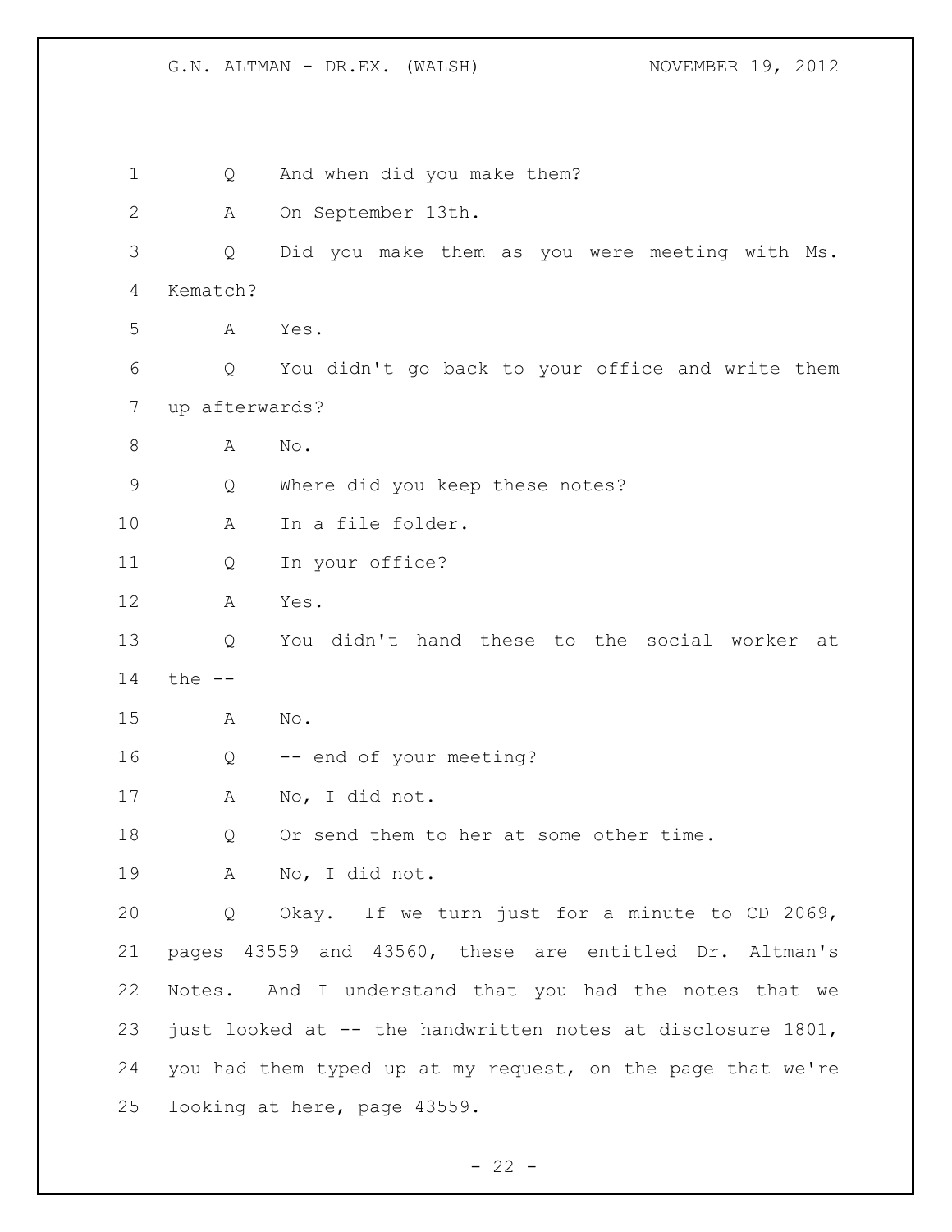Q And when did you make them?

A On September 13th.

Q Did you make them as you were meeting with Ms. Kematch?

A Yes.

Q You didn't go back to your office and write them up afterwards?

A No.

Q Where did you keep these notes?

A In a file folder.

Q In your office?

A Yes.

Q You didn't hand these to the social worker at the --

A No.

Q -- end of your meeting?

A No, I did not.

Q Or send them to her at some other time.

A No, I did not.

Q Okay. If we turn just for a minute to CD 2069, pages 43559 and 43560, these are entitled Dr. Altman's Notes. And I understand that you had the notes that we just looked at -- the handwritten notes at disclosure 1801, you had them typed up at my request, on the page that we're looking at here, page 43559.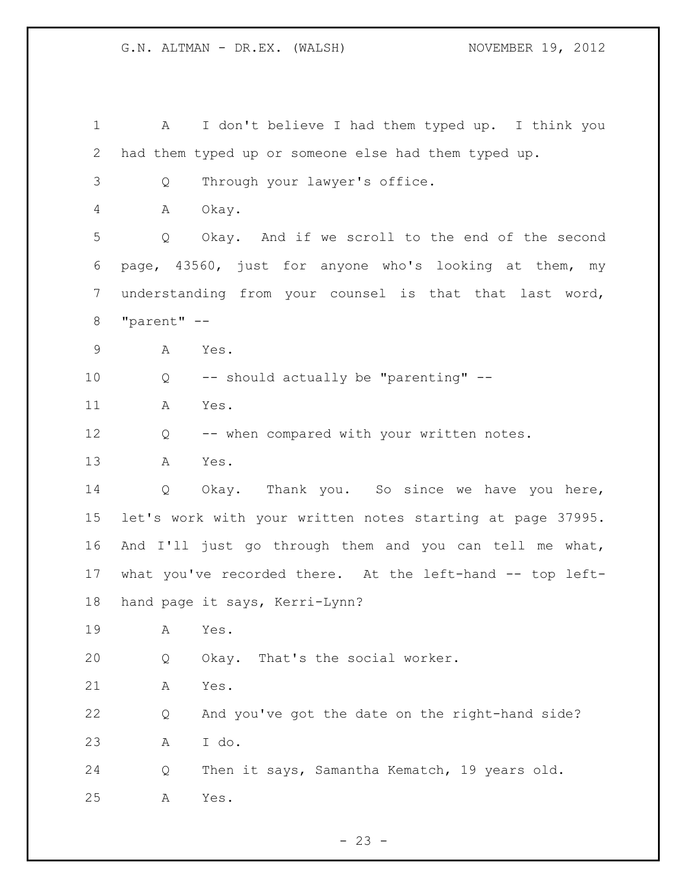A I don't believe I had them typed up. I think you had them typed up or someone else had them typed up.

Q Through your lawyer's office.

A Okay.

Q Okay. And if we scroll to the end of the second page, 43560, just for anyone who's looking at them, my understanding from your counsel is that that last word, "parent" --

A Yes.

Q -- should actually be "parenting" --

A Yes.

Q -- when compared with your written notes.

A Yes.

Q Okay. Thank you. So since we have you here, let's work with your written notes starting at page 37995. And I'll just go through them and you can tell me what, what you've recorded there. At the left-hand -- top left-hand page it says, Kerri-Lynn?

A Yes.

Q Okay. That's the social worker.

A Yes.

Q And you've got the date on the right-hand side?

A I do.

Q Then it says, Samantha Kematch, 19 years old.

A Yes.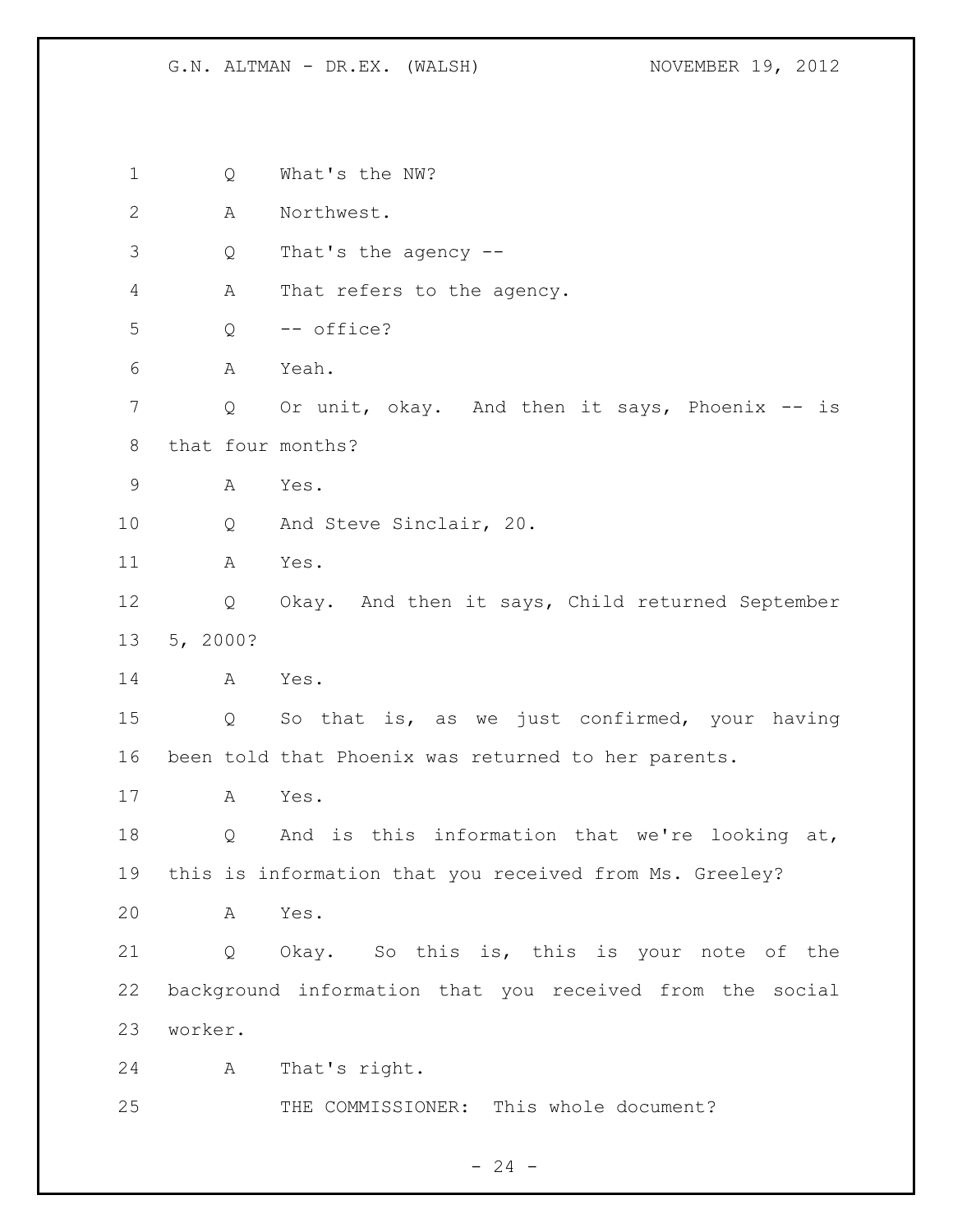Q What's the NW?

A Northwest.

Q That's the agency --

A That refers to the agency.

Q -- office?

A Yeah.

Q Or unit, okay. And then it says, Phoenix -- is that four months?

A Yes.

Q And Steve Sinclair, 20.

A Yes.

Q Okay. And then it says, Child returned September 5, 2000?

A Yes.

Q So that is, as we just confirmed, your having been told that Phoenix was returned to her parents.

A Yes.

Q And is this information that we're looking at, this is information that you received from Ms. Greeley?

A Yes.

Q Okay. So this is, this is your note of the background information that you received from the social worker.

A That's right.

THE COMMISSIONER: This whole document?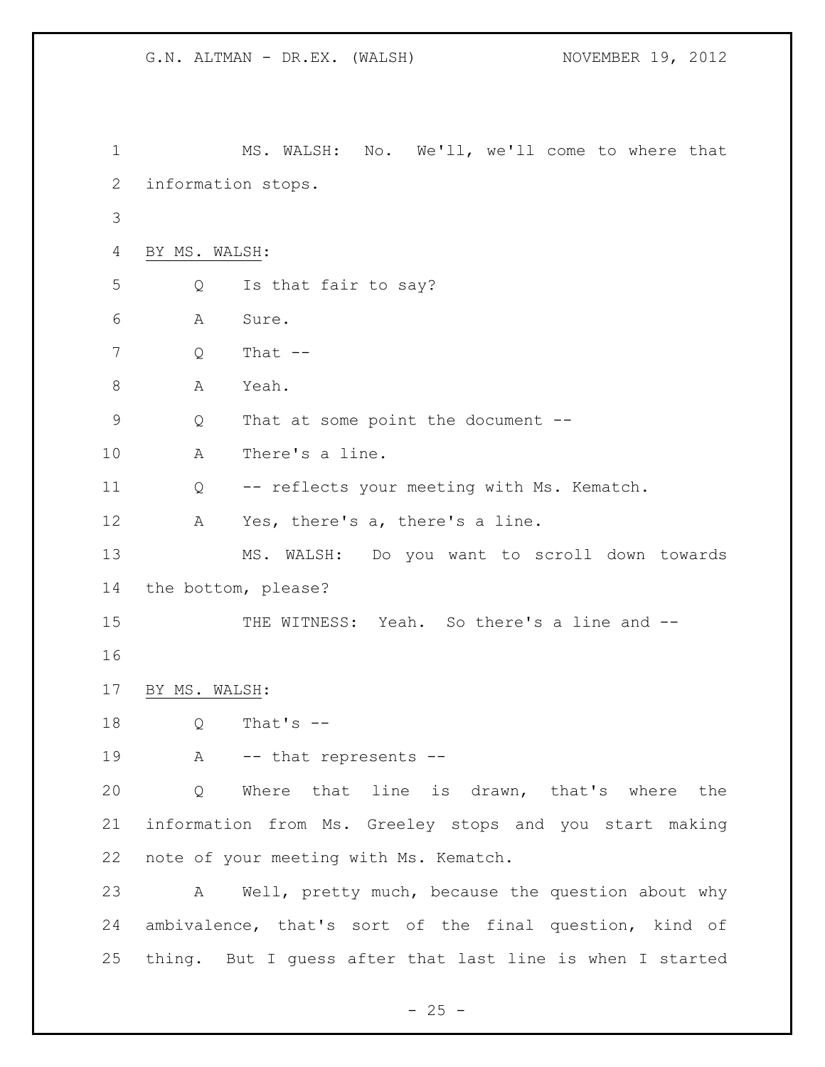MS. WALSH: No. We'll, we'll come to where that information stops.

BY MS. WALSH:

Q Is that fair to say?

A Sure.

Q That --

A Yeah.

Q That at some point the document --

A There's a line.

Q -- reflects your meeting with Ms. Kematch.

A Yes, there's a, there's a line.

MS. WALSH: Do you want to scroll down towards the bottom, please?

THE WITNESS: Yeah. So there's a line and --

BY MS. WALSH:

Q That's --

A -- that represents --

Q Where that line is drawn, that's where the information from Ms. Greeley stops and you start making note of your meeting with Ms. Kematch.

A Well, pretty much, because the question about why ambivalence, that's sort of the final question, kind of thing. But I guess after that last line is when I started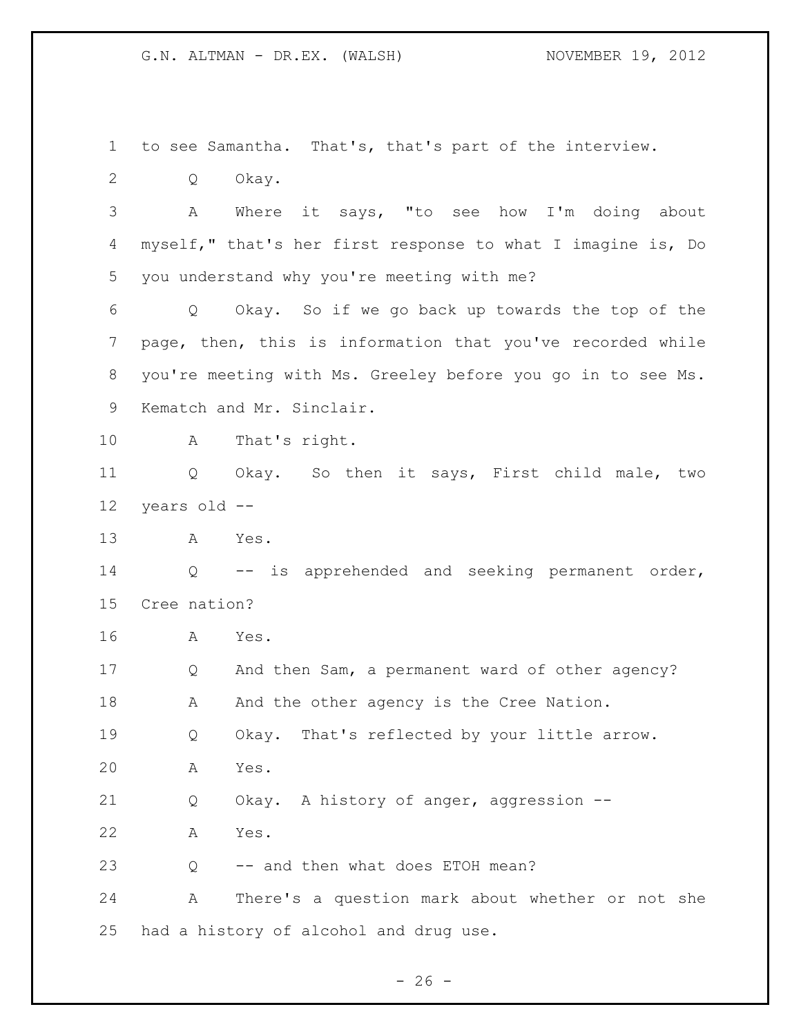to see Samantha. That's, that's part of the interview.

Q Okay.

A Where it says, "to see how I'm doing about myself," that's her first response to what I imagine is, Do you understand why you're meeting with me?

Q Okay. So if we go back up towards the top of the page, then, this is information that you've recorded while you're meeting with Ms. Greeley before you go in to see Ms. Kematch and Mr. Sinclair.

A That's right.

Q Okay. So then it says, First child male, two years old --

A Yes.

Q -- is apprehended and seeking permanent order, Cree nation?

A Yes.

Q And then Sam, a permanent ward of other agency?

A And the other agency is the Cree Nation.

Q Okay. That's reflected by your little arrow.

A Yes.

Q Okay. A history of anger, aggression --

A Yes.

Q -- and then what does ETOH mean?

A There's a question mark about whether or not she had a history of alcohol and drug use.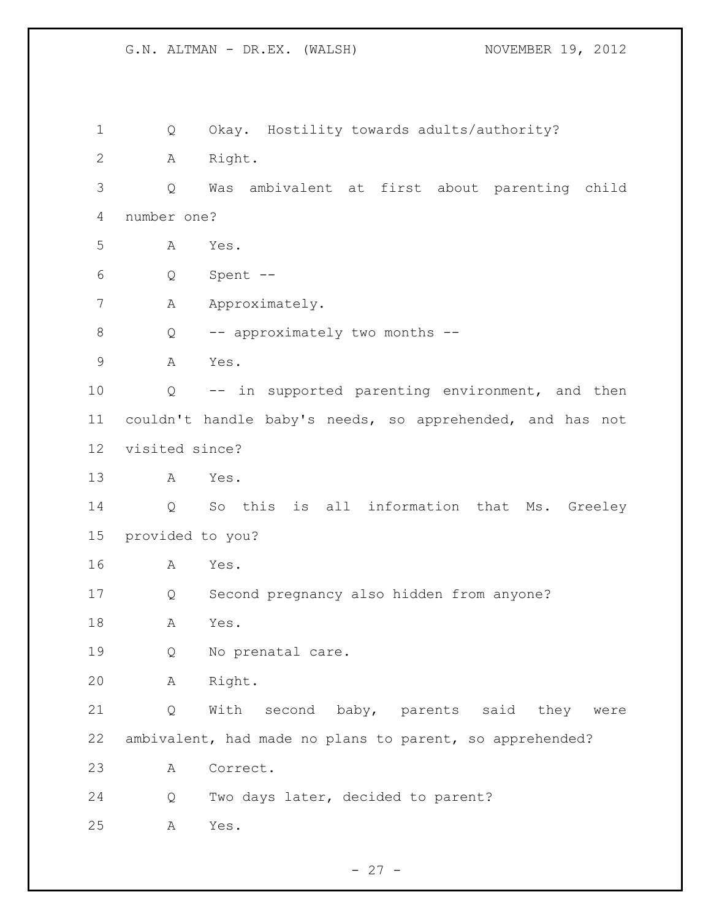Q Okay. Hostility towards adults/authority?

A Right.

Q Was ambivalent at first about parenting child number one?

A Yes.

Q Spent --

A Approximately.

Q -- approximately two months --

A Yes.

Q -- in supported parenting environment, and then couldn't handle baby's needs, so apprehended, and has not visited since?

A Yes.

Q So this is all information that Ms. Greeley provided to you?

A Yes.

Q Second pregnancy also hidden from anyone?

A Yes.

Q No prenatal care.

A Right.

Q With second baby, parents said they were ambivalent, had made no plans to parent, so apprehended?

A Correct.

Q Two days later, decided to parent?

A Yes.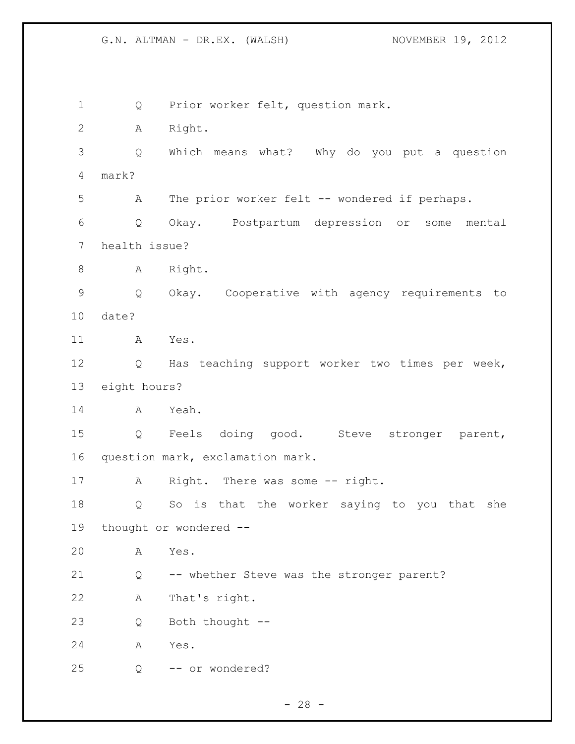Q Prior worker felt, question mark.

A Right.

Q Which means what? Why do you put a question mark?

A The prior worker felt -- wondered if perhaps.

Q Okay. Postpartum depression or some mental health issue?

A Right.

Q Okay. Cooperative with agency requirements to date?

A Yes.

Q Has teaching support worker two times per week, eight hours?

A Yeah.

Q Feels doing good. Steve stronger parent, question mark, exclamation mark.

A Right. There was some -- right.

Q So is that the worker saying to you that she thought or wondered --

A Yes.

Q -- whether Steve was the stronger parent?

A That's right.

Q Both thought --

A Yes.

Q -- or wondered?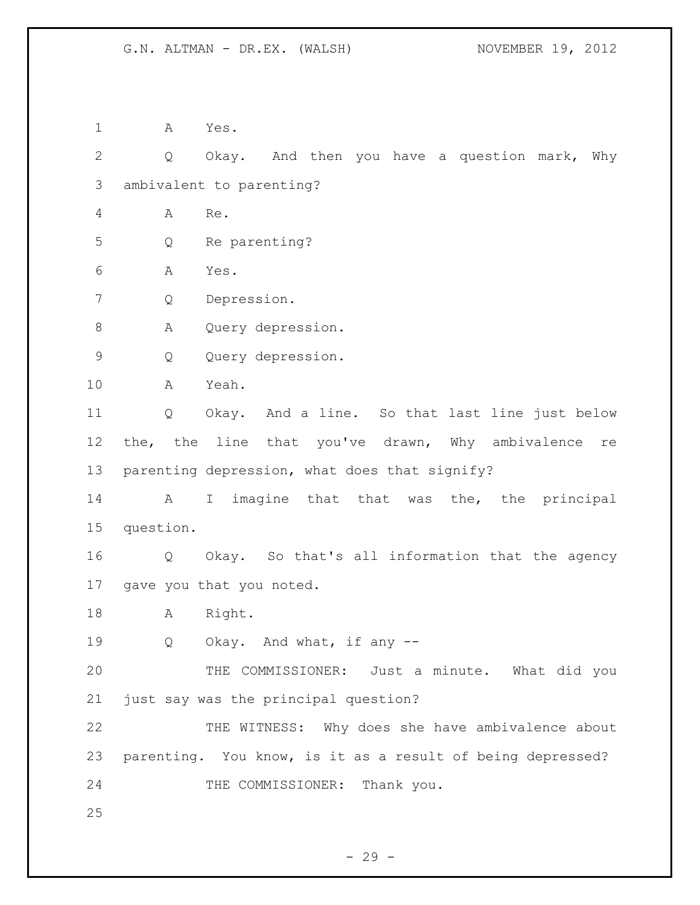A Yes.

Q Okay. And then you have a question mark, Why ambivalent to parenting?

A Re.

Q Re parenting?

A Yes.

Q Depression.

A Query depression.

Q Query depression.

A Yeah.

Q Okay. And a line. So that last line just below the, the line that you've drawn, Why ambivalence re parenting depression, what does that signify?

A I imagine that that was the, the principal question.

Q Okay. So that's all information that the agency gave you that you noted.

A Right.

Q Okay. And what, if any --

THE COMMISSIONER: Just a minute. What did you just say was the principal question?

THE WITNESS: Why does she have ambivalence about parenting. You know, is it as a result of being depressed?

THE COMMISSIONER: Thank you.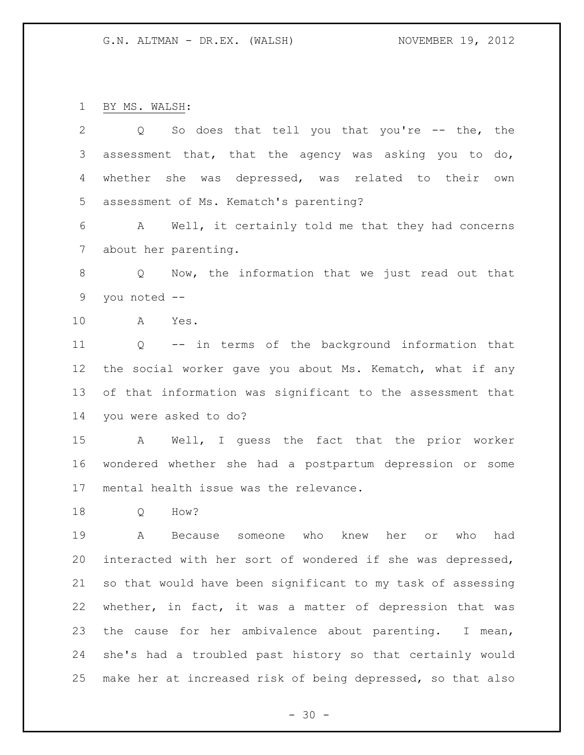BY MS. WALSH:

Q So does that tell you that you're -- the, the assessment that, that the agency was asking you to do, whether she was depressed, was related to their own assessment of Ms. Kematch's parenting?

A Well, it certainly told me that they had concerns about her parenting.

Q Now, the information that we just read out that you noted --

A Yes.

Q -- in terms of the background information that the social worker gave you about Ms. Kematch, what if any of that information was significant to the assessment that you were asked to do?

A Well, I guess the fact that the prior worker wondered whether she had a postpartum depression or some mental health issue was the relevance.

Q How?

A Because someone who knew her or who had interacted with her sort of wondered if she was depressed, so that would have been significant to my task of assessing whether, in fact, it was a matter of depression that was the cause for her ambivalence about parenting. I mean, she's had a troubled past history so that certainly would make her at increased risk of being depressed, so that also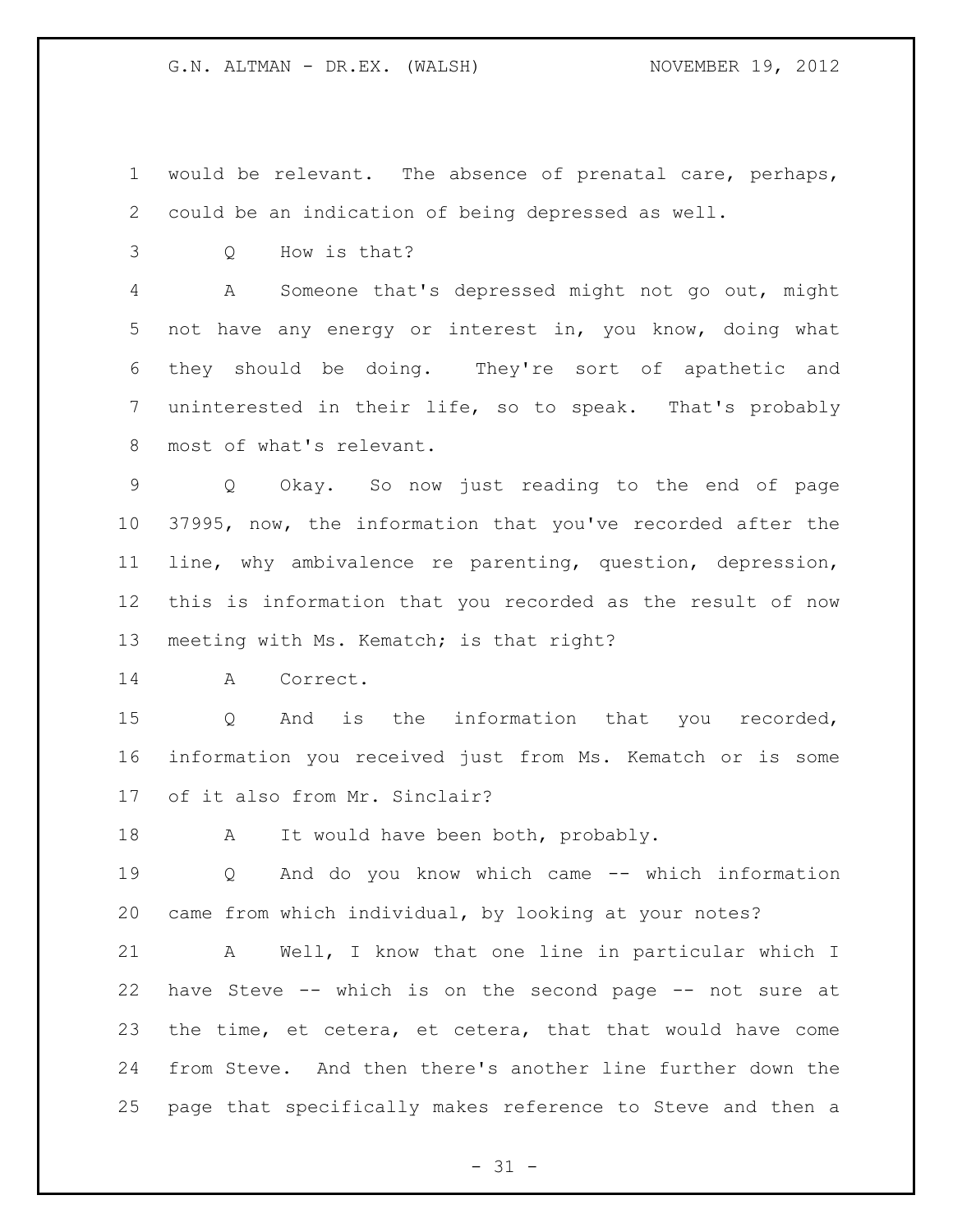would be relevant. The absence of prenatal care, perhaps, could be an indication of being depressed as well.

Q How is that?

A Someone that's depressed might not go out, might not have any energy or interest in, you know, doing what they should be doing. They're sort of apathetic and uninterested in their life, so to speak. That's probably most of what's relevant.

Q Okay. So now just reading to the end of page 37995, now, the information that you've recorded after the line, why ambivalence re parenting, question, depression, this is information that you recorded as the result of now meeting with Ms. Kematch; is that right?

A Correct.

Q And is the information that you recorded, information you received just from Ms. Kematch or is some of it also from Mr. Sinclair?

A It would have been both, probably.

Q And do you know which came -- which information came from which individual, by looking at your notes?

A Well, I know that one line in particular which I have Steve -- which is on the second page -- not sure at the time, et cetera, et cetera, that that would have come from Steve. And then there's another line further down the page that specifically makes reference to Steve and then a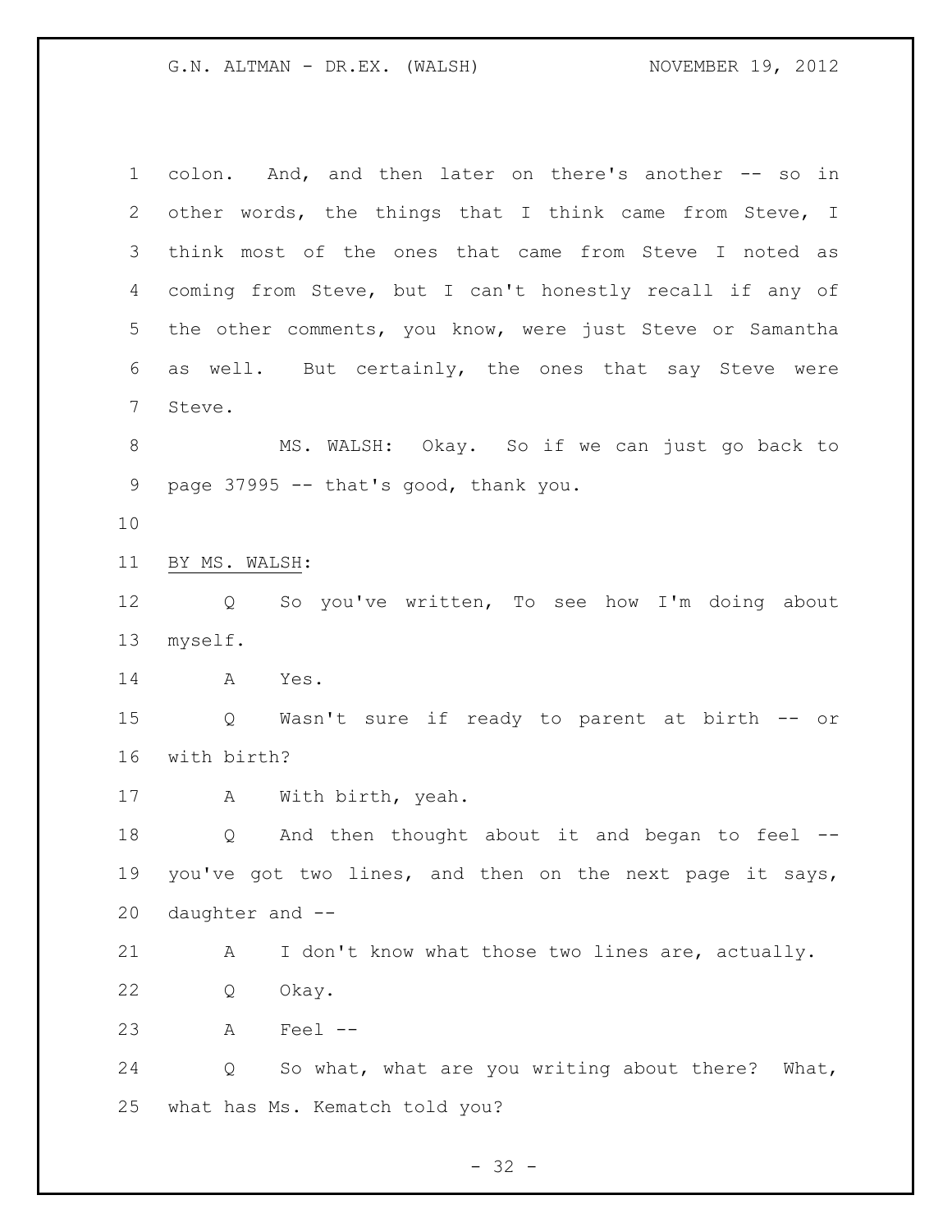colon. And, and then later on there's another -- so in other words, the things that I think came from Steve, I think most of the ones that came from Steve I noted as coming from Steve, but I can't honestly recall if any of the other comments, you know, were just Steve or Samantha as well. But certainly, the ones that say Steve were Steve.

MS. WALSH: Okay. So if we can just go back to page 37995 -- that's good, thank you.

BY MS. WALSH:

Q So you've written, To see how I'm doing about myself.

A Yes.

Q Wasn't sure if ready to parent at birth -- or with birth?

A With birth, yeah.

Q And then thought about it and began to feel -- you've got two lines, and then on the next page it says, daughter and --

A I don't know what those two lines are, actually.

Q Okay.

A Feel --

Q So what, what are you writing about there? What, what has Ms. Kematch told you?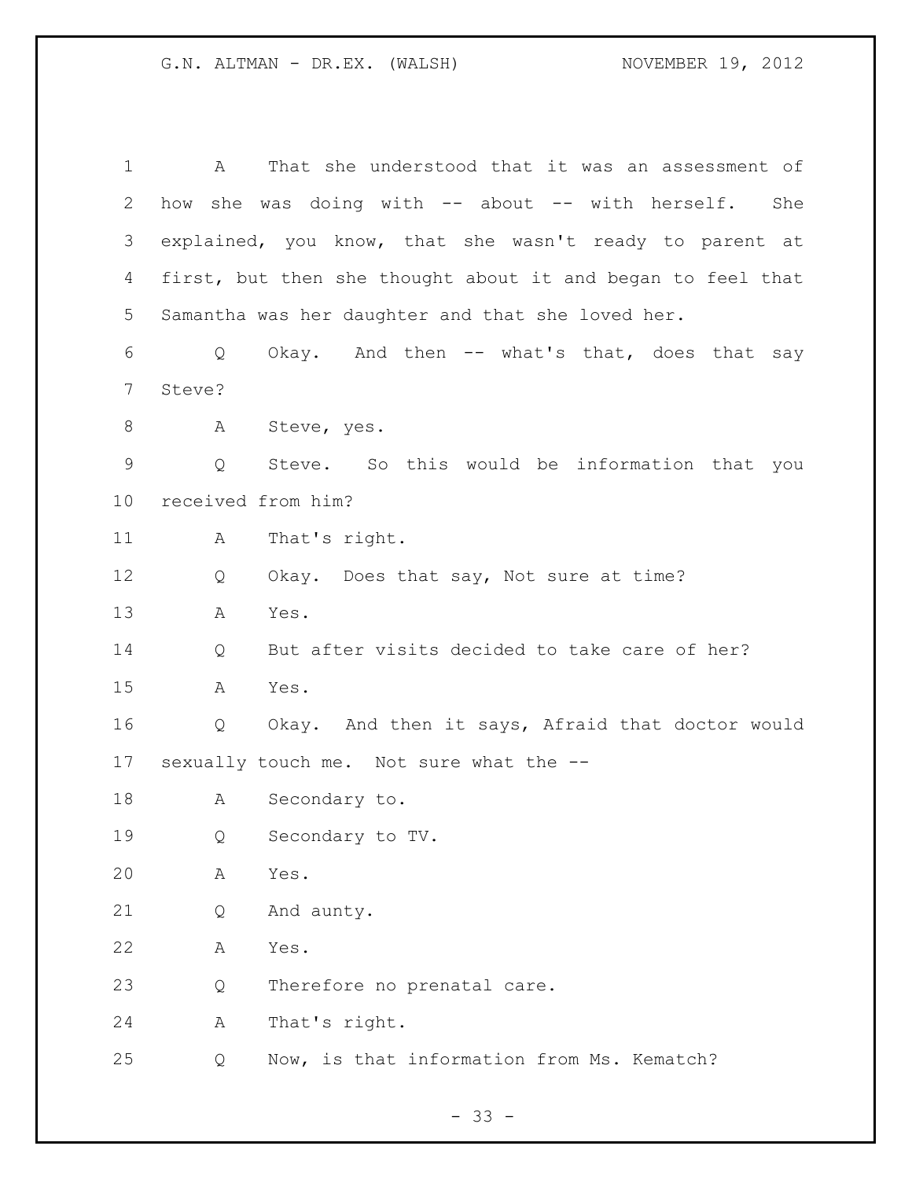A That she understood that it was an assessment of how she was doing with -- about -- with herself. She explained, you know, that she wasn't ready to parent at first, but then she thought about it and began to feel that Samantha was her daughter and that she loved her.

Q Okay. And then -- what's that, does that say Steve?

A Steve, yes.

Q Steve. So this would be information that you received from him?

A That's right.

Q Okay. Does that say, Not sure at time?

A Yes.

Q But after visits decided to take care of her?

A Yes.

Q Okay. And then it says, Afraid that doctor would sexually touch me. Not sure what the --

A Secondary to.

Q Secondary to TV.

A Yes.

Q And aunty.

A Yes.

Q Therefore no prenatal care.

A That's right.

Q Now, is that information from Ms. Kematch?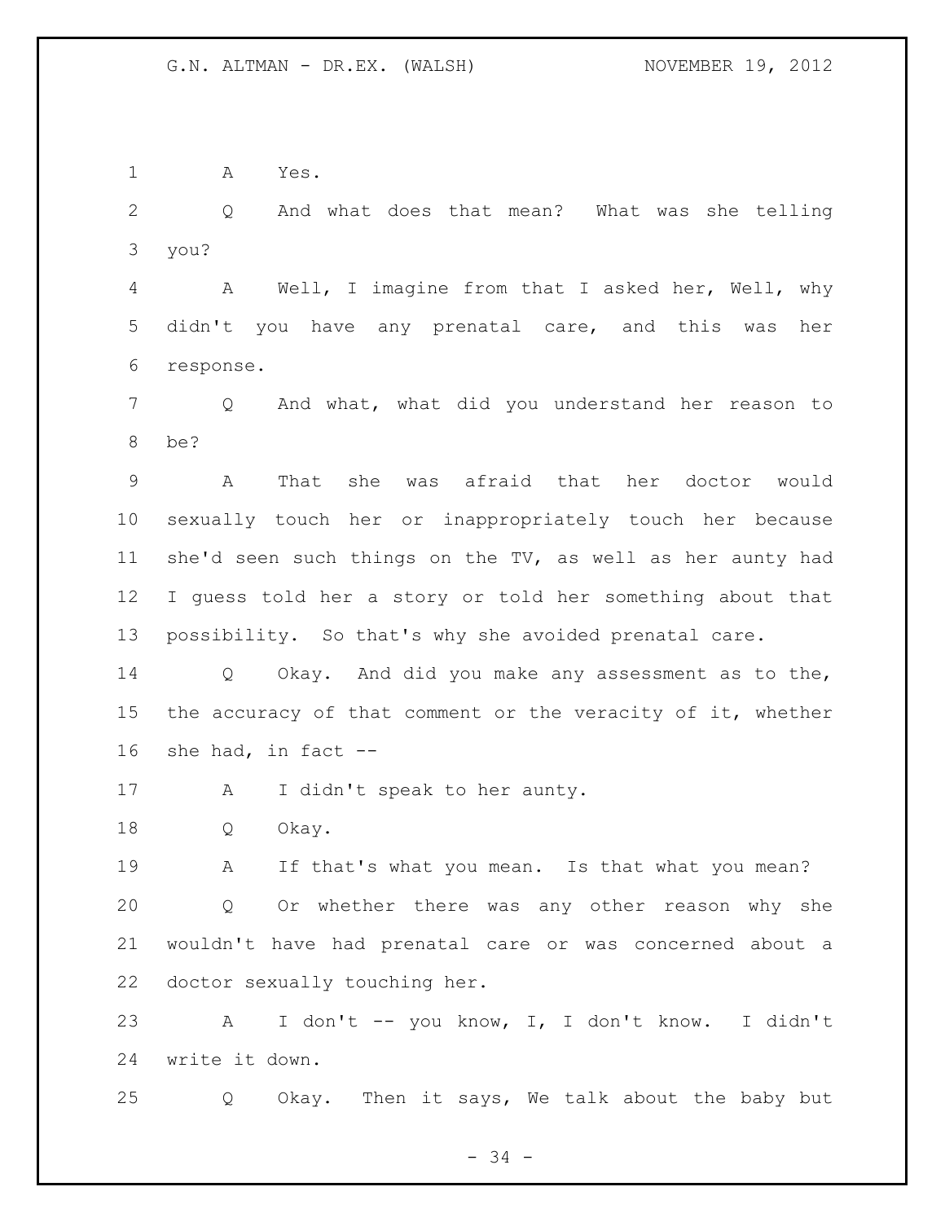A Yes.

Q And what does that mean? What was she telling you?

A Well, I imagine from that I asked her, Well, why didn't you have any prenatal care, and this was her response.

Q And what, what did you understand her reason to be?

A That she was afraid that her doctor would sexually touch her or inappropriately touch her because she'd seen such things on the TV, as well as her aunty had I guess told her a story or told her something about that possibility. So that's why she avoided prenatal care.

Q Okay. And did you make any assessment as to the, the accuracy of that comment or the veracity of it, whether she had, in fact --

A I didn't speak to her aunty.

Q Okay.

A If that's what you mean. Is that what you mean?

Q Or whether there was any other reason why she wouldn't have had prenatal care or was concerned about a doctor sexually touching her.

A I don't -- you know, I, I don't know. I didn't write it down.

Q Okay. Then it says, We talk about the baby but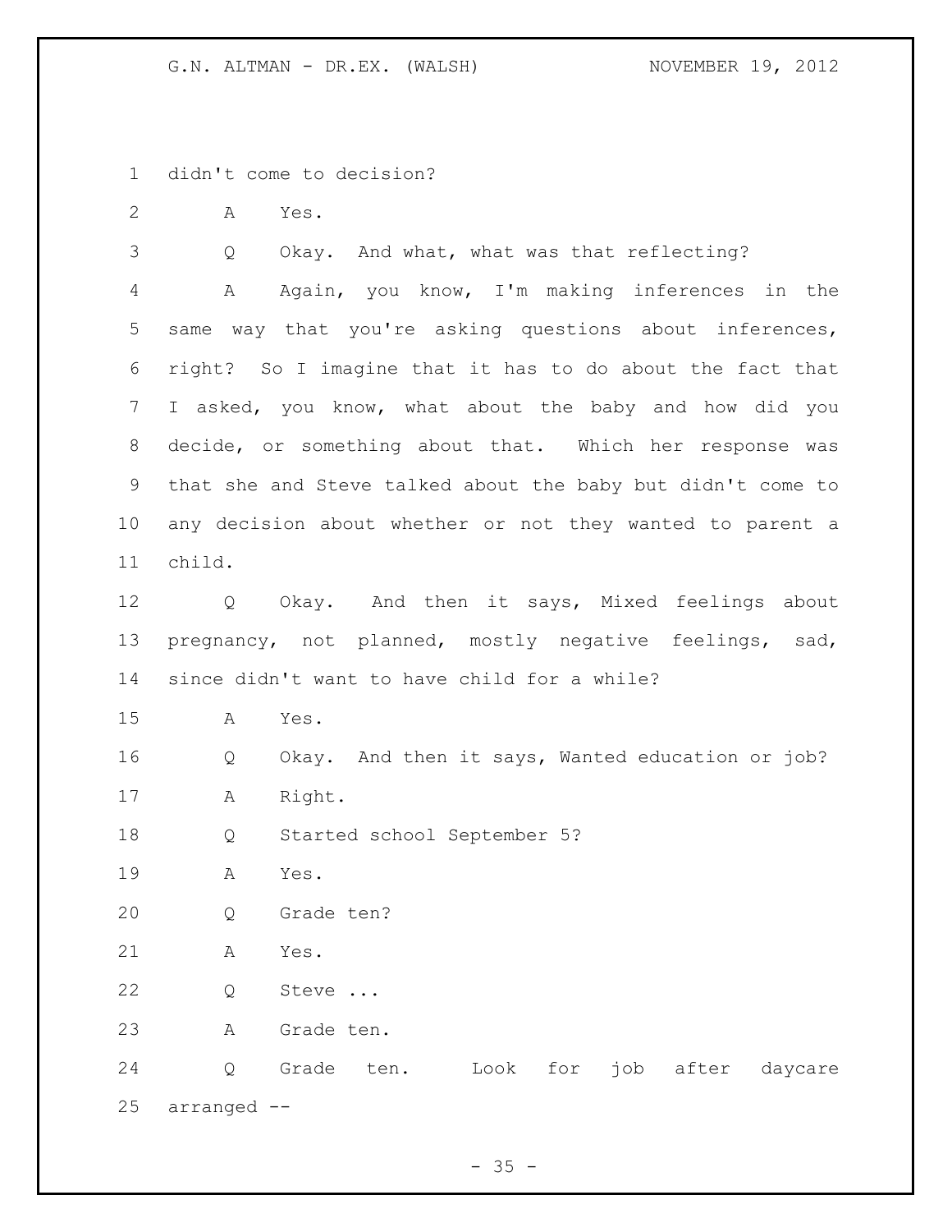didn't come to decision?

A Yes.

Q Okay. And what, what was that reflecting?

A Again, you know, I'm making inferences in the same way that you're asking questions about inferences, right? So I imagine that it has to do about the fact that I asked, you know, what about the baby and how did you decide, or something about that. Which her response was that she and Steve talked about the baby but didn't come to any decision about whether or not they wanted to parent a child.

Q Okay. And then it says, Mixed feelings about pregnancy, not planned, mostly negative feelings, sad, since didn't want to have child for a while?

A Yes.

Q Okay. And then it says, Wanted education or job?

A Right.

Q Started school September 5?

A Yes.

Q Grade ten?

A Yes.

Q Steve ...

A Grade ten.

Q Grade ten. Look for job after daycare arranged --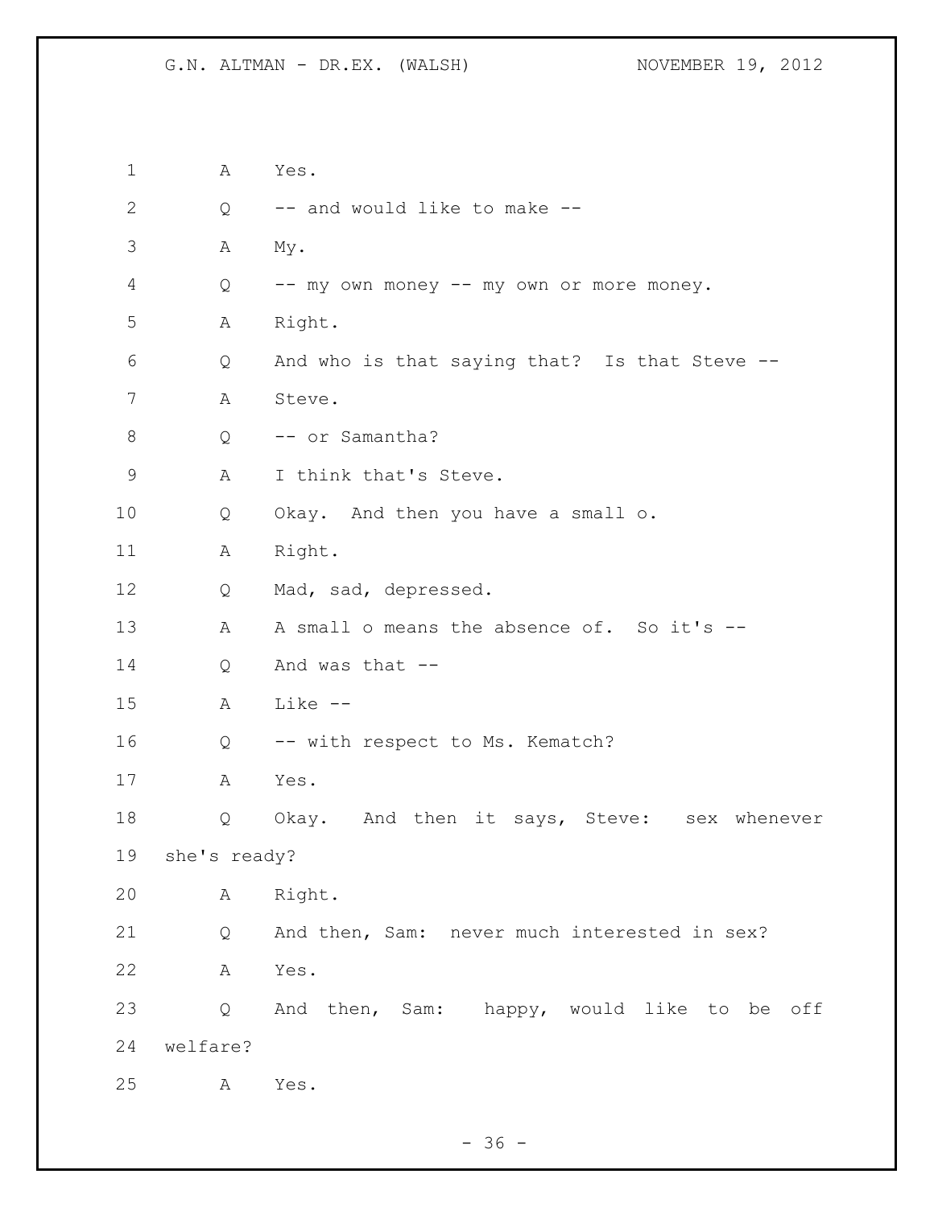A Yes.

Q -- and would like to make --

A My.

Q -- my own money -- my own or more money.

A Right.

Q And who is that saying that? Is that Steve --

A Steve.

Q -- or Samantha?

A I think that's Steve.

Q Okay. And then you have a small o.

A Right.

Q Mad, sad, depressed.

A A small o means the absence of. So it's --

Q And was that --

A Like --

Q -- with respect to Ms. Kematch?

A Yes.

Q Okay. And then it says, Steve: sex whenever she's ready?

A Right.

Q And then, Sam: never much interested in sex?

A Yes.

Q And then, Sam: happy, would like to be off welfare?

A Yes.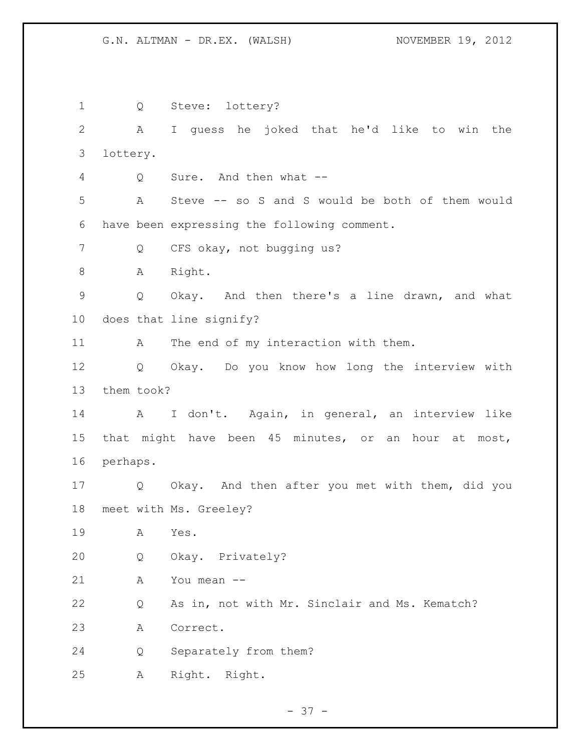Q Steve: lottery?

A I guess he joked that he'd like to win the lottery.

Q Sure. And then what --

A Steve -- so S and S would be both of them would have been expressing the following comment.

Q CFS okay, not bugging us?

A Right.

Q Okay. And then there's a line drawn, and what does that line signify?

A The end of my interaction with them.

Q Okay. Do you know how long the interview with them took?

A I don't. Again, in general, an interview like that might have been 45 minutes, or an hour at most, perhaps.

Q Okay. And then after you met with them, did you meet with Ms. Greeley?

A Yes.

Q Okay. Privately?

A You mean --

Q As in, not with Mr. Sinclair and Ms. Kematch?

A Correct.

Q Separately from them?

A Right. Right.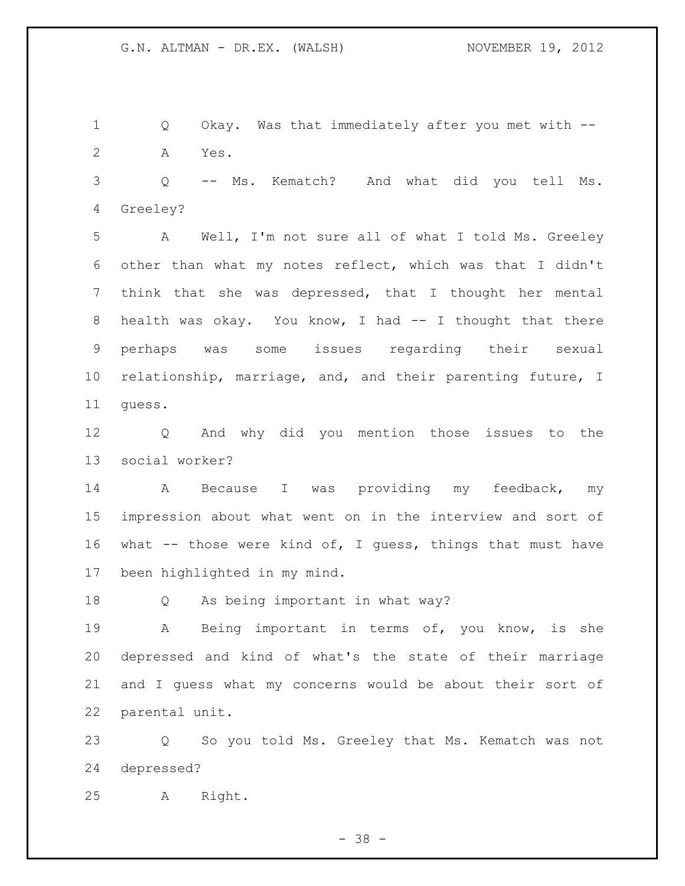Q Okay. Was that immediately after you met with --

A Yes.

Q -- Ms. Kematch? And what did you tell Ms. Greeley?

A Well, I'm not sure all of what I told Ms. Greeley other than what my notes reflect, which was that I didn't think that she was depressed, that I thought her mental health was okay. You know, I had -- I thought that there perhaps was some issues regarding their sexual relationship, marriage, and, and their parenting future, I guess.

Q And why did you mention those issues to the social worker?

A Because I was providing my feedback, my impression about what went on in the interview and sort of what -- those were kind of, I guess, things that must have been highlighted in my mind.

Q As being important in what way?

A Being important in terms of, you know, is she depressed and kind of what's the state of their marriage and I guess what my concerns would be about their sort of parental unit.

Q So you told Ms. Greeley that Ms. Kematch was not depressed?

A Right.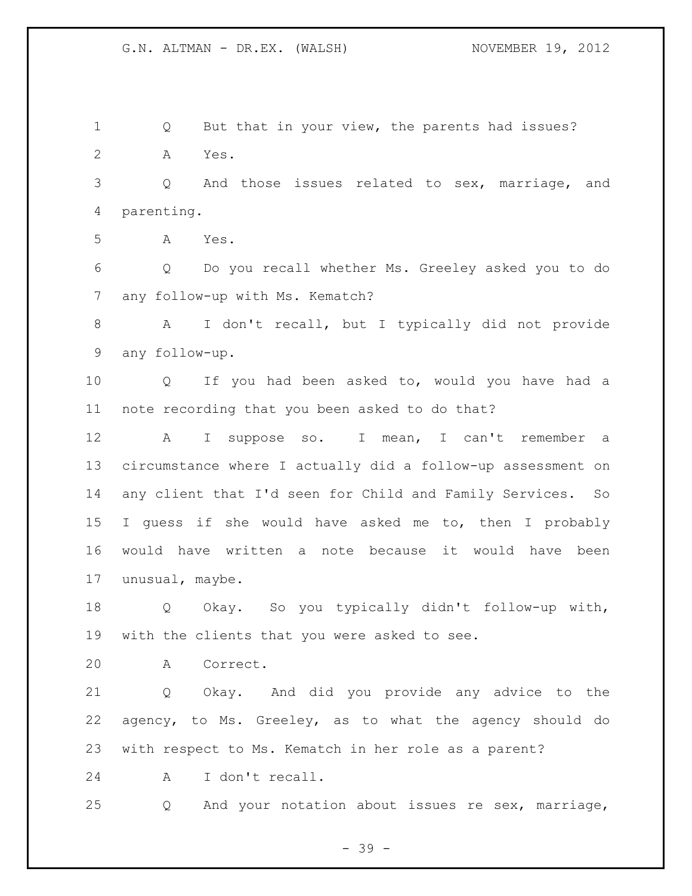Q But that in your view, the parents had issues?

A Yes.

Q And those issues related to sex, marriage, and parenting.

A Yes.

Q Do you recall whether Ms. Greeley asked you to do any follow-up with Ms. Kematch?

A I don't recall, but I typically did not provide any follow-up.

Q If you had been asked to, would you have had a note recording that you been asked to do that?

A I suppose so. I mean, I can't remember a circumstance where I actually did a follow-up assessment on any client that I'd seen for Child and Family Services. So I guess if she would have asked me to, then I probably would have written a note because it would have been unusual, maybe.

Q Okay. So you typically didn't follow-up with, with the clients that you were asked to see.

A Correct.

Q Okay. And did you provide any advice to the agency, to Ms. Greeley, as to what the agency should do with respect to Ms. Kematch in her role as a parent?

A I don't recall.

Q And your notation about issues re sex, marriage,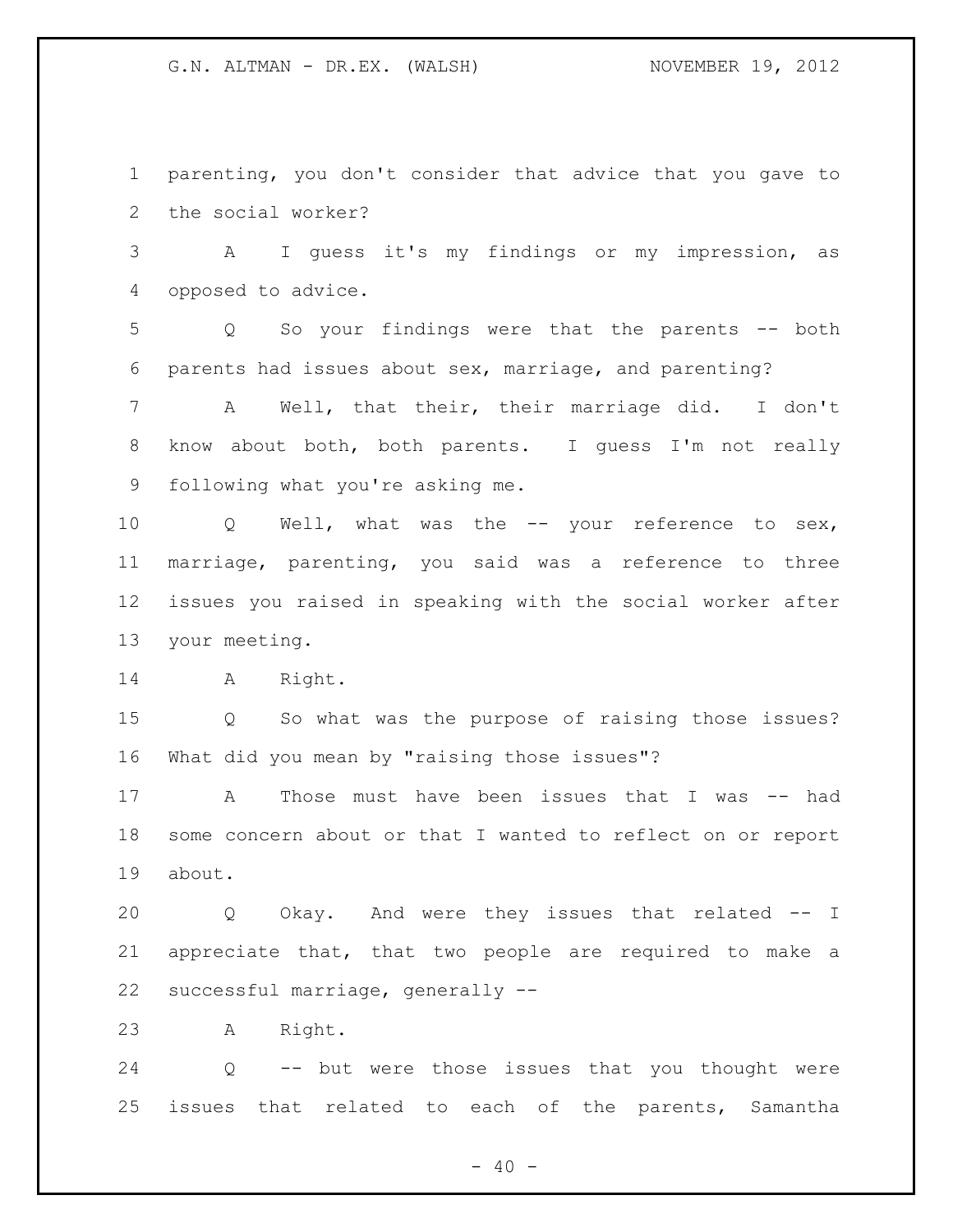parenting, you don't consider that advice that you gave to the social worker?

A I guess it's my findings or my impression, as opposed to advice.

Q So your findings were that the parents -- both parents had issues about sex, marriage, and parenting?

A Well, that their, their marriage did. I don't know about both, both parents. I guess I'm not really following what you're asking me.

Q Well, what was the -- your reference to sex, marriage, parenting, you said was a reference to three issues you raised in speaking with the social worker after your meeting.

A Right.

Q So what was the purpose of raising those issues? What did you mean by "raising those issues"?

A Those must have been issues that I was -- had some concern about or that I wanted to reflect on or report about.

Q Okay. And were they issues that related -- I appreciate that, that two people are required to make a successful marriage, generally --

A Right.

Q -- but were those issues that you thought were issues that related to each of the parents, Samantha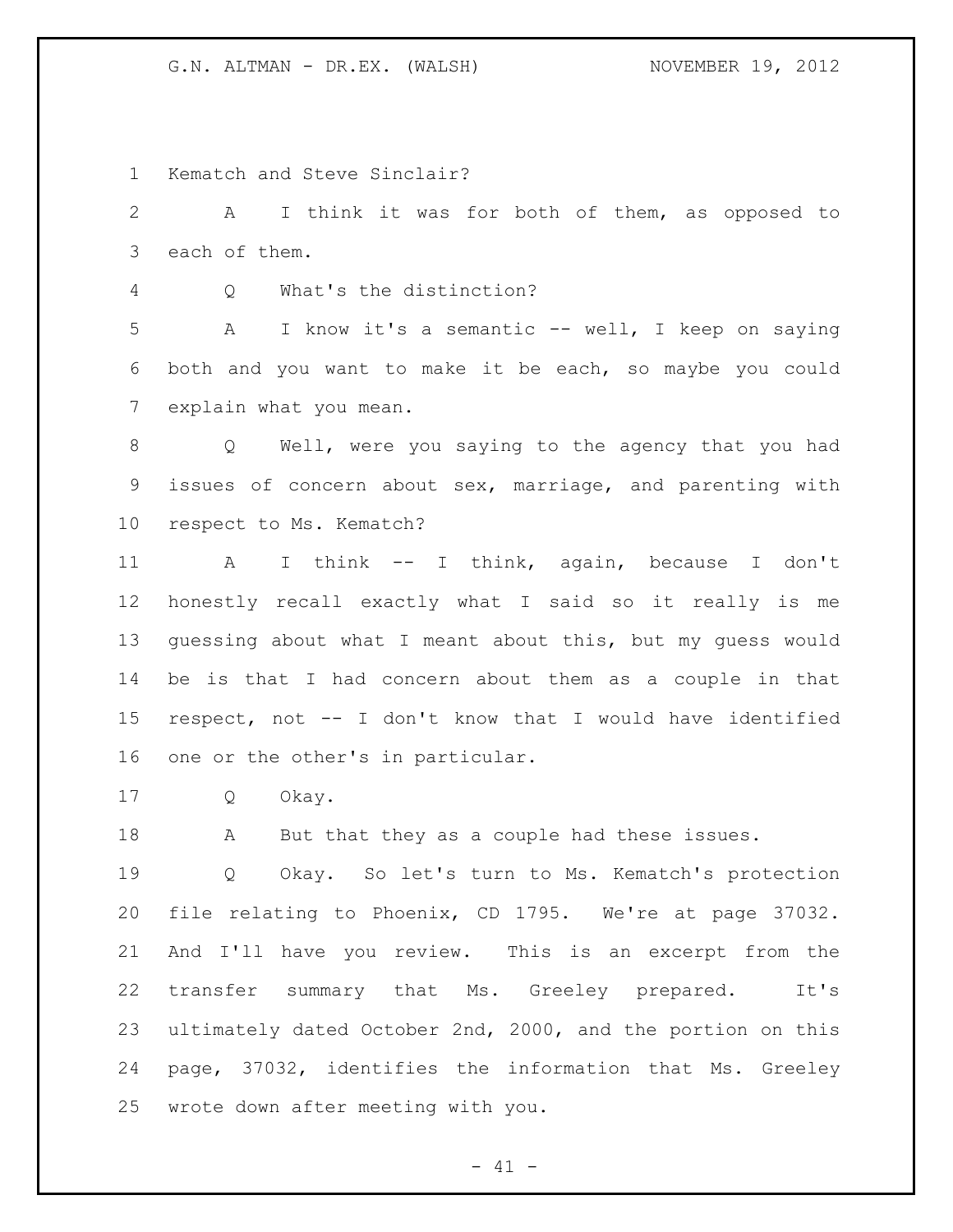Kematch and Steve Sinclair?

A I think it was for both of them, as opposed to each of them.

Q What's the distinction?

A I know it's a semantic -- well, I keep on saying both and you want to make it be each, so maybe you could explain what you mean.

Q Well, were you saying to the agency that you had issues of concern about sex, marriage, and parenting with respect to Ms. Kematch?

A I think -- I think, again, because I don't honestly recall exactly what I said so it really is me guessing about what I meant about this, but my guess would be is that I had concern about them as a couple in that respect, not -- I don't know that I would have identified one or the other's in particular.

Q Okay.

A But that they as a couple had these issues.

Q Okay. So let's turn to Ms. Kematch's protection file relating to Phoenix, CD 1795. We're at page 37032. And I'll have you review. This is an excerpt from the transfer summary that Ms. Greeley prepared. It's ultimately dated October 2nd, 2000, and the portion on this page, 37032, identifies the information that Ms. Greeley wrote down after meeting with you.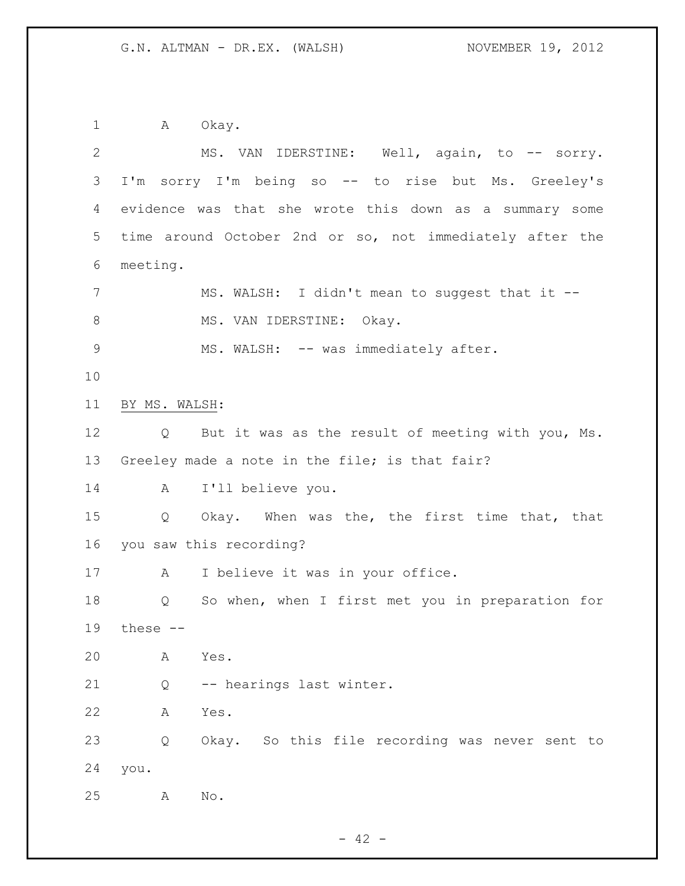A Okay.

MS. VAN IDERSTINE: Well, again, to -- sorry. I'm sorry I'm being so -- to rise but Ms. Greeley's evidence was that she wrote this down as a summary some time around October 2nd or so, not immediately after the meeting.

MS. WALSH: I didn't mean to suggest that it --

MS. VAN IDERSTINE: Okay.

MS. WALSH: -- was immediately after.

BY MS. WALSH:

Q But it was as the result of meeting with you, Ms. Greeley made a note in the file; is that fair?

A I'll believe you.

Q Okay. When was the, the first time that, that you saw this recording?

A I believe it was in your office.

Q So when, when I first met you in preparation for these --

A Yes.

Q -- hearings last winter.

A Yes.

Q Okay. So this file recording was never sent to you.

A No.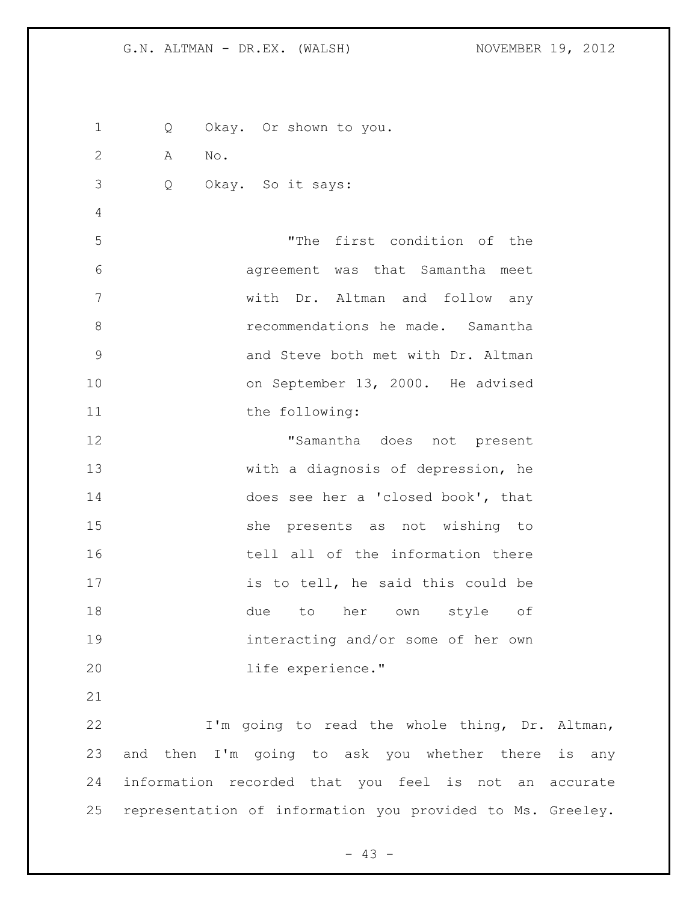Q Okay. Or shown to you.

A No.

Q Okay. So it says:

> "The first condition of the agreement was that Samantha meet with Dr. Altman and follow any recommendations he made. Samantha and Steve both met with Dr. Altman on September 13, 2000. He advised the following:
>
> "Samantha does not present with a diagnosis of depression, he does see her a 'closed book', that she presents as not wishing to tell all of the information there is to tell, he said this could be due to her own style of interacting and/or some of her own life experience."

I'm going to read the whole thing, Dr. Altman, and then I'm going to ask you whether there is any information recorded that you feel is not an accurate representation of information you provided to Ms. Greeley.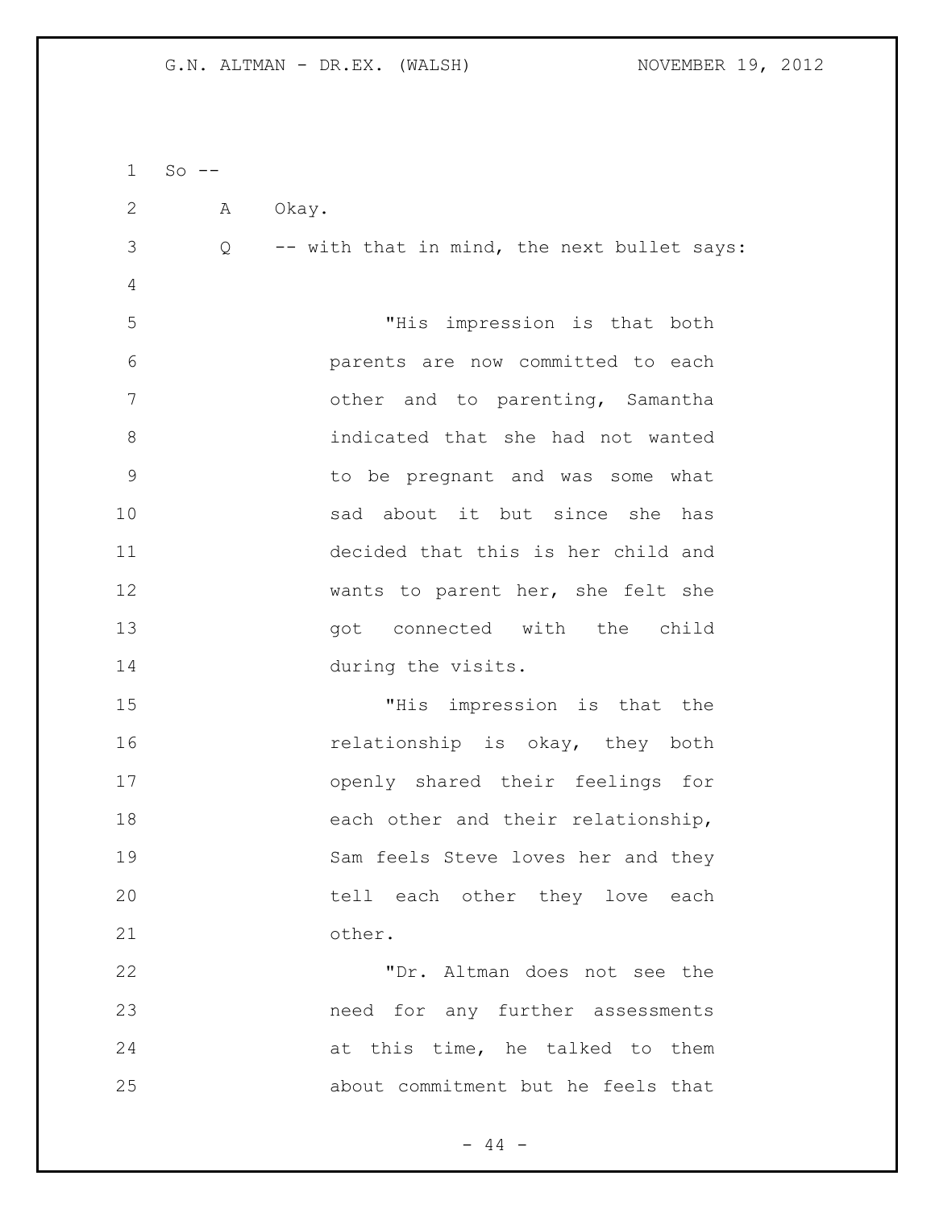So --

A    Okay.

Q    -- with that in mind, the next bullet says:

> "His impression is that both parents are now committed to each other and to parenting, Samantha indicated that she had not wanted to be pregnant and was some what sad about it but since she has decided that this is her child and wants to parent her, she felt she got connected with the child during the visits.
>
> "His impression is that the relationship is okay, they both openly shared their feelings for each other and their relationship, Sam feels Steve loves her and they tell each other they love each other.
>
> "Dr. Altman does not see the need for any further assessments at this time, he talked to them about commitment but he feels that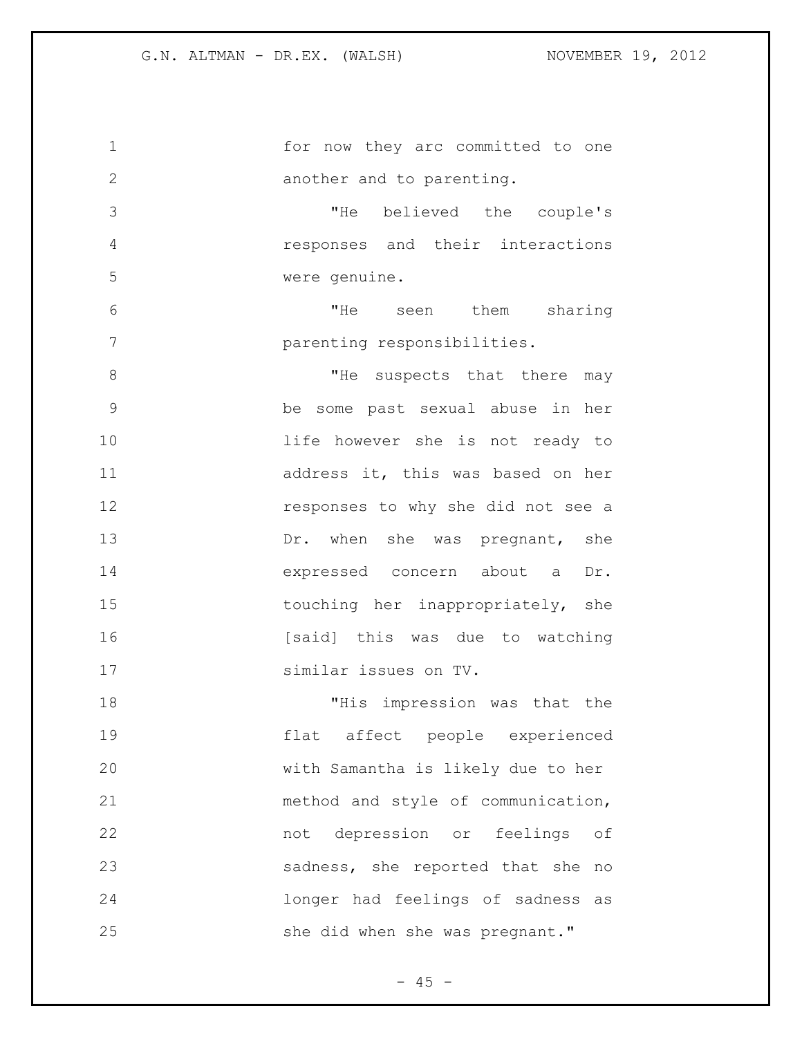for now they arc committed to one another and to parenting.

"He believed the couple's responses and their interactions were genuine.

"He seen them sharing parenting responsibilities.

"He suspects that there may be some past sexual abuse in her life however she is not ready to address it, this was based on her responses to why she did not see a Dr. when she was pregnant, she expressed concern about a Dr. touching her inappropriately, she [said] this was due to watching similar issues on TV.

"His impression was that the flat affect people experienced with Samantha is likely due to her method and style of communication, not depression or feelings of sadness, she reported that she no longer had feelings of sadness as she did when she was pregnant."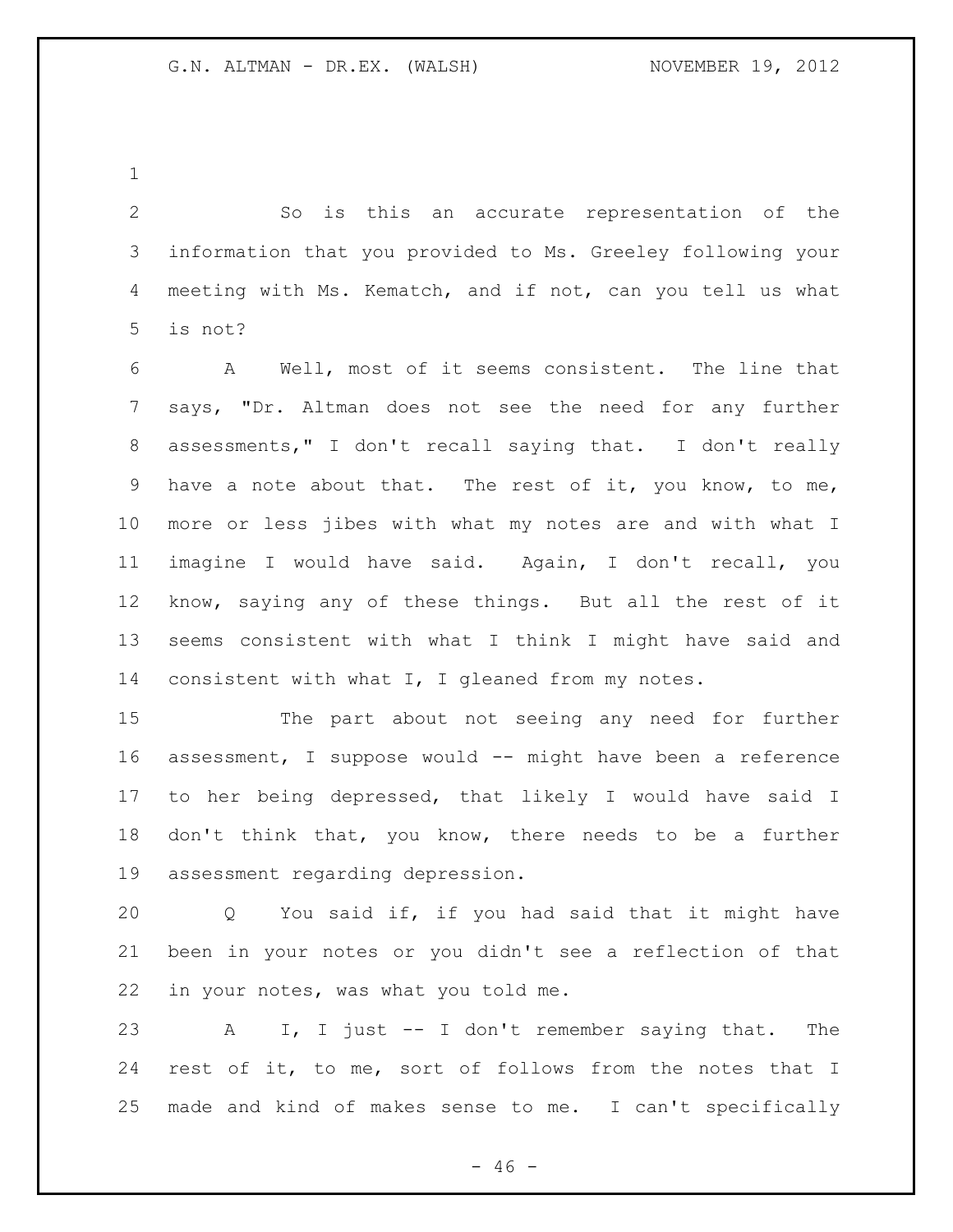So is this an accurate representation of the information that you provided to Ms. Greeley following your meeting with Ms. Kematch, and if not, can you tell us what is not?

A Well, most of it seems consistent. The line that says, "Dr. Altman does not see the need for any further assessments," I don't recall saying that. I don't really have a note about that. The rest of it, you know, to me, more or less jibes with what my notes are and with what I imagine I would have said. Again, I don't recall, you know, saying any of these things. But all the rest of it seems consistent with what I think I might have said and consistent with what I, I gleaned from my notes.

The part about not seeing any need for further assessment, I suppose would -- might have been a reference to her being depressed, that likely I would have said I don't think that, you know, there needs to be a further assessment regarding depression.

Q You said if, if you had said that it might have been in your notes or you didn't see a reflection of that in your notes, was what you told me.

A I, I just -- I don't remember saying that. The rest of it, to me, sort of follows from the notes that I made and kind of makes sense to me. I can't specifically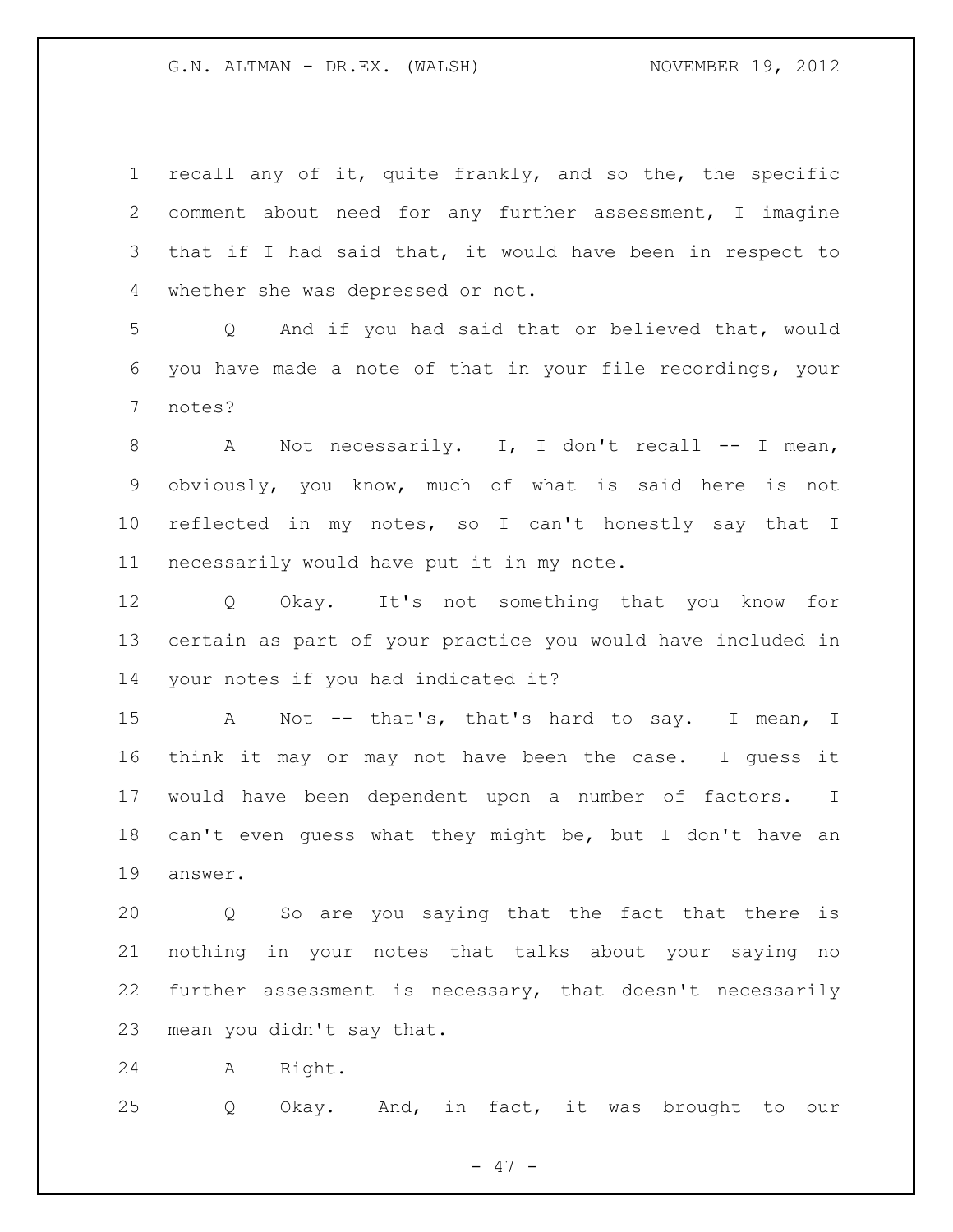recall any of it, quite frankly, and so the, the specific comment about need for any further assessment, I imagine that if I had said that, it would have been in respect to whether she was depressed or not.

Q And if you had said that or believed that, would you have made a note of that in your file recordings, your notes?

A Not necessarily. I, I don't recall -- I mean, obviously, you know, much of what is said here is not reflected in my notes, so I can't honestly say that I necessarily would have put it in my note.

Q Okay. It's not something that you know for certain as part of your practice you would have included in your notes if you had indicated it?

A Not -- that's, that's hard to say. I mean, I think it may or may not have been the case. I guess it would have been dependent upon a number of factors. I can't even guess what they might be, but I don't have an answer.

Q So are you saying that the fact that there is nothing in your notes that talks about your saying no further assessment is necessary, that doesn't necessarily mean you didn't say that.

A Right.

Q Okay. And, in fact, it was brought to our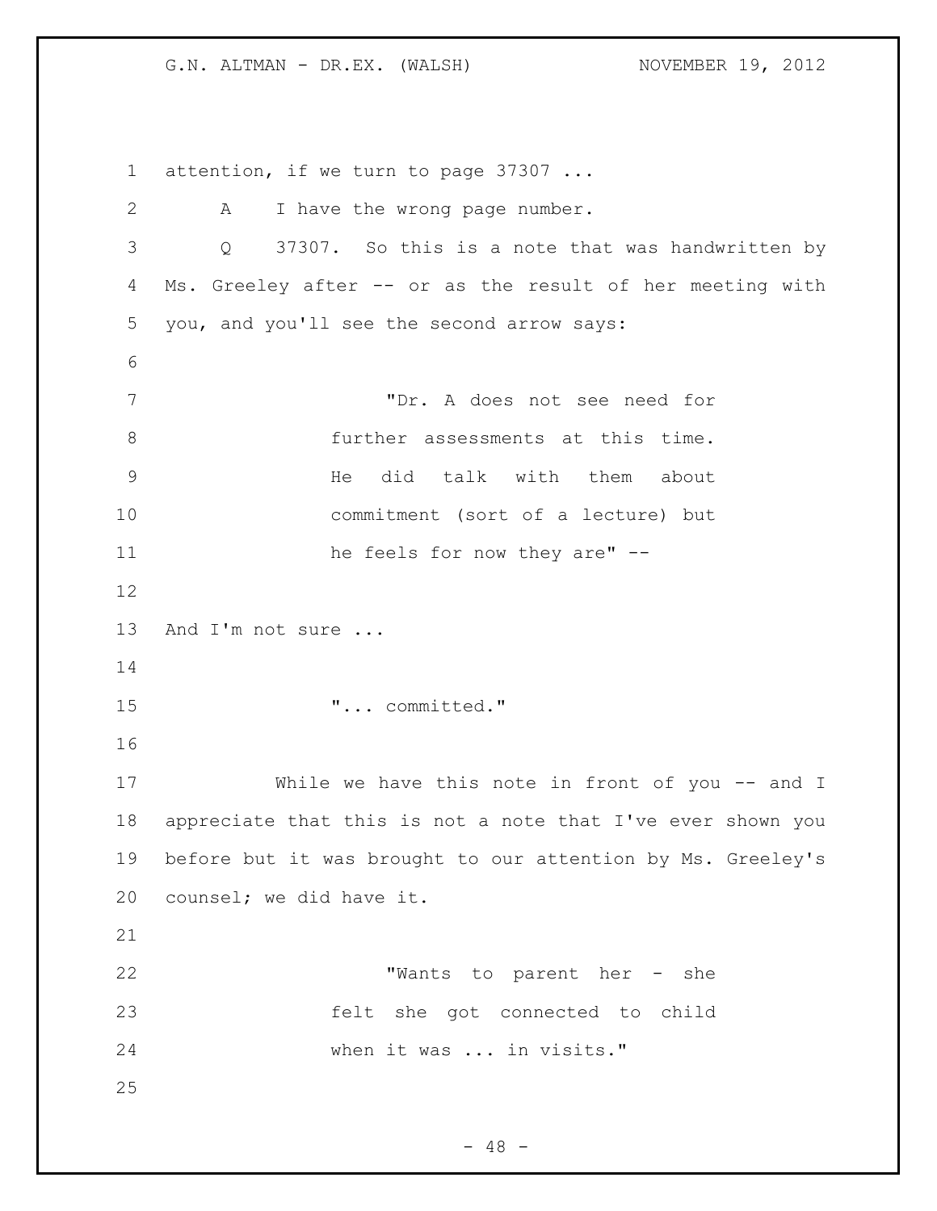attention, if we turn to page 37307 ...

A I have the wrong page number.

Q 37307. So this is a note that was handwritten by Ms. Greeley after -- or as the result of her meeting with you, and you'll see the second arrow says:

> "Dr. A does not see need for further assessments at this time. He did talk with them about commitment (sort of a lecture) but he feels for now they are" --

And I'm not sure ...

> "... committed."

While we have this note in front of you -- and I appreciate that this is not a note that I've ever shown you before but it was brought to our attention by Ms. Greeley's counsel; we did have it.

> "Wants to parent her - she felt she got connected to child when it was ... in visits."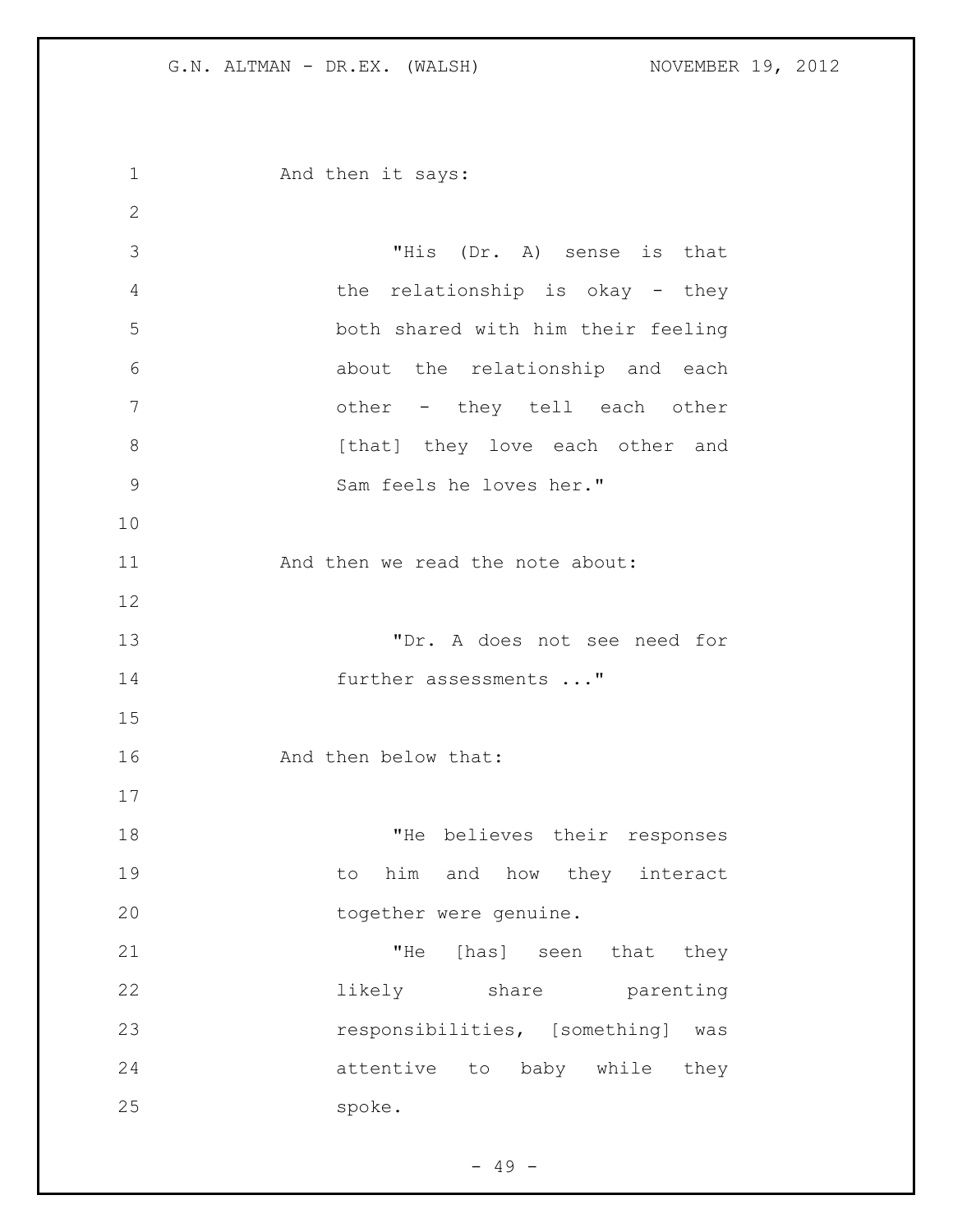And then it says:

> "His (Dr. A) sense is that the relationship is okay - they both shared with him their feeling about the relationship and each other - they tell each other [that] they love each other and Sam feels he loves her."

And then we read the note about:

> "Dr. A does not see need for further assessments ..."

And then below that:

> "He believes their responses to him and how they interact together were genuine.
>
> "He [has] seen that they likely share parenting responsibilities, [something] was attentive to baby while they spoke.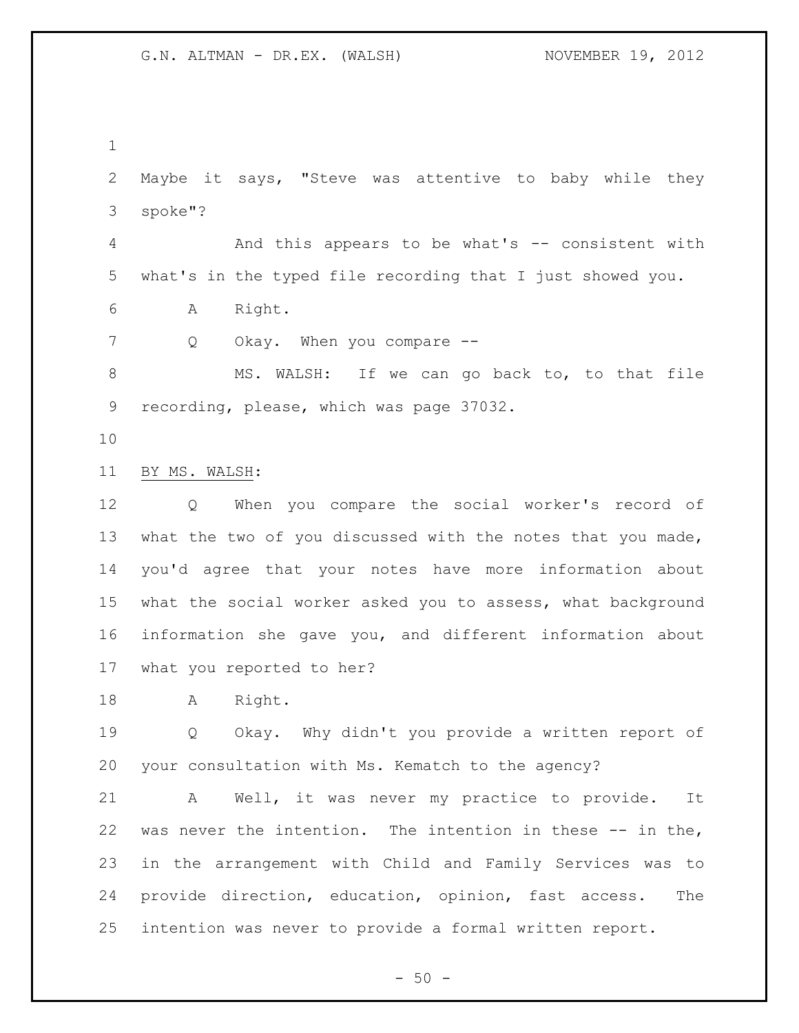Maybe it says, "Steve was attentive to baby while they spoke"?

And this appears to be what's -- consistent with what's in the typed file recording that I just showed you.

A Right.

Q Okay. When you compare --

MS. WALSH: If we can go back to, to that file recording, please, which was page 37032.

BY MS. WALSH:

Q When you compare the social worker's record of what the two of you discussed with the notes that you made, you'd agree that your notes have more information about what the social worker asked you to assess, what background information she gave you, and different information about what you reported to her?

A Right.

Q Okay. Why didn't you provide a written report of your consultation with Ms. Kematch to the agency?

A Well, it was never my practice to provide. It was never the intention. The intention in these -- in the, in the arrangement with Child and Family Services was to provide direction, education, opinion, fast access. The intention was never to provide a formal written report.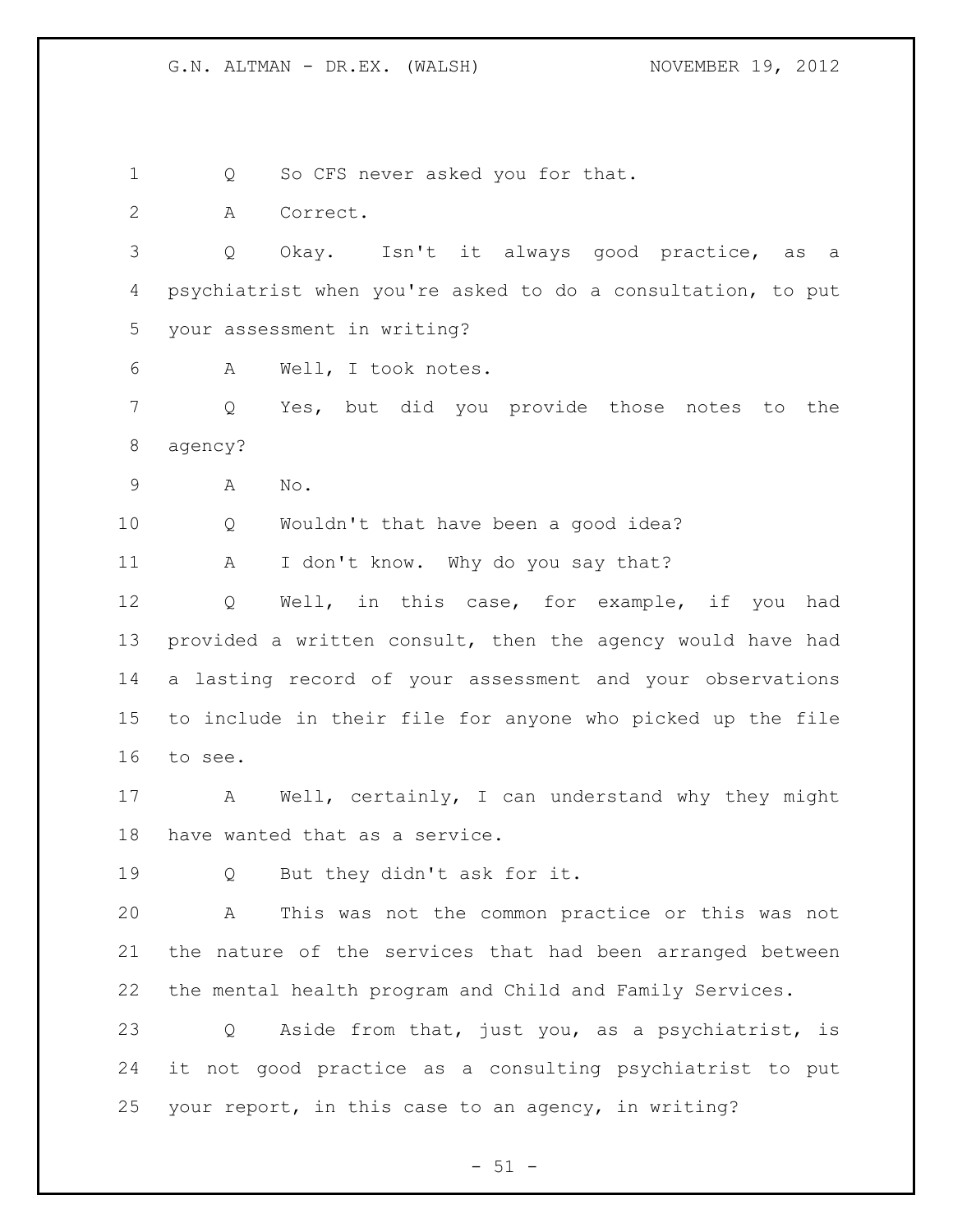Q So CFS never asked you for that.

A Correct.

Q Okay. Isn't it always good practice, as a psychiatrist when you're asked to do a consultation, to put your assessment in writing?

A Well, I took notes.

Q Yes, but did you provide those notes to the agency?

A No.

Q Wouldn't that have been a good idea?

A I don't know. Why do you say that?

Q Well, in this case, for example, if you had provided a written consult, then the agency would have had a lasting record of your assessment and your observations to include in their file for anyone who picked up the file to see.

A Well, certainly, I can understand why they might have wanted that as a service.

Q But they didn't ask for it.

A This was not the common practice or this was not the nature of the services that had been arranged between the mental health program and Child and Family Services.

Q Aside from that, just you, as a psychiatrist, is it not good practice as a consulting psychiatrist to put your report, in this case to an agency, in writing?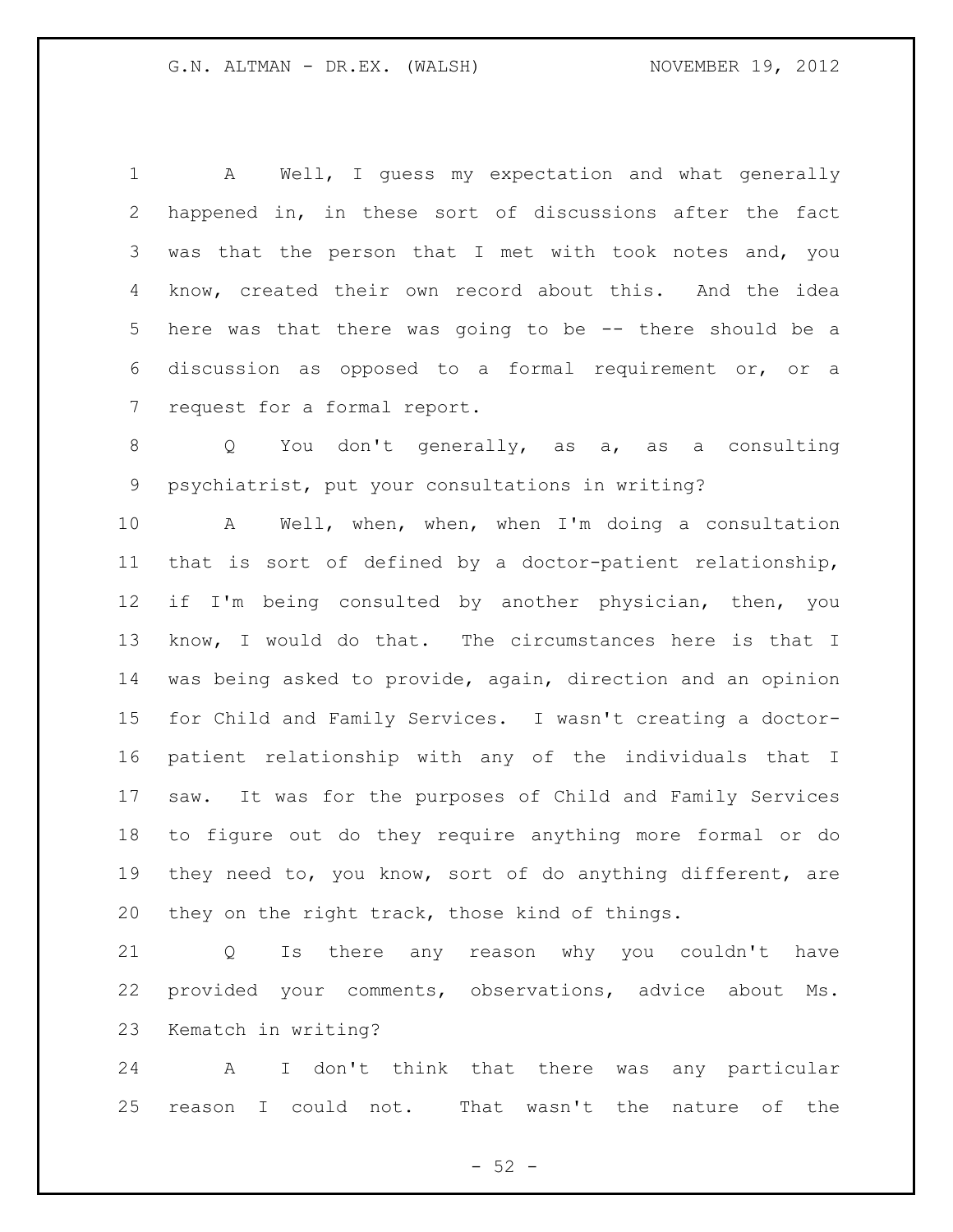A Well, I guess my expectation and what generally happened in, in these sort of discussions after the fact was that the person that I met with took notes and, you know, created their own record about this. And the idea here was that there was going to be -- there should be a discussion as opposed to a formal requirement or, or a request for a formal report.

Q You don't generally, as a, as a consulting psychiatrist, put your consultations in writing?

A Well, when, when, when I'm doing a consultation that is sort of defined by a doctor-patient relationship, if I'm being consulted by another physician, then, you know, I would do that. The circumstances here is that I was being asked to provide, again, direction and an opinion for Child and Family Services. I wasn't creating a doctor-patient relationship with any of the individuals that I saw. It was for the purposes of Child and Family Services to figure out do they require anything more formal or do they need to, you know, sort of do anything different, are they on the right track, those kind of things.

Q Is there any reason why you couldn't have provided your comments, observations, advice about Ms. Kematch in writing?

A I don't think that there was any particular reason I could not. That wasn't the nature of the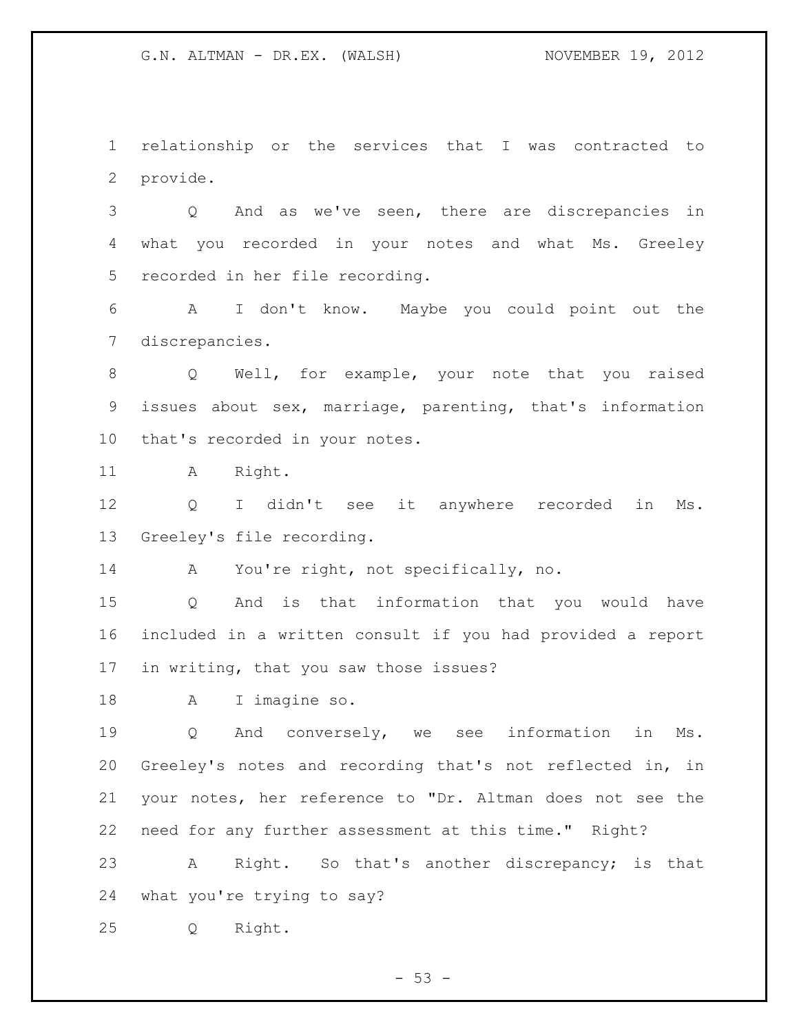relationship or the services that I was contracted to provide.

Q And as we've seen, there are discrepancies in what you recorded in your notes and what Ms. Greeley recorded in her file recording.

A I don't know. Maybe you could point out the discrepancies.

Q Well, for example, your note that you raised issues about sex, marriage, parenting, that's information that's recorded in your notes.

A Right.

Q I didn't see it anywhere recorded in Ms. Greeley's file recording.

A You're right, not specifically, no.

Q And is that information that you would have included in a written consult if you had provided a report in writing, that you saw those issues?

A I imagine so.

Q And conversely, we see information in Ms. Greeley's notes and recording that's not reflected in, in your notes, her reference to "Dr. Altman does not see the need for any further assessment at this time." Right?

A Right. So that's another discrepancy; is that what you're trying to say?

Q Right.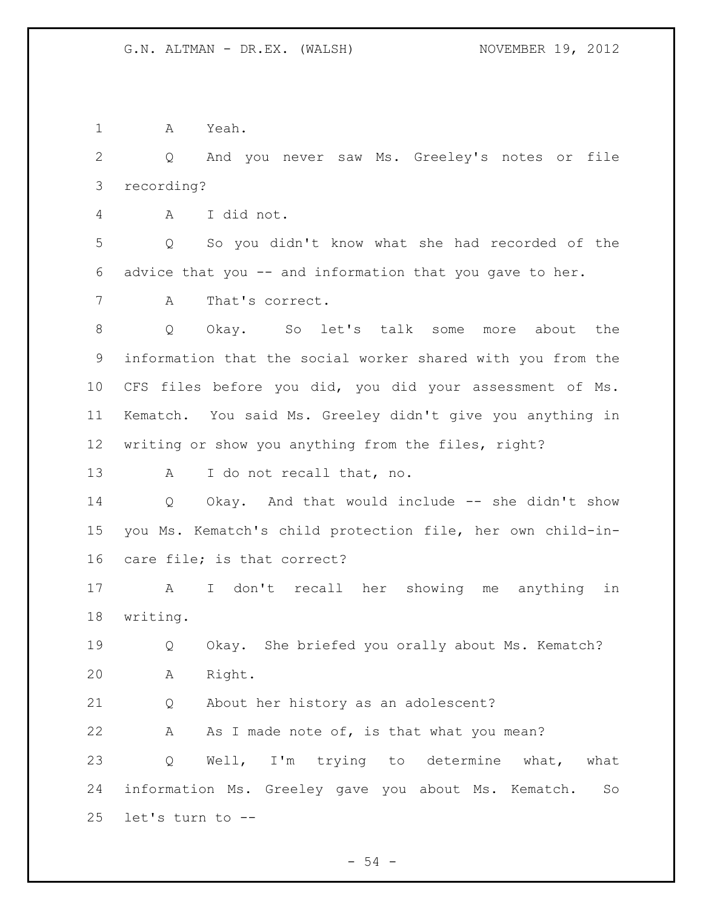A Yeah.

Q And you never saw Ms. Greeley's notes or file recording?

A I did not.

Q So you didn't know what she had recorded of the advice that you -- and information that you gave to her.

A That's correct.

Q Okay. So let's talk some more about the information that the social worker shared with you from the CFS files before you did, you did your assessment of Ms. Kematch. You said Ms. Greeley didn't give you anything in writing or show you anything from the files, right?

A I do not recall that, no.

Q Okay. And that would include -- she didn't show you Ms. Kematch's child protection file, her own child-in-care file; is that correct?

A I don't recall her showing me anything in writing.

Q Okay. She briefed you orally about Ms. Kematch?

A Right.

Q About her history as an adolescent?

A As I made note of, is that what you mean?

Q Well, I'm trying to determine what, what information Ms. Greeley gave you about Ms. Kematch. So let's turn to --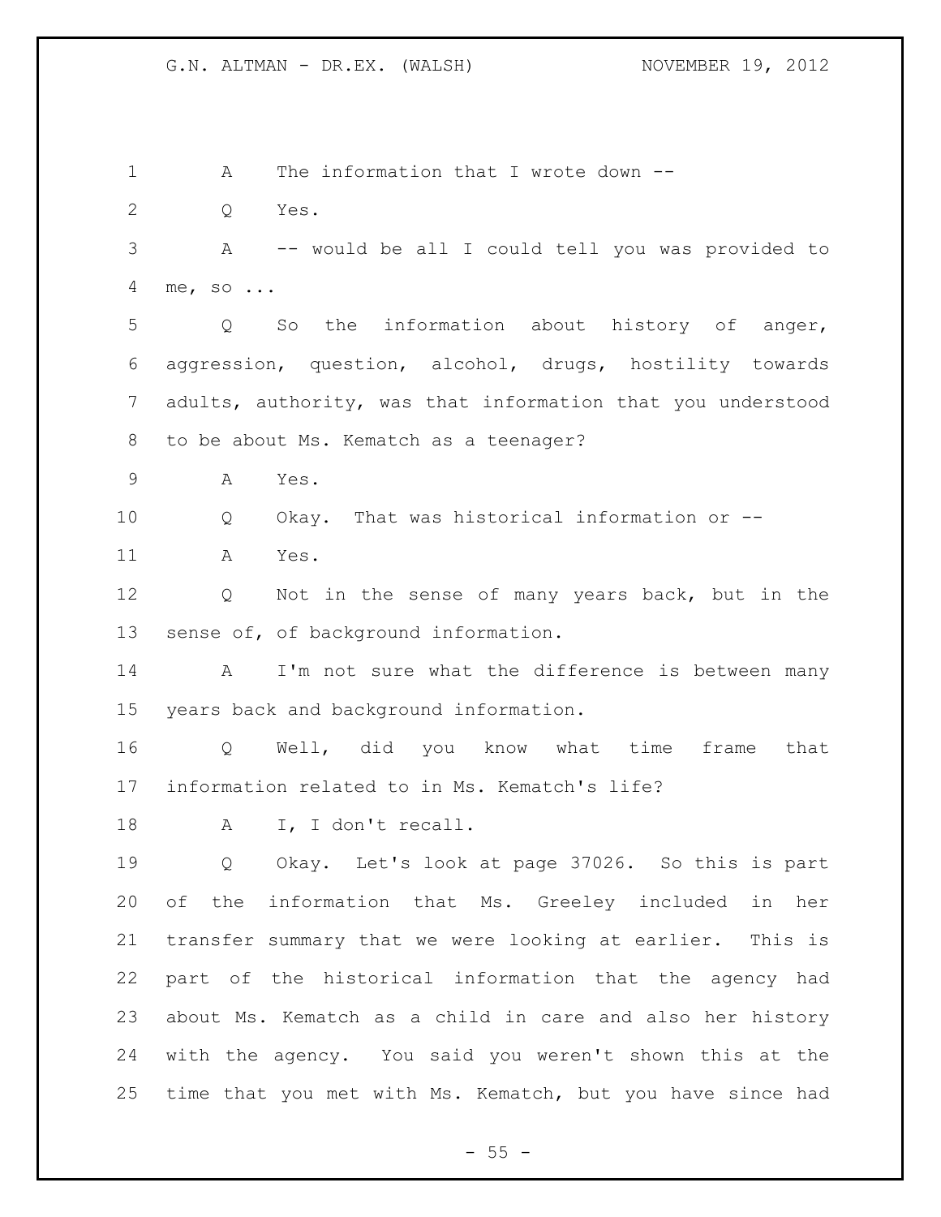1 A The information that I wrote down --

2 Q Yes.

3 A -- would be all I could tell you was provided to
4 me, so ...

5 Q So the information about history of anger,
6 aggression, question, alcohol, drugs, hostility towards
7 adults, authority, was that information that you understood
8 to be about Ms. Kematch as a teenager?

9 A Yes.

10 Q Okay. That was historical information or --

11 A Yes.

12 Q Not in the sense of many years back, but in the
13 sense of, of background information.

14 A I'm not sure what the difference is between many
15 years back and background information.

16 Q Well, did you know what time frame that
17 information related to in Ms. Kematch's life?

18 A I, I don't recall.

19 Q Okay. Let's look at page 37026. So this is part
20 of the information that Ms. Greeley included in her
21 transfer summary that we were looking at earlier. This is
22 part of the historical information that the agency had
23 about Ms. Kematch as a child in care and also her history
24 with the agency. You said you weren't shown this at the
25 time that you met with Ms. Kematch, but you have since had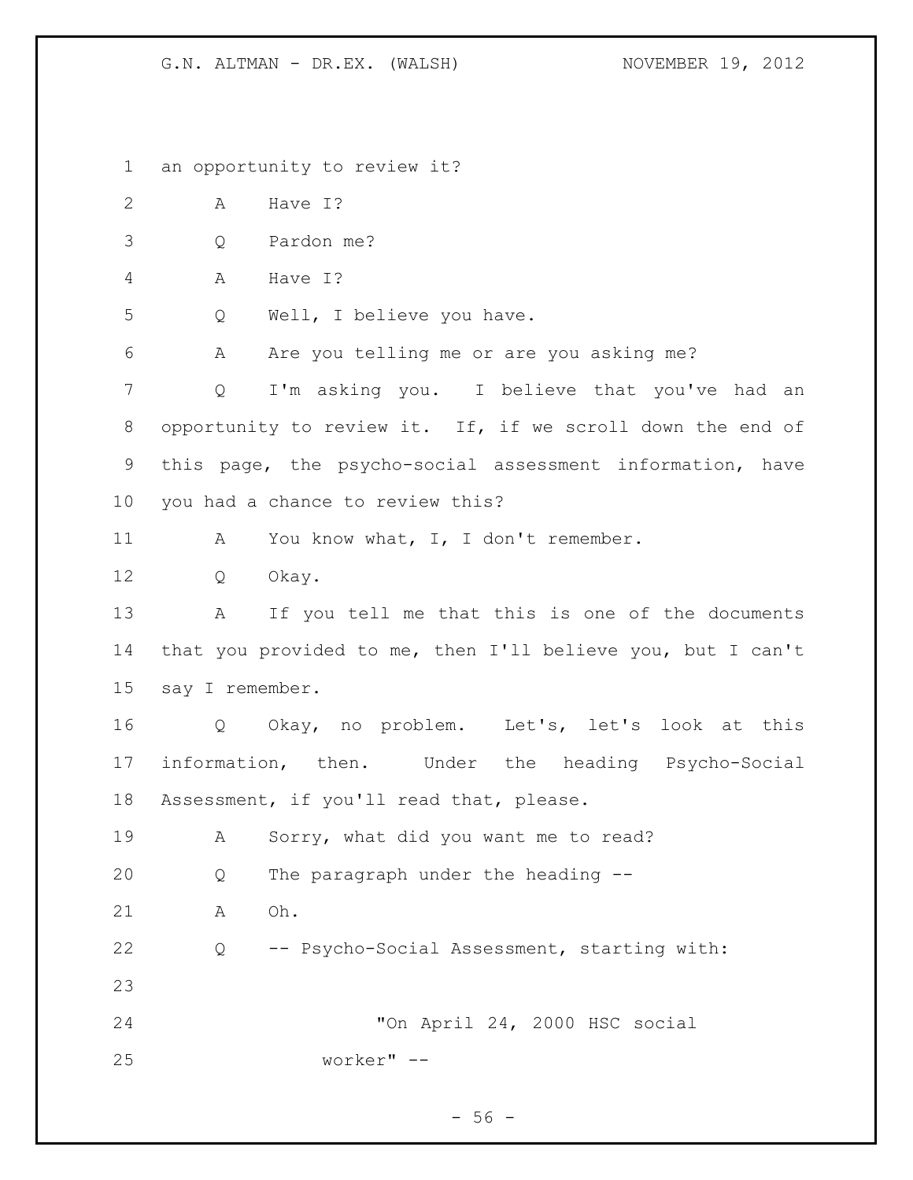an opportunity to review it?

A Have I?

Q Pardon me?

A Have I?

Q Well, I believe you have.

A Are you telling me or are you asking me?

Q I'm asking you. I believe that you've had an opportunity to review it. If, if we scroll down the end of this page, the psycho-social assessment information, have you had a chance to review this?

A You know what, I, I don't remember.

Q Okay.

A If you tell me that this is one of the documents that you provided to me, then I'll believe you, but I can't say I remember.

Q Okay, no problem. Let's, let's look at this information, then. Under the heading Psycho-Social Assessment, if you'll read that, please.

A Sorry, what did you want me to read?

Q The paragraph under the heading --

A Oh.

Q -- Psycho-Social Assessment, starting with:

> "On April 24, 2000 HSC social worker" --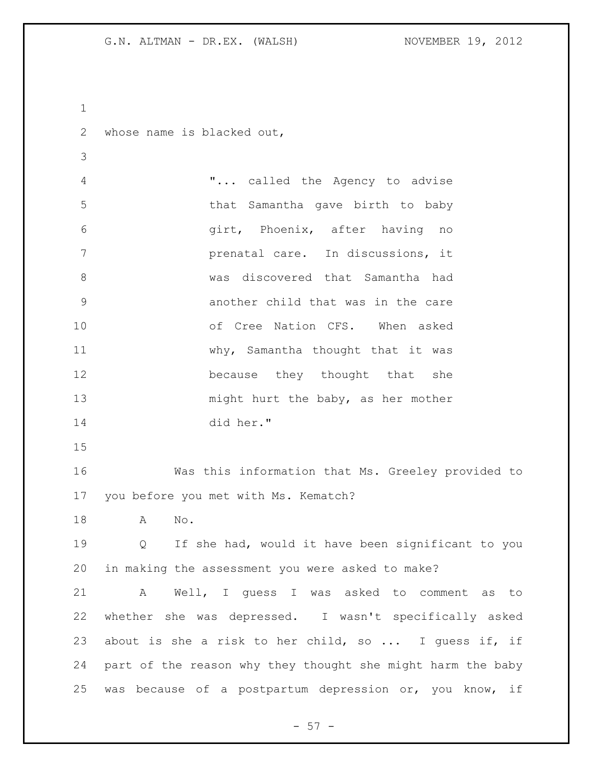whose name is blacked out,

> "... called the Agency to advise that Samantha gave birth to baby girt, Phoenix, after having no prenatal care. In discussions, it was discovered that Samantha had another child that was in the care of Cree Nation CFS. When asked why, Samantha thought that it was because they thought that she might hurt the baby, as her mother did her."

Was this information that Ms. Greeley provided to you before you met with Ms. Kematch?

A No.

Q If she had, would it have been significant to you in making the assessment you were asked to make?

A Well, I guess I was asked to comment as to whether she was depressed. I wasn't specifically asked about is she a risk to her child, so ... I guess if, if part of the reason why they thought she might harm the baby was because of a postpartum depression or, you know, if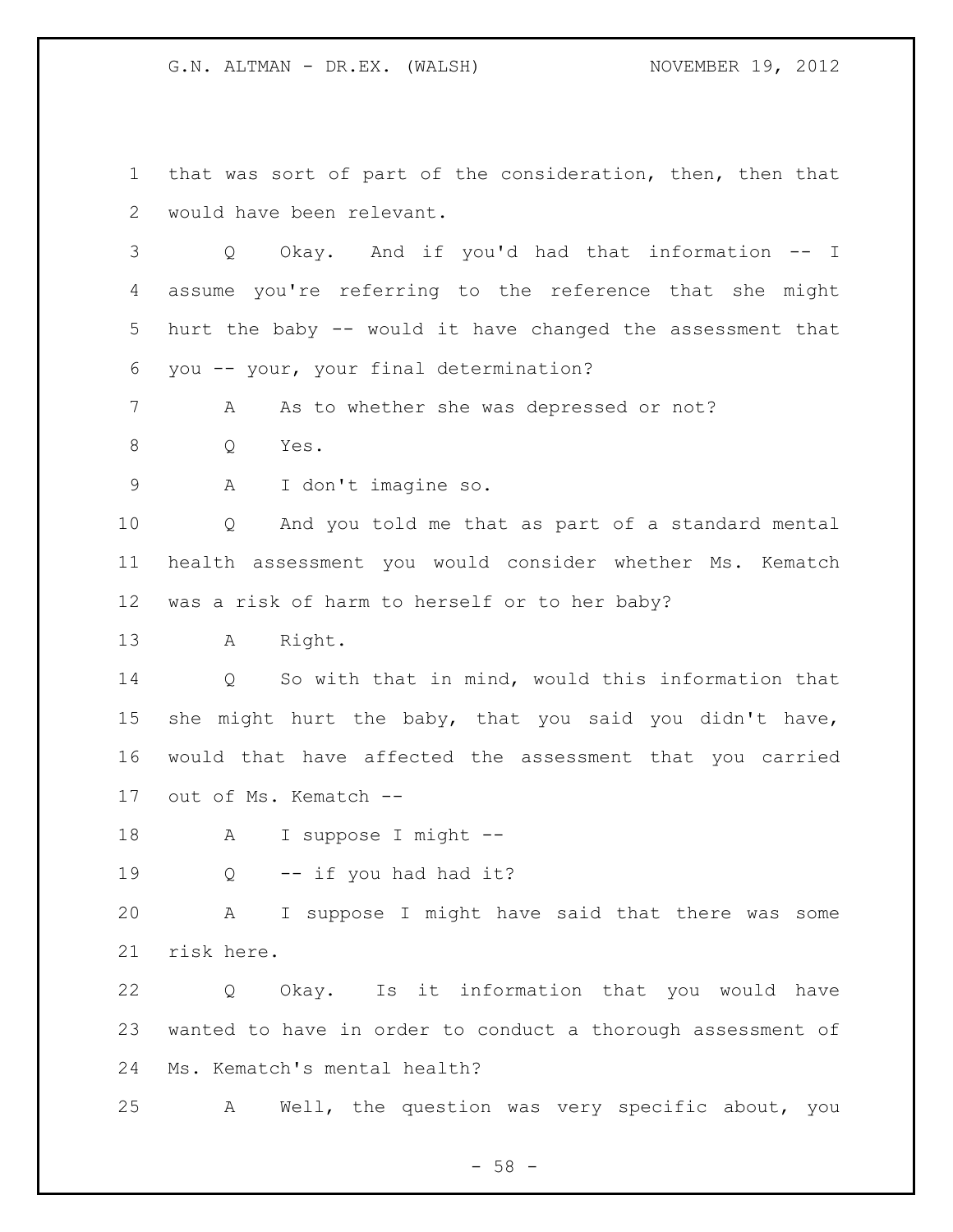1 that was sort of part of the consideration, then, then that
2 would have been relevant.
3 Q Okay. And if you'd had that information -- I
4 assume you're referring to the reference that she might
5 hurt the baby -- would it have changed the assessment that
6 you -- your, your final determination?
7 A As to whether she was depressed or not?
8 Q Yes.
9 A I don't imagine so.
10 Q And you told me that as part of a standard mental
11 health assessment you would consider whether Ms. Kematch
12 was a risk of harm to herself or to her baby?
13 A Right.
14 Q So with that in mind, would this information that
15 she might hurt the baby, that you said you didn't have,
16 would that have affected the assessment that you carried
17 out of Ms. Kematch --
18 A I suppose I might --
19 Q -- if you had had it?
20 A I suppose I might have said that there was some
21 risk here.
22 Q Okay. Is it information that you would have
23 wanted to have in order to conduct a thorough assessment of
24 Ms. Kematch's mental health?
25 A Well, the question was very specific about, you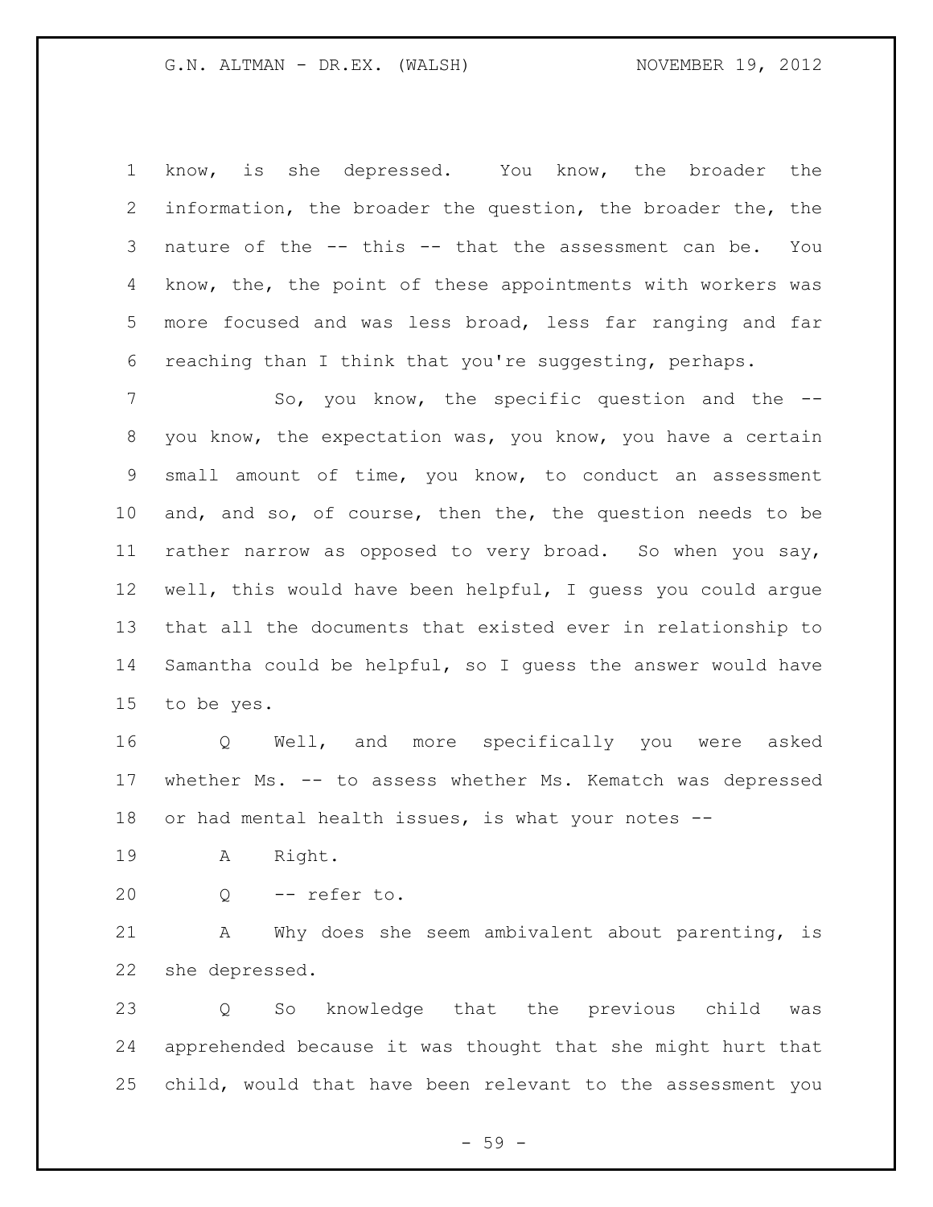know, is she depressed. You know, the broader the information, the broader the question, the broader the, the nature of the -- this -- that the assessment can be. You know, the, the point of these appointments with workers was more focused and was less broad, less far ranging and far reaching than I think that you're suggesting, perhaps.

So, you know, the specific question and the -- you know, the expectation was, you know, you have a certain small amount of time, you know, to conduct an assessment and, and so, of course, then the, the question needs to be rather narrow as opposed to very broad. So when you say, well, this would have been helpful, I guess you could argue that all the documents that existed ever in relationship to Samantha could be helpful, so I guess the answer would have to be yes.

Q Well, and more specifically you were asked whether Ms. -- to assess whether Ms. Kematch was depressed or had mental health issues, is what your notes --

A Right.

Q -- refer to.

A Why does she seem ambivalent about parenting, is she depressed.

Q So knowledge that the previous child was apprehended because it was thought that she might hurt that child, would that have been relevant to the assessment you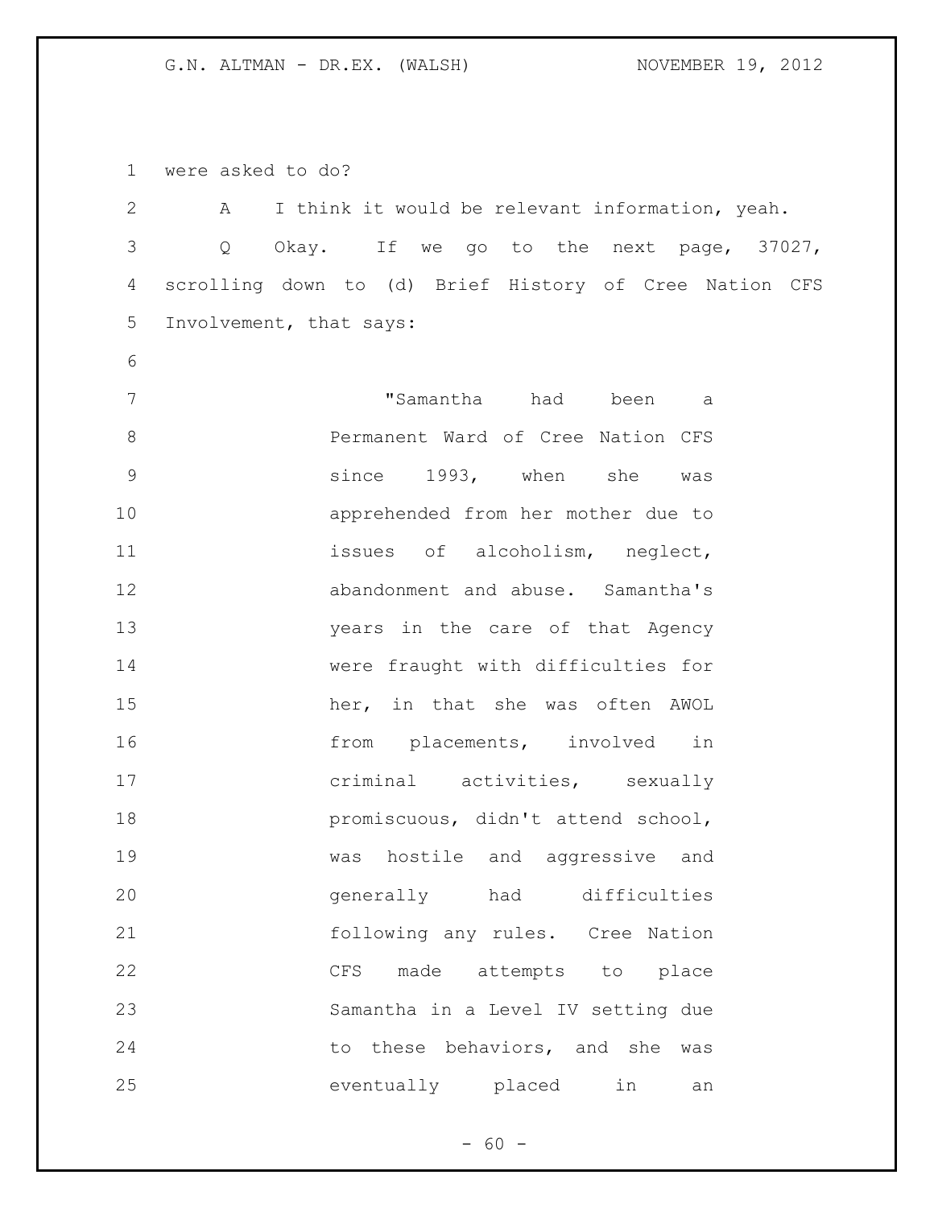were asked to do?

A I think it would be relevant information, yeah.

Q Okay. If we go to the next page, 37027, scrolling down to (d) Brief History of Cree Nation CFS Involvement, that says:

> "Samantha had been a Permanent Ward of Cree Nation CFS since 1993, when she was apprehended from her mother due to issues of alcoholism, neglect, abandonment and abuse. Samantha's years in the care of that Agency were fraught with difficulties for her, in that she was often AWOL from placements, involved in criminal activities, sexually promiscuous, didn't attend school, was hostile and aggressive and generally had difficulties following any rules. Cree Nation CFS made attempts to place Samantha in a Level IV setting due to these behaviors, and she was eventually placed in an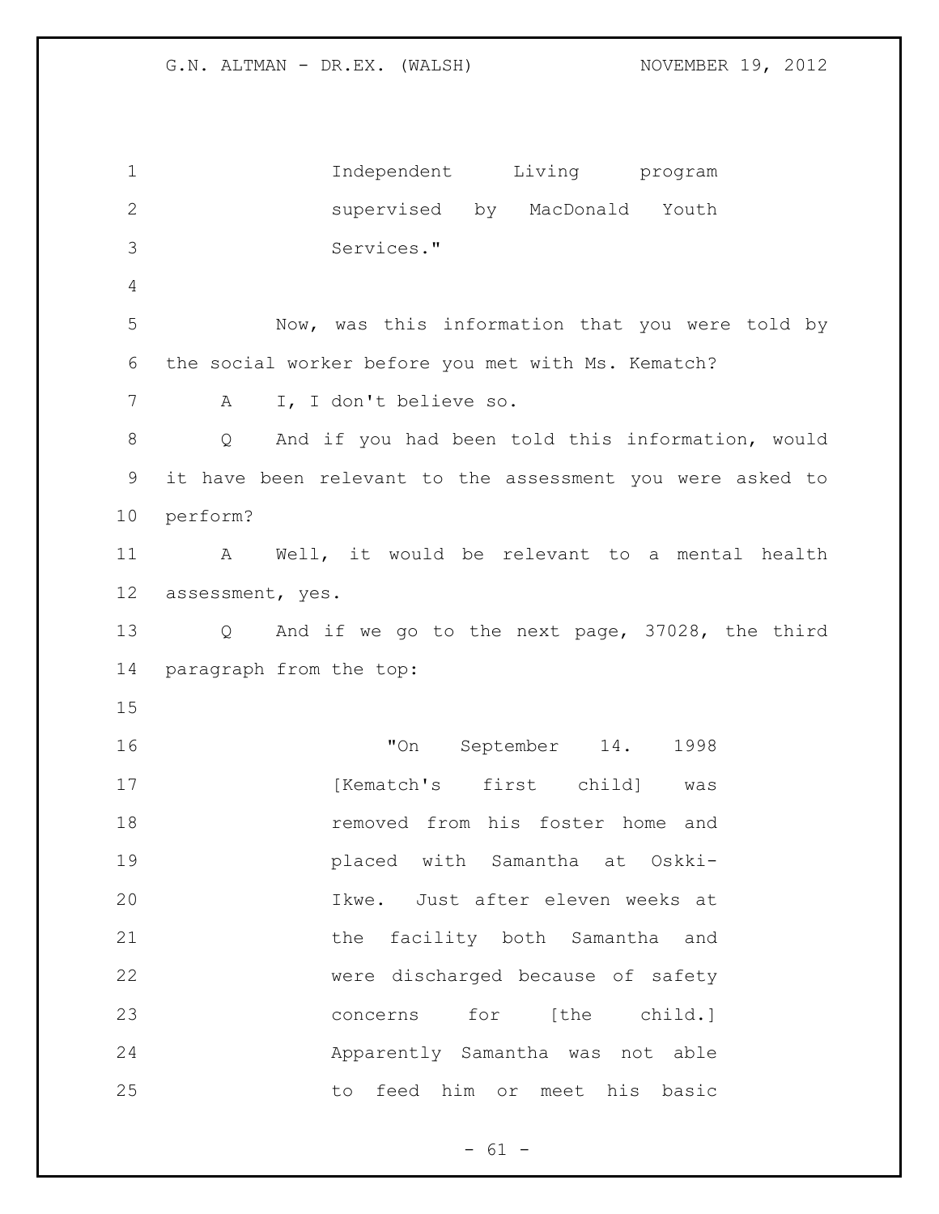Independent Living program supervised by MacDonald Youth Services."

Now, was this information that you were told by the social worker before you met with Ms. Kematch?

A I, I don't believe so.

Q And if you had been told this information, would it have been relevant to the assessment you were asked to perform?

A Well, it would be relevant to a mental health assessment, yes.

Q And if we go to the next page, 37028, the third paragraph from the top:

> "On September 14. 1998 [Kematch's first child] was removed from his foster home and placed with Samantha at Oskki-Ikwe. Just after eleven weeks at the facility both Samantha and were discharged because of safety concerns for [the child.] Apparently Samantha was not able to feed him or meet his basic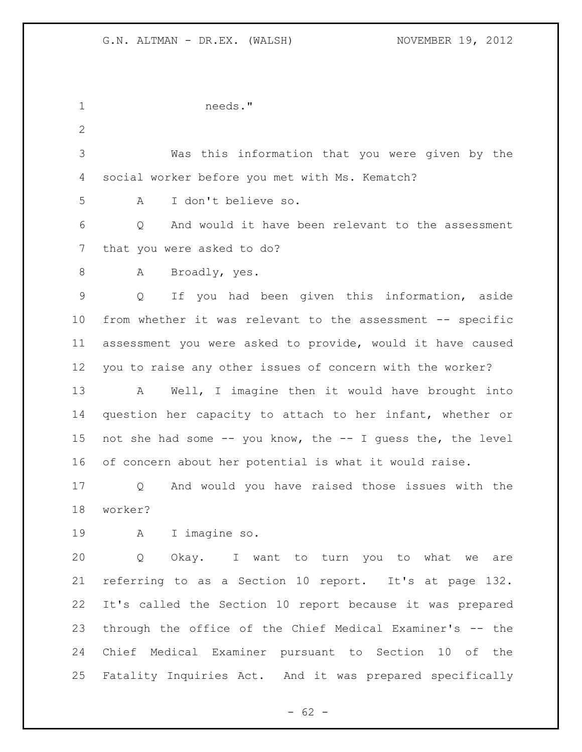needs."

Was this information that you were given by the social worker before you met with Ms. Kematch?

A I don't believe so.

Q And would it have been relevant to the assessment that you were asked to do?

A Broadly, yes.

Q If you had been given this information, aside from whether it was relevant to the assessment -- specific assessment you were asked to provide, would it have caused you to raise any other issues of concern with the worker?

A Well, I imagine then it would have brought into question her capacity to attach to her infant, whether or not she had some -- you know, the -- I guess the, the level of concern about her potential is what it would raise.

Q And would you have raised those issues with the worker?

A I imagine so.

Q Okay. I want to turn you to what we are referring to as a Section 10 report. It's at page 132. It's called the Section 10 report because it was prepared through the office of the Chief Medical Examiner's -- the Chief Medical Examiner pursuant to Section 10 of the Fatality Inquiries Act. And it was prepared specifically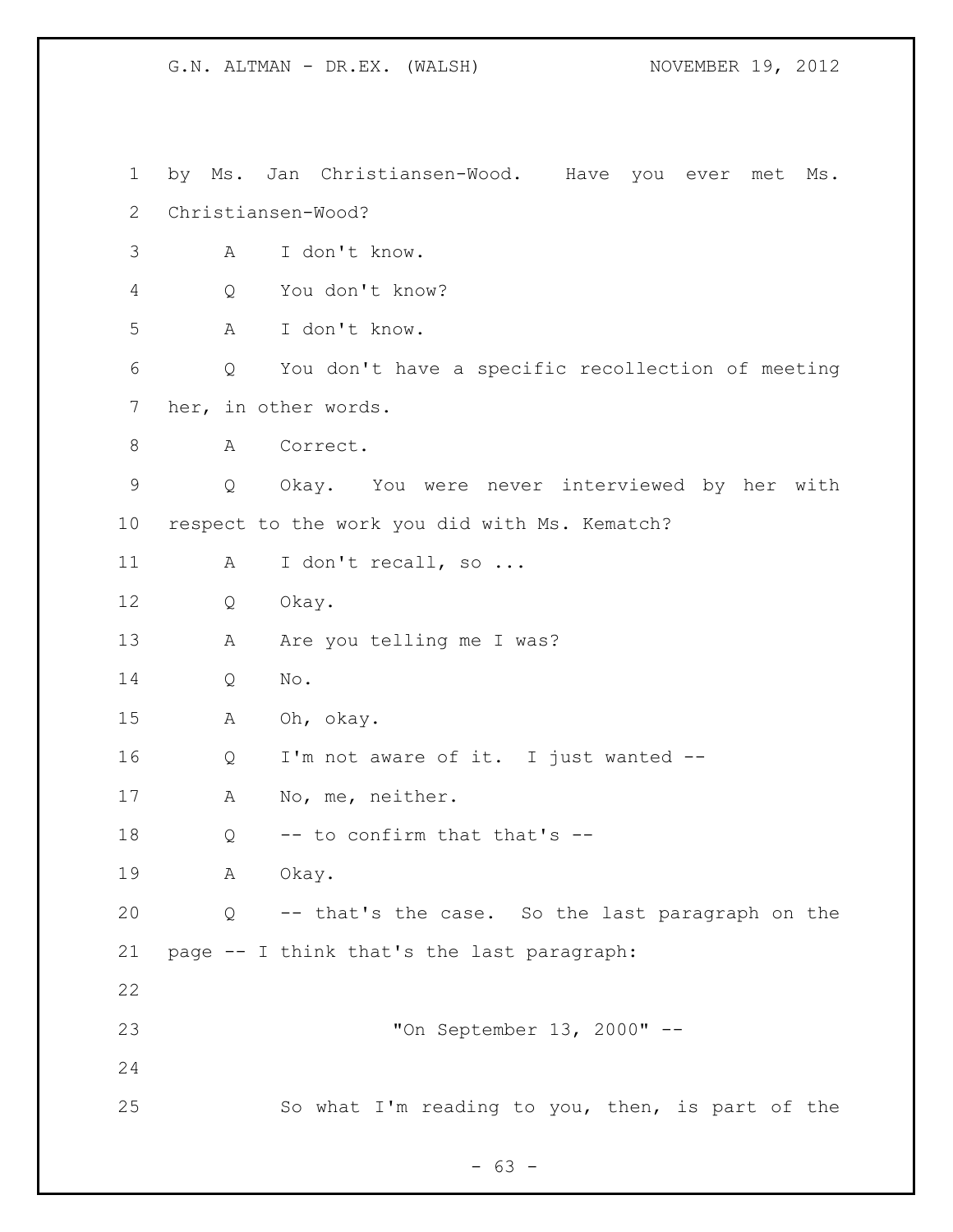by Ms. Jan Christiansen-Wood. Have you ever met Ms. Christiansen-Wood?

A I don't know.

Q You don't know?

A I don't know.

Q You don't have a specific recollection of meeting her, in other words.

A Correct.

Q Okay. You were never interviewed by her with respect to the work you did with Ms. Kematch?

A I don't recall, so ...

Q Okay.

A Are you telling me I was?

Q No.

A Oh, okay.

Q I'm not aware of it. I just wanted --

A No, me, neither.

Q -- to confirm that that's --

A Okay.

Q -- that's the case. So the last paragraph on the page -- I think that's the last paragraph:

"On September 13, 2000" --

So what I'm reading to you, then, is part of the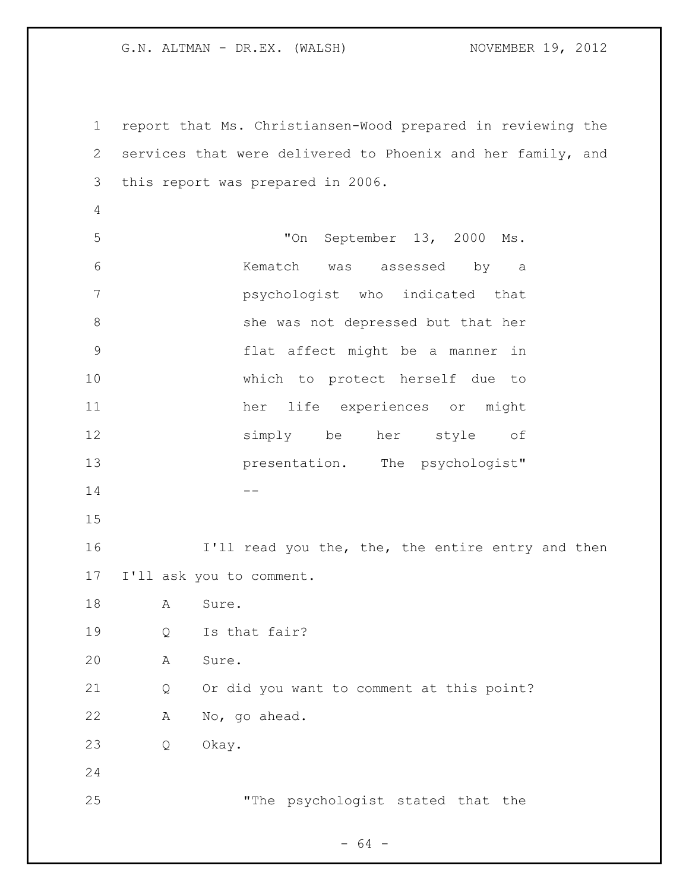report that Ms. Christiansen-Wood prepared in reviewing the services that were delivered to Phoenix and her family, and this report was prepared in 2006.

> "On September 13, 2000 Ms. Kematch was assessed by a psychologist who indicated that she was not depressed but that her flat affect might be a manner in which to protect herself due to her life experiences or might simply be her style of presentation. The psychologist"
> --

I'll read you the, the, the entire entry and then I'll ask you to comment.

A Sure.

Q Is that fair?

A Sure.

Q Or did you want to comment at this point?

A No, go ahead.

Q Okay.

> "The psychologist stated that the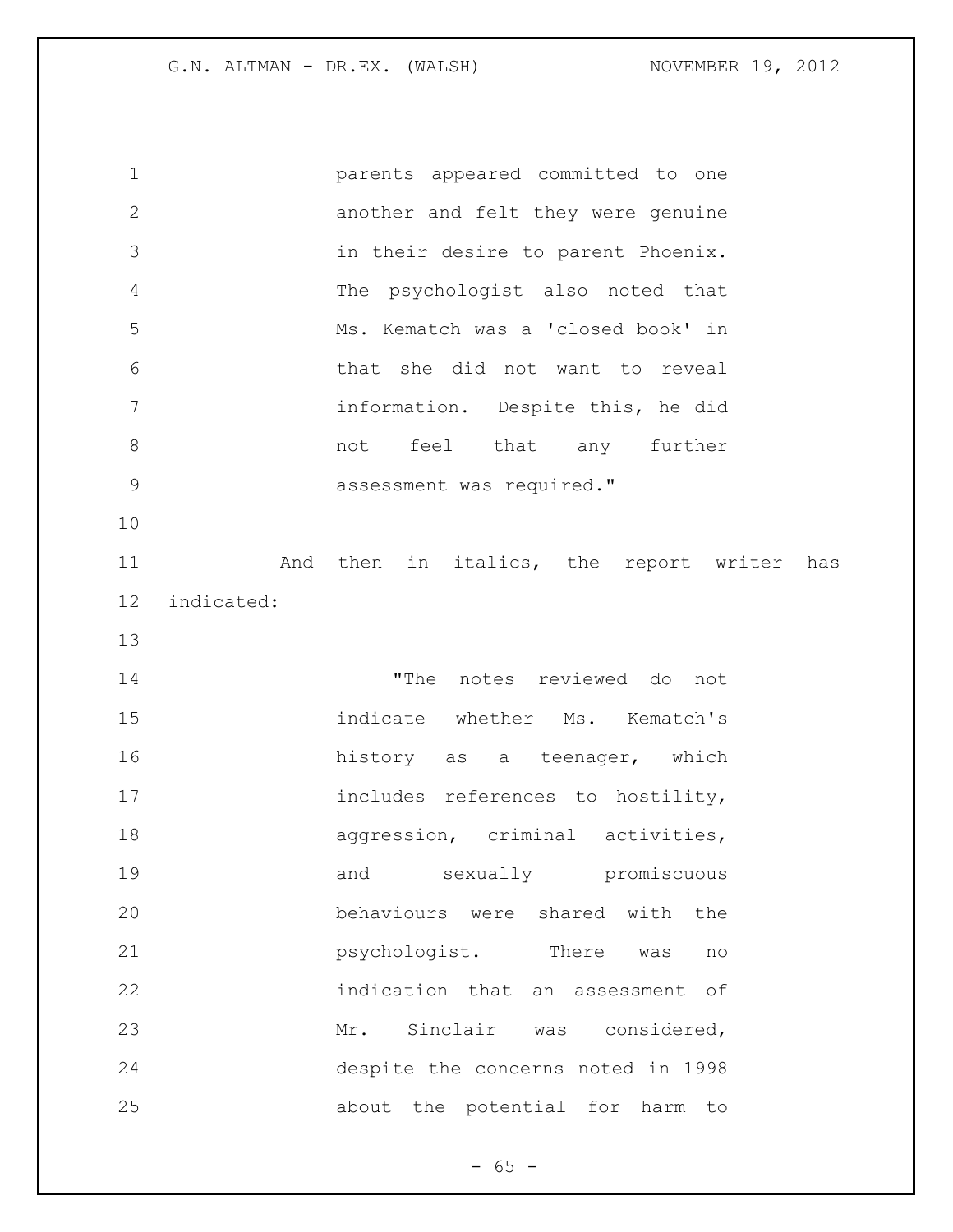parents appeared committed to one another and felt they were genuine in their desire to parent Phoenix. The psychologist also noted that Ms. Kematch was a 'closed book' in that she did not want to reveal information. Despite this, he did not feel that any further assessment was required."

And then in italics, the report writer has indicated:

"The notes reviewed do not indicate whether Ms. Kematch's history as a teenager, which includes references to hostility, aggression, criminal activities, and sexually promiscuous behaviours were shared with the psychologist. There was no indication that an assessment of Mr. Sinclair was considered, despite the concerns noted in 1998 about the potential for harm to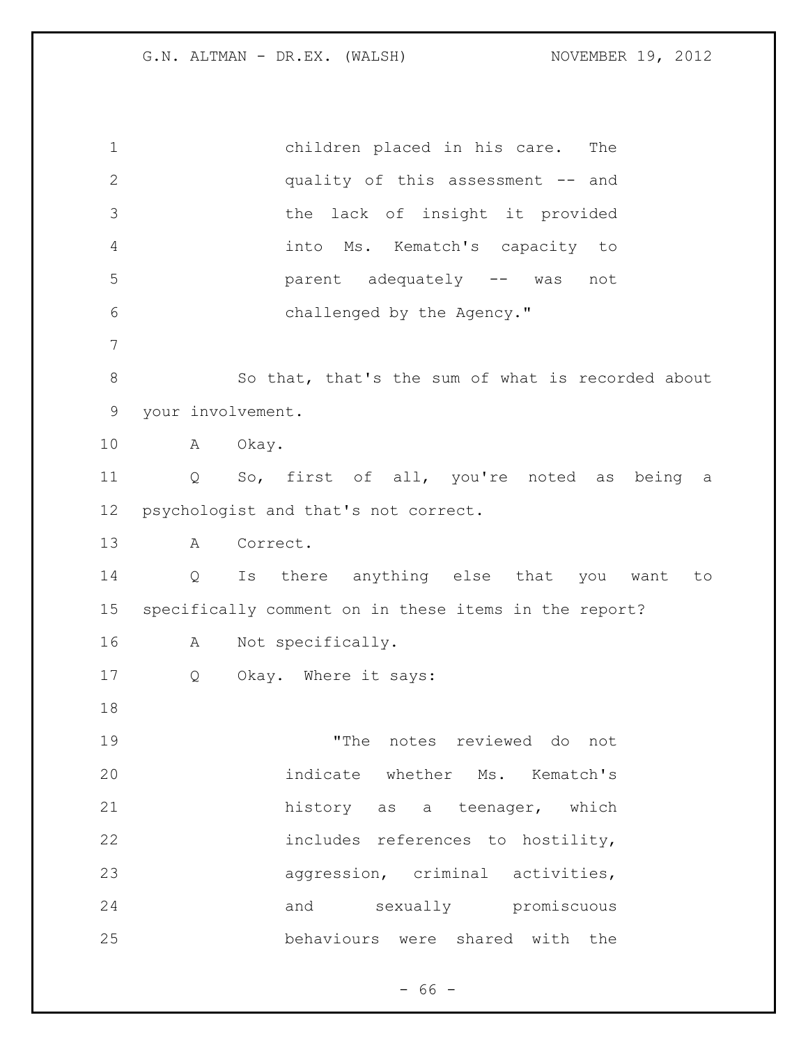children placed in his care. The quality of this assessment -- and the lack of insight it provided into Ms. Kematch's capacity to parent adequately -- was not challenged by the Agency."

So that, that's the sum of what is recorded about your involvement.

A Okay.

Q So, first of all, you're noted as being a psychologist and that's not correct.

A Correct.

Q Is there anything else that you want to specifically comment on in these items in the report?

A Not specifically.

Q Okay. Where it says:

> "The notes reviewed do not indicate whether Ms. Kematch's history as a teenager, which includes references to hostility, aggression, criminal activities, and sexually promiscuous behaviours were shared with the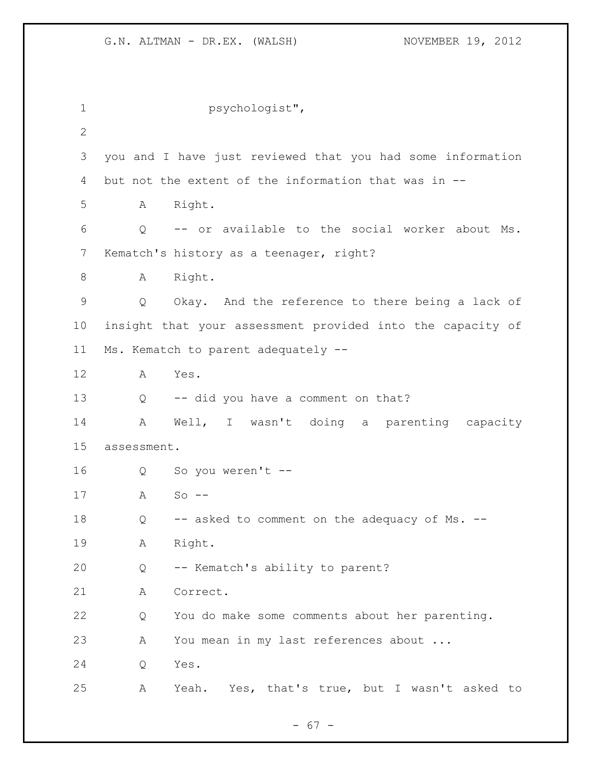psychologist",

you and I have just reviewed that you had some information but not the extent of the information that was in --

A Right.

Q -- or available to the social worker about Ms. Kematch's history as a teenager, right?

A Right.

Q Okay. And the reference to there being a lack of insight that your assessment provided into the capacity of Ms. Kematch to parent adequately --

A Yes.

Q -- did you have a comment on that?

A Well, I wasn't doing a parenting capacity assessment.

Q So you weren't --

A So --

Q -- asked to comment on the adequacy of Ms. --

A Right.

Q -- Kematch's ability to parent?

A Correct.

Q You do make some comments about her parenting.

A You mean in my last references about ...

Q Yes.

A Yeah. Yes, that's true, but I wasn't asked to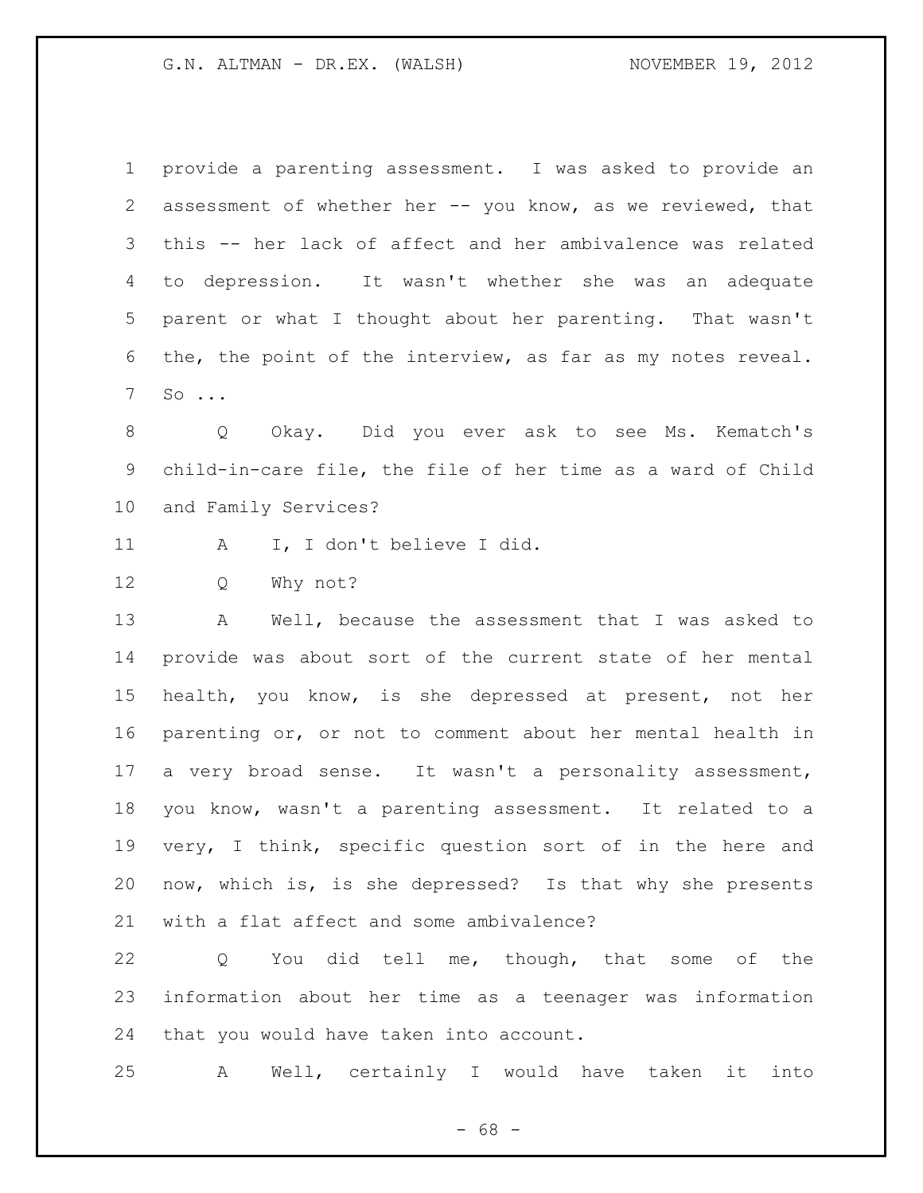provide a parenting assessment. I was asked to provide an assessment of whether her -- you know, as we reviewed, that this -- her lack of affect and her ambivalence was related to depression. It wasn't whether she was an adequate parent or what I thought about her parenting. That wasn't the, the point of the interview, as far as my notes reveal. So ...

Q Okay. Did you ever ask to see Ms. Kematch's child-in-care file, the file of her time as a ward of Child and Family Services?

A I, I don't believe I did.

Q Why not?

A Well, because the assessment that I was asked to provide was about sort of the current state of her mental health, you know, is she depressed at present, not her parenting or, or not to comment about her mental health in a very broad sense. It wasn't a personality assessment, you know, wasn't a parenting assessment. It related to a very, I think, specific question sort of in the here and now, which is, is she depressed? Is that why she presents with a flat affect and some ambivalence?

Q You did tell me, though, that some of the information about her time as a teenager was information that you would have taken into account.

A Well, certainly I would have taken it into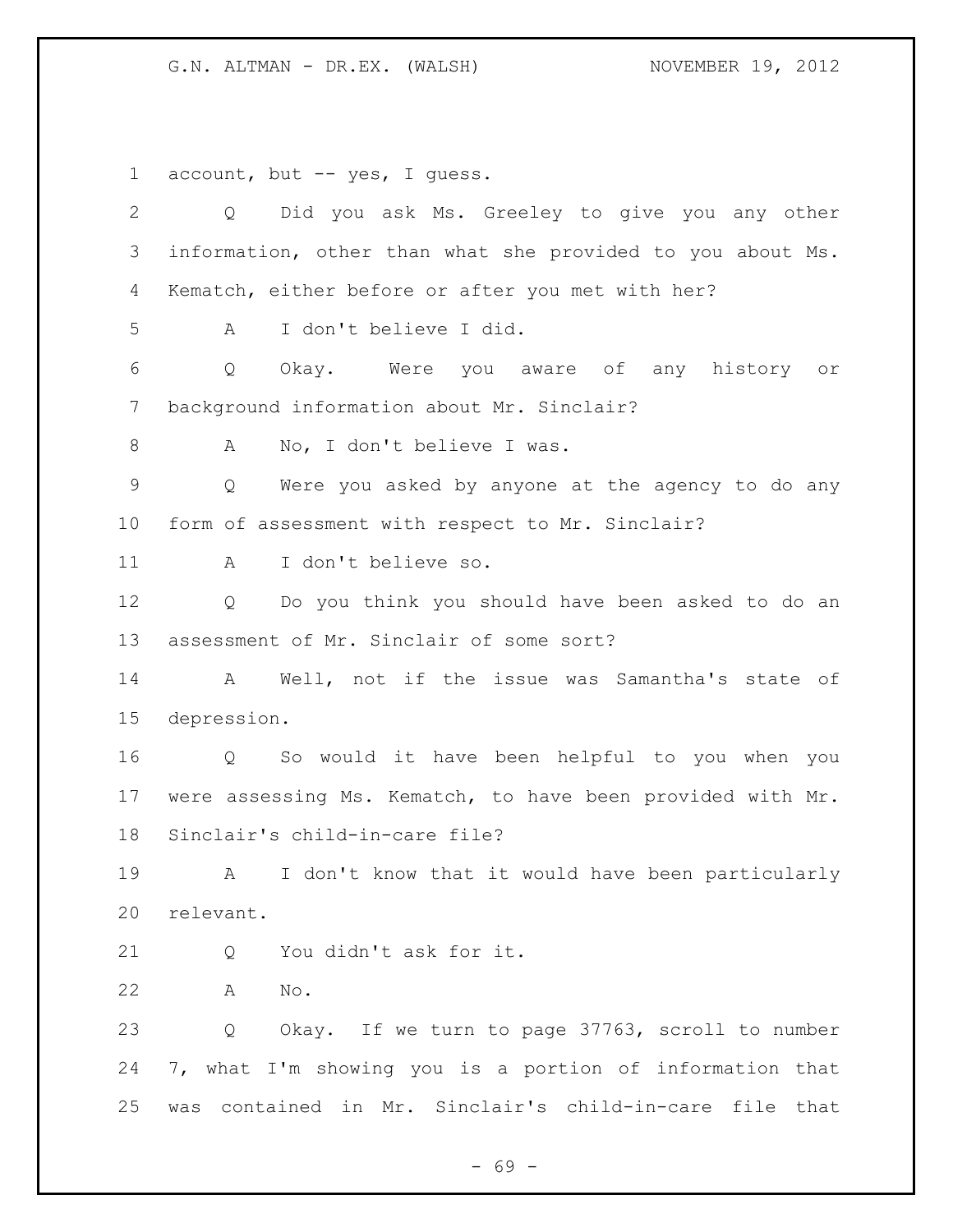account, but -- yes, I guess.

Q Did you ask Ms. Greeley to give you any other information, other than what she provided to you about Ms. Kematch, either before or after you met with her?

A I don't believe I did.

Q Okay. Were you aware of any history or background information about Mr. Sinclair?

A No, I don't believe I was.

Q Were you asked by anyone at the agency to do any form of assessment with respect to Mr. Sinclair?

A I don't believe so.

Q Do you think you should have been asked to do an assessment of Mr. Sinclair of some sort?

A Well, not if the issue was Samantha's state of depression.

Q So would it have been helpful to you when you were assessing Ms. Kematch, to have been provided with Mr. Sinclair's child-in-care file?

A I don't know that it would have been particularly relevant.

Q You didn't ask for it.

A No.

Q Okay. If we turn to page 37763, scroll to number 7, what I'm showing you is a portion of information that was contained in Mr. Sinclair's child-in-care file that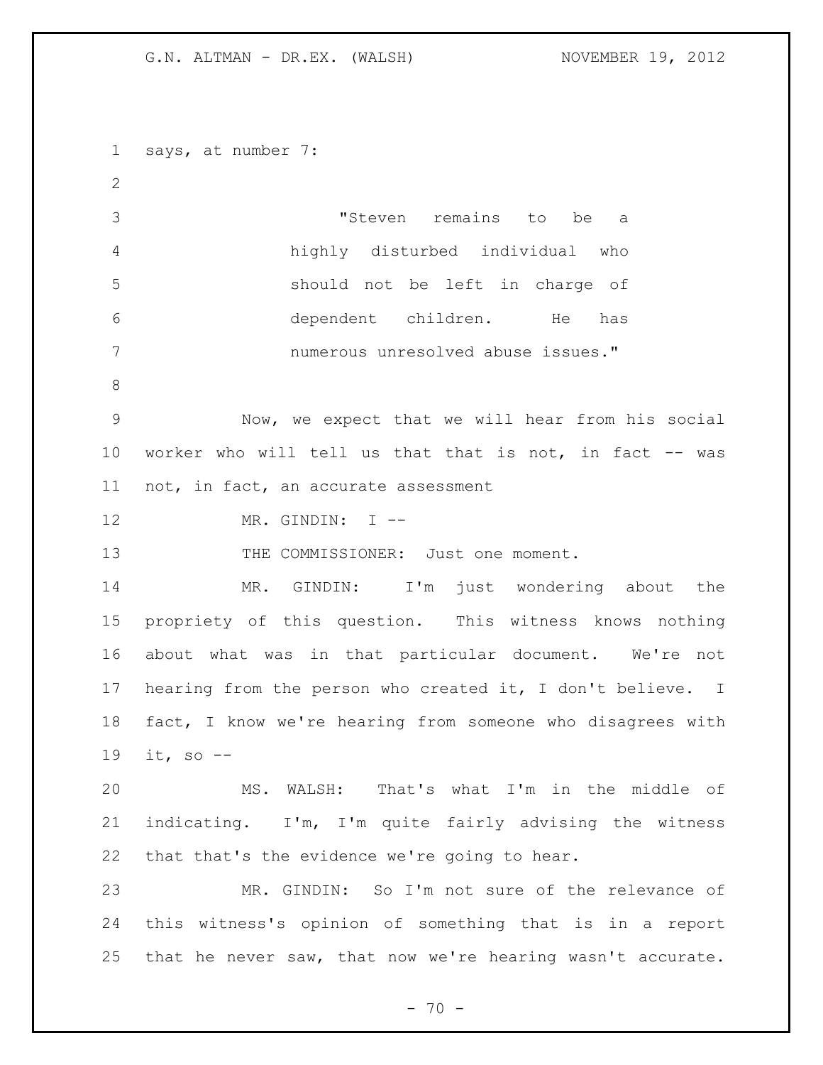says, at number 7:

> "Steven remains to be a highly disturbed individual who should not be left in charge of dependent children. He has numerous unresolved abuse issues."

Now, we expect that we will hear from his social worker who will tell us that that is not, in fact -- was not, in fact, an accurate assessment

MR. GINDIN: I --

THE COMMISSIONER: Just one moment.

MR. GINDIN: I'm just wondering about the propriety of this question. This witness knows nothing about what was in that particular document. We're not hearing from the person who created it, I don't believe. I fact, I know we're hearing from someone who disagrees with it, so --

MS. WALSH: That's what I'm in the middle of indicating. I'm, I'm quite fairly advising the witness that that's the evidence we're going to hear.

MR. GINDIN: So I'm not sure of the relevance of this witness's opinion of something that is in a report that he never saw, that now we're hearing wasn't accurate.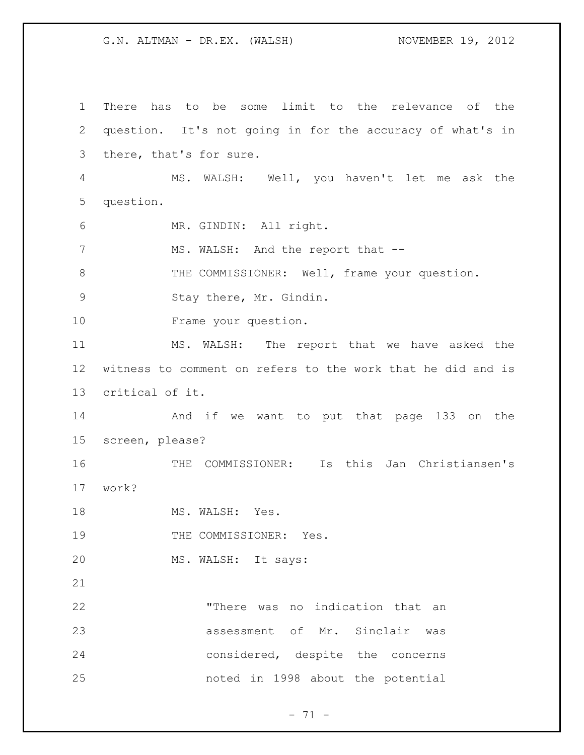There has to be some limit to the relevance of the question. It's not going in for the accuracy of what's in there, that's for sure.

MS. WALSH: Well, you haven't let me ask the question.

MR. GINDIN: All right.

MS. WALSH: And the report that --

THE COMMISSIONER: Well, frame your question.

Stay there, Mr. Gindin.

Frame your question.

MS. WALSH: The report that we have asked the witness to comment on refers to the work that he did and is critical of it.

And if we want to put that page 133 on the screen, please?

THE COMMISSIONER: Is this Jan Christiansen's work?

MS. WALSH: Yes.

THE COMMISSIONER: Yes.

MS. WALSH: It says:

> "There was no indication that an assessment of Mr. Sinclair was considered, despite the concerns noted in 1998 about the potential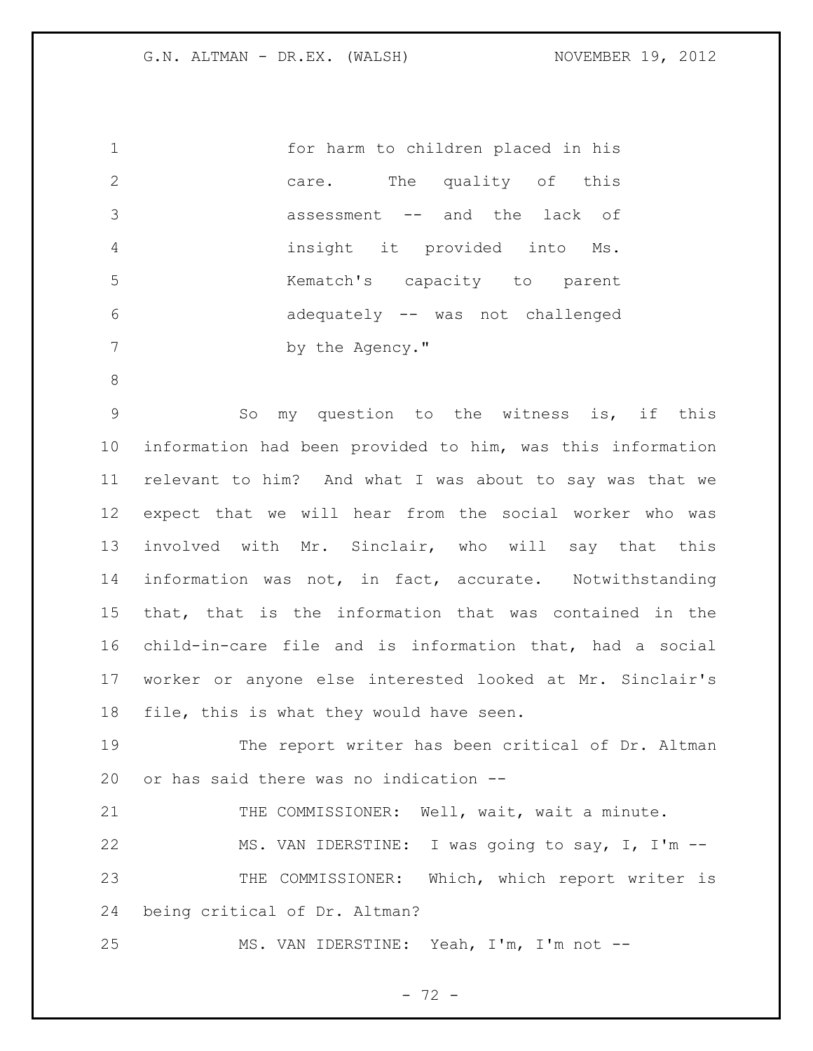for harm to children placed in his care. The quality of this assessment -- and the lack of insight it provided into Ms. Kematch's capacity to parent adequately -- was not challenged by the Agency."

So my question to the witness is, if this information had been provided to him, was this information relevant to him? And what I was about to say was that we expect that we will hear from the social worker who was involved with Mr. Sinclair, who will say that this information was not, in fact, accurate. Notwithstanding that, that is the information that was contained in the child-in-care file and is information that, had a social worker or anyone else interested looked at Mr. Sinclair's file, this is what they would have seen.

The report writer has been critical of Dr. Altman or has said there was no indication --

THE COMMISSIONER: Well, wait, wait a minute.

MS. VAN IDERSTINE: I was going to say, I, I'm --

THE COMMISSIONER: Which, which report writer is being critical of Dr. Altman?

MS. VAN IDERSTINE: Yeah, I'm, I'm not --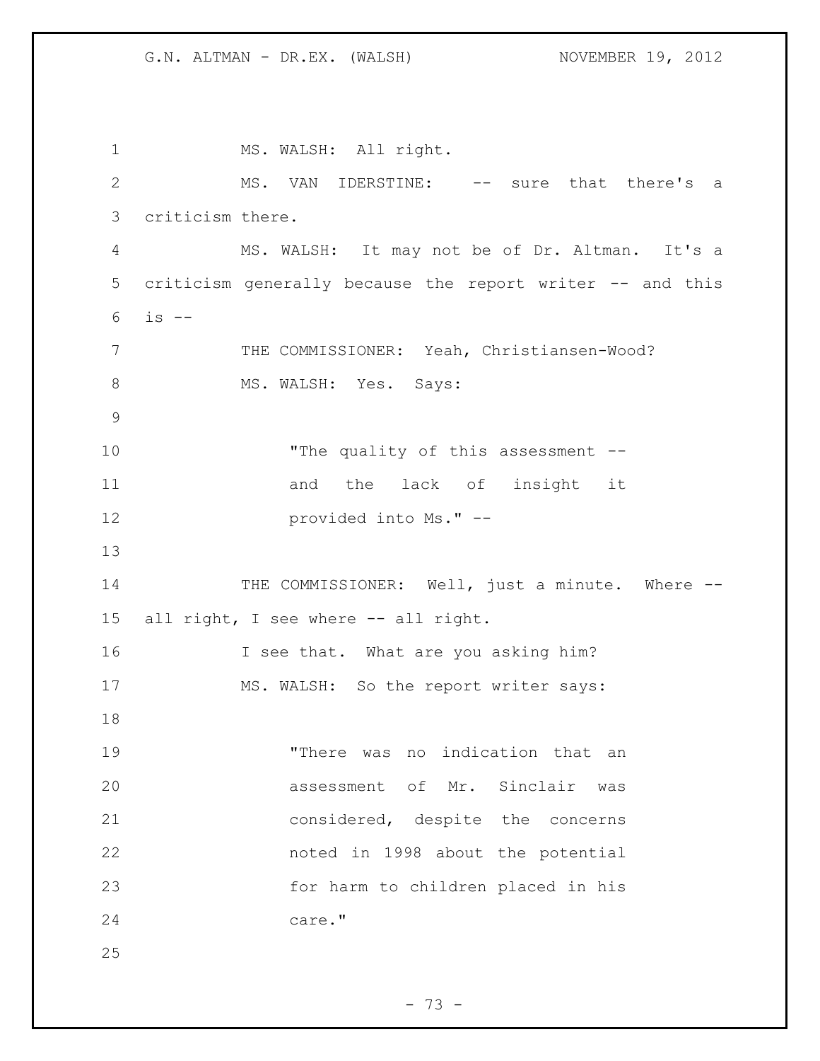MS. WALSH: All right.

MS. VAN IDERSTINE: -- sure that there's a criticism there.

MS. WALSH: It may not be of Dr. Altman. It's a criticism generally because the report writer -- and this is --

THE COMMISSIONER: Yeah, Christiansen-Wood?

MS. WALSH: Yes. Says:

> "The quality of this assessment -- and the lack of insight it provided into Ms." --

THE COMMISSIONER: Well, just a minute. Where -- all right, I see where -- all right.

I see that. What are you asking him?

MS. WALSH: So the report writer says:

> "There was no indication that an assessment of Mr. Sinclair was considered, despite the concerns noted in 1998 about the potential for harm to children placed in his care."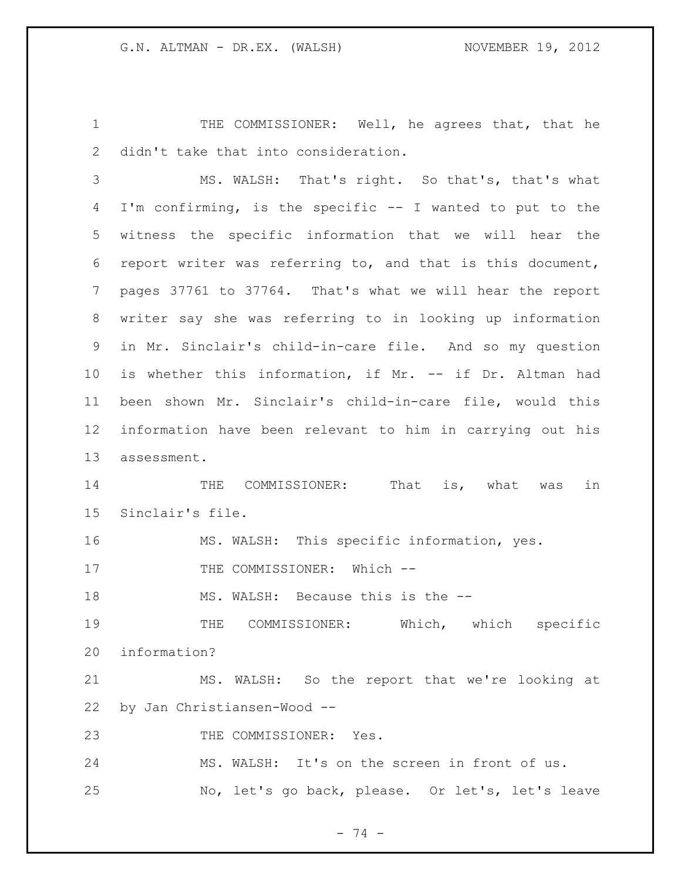THE COMMISSIONER: Well, he agrees that, that he didn't take that into consideration.

MS. WALSH: That's right. So that's, that's what I'm confirming, is the specific -- I wanted to put to the witness the specific information that we will hear the report writer was referring to, and that is this document, pages 37761 to 37764. That's what we will hear the report writer say she was referring to in looking up information in Mr. Sinclair's child-in-care file. And so my question is whether this information, if Mr. -- if Dr. Altman had been shown Mr. Sinclair's child-in-care file, would this information have been relevant to him in carrying out his assessment.

THE COMMISSIONER: That is, what was in Sinclair's file.

MS. WALSH: This specific information, yes.

THE COMMISSIONER: Which --

MS. WALSH: Because this is the --

THE COMMISSIONER: Which, which specific information?

MS. WALSH: So the report that we're looking at by Jan Christiansen-Wood --

THE COMMISSIONER: Yes.

MS. WALSH: It's on the screen in front of us.

No, let's go back, please. Or let's, let's leave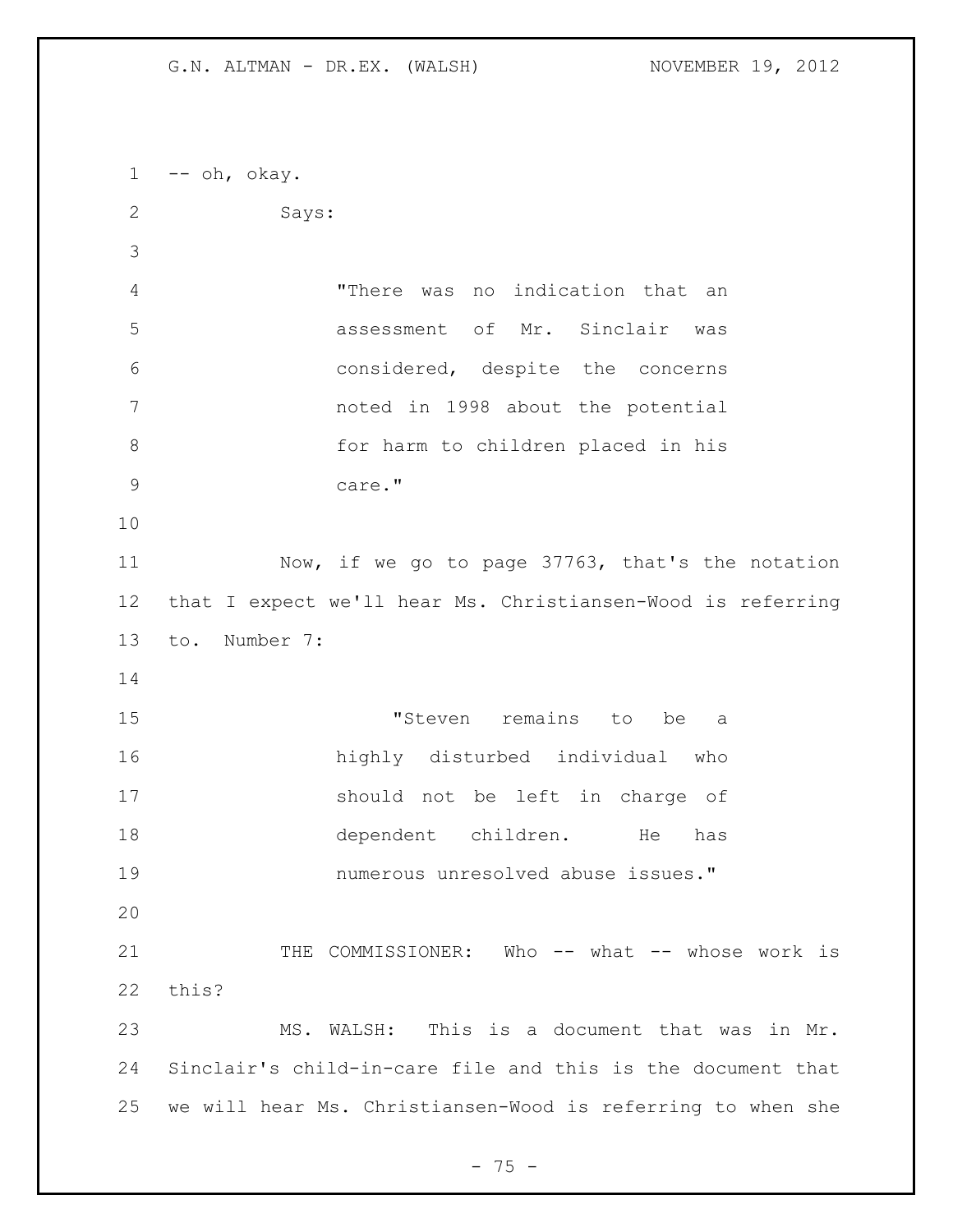-- oh, okay.

Says:

> "There was no indication that an assessment of Mr. Sinclair was considered, despite the concerns noted in 1998 about the potential for harm to children placed in his care."

Now, if we go to page 37763, that's the notation that I expect we'll hear Ms. Christiansen-Wood is referring to. Number 7:

> "Steven remains to be a highly disturbed individual who should not be left in charge of dependent children. He has numerous unresolved abuse issues."

THE COMMISSIONER: Who -- what -- whose work is this?

MS. WALSH: This is a document that was in Mr. Sinclair's child-in-care file and this is the document that we will hear Ms. Christiansen-Wood is referring to when she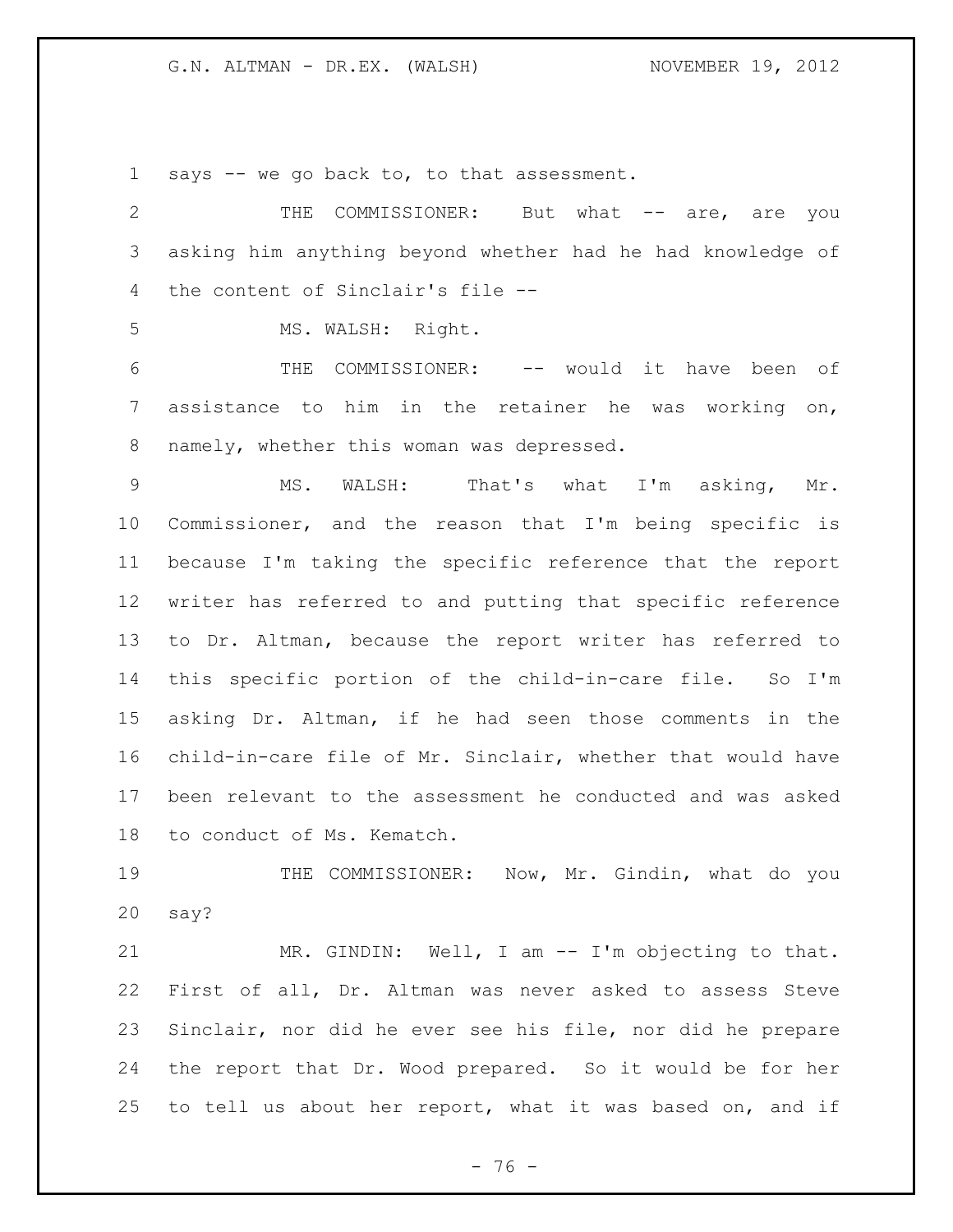says -- we go back to, to that assessment.

THE COMMISSIONER: But what -- are, are you asking him anything beyond whether had he had knowledge of the content of Sinclair's file --

MS. WALSH: Right.

THE COMMISSIONER: -- would it have been of assistance to him in the retainer he was working on, namely, whether this woman was depressed.

MS. WALSH: That's what I'm asking, Mr. Commissioner, and the reason that I'm being specific is because I'm taking the specific reference that the report writer has referred to and putting that specific reference to Dr. Altman, because the report writer has referred to this specific portion of the child-in-care file. So I'm asking Dr. Altman, if he had seen those comments in the child-in-care file of Mr. Sinclair, whether that would have been relevant to the assessment he conducted and was asked to conduct of Ms. Kematch.

THE COMMISSIONER: Now, Mr. Gindin, what do you say?

MR. GINDIN: Well, I am -- I'm objecting to that. First of all, Dr. Altman was never asked to assess Steve Sinclair, nor did he ever see his file, nor did he prepare the report that Dr. Wood prepared. So it would be for her to tell us about her report, what it was based on, and if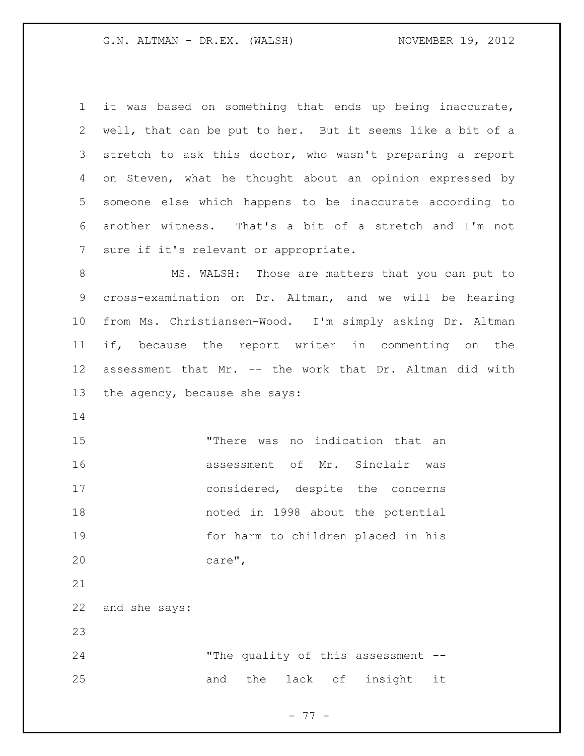it was based on something that ends up being inaccurate, well, that can be put to her. But it seems like a bit of a stretch to ask this doctor, who wasn't preparing a report on Steven, what he thought about an opinion expressed by someone else which happens to be inaccurate according to another witness. That's a bit of a stretch and I'm not sure if it's relevant or appropriate.

MS. WALSH: Those are matters that you can put to cross-examination on Dr. Altman, and we will be hearing from Ms. Christiansen-Wood. I'm simply asking Dr. Altman if, because the report writer in commenting on the assessment that Mr. -- the work that Dr. Altman did with the agency, because she says:

> "There was no indication that an assessment of Mr. Sinclair was considered, despite the concerns noted in 1998 about the potential for harm to children placed in his care",

and she says:

> "The quality of this assessment -- and the lack of insight it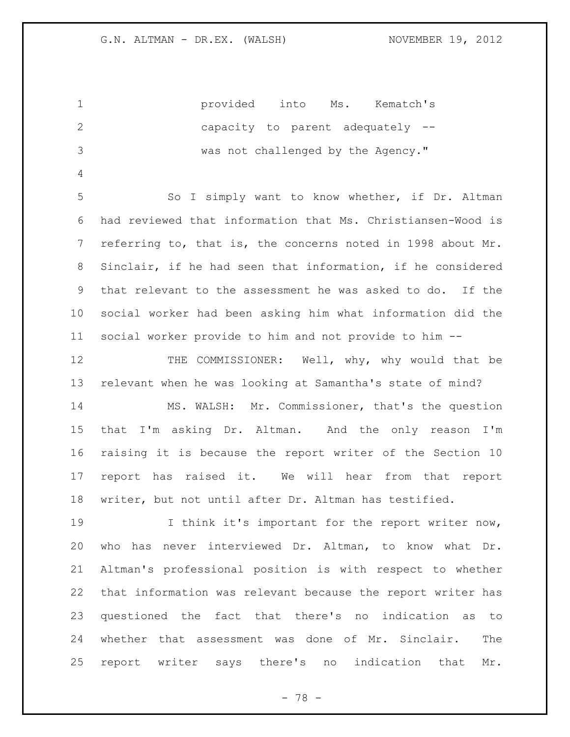provided into Ms. Kematch's capacity to parent adequately -- was not challenged by the Agency."

So I simply want to know whether, if Dr. Altman had reviewed that information that Ms. Christiansen-Wood is referring to, that is, the concerns noted in 1998 about Mr. Sinclair, if he had seen that information, if he considered that relevant to the assessment he was asked to do. If the social worker had been asking him what information did the social worker provide to him and not provide to him --

THE COMMISSIONER: Well, why, why would that be relevant when he was looking at Samantha's state of mind?

MS. WALSH: Mr. Commissioner, that's the question that I'm asking Dr. Altman. And the only reason I'm raising it is because the report writer of the Section 10 report has raised it. We will hear from that report writer, but not until after Dr. Altman has testified.

I think it's important for the report writer now, who has never interviewed Dr. Altman, to know what Dr. Altman's professional position is with respect to whether that information was relevant because the report writer has questioned the fact that there's no indication as to whether that assessment was done of Mr. Sinclair. The report writer says there's no indication that Mr.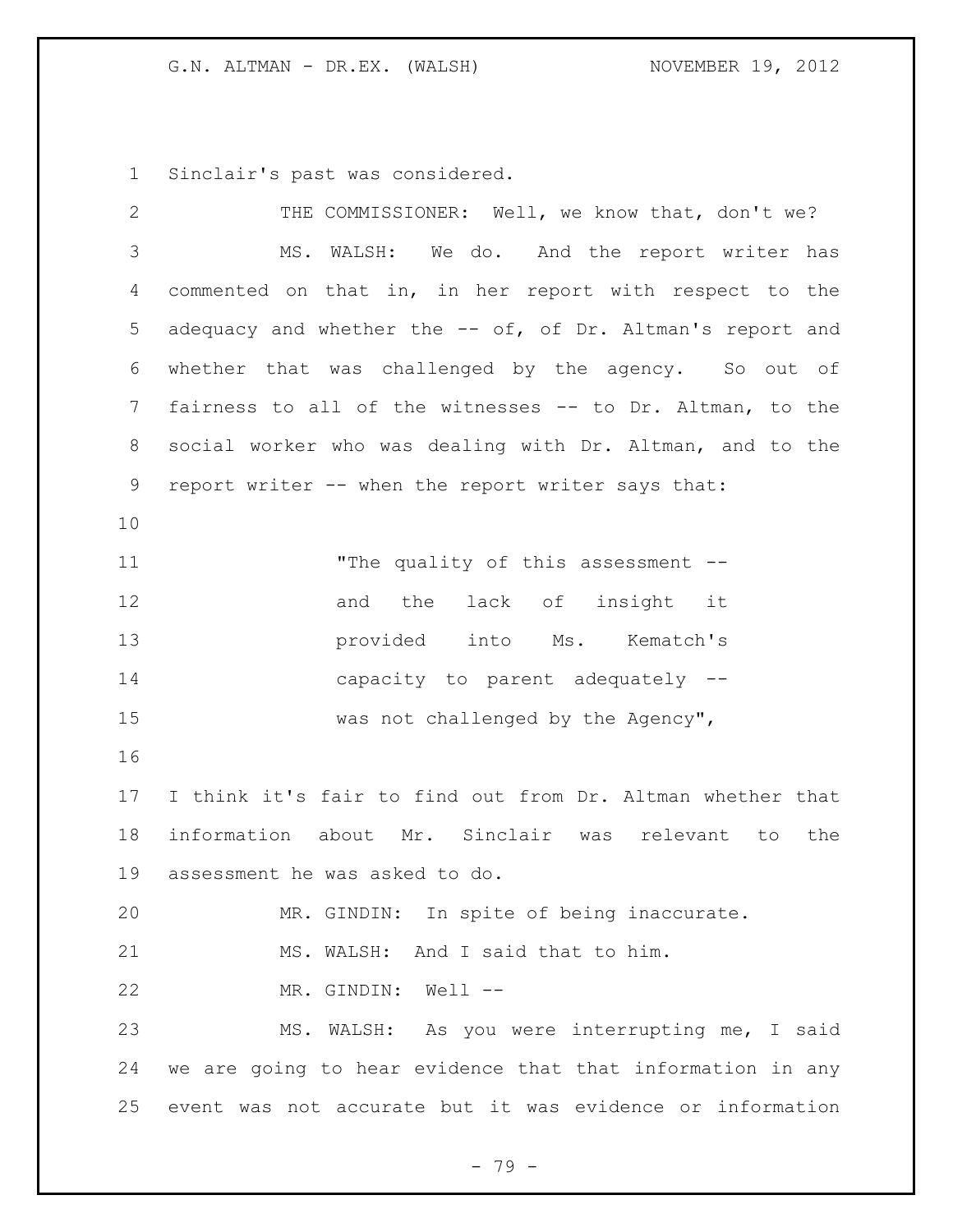Sinclair's past was considered.

THE COMMISSIONER: Well, we know that, don't we?

MS. WALSH: We do. And the report writer has commented on that in, in her report with respect to the adequacy and whether the -- of, of Dr. Altman's report and whether that was challenged by the agency. So out of fairness to all of the witnesses -- to Dr. Altman, to the social worker who was dealing with Dr. Altman, and to the report writer -- when the report writer says that:

> "The quality of this assessment -- and the lack of insight it provided into Ms. Kematch's capacity to parent adequately -- was not challenged by the Agency",

I think it's fair to find out from Dr. Altman whether that information about Mr. Sinclair was relevant to the assessment he was asked to do.

MR. GINDIN: In spite of being inaccurate.

MS. WALSH: And I said that to him.

MR. GINDIN: Well --

MS. WALSH: As you were interrupting me, I said we are going to hear evidence that that information in any event was not accurate but it was evidence or information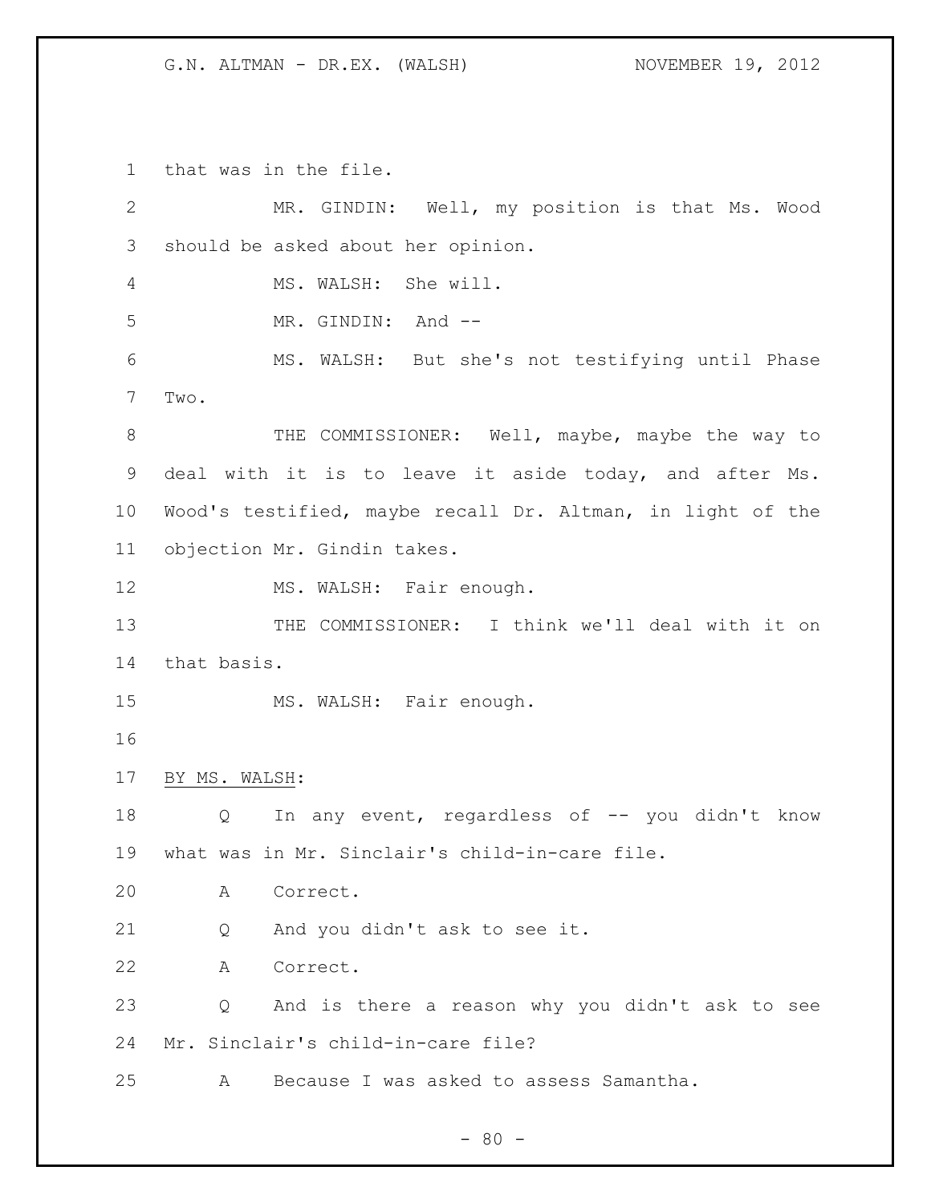that was in the file.

MR. GINDIN: Well, my position is that Ms. Wood should be asked about her opinion.

MS. WALSH: She will.

MR. GINDIN: And --

MS. WALSH: But she's not testifying until Phase Two.

THE COMMISSIONER: Well, maybe, maybe the way to deal with it is to leave it aside today, and after Ms. Wood's testified, maybe recall Dr. Altman, in light of the objection Mr. Gindin takes.

MS. WALSH: Fair enough.

THE COMMISSIONER: I think we'll deal with it on that basis.

MS. WALSH: Fair enough.

BY MS. WALSH:

Q In any event, regardless of -- you didn't know what was in Mr. Sinclair's child-in-care file.

A Correct.

Q And you didn't ask to see it.

A Correct.

Q And is there a reason why you didn't ask to see Mr. Sinclair's child-in-care file?

A Because I was asked to assess Samantha.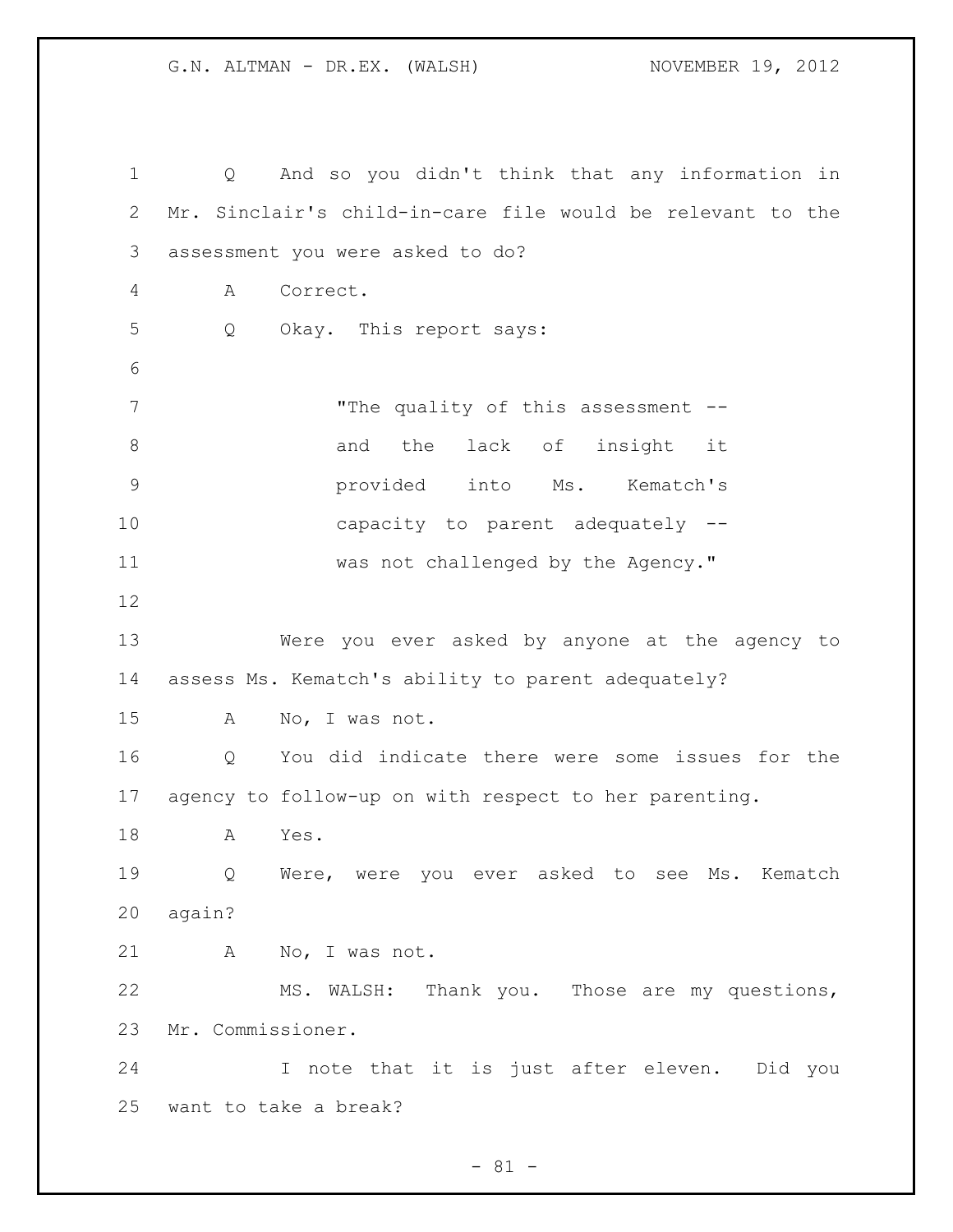Q And so you didn't think that any information in Mr. Sinclair's child-in-care file would be relevant to the assessment you were asked to do?

A Correct.

Q Okay. This report says:

> "The quality of this assessment -- and the lack of insight it provided into Ms. Kematch's capacity to parent adequately -- was not challenged by the Agency."

Were you ever asked by anyone at the agency to assess Ms. Kematch's ability to parent adequately?

A No, I was not.

Q You did indicate there were some issues for the agency to follow-up on with respect to her parenting.

A Yes.

Q Were, were you ever asked to see Ms. Kematch again?

A No, I was not.

MS. WALSH: Thank you. Those are my questions, Mr. Commissioner.

I note that it is just after eleven. Did you want to take a break?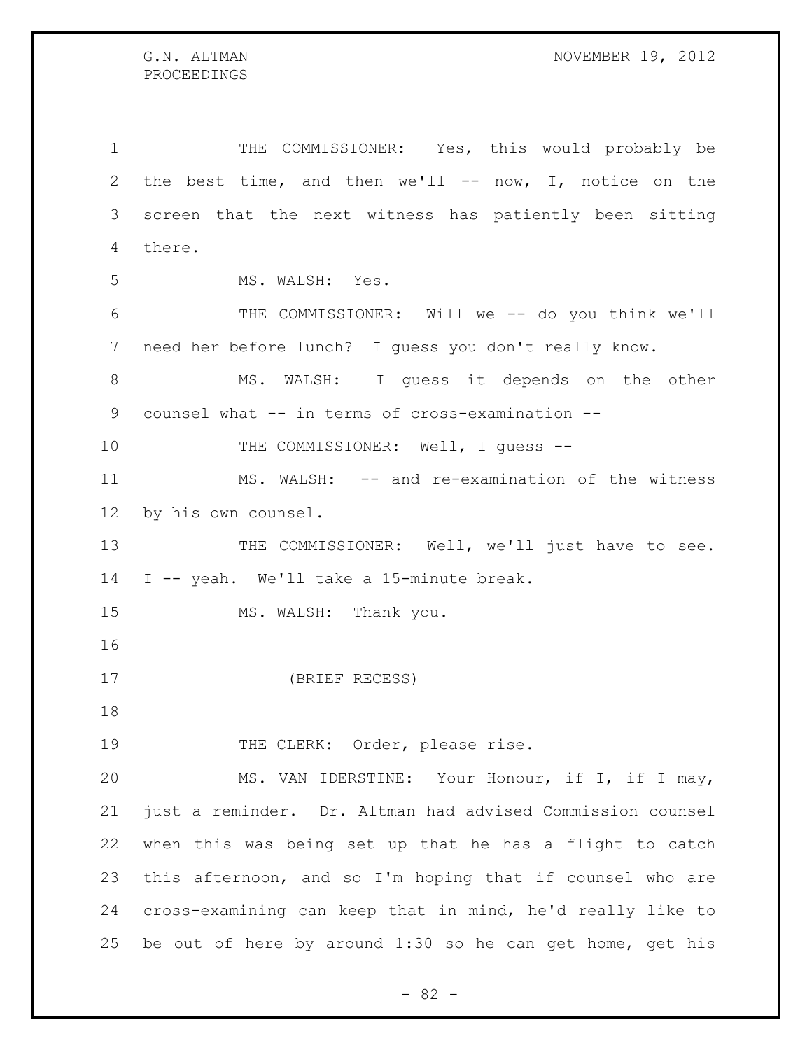THE COMMISSIONER: Yes, this would probably be the best time, and then we'll -- now, I, notice on the screen that the next witness has patiently been sitting there.

MS. WALSH: Yes.

THE COMMISSIONER: Will we -- do you think we'll need her before lunch? I guess you don't really know.

MS. WALSH: I guess it depends on the other counsel what -- in terms of cross-examination --

THE COMMISSIONER: Well, I guess --

MS. WALSH: -- and re-examination of the witness by his own counsel.

THE COMMISSIONER: Well, we'll just have to see. I -- yeah. We'll take a 15-minute break.

MS. WALSH: Thank you.

(BRIEF RECESS)

THE CLERK: Order, please rise.

MS. VAN IDERSTINE: Your Honour, if I, if I may, just a reminder. Dr. Altman had advised Commission counsel when this was being set up that he has a flight to catch this afternoon, and so I'm hoping that if counsel who are cross-examining can keep that in mind, he'd really like to be out of here by around 1:30 so he can get home, get his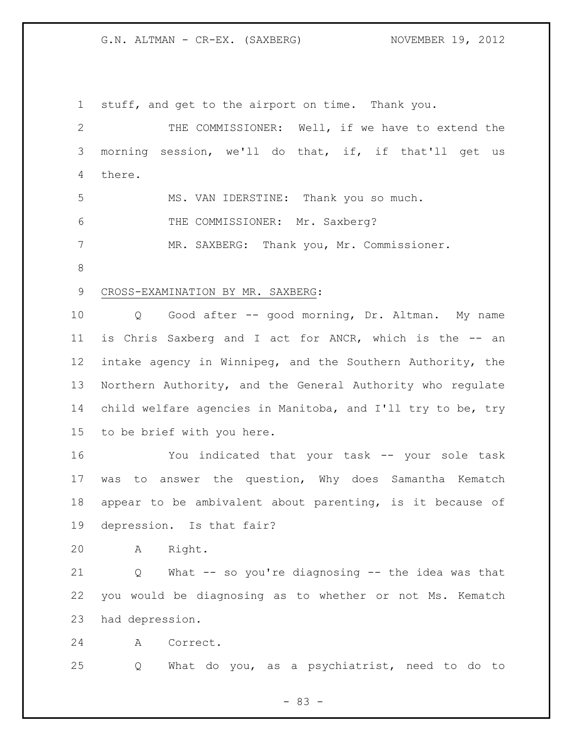stuff, and get to the airport on time. Thank you.

THE COMMISSIONER: Well, if we have to extend the morning session, we'll do that, if, if that'll get us there.

MS. VAN IDERSTINE: Thank you so much.

THE COMMISSIONER: Mr. Saxberg?

MR. SAXBERG: Thank you, Mr. Commissioner.

CROSS-EXAMINATION BY MR. SAXBERG:

Q Good after -- good morning, Dr. Altman. My name is Chris Saxberg and I act for ANCR, which is the -- an intake agency in Winnipeg, and the Southern Authority, the Northern Authority, and the General Authority who regulate child welfare agencies in Manitoba, and I'll try to be, try to be brief with you here.

You indicated that your task -- your sole task was to answer the question, Why does Samantha Kematch appear to be ambivalent about parenting, is it because of depression. Is that fair?

A Right.

Q What -- so you're diagnosing -- the idea was that you would be diagnosing as to whether or not Ms. Kematch had depression.

A Correct.

Q What do you, as a psychiatrist, need to do to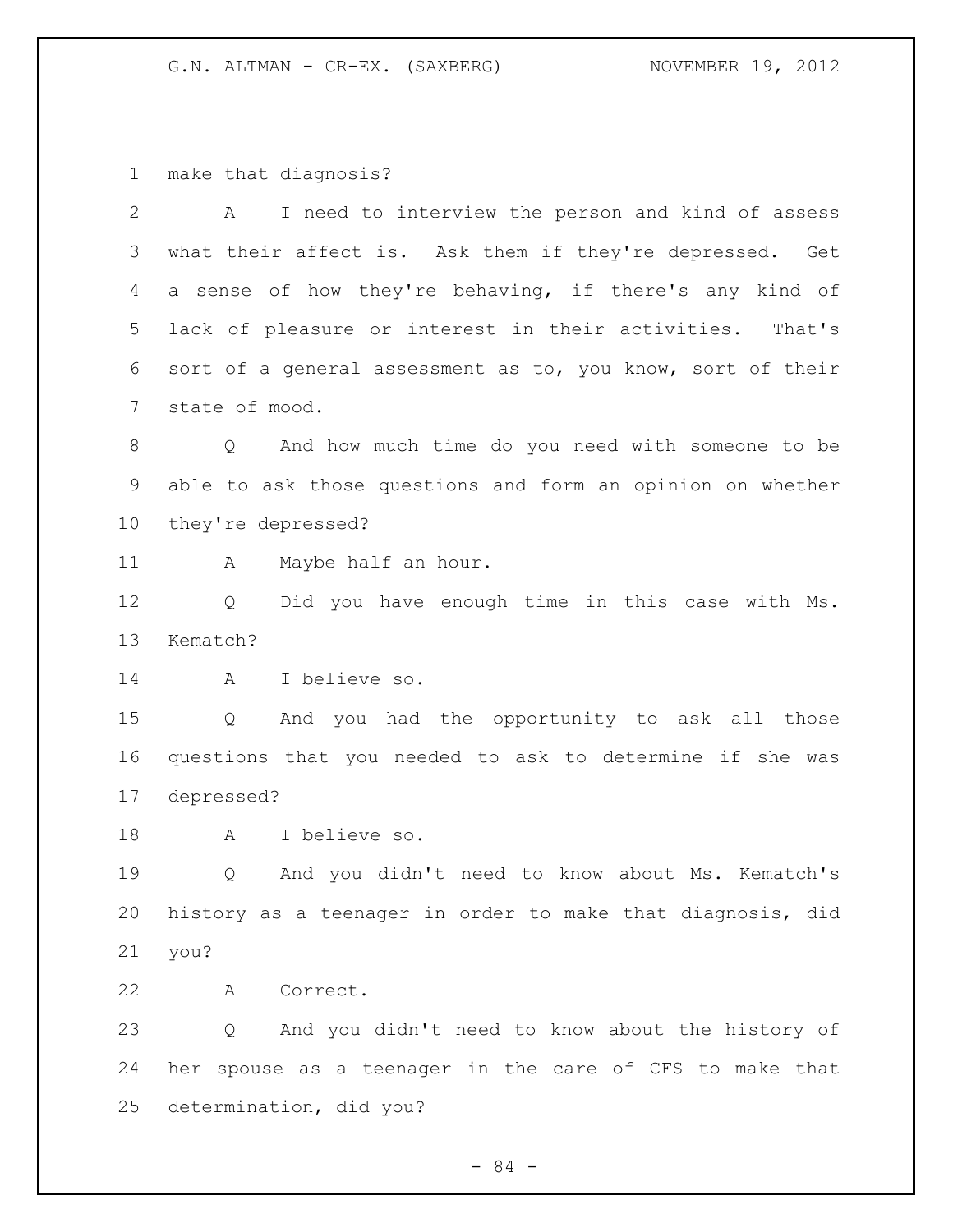make that diagnosis?

A I need to interview the person and kind of assess what their affect is. Ask them if they're depressed. Get a sense of how they're behaving, if there's any kind of lack of pleasure or interest in their activities. That's sort of a general assessment as to, you know, sort of their state of mood.

Q And how much time do you need with someone to be able to ask those questions and form an opinion on whether they're depressed?

A Maybe half an hour.

Q Did you have enough time in this case with Ms. Kematch?

A I believe so.

Q And you had the opportunity to ask all those questions that you needed to ask to determine if she was depressed?

A I believe so.

Q And you didn't need to know about Ms. Kematch's history as a teenager in order to make that diagnosis, did you?

A Correct.

Q And you didn't need to know about the history of her spouse as a teenager in the care of CFS to make that determination, did you?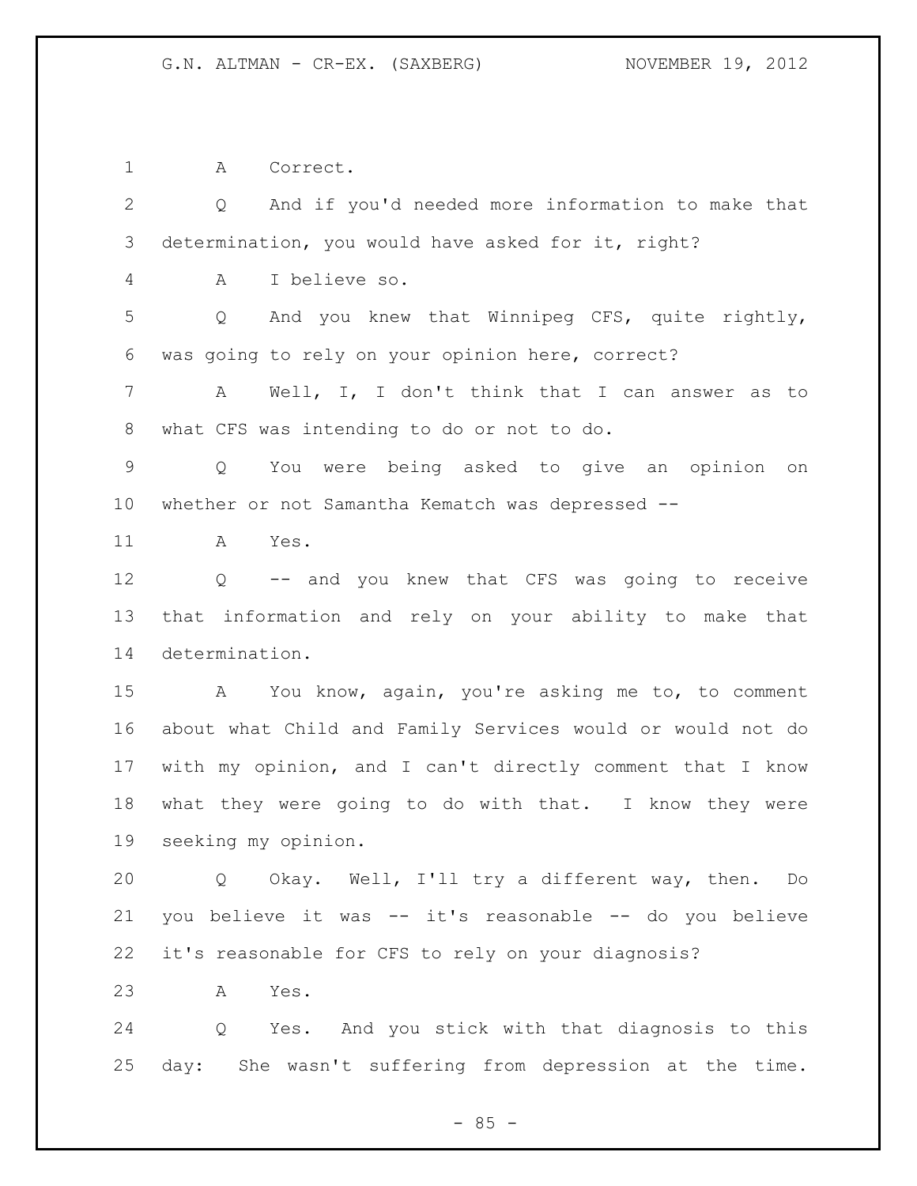A Correct.

Q And if you'd needed more information to make that determination, you would have asked for it, right?

A I believe so.

Q And you knew that Winnipeg CFS, quite rightly, was going to rely on your opinion here, correct?

A Well, I, I don't think that I can answer as to what CFS was intending to do or not to do.

Q You were being asked to give an opinion on whether or not Samantha Kematch was depressed --

A Yes.

Q -- and you knew that CFS was going to receive that information and rely on your ability to make that determination.

A You know, again, you're asking me to, to comment about what Child and Family Services would or would not do with my opinion, and I can't directly comment that I know what they were going to do with that. I know they were seeking my opinion.

Q Okay. Well, I'll try a different way, then. Do you believe it was -- it's reasonable -- do you believe it's reasonable for CFS to rely on your diagnosis?

A Yes.

Q Yes. And you stick with that diagnosis to this day: She wasn't suffering from depression at the time.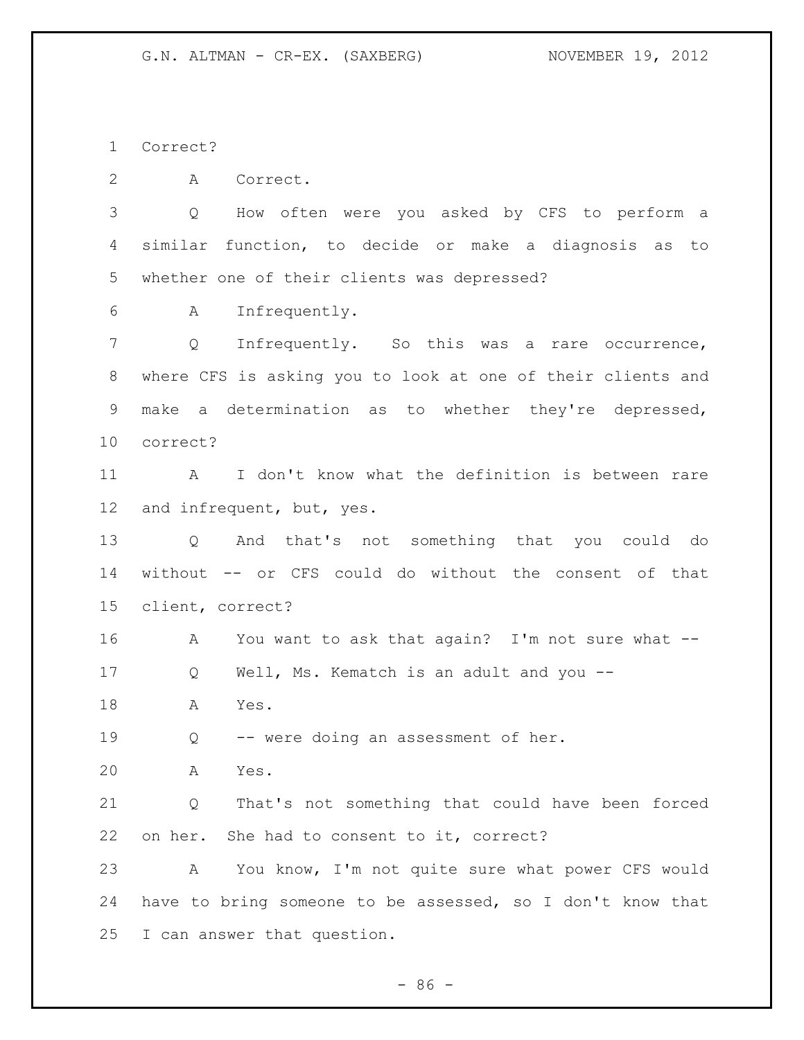Correct?

A Correct.

Q How often were you asked by CFS to perform a similar function, to decide or make a diagnosis as to whether one of their clients was depressed?

A Infrequently.

Q Infrequently. So this was a rare occurrence, where CFS is asking you to look at one of their clients and make a determination as to whether they're depressed, correct?

A I don't know what the definition is between rare and infrequent, but, yes.

Q And that's not something that you could do without -- or CFS could do without the consent of that client, correct?

A You want to ask that again? I'm not sure what --

Q Well, Ms. Kematch is an adult and you --

A Yes.

Q -- were doing an assessment of her.

A Yes.

Q That's not something that could have been forced on her. She had to consent to it, correct?

A You know, I'm not quite sure what power CFS would have to bring someone to be assessed, so I don't know that I can answer that question.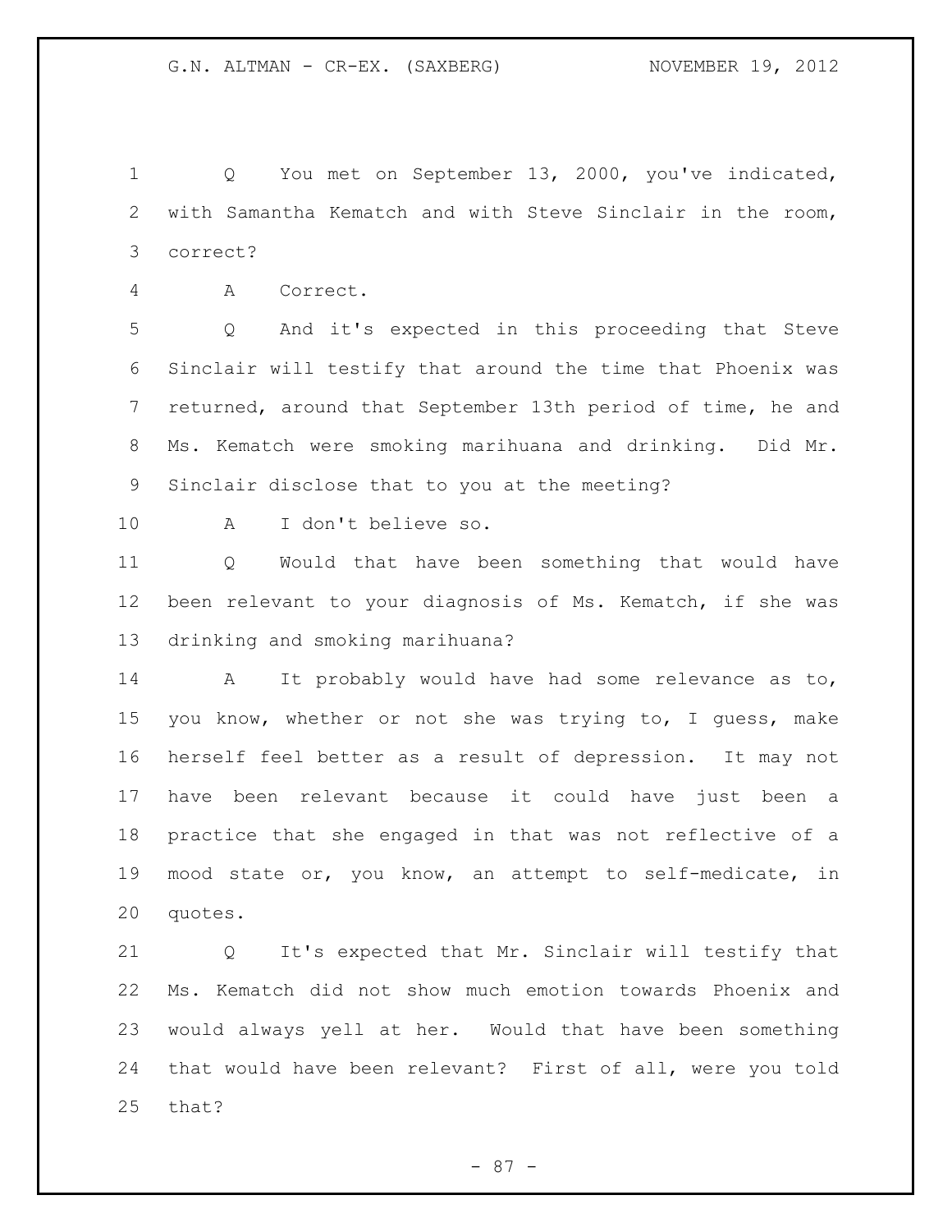Q You met on September 13, 2000, you've indicated, with Samantha Kematch and with Steve Sinclair in the room, correct?

A Correct.

Q And it's expected in this proceeding that Steve Sinclair will testify that around the time that Phoenix was returned, around that September 13th period of time, he and Ms. Kematch were smoking marihuana and drinking. Did Mr. Sinclair disclose that to you at the meeting?

A I don't believe so.

Q Would that have been something that would have been relevant to your diagnosis of Ms. Kematch, if she was drinking and smoking marihuana?

A It probably would have had some relevance as to, you know, whether or not she was trying to, I guess, make herself feel better as a result of depression. It may not have been relevant because it could have just been a practice that she engaged in that was not reflective of a mood state or, you know, an attempt to self-medicate, in quotes.

Q It's expected that Mr. Sinclair will testify that Ms. Kematch did not show much emotion towards Phoenix and would always yell at her. Would that have been something that would have been relevant? First of all, were you told that?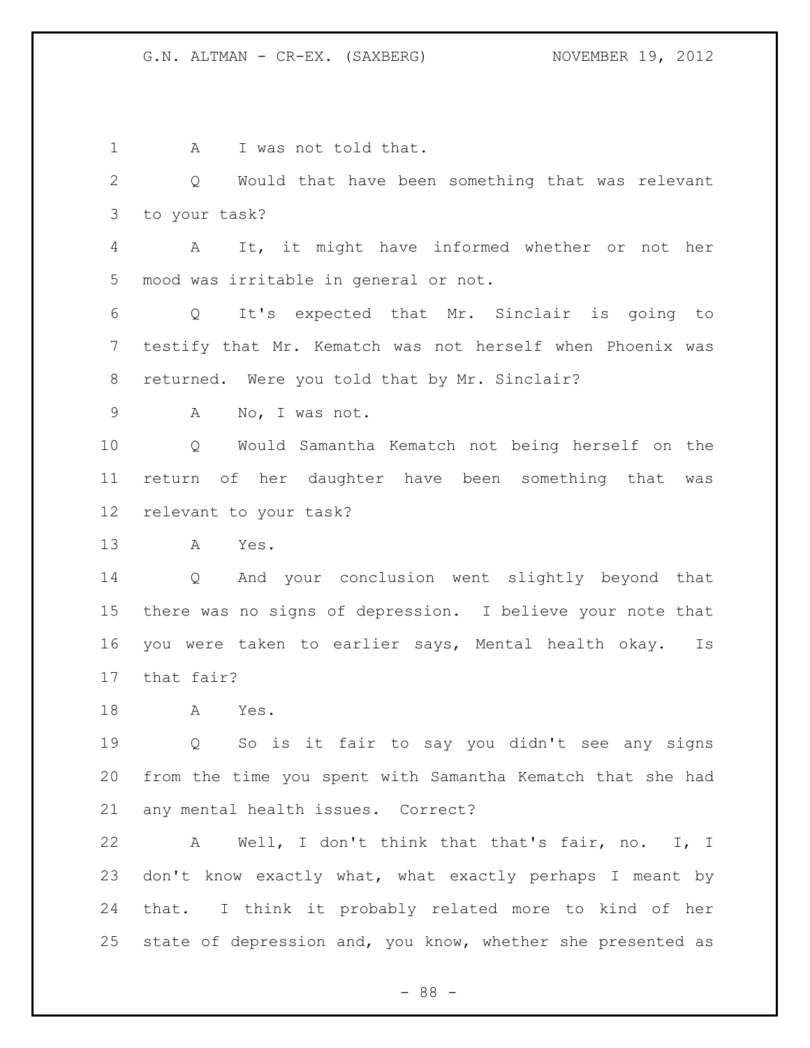A I was not told that.

Q Would that have been something that was relevant to your task?

A It, it might have informed whether or not her mood was irritable in general or not.

Q It's expected that Mr. Sinclair is going to testify that Mr. Kematch was not herself when Phoenix was returned. Were you told that by Mr. Sinclair?

A No, I was not.

Q Would Samantha Kematch not being herself on the return of her daughter have been something that was relevant to your task?

A Yes.

Q And your conclusion went slightly beyond that there was no signs of depression. I believe your note that you were taken to earlier says, Mental health okay. Is that fair?

A Yes.

Q So is it fair to say you didn't see any signs from the time you spent with Samantha Kematch that she had any mental health issues. Correct?

A Well, I don't think that that's fair, no. I, I don't know exactly what, what exactly perhaps I meant by that. I think it probably related more to kind of her state of depression and, you know, whether she presented as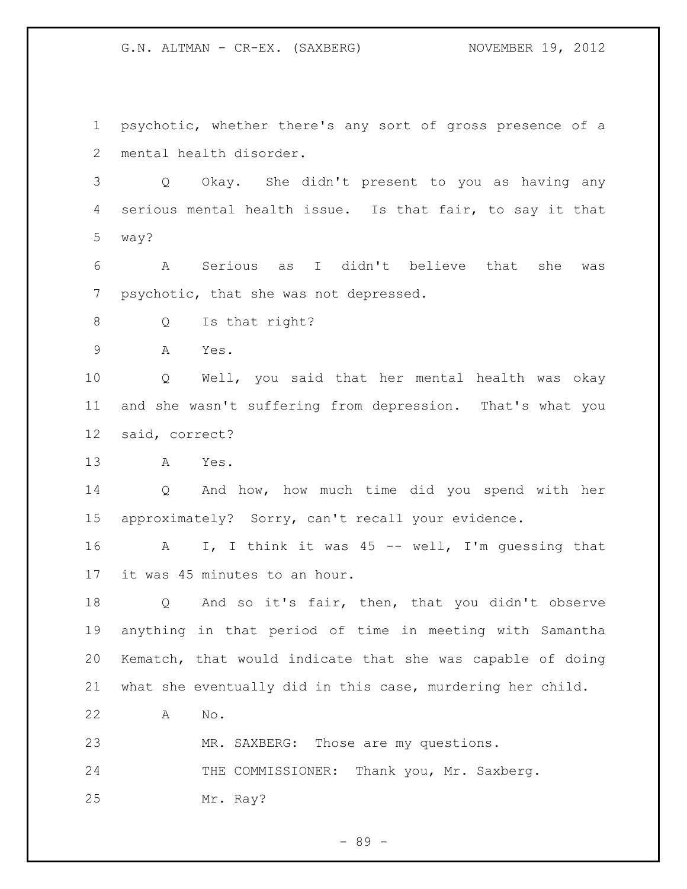psychotic, whether there's any sort of gross presence of a mental health disorder.

Q Okay. She didn't present to you as having any serious mental health issue. Is that fair, to say it that way?

A Serious as I didn't believe that she was psychotic, that she was not depressed.

Q Is that right?

A Yes.

Q Well, you said that her mental health was okay and she wasn't suffering from depression. That's what you said, correct?

A Yes.

Q And how, how much time did you spend with her approximately? Sorry, can't recall your evidence.

A I, I think it was 45 -- well, I'm guessing that it was 45 minutes to an hour.

Q And so it's fair, then, that you didn't observe anything in that period of time in meeting with Samantha Kematch, that would indicate that she was capable of doing what she eventually did in this case, murdering her child.

A No.

MR. SAXBERG: Those are my questions.

THE COMMISSIONER: Thank you, Mr. Saxberg.

Mr. Ray?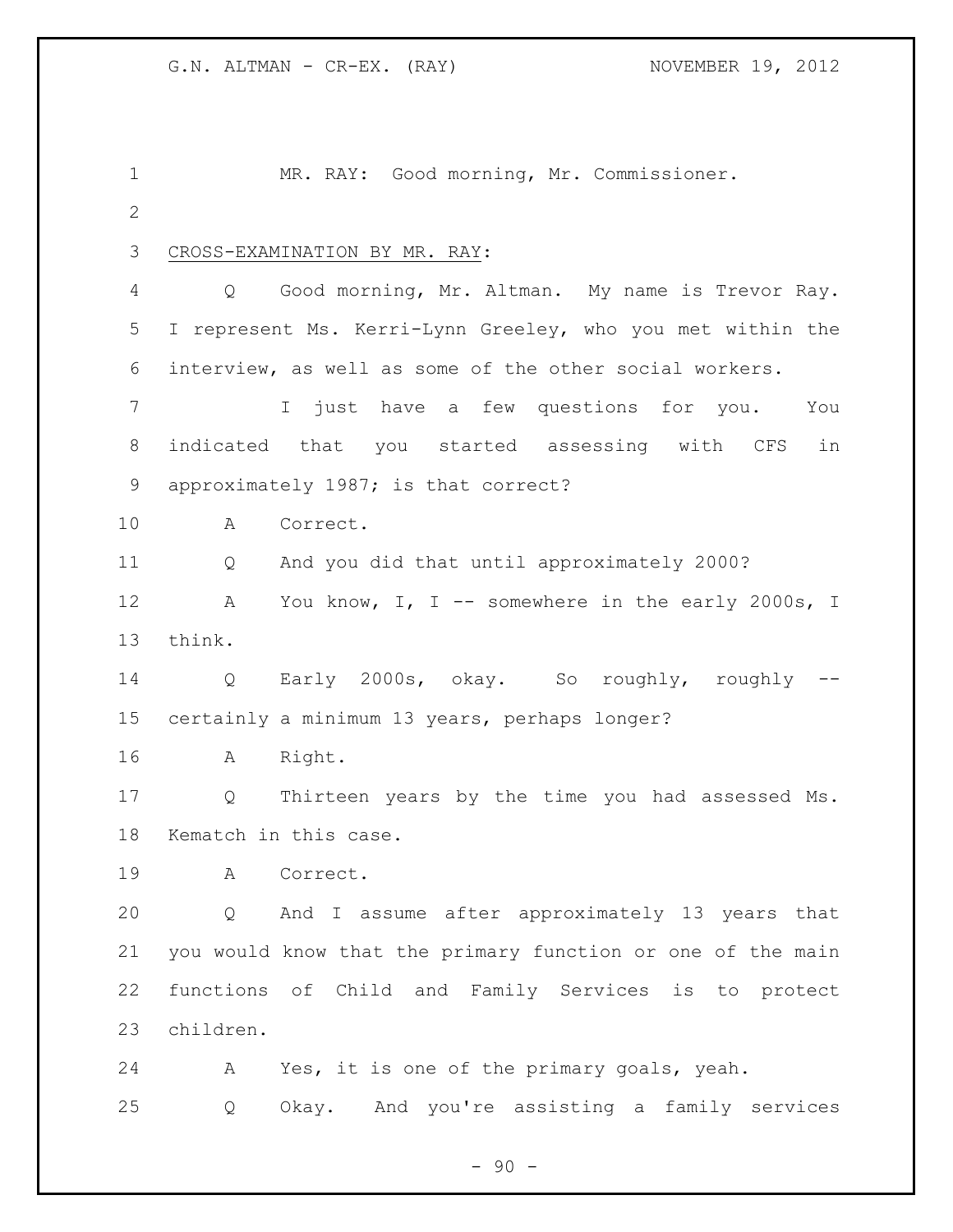MR. RAY: Good morning, Mr. Commissioner.

CROSS-EXAMINATION BY MR. RAY:

Q Good morning, Mr. Altman. My name is Trevor Ray. I represent Ms. Kerri-Lynn Greeley, who you met within the interview, as well as some of the other social workers.

I just have a few questions for you. You indicated that you started assessing with CFS in approximately 1987; is that correct?

A Correct.

Q And you did that until approximately 2000?

A You know, I, I -- somewhere in the early 2000s, I think.

Q Early 2000s, okay. So roughly, roughly -- certainly a minimum 13 years, perhaps longer?

A Right.

Q Thirteen years by the time you had assessed Ms. Kematch in this case.

A Correct.

Q And I assume after approximately 13 years that you would know that the primary function or one of the main functions of Child and Family Services is to protect children.

A Yes, it is one of the primary goals, yeah.

Q Okay. And you're assisting a family services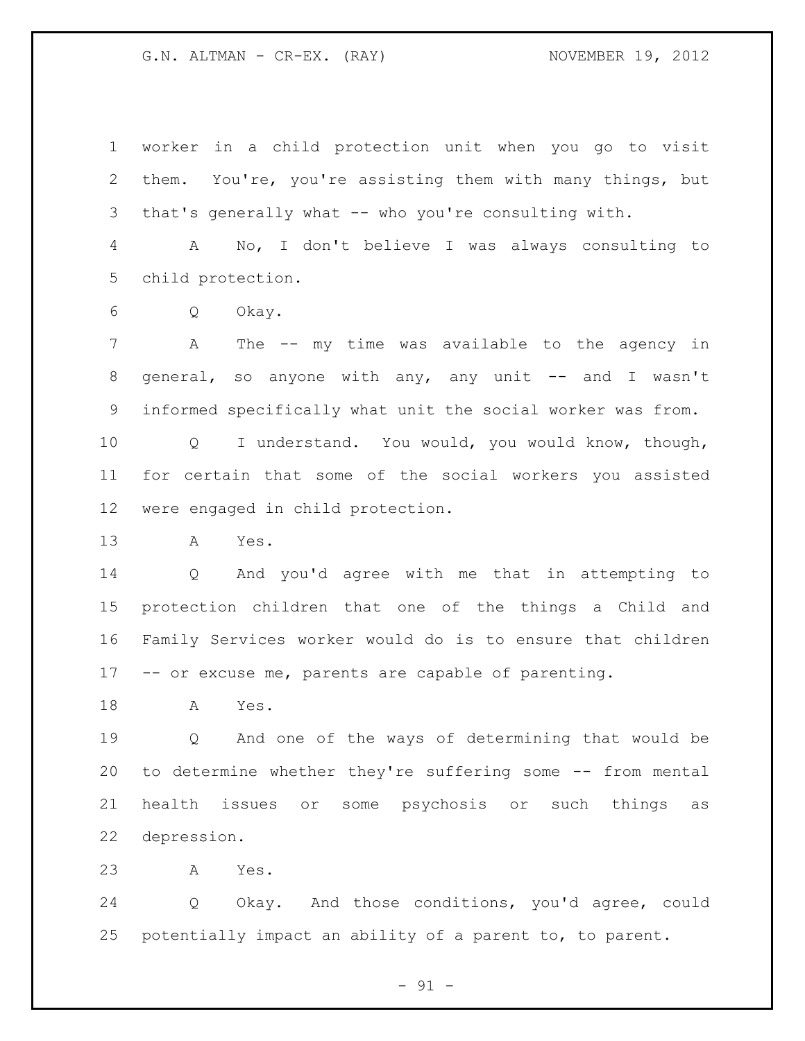worker in a child protection unit when you go to visit them. You're, you're assisting them with many things, but that's generally what -- who you're consulting with.

A No, I don't believe I was always consulting to child protection.

Q Okay.

A The -- my time was available to the agency in general, so anyone with any, any unit -- and I wasn't informed specifically what unit the social worker was from.

Q I understand. You would, you would know, though, for certain that some of the social workers you assisted were engaged in child protection.

A Yes.

Q And you'd agree with me that in attempting to protection children that one of the things a Child and Family Services worker would do is to ensure that children -- or excuse me, parents are capable of parenting.

A Yes.

Q And one of the ways of determining that would be to determine whether they're suffering some -- from mental health issues or some psychosis or such things as depression.

A Yes.

Q Okay. And those conditions, you'd agree, could potentially impact an ability of a parent to, to parent.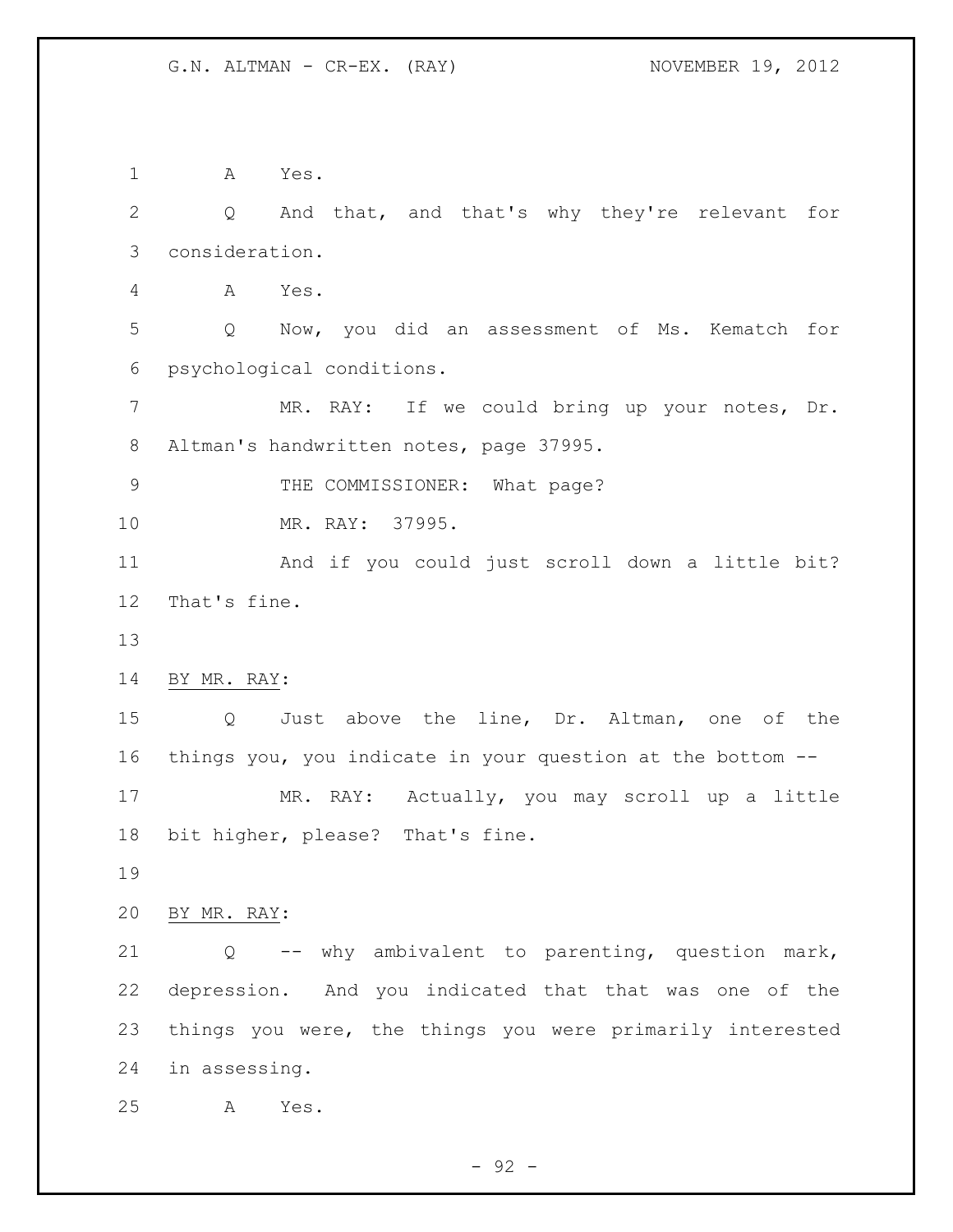A Yes.

Q And that, and that's why they're relevant for consideration.

A Yes.

Q Now, you did an assessment of Ms. Kematch for psychological conditions.

MR. RAY: If we could bring up your notes, Dr. Altman's handwritten notes, page 37995.

THE COMMISSIONER: What page?

MR. RAY: 37995.

And if you could just scroll down a little bit? That's fine.

BY MR. RAY:

Q Just above the line, Dr. Altman, one of the things you, you indicate in your question at the bottom --

MR. RAY: Actually, you may scroll up a little bit higher, please? That's fine.

BY MR. RAY:

Q -- why ambivalent to parenting, question mark, depression. And you indicated that that was one of the things you were, the things you were primarily interested in assessing.

A Yes.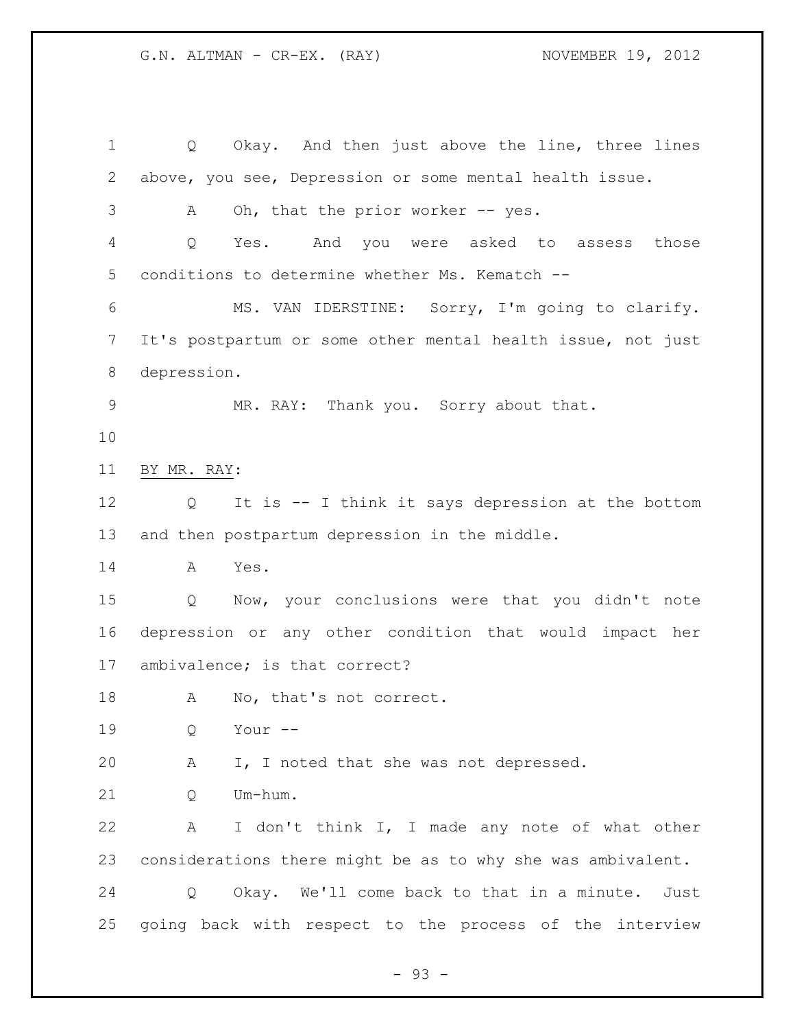Q Okay. And then just above the line, three lines above, you see, Depression or some mental health issue.

A Oh, that the prior worker -- yes.

Q Yes. And you were asked to assess those conditions to determine whether Ms. Kematch --

MS. VAN IDERSTINE: Sorry, I'm going to clarify. It's postpartum or some other mental health issue, not just depression.

MR. RAY: Thank you. Sorry about that.

BY MR. RAY:

Q It is -- I think it says depression at the bottom and then postpartum depression in the middle.

A Yes.

Q Now, your conclusions were that you didn't note depression or any other condition that would impact her ambivalence; is that correct?

A No, that's not correct.

Q Your --

A I, I noted that she was not depressed.

Q Um-hum.

A I don't think I, I made any note of what other considerations there might be as to why she was ambivalent.

Q Okay. We'll come back to that in a minute. Just going back with respect to the process of the interview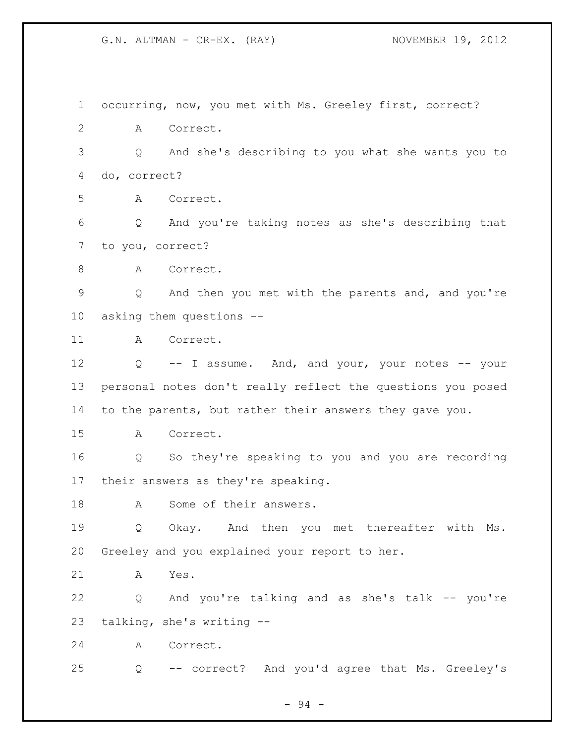occurring, now, you met with Ms. Greeley first, correct?

A Correct.

Q And she's describing to you what she wants you to do, correct?

A Correct.

Q And you're taking notes as she's describing that to you, correct?

A Correct.

Q And then you met with the parents and, and you're asking them questions --

A Correct.

Q -- I assume. And, and your, your notes -- your personal notes don't really reflect the questions you posed to the parents, but rather their answers they gave you.

A Correct.

Q So they're speaking to you and you are recording their answers as they're speaking.

A Some of their answers.

Q Okay. And then you met thereafter with Ms. Greeley and you explained your report to her.

A Yes.

Q And you're talking and as she's talk -- you're talking, she's writing --

A Correct.

Q -- correct? And you'd agree that Ms. Greeley's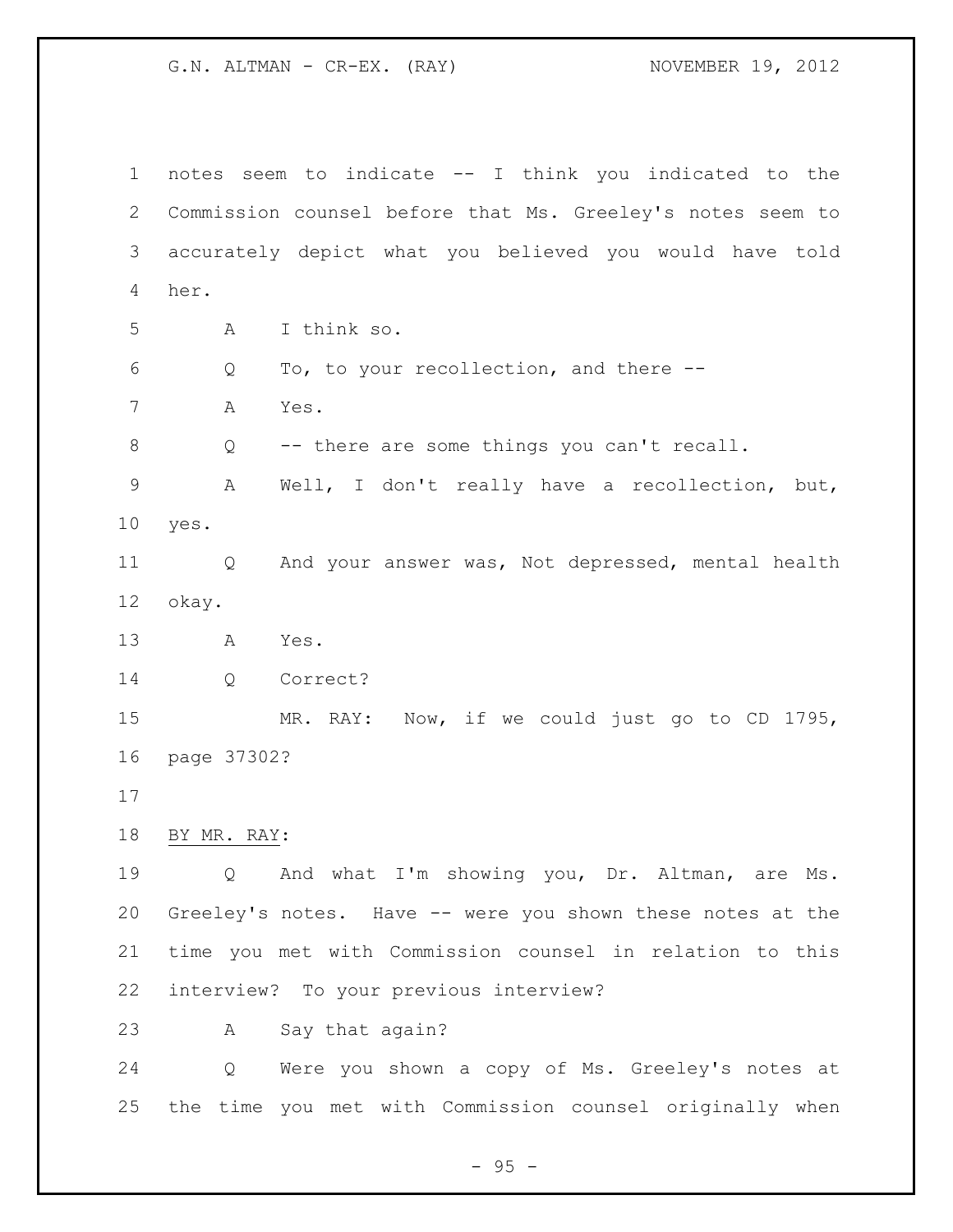notes seem to indicate -- I think you indicated to the Commission counsel before that Ms. Greeley's notes seem to accurately depict what you believed you would have told her.

A I think so.

Q To, to your recollection, and there --

A Yes.

Q -- there are some things you can't recall.

A Well, I don't really have a recollection, but, yes.

Q And your answer was, Not depressed, mental health okay.

A Yes.

Q Correct?

MR. RAY: Now, if we could just go to CD 1795, page 37302?

BY MR. RAY:

Q And what I'm showing you, Dr. Altman, are Ms. Greeley's notes. Have -- were you shown these notes at the time you met with Commission counsel in relation to this interview? To your previous interview?

A Say that again?

Q Were you shown a copy of Ms. Greeley's notes at the time you met with Commission counsel originally when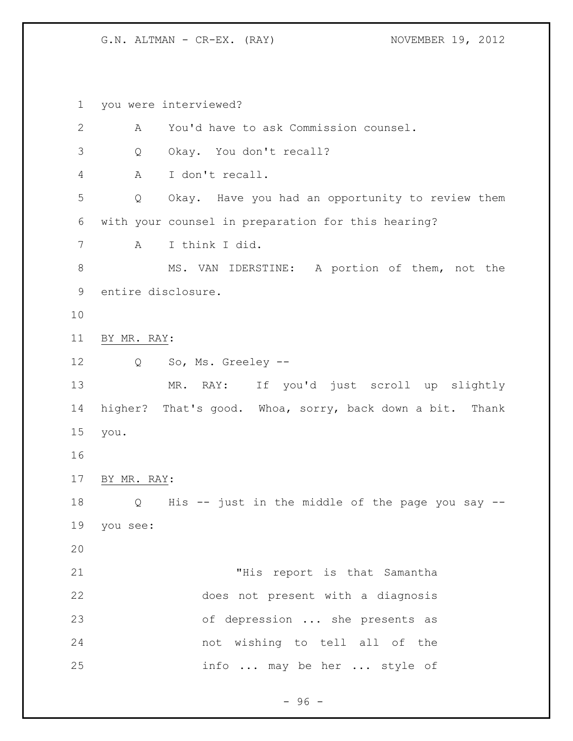you were interviewed?

A You'd have to ask Commission counsel.

Q Okay. You don't recall?

A I don't recall.

Q Okay. Have you had an opportunity to review them with your counsel in preparation for this hearing?

A I think I did.

MS. VAN IDERSTINE: A portion of them, not the entire disclosure.

BY MR. RAY:

Q So, Ms. Greeley --

MR. RAY: If you'd just scroll up slightly higher? That's good. Whoa, sorry, back down a bit. Thank you.

BY MR. RAY:

Q His -- just in the middle of the page you say -- you see:

> "His report is that Samantha does not present with a diagnosis of depression ... she presents as not wishing to tell all of the info ... may be her ... style of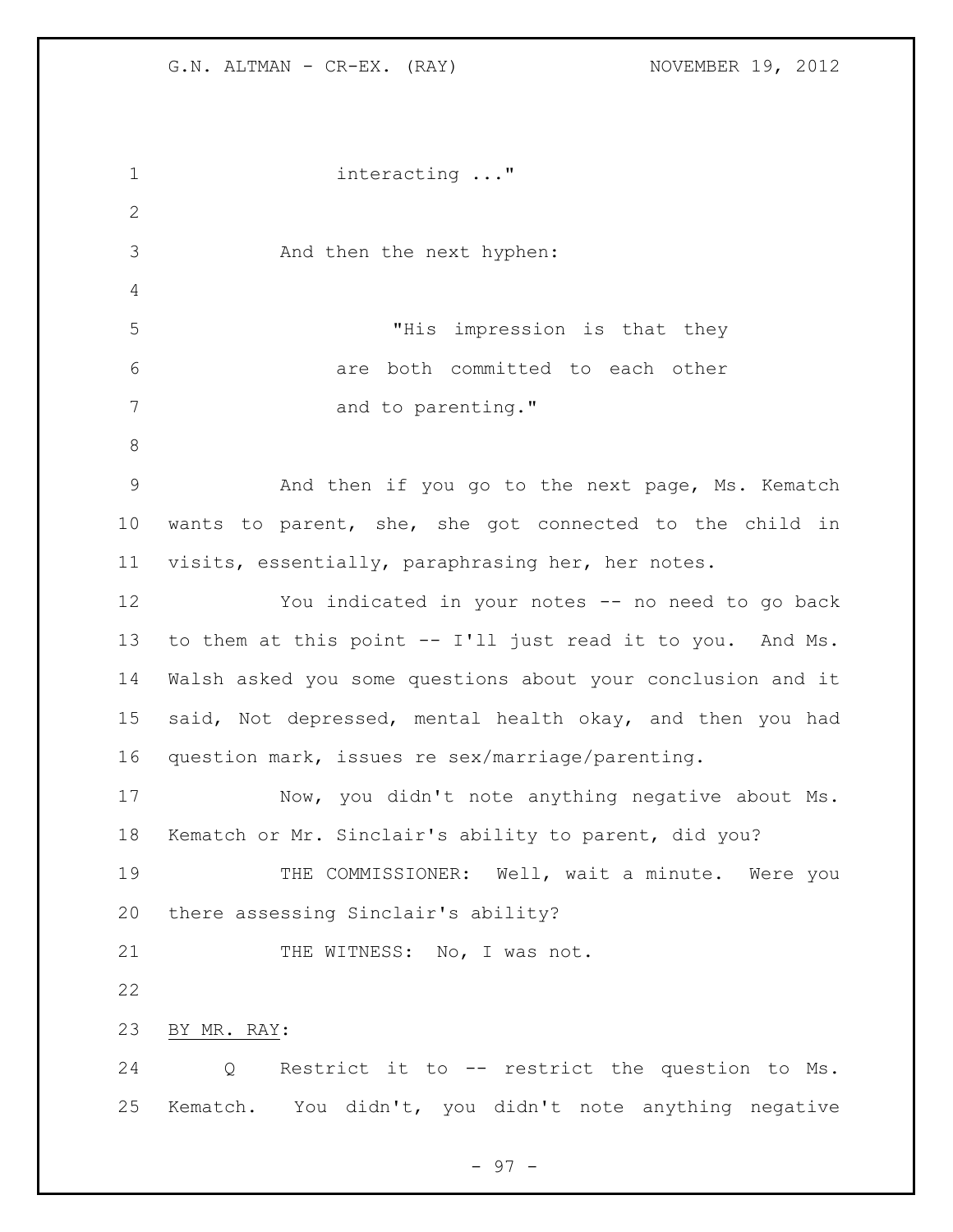interacting ..."

And then the next hyphen:

"His impression is that they are both committed to each other and to parenting."

And then if you go to the next page, Ms. Kematch wants to parent, she, she got connected to the child in visits, essentially, paraphrasing her, her notes.

You indicated in your notes -- no need to go back to them at this point -- I'll just read it to you. And Ms. Walsh asked you some questions about your conclusion and it said, Not depressed, mental health okay, and then you had question mark, issues re sex/marriage/parenting.

Now, you didn't note anything negative about Ms. Kematch or Mr. Sinclair's ability to parent, did you?

THE COMMISSIONER: Well, wait a minute. Were you there assessing Sinclair's ability?

THE WITNESS: No, I was not.

BY MR. RAY:

Q Restrict it to -- restrict the question to Ms. Kematch. You didn't, you didn't note anything negative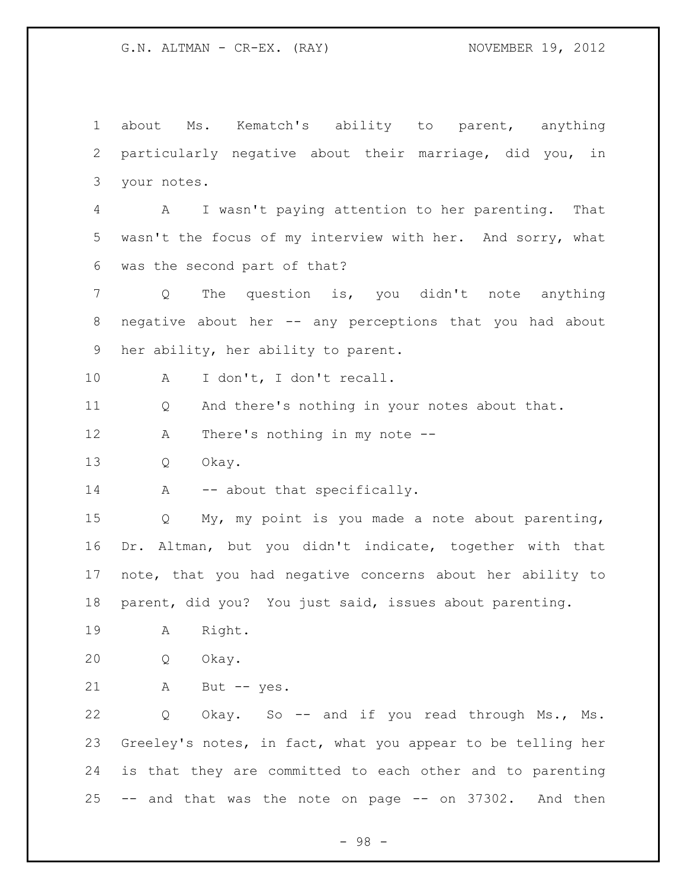about Ms. Kematch's ability to parent, anything particularly negative about their marriage, did you, in your notes.

A I wasn't paying attention to her parenting. That wasn't the focus of my interview with her. And sorry, what was the second part of that?

Q The question is, you didn't note anything negative about her -- any perceptions that you had about her ability, her ability to parent.

A I don't, I don't recall.

Q And there's nothing in your notes about that.

A There's nothing in my note --

Q Okay.

A -- about that specifically.

Q My, my point is you made a note about parenting, Dr. Altman, but you didn't indicate, together with that note, that you had negative concerns about her ability to parent, did you? You just said, issues about parenting.

A Right.

Q Okay.

A But -- yes.

Q Okay. So -- and if you read through Ms., Ms. Greeley's notes, in fact, what you appear to be telling her is that they are committed to each other and to parenting -- and that was the note on page -- on 37302. And then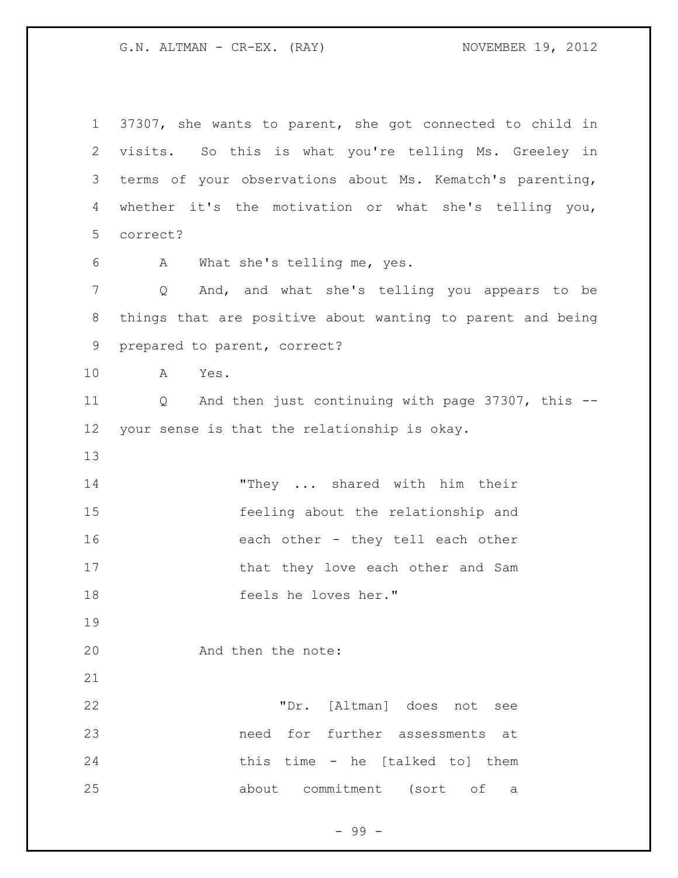37307, she wants to parent, she got connected to child in visits. So this is what you're telling Ms. Greeley in terms of your observations about Ms. Kematch's parenting, whether it's the motivation or what she's telling you, correct?

A What she's telling me, yes.

Q And, and what she's telling you appears to be things that are positive about wanting to parent and being prepared to parent, correct?

A Yes.

Q And then just continuing with page 37307, this -- your sense is that the relationship is okay.

> "They ... shared with him their feeling about the relationship and each other - they tell each other that they love each other and Sam feels he loves her."

And then the note:

> "Dr. [Altman] does not see need for further assessments at this time - he [talked to] them about commitment (sort of a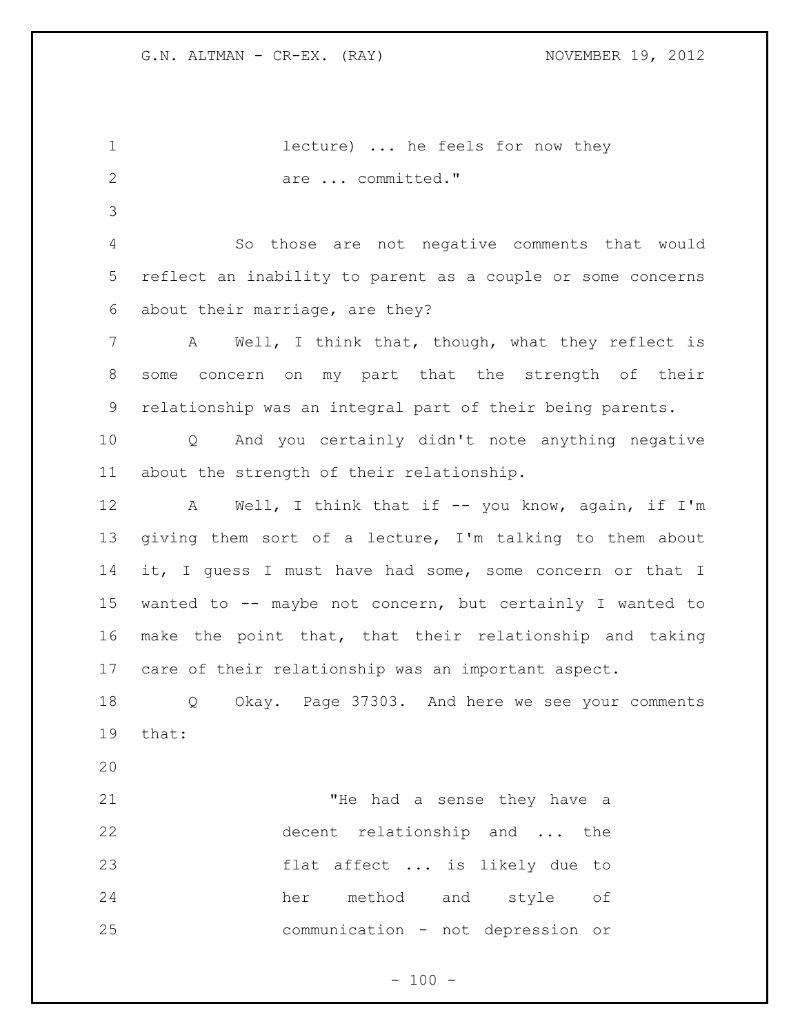lecture) ... he feels for now they are ... committed."

So those are not negative comments that would reflect an inability to parent as a couple or some concerns about their marriage, are they?

A Well, I think that, though, what they reflect is some concern on my part that the strength of their relationship was an integral part of their being parents.

Q And you certainly didn't note anything negative about the strength of their relationship.

A Well, I think that if -- you know, again, if I'm giving them sort of a lecture, I'm talking to them about it, I guess I must have had some, some concern or that I wanted to -- maybe not concern, but certainly I wanted to make the point that, that their relationship and taking care of their relationship was an important aspect.

Q Okay. Page 37303. And here we see your comments that:

"He had a sense they have a decent relationship and ... the flat affect ... is likely due to her method and style of communication - not depression or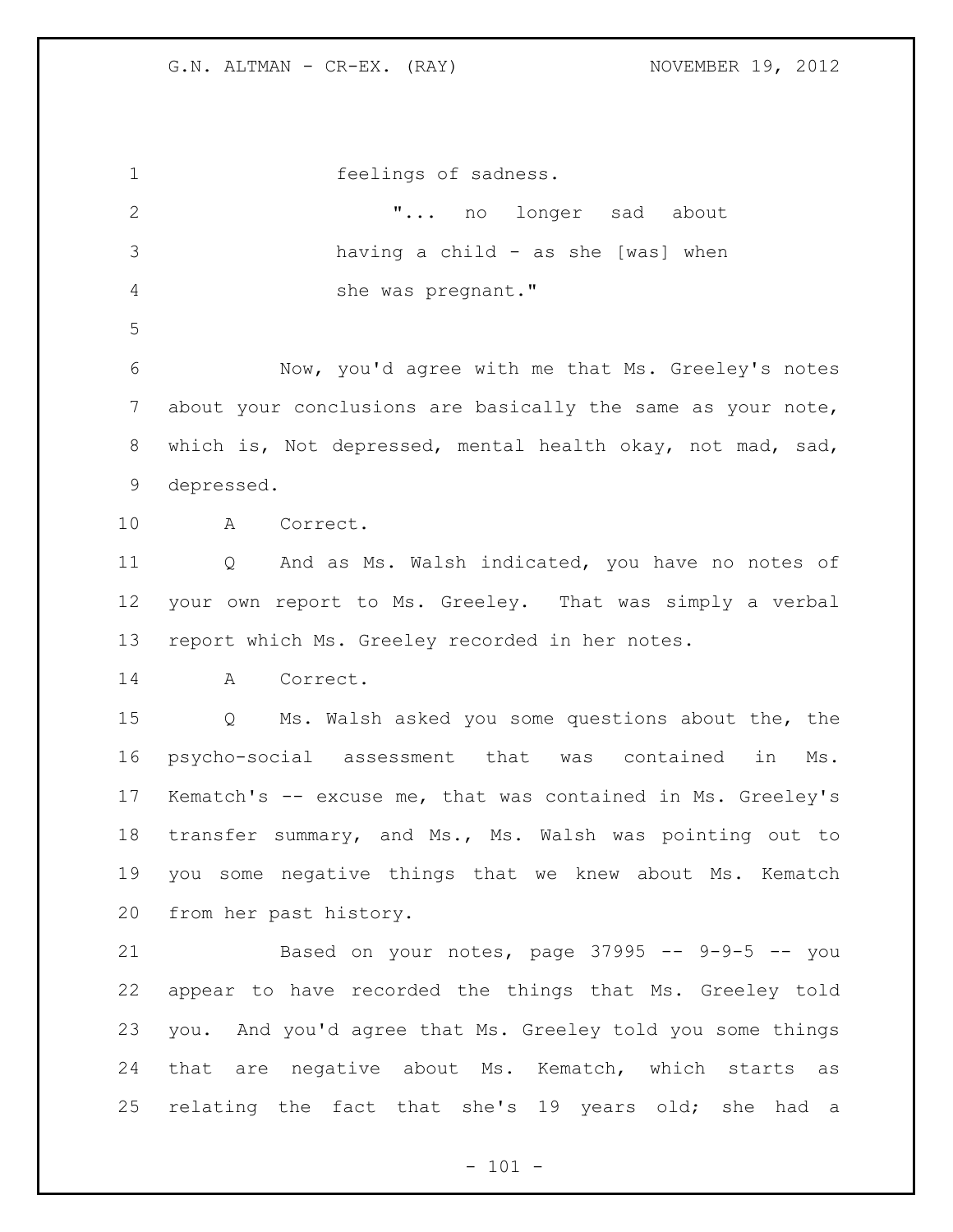feelings of sadness.

"... no longer sad about having a child - as she [was] when she was pregnant."

Now, you'd agree with me that Ms. Greeley's notes about your conclusions are basically the same as your note, which is, Not depressed, mental health okay, not mad, sad, depressed.

A Correct.

Q And as Ms. Walsh indicated, you have no notes of your own report to Ms. Greeley. That was simply a verbal report which Ms. Greeley recorded in her notes.

A Correct.

Q Ms. Walsh asked you some questions about the, the psycho-social assessment that was contained in Ms. Kematch's -- excuse me, that was contained in Ms. Greeley's transfer summary, and Ms., Ms. Walsh was pointing out to you some negative things that we knew about Ms. Kematch from her past history.

Based on your notes, page 37995 -- 9-9-5 -- you appear to have recorded the things that Ms. Greeley told you. And you'd agree that Ms. Greeley told you some things that are negative about Ms. Kematch, which starts as relating the fact that she's 19 years old; she had a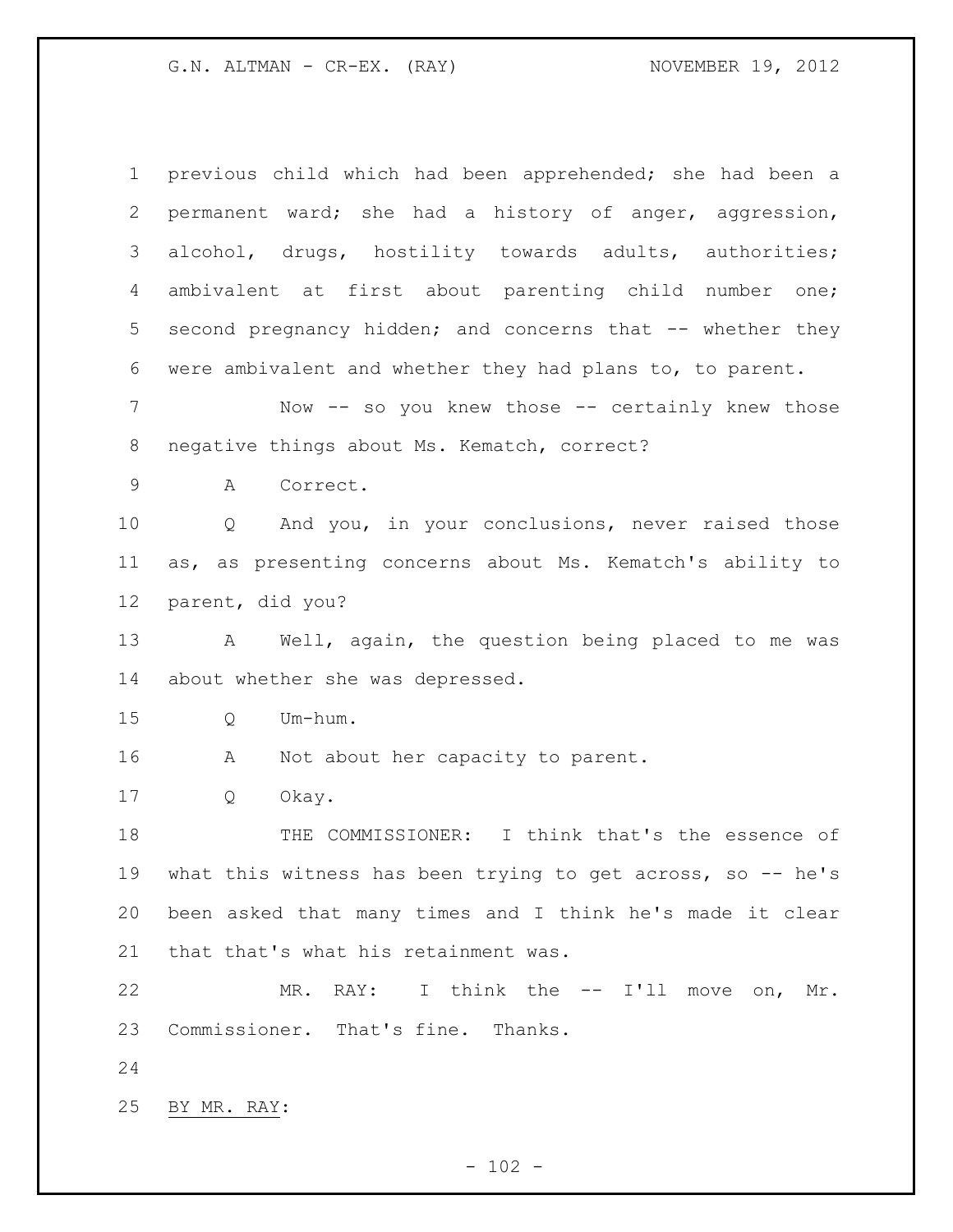previous child which had been apprehended; she had been a permanent ward; she had a history of anger, aggression, alcohol, drugs, hostility towards adults, authorities; ambivalent at first about parenting child number one; second pregnancy hidden; and concerns that -- whether they were ambivalent and whether they had plans to, to parent.

Now -- so you knew those -- certainly knew those negative things about Ms. Kematch, correct?

A Correct.

Q And you, in your conclusions, never raised those as, as presenting concerns about Ms. Kematch's ability to parent, did you?

A Well, again, the question being placed to me was about whether she was depressed.

Q Um-hum.

A Not about her capacity to parent.

Q Okay.

THE COMMISSIONER: I think that's the essence of what this witness has been trying to get across, so -- he's been asked that many times and I think he's made it clear that that's what his retainment was.

MR. RAY: I think the -- I'll move on, Mr. Commissioner. That's fine. Thanks.

BY MR. RAY: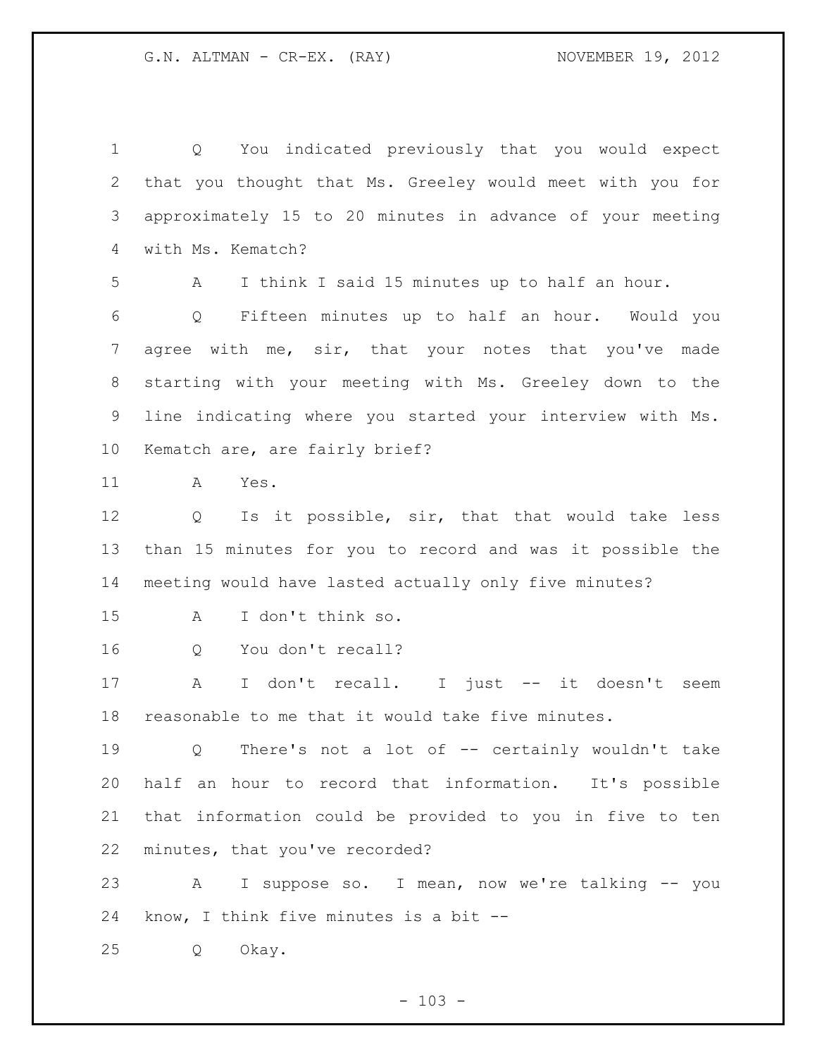Q You indicated previously that you would expect that you thought that Ms. Greeley would meet with you for approximately 15 to 20 minutes in advance of your meeting with Ms. Kematch?

A I think I said 15 minutes up to half an hour.

Q Fifteen minutes up to half an hour. Would you agree with me, sir, that your notes that you've made starting with your meeting with Ms. Greeley down to the line indicating where you started your interview with Ms. Kematch are, are fairly brief?

A Yes.

Q Is it possible, sir, that that would take less than 15 minutes for you to record and was it possible the meeting would have lasted actually only five minutes?

A I don't think so.

Q You don't recall?

A I don't recall. I just -- it doesn't seem reasonable to me that it would take five minutes.

Q There's not a lot of -- certainly wouldn't take half an hour to record that information. It's possible that information could be provided to you in five to ten minutes, that you've recorded?

A I suppose so. I mean, now we're talking -- you know, I think five minutes is a bit --

Q Okay.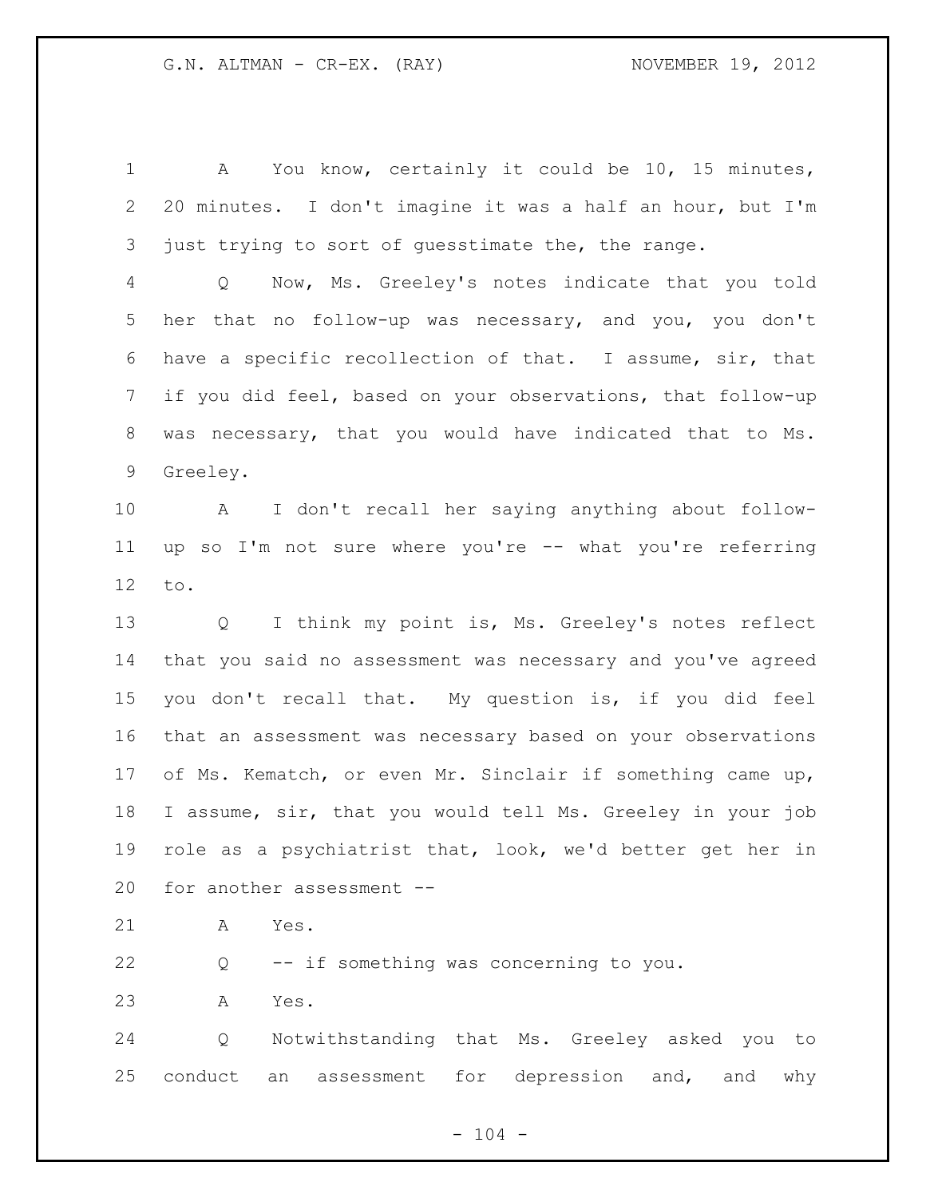A You know, certainly it could be 10, 15 minutes, 20 minutes. I don't imagine it was a half an hour, but I'm just trying to sort of guesstimate the, the range.

Q Now, Ms. Greeley's notes indicate that you told her that no follow-up was necessary, and you, you don't have a specific recollection of that. I assume, sir, that if you did feel, based on your observations, that follow-up was necessary, that you would have indicated that to Ms. Greeley.

A I don't recall her saying anything about follow-up so I'm not sure where you're -- what you're referring to.

Q I think my point is, Ms. Greeley's notes reflect that you said no assessment was necessary and you've agreed you don't recall that. My question is, if you did feel that an assessment was necessary based on your observations of Ms. Kematch, or even Mr. Sinclair if something came up, I assume, sir, that you would tell Ms. Greeley in your job role as a psychiatrist that, look, we'd better get her in for another assessment --

A Yes.

Q -- if something was concerning to you.

A Yes.

Q Notwithstanding that Ms. Greeley asked you to conduct an assessment for depression and, and why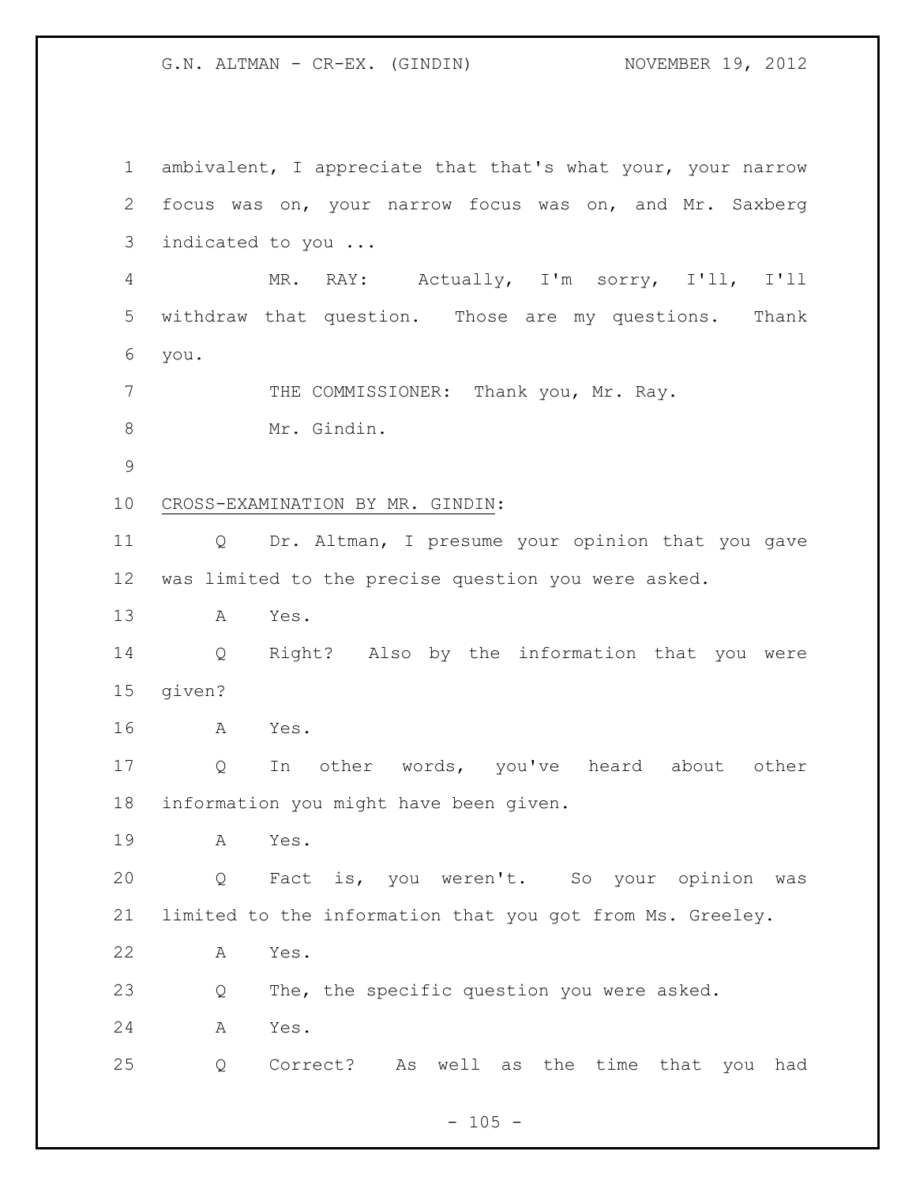ambivalent, I appreciate that that's what your, your narrow focus was on, your narrow focus was on, and Mr. Saxberg indicated to you ...

MR. RAY: Actually, I'm sorry, I'll, I'll withdraw that question. Those are my questions. Thank you.

THE COMMISSIONER: Thank you, Mr. Ray.

Mr. Gindin.

CROSS-EXAMINATION BY MR. GINDIN:

Q Dr. Altman, I presume your opinion that you gave was limited to the precise question you were asked.

A Yes.

Q Right? Also by the information that you were given?

A Yes.

Q In other words, you've heard about other information you might have been given.

A Yes.

Q Fact is, you weren't. So your opinion was limited to the information that you got from Ms. Greeley.

A Yes.

Q The, the specific question you were asked.

A Yes.

Q Correct? As well as the time that you had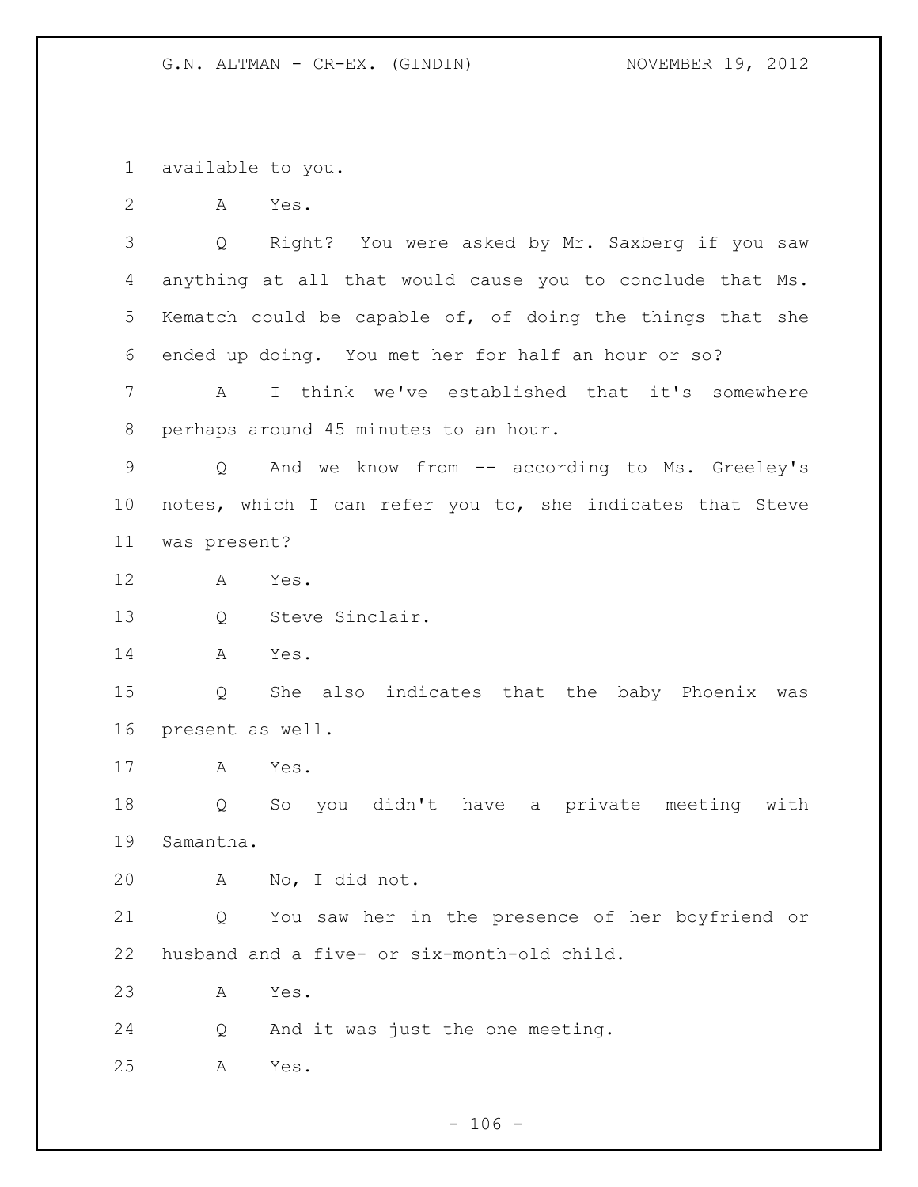available to you.

A Yes.

Q Right? You were asked by Mr. Saxberg if you saw anything at all that would cause you to conclude that Ms. Kematch could be capable of, of doing the things that she ended up doing. You met her for half an hour or so?

A I think we've established that it's somewhere perhaps around 45 minutes to an hour.

Q And we know from -- according to Ms. Greeley's notes, which I can refer you to, she indicates that Steve was present?

A Yes.

Q Steve Sinclair.

A Yes.

Q She also indicates that the baby Phoenix was present as well.

A Yes.

Q So you didn't have a private meeting with Samantha.

A No, I did not.

Q You saw her in the presence of her boyfriend or husband and a five- or six-month-old child.

A Yes.

Q And it was just the one meeting.

A Yes.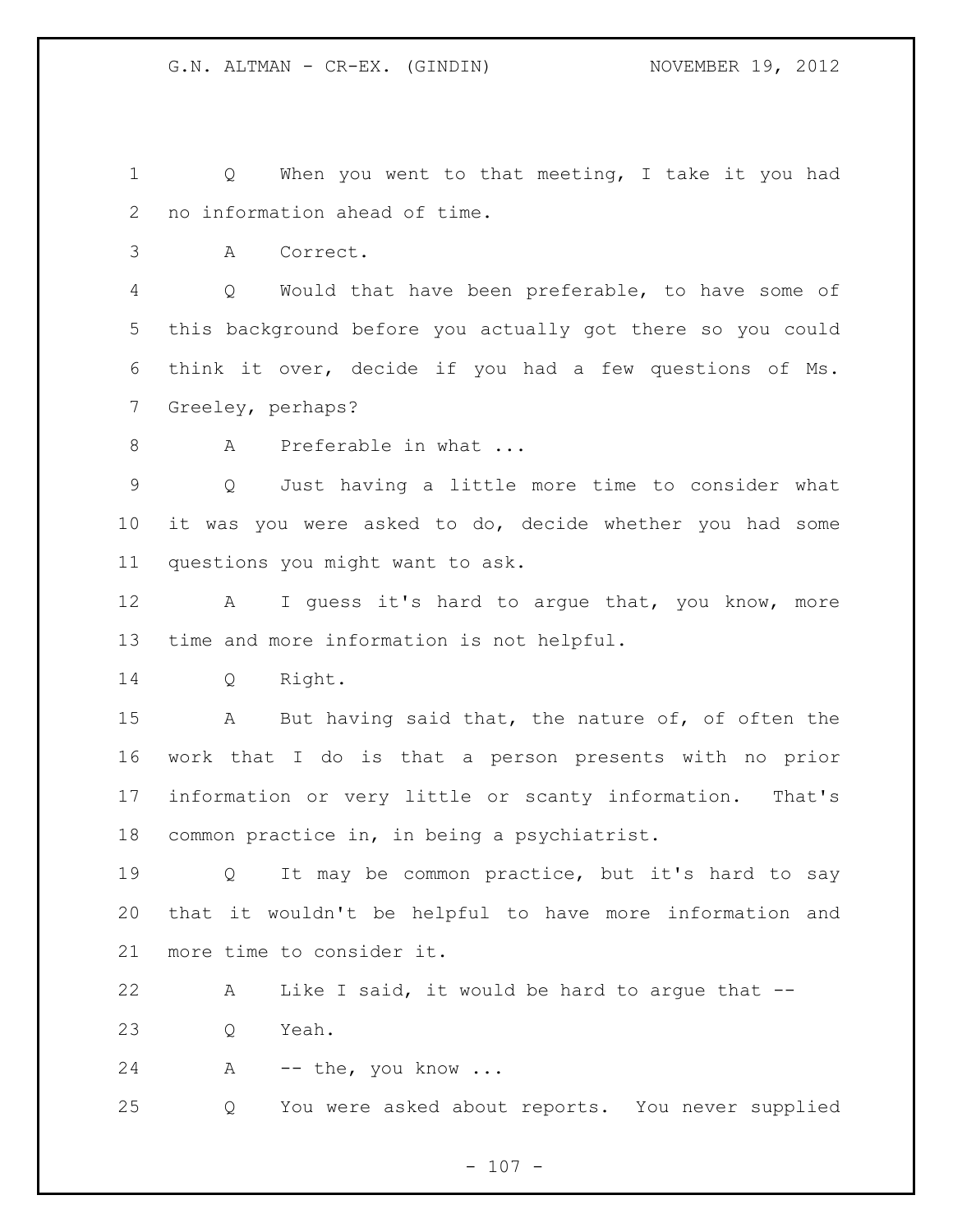Q When you went to that meeting, I take it you had no information ahead of time.

A Correct.

Q Would that have been preferable, to have some of this background before you actually got there so you could think it over, decide if you had a few questions of Ms. Greeley, perhaps?

A Preferable in what ...

Q Just having a little more time to consider what it was you were asked to do, decide whether you had some questions you might want to ask.

A I guess it's hard to argue that, you know, more time and more information is not helpful.

Q Right.

A But having said that, the nature of, of often the work that I do is that a person presents with no prior information or very little or scanty information. That's common practice in, in being a psychiatrist.

Q It may be common practice, but it's hard to say that it wouldn't be helpful to have more information and more time to consider it.

A Like I said, it would be hard to argue that --

Q Yeah.

A -- the, you know ...

Q You were asked about reports. You never supplied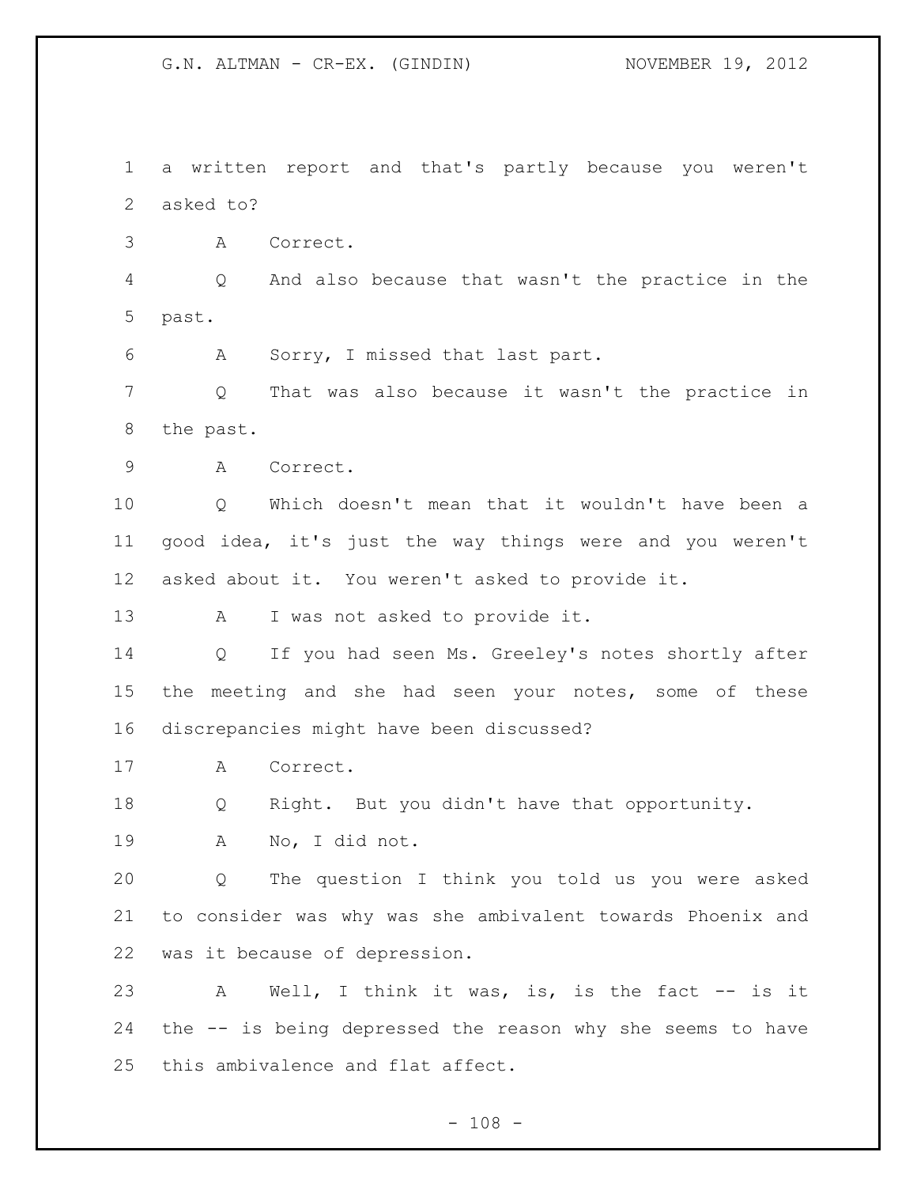a written report and that's partly because you weren't asked to?

A Correct.

Q And also because that wasn't the practice in the past.

A Sorry, I missed that last part.

Q That was also because it wasn't the practice in the past.

A Correct.

Q Which doesn't mean that it wouldn't have been a good idea, it's just the way things were and you weren't asked about it. You weren't asked to provide it.

A I was not asked to provide it.

Q If you had seen Ms. Greeley's notes shortly after the meeting and she had seen your notes, some of these discrepancies might have been discussed?

A Correct.

Q Right. But you didn't have that opportunity.

A No, I did not.

Q The question I think you told us you were asked to consider was why was she ambivalent towards Phoenix and was it because of depression.

A Well, I think it was, is, is the fact -- is it the -- is being depressed the reason why she seems to have this ambivalence and flat affect.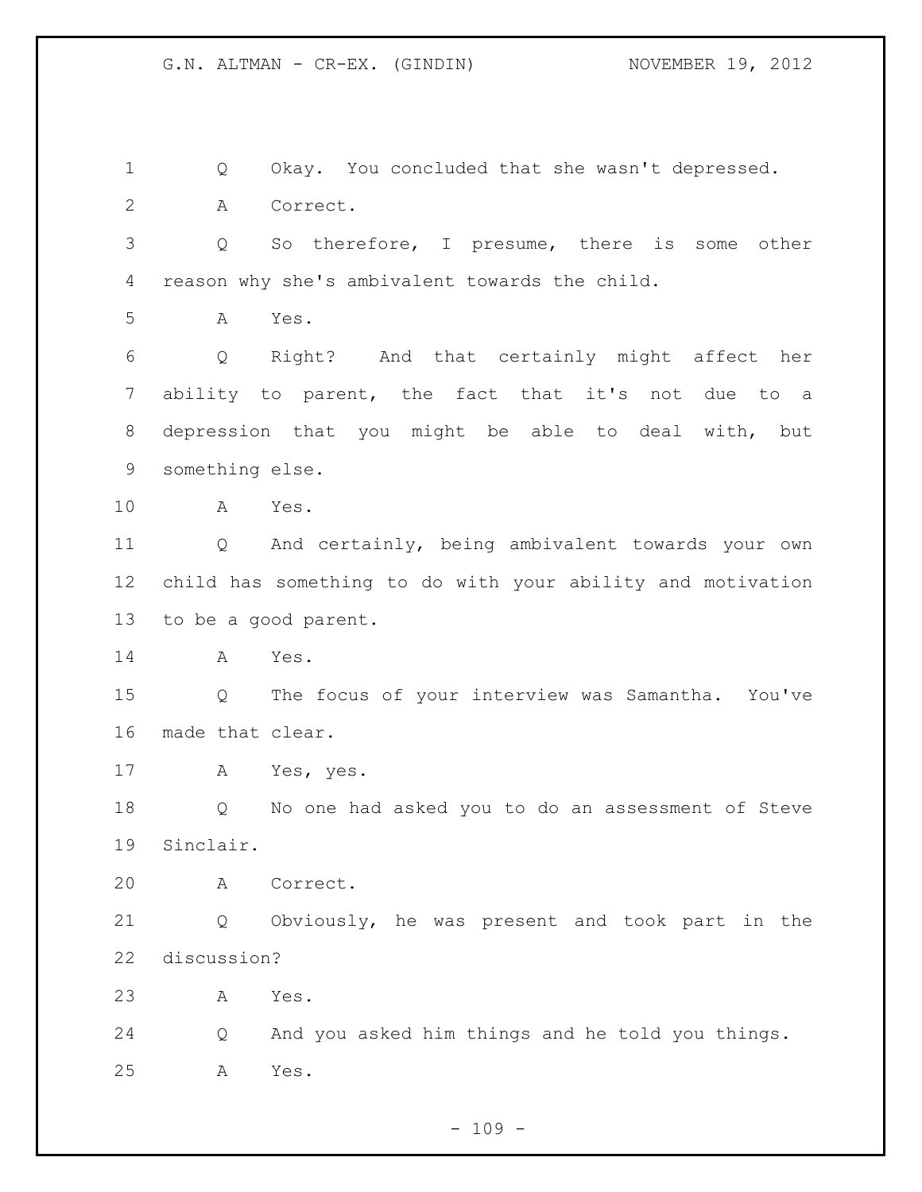Q Okay. You concluded that she wasn't depressed.

A Correct.

Q So therefore, I presume, there is some other reason why she's ambivalent towards the child.

A Yes.

Q Right? And that certainly might affect her ability to parent, the fact that it's not due to a depression that you might be able to deal with, but something else.

A Yes.

Q And certainly, being ambivalent towards your own child has something to do with your ability and motivation to be a good parent.

A Yes.

Q The focus of your interview was Samantha. You've made that clear.

A Yes, yes.

Q No one had asked you to do an assessment of Steve Sinclair.

A Correct.

Q Obviously, he was present and took part in the discussion?

A Yes.

Q And you asked him things and he told you things.

A Yes.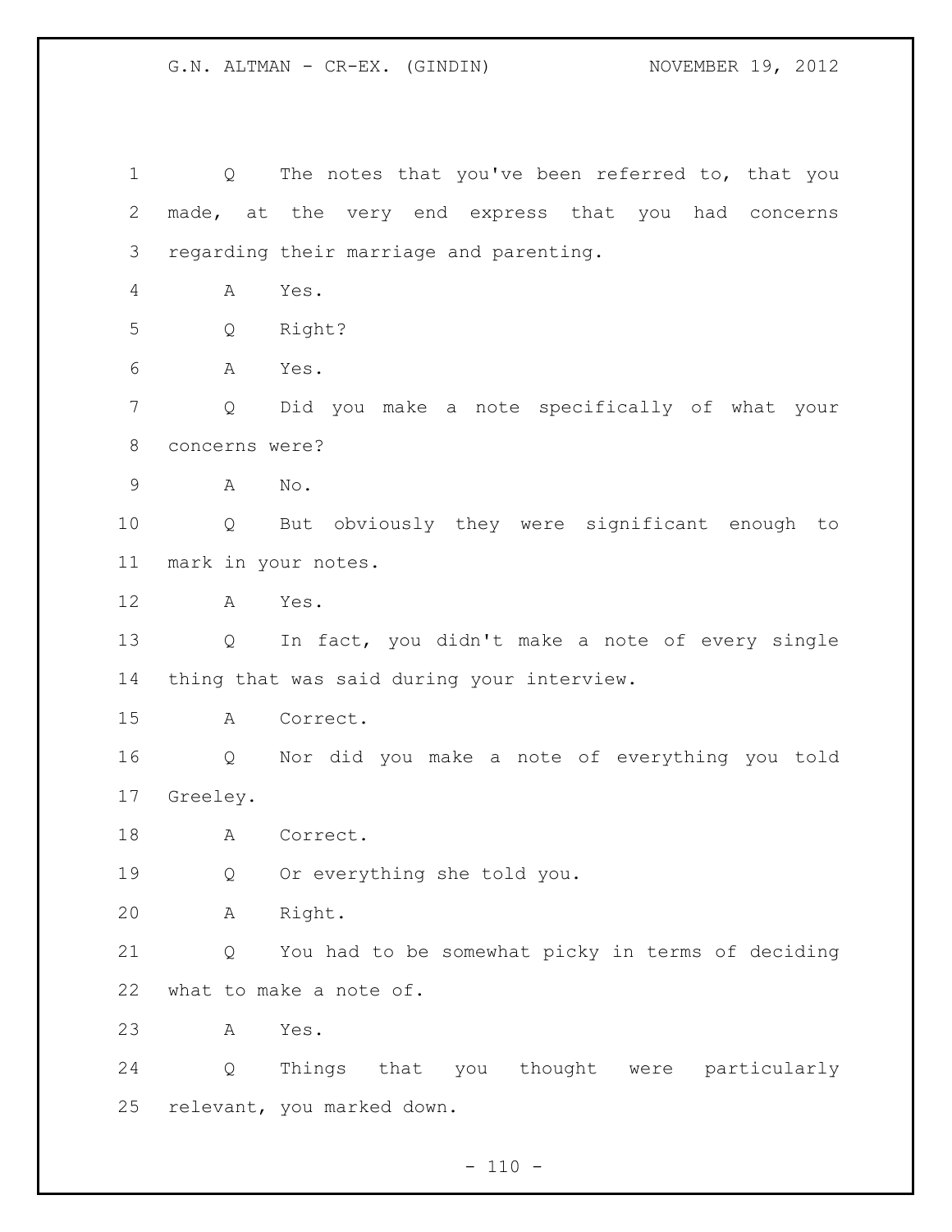Q The notes that you've been referred to, that you made, at the very end express that you had concerns regarding their marriage and parenting.

A Yes.

Q Right?

A Yes.

Q Did you make a note specifically of what your concerns were?

A No.

Q But obviously they were significant enough to mark in your notes.

A Yes.

Q In fact, you didn't make a note of every single thing that was said during your interview.

A Correct.

Q Nor did you make a note of everything you told Greeley.

A Correct.

Q Or everything she told you.

A Right.

Q You had to be somewhat picky in terms of deciding what to make a note of.

A Yes.

Q Things that you thought were particularly relevant, you marked down.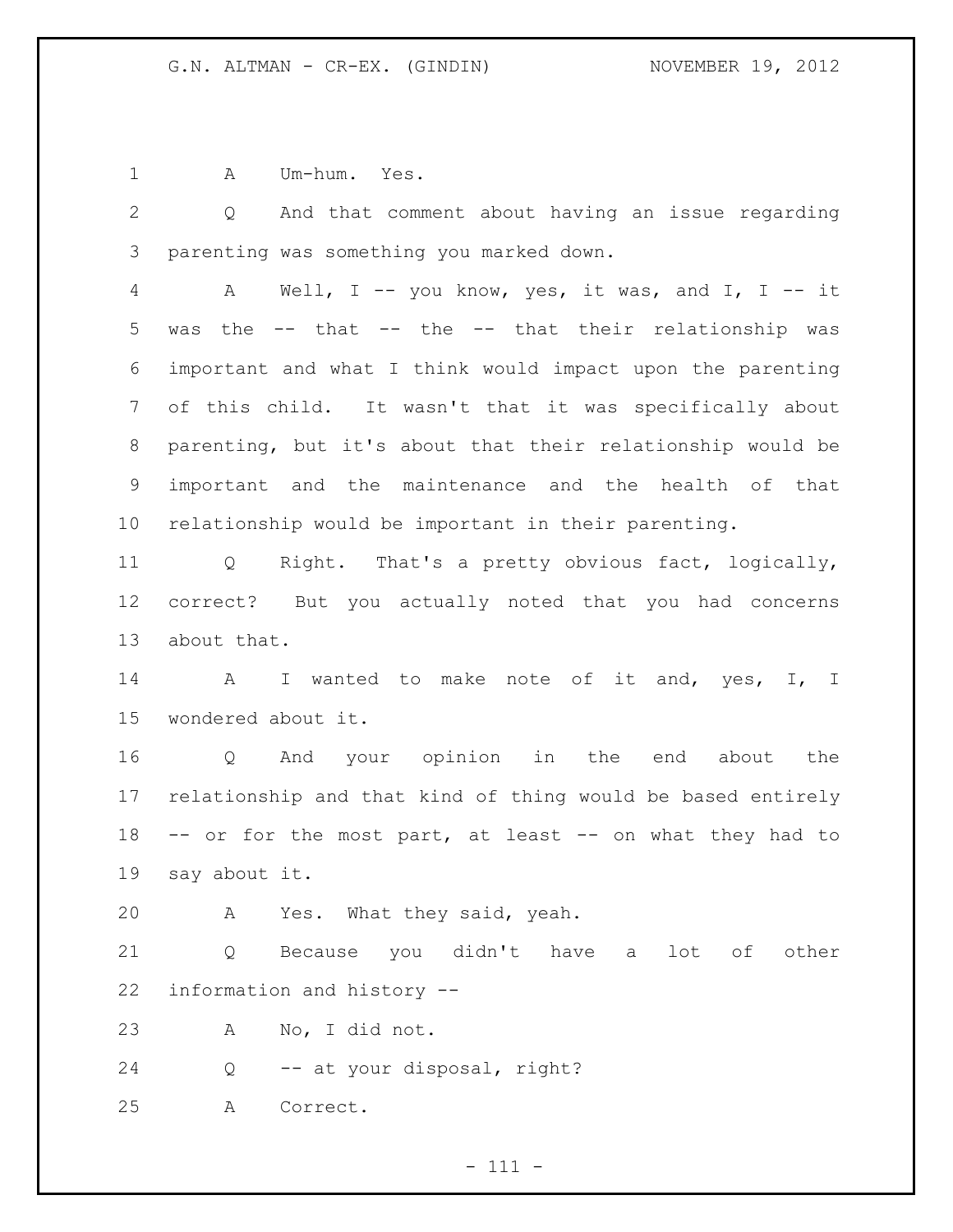A Um-hum. Yes.

Q And that comment about having an issue regarding parenting was something you marked down.

A Well, I -- you know, yes, it was, and I, I -- it was the -- that -- the -- that their relationship was important and what I think would impact upon the parenting of this child. It wasn't that it was specifically about parenting, but it's about that their relationship would be important and the maintenance and the health of that relationship would be important in their parenting.

Q Right. That's a pretty obvious fact, logically, correct? But you actually noted that you had concerns about that.

A I wanted to make note of it and, yes, I, I wondered about it.

Q And your opinion in the end about the relationship and that kind of thing would be based entirely -- or for the most part, at least -- on what they had to say about it.

A Yes. What they said, yeah.

Q Because you didn't have a lot of other information and history --

A No, I did not.

Q -- at your disposal, right?

A Correct.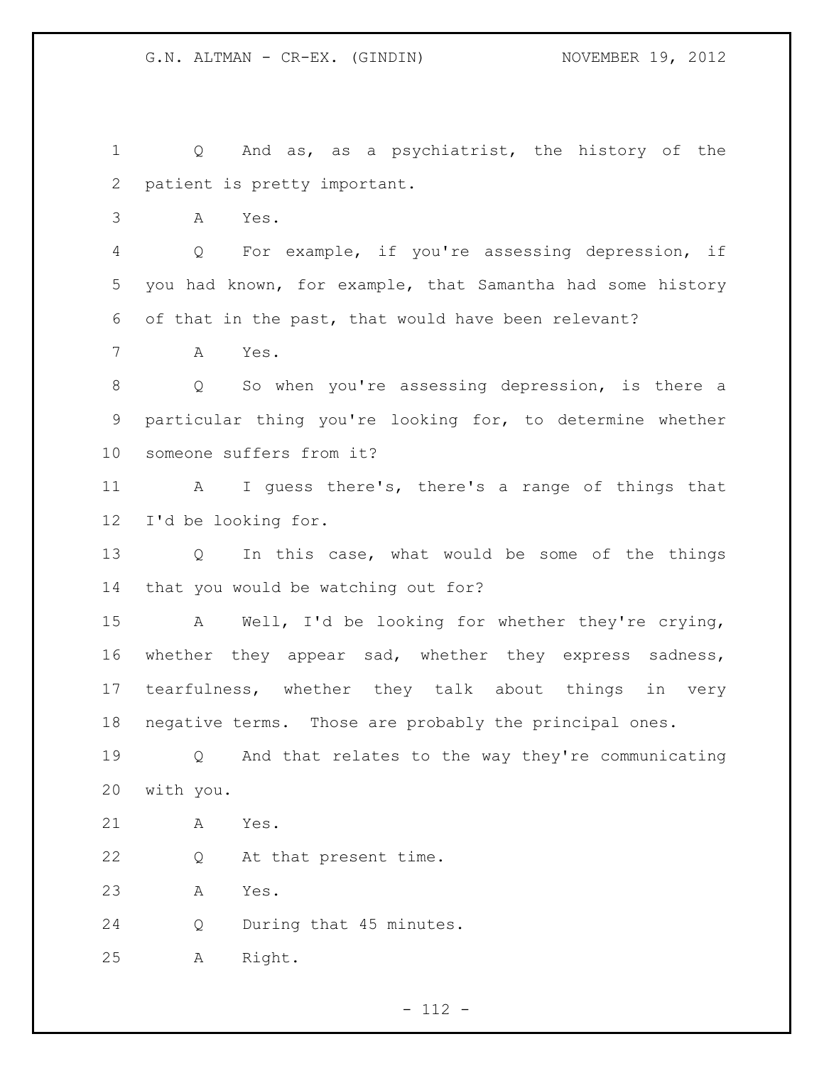Q And as, as a psychiatrist, the history of the patient is pretty important.

A Yes.

Q For example, if you're assessing depression, if you had known, for example, that Samantha had some history of that in the past, that would have been relevant?

A Yes.

Q So when you're assessing depression, is there a particular thing you're looking for, to determine whether someone suffers from it?

A I guess there's, there's a range of things that I'd be looking for.

Q In this case, what would be some of the things that you would be watching out for?

A Well, I'd be looking for whether they're crying, whether they appear sad, whether they express sadness, tearfulness, whether they talk about things in very negative terms. Those are probably the principal ones.

Q And that relates to the way they're communicating with you.

A Yes.

Q At that present time.

A Yes.

Q During that 45 minutes.

A Right.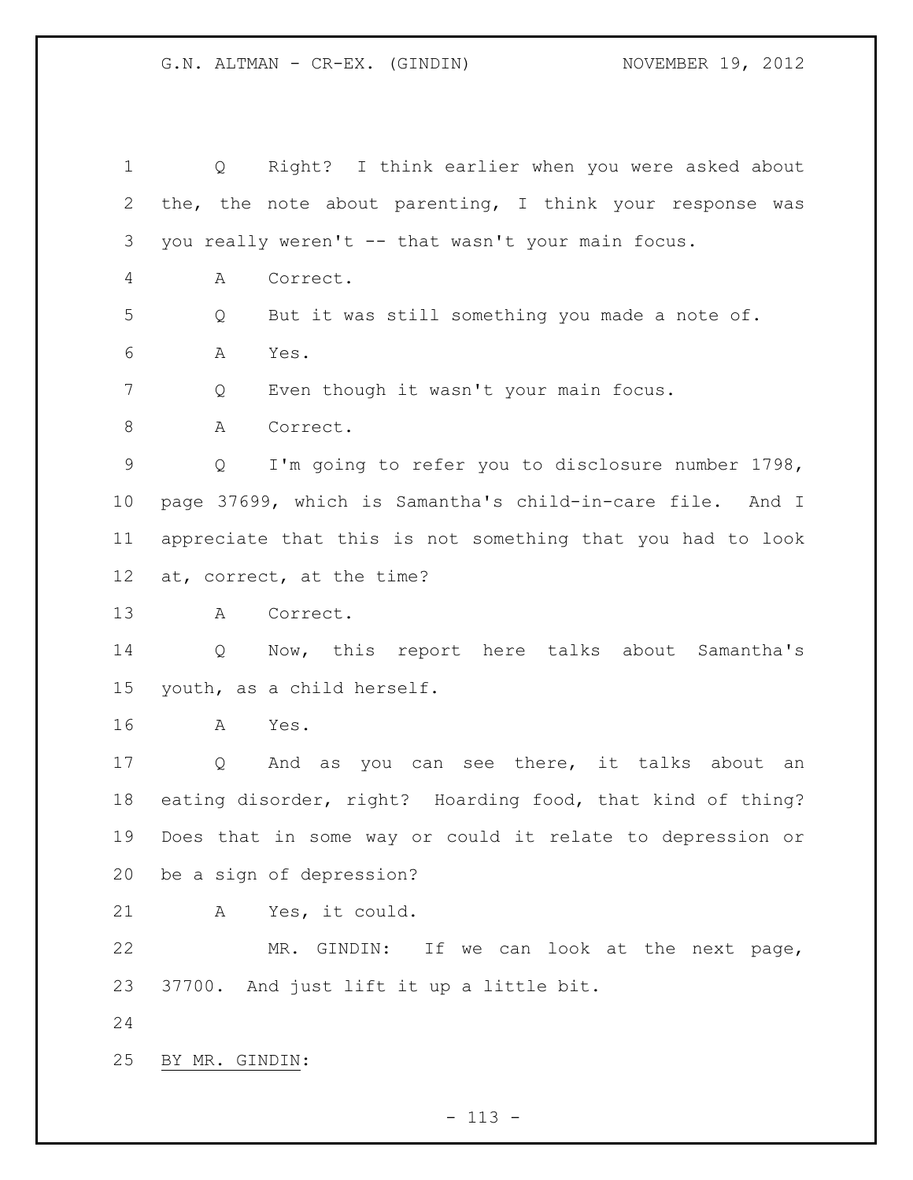Q Right? I think earlier when you were asked about the, the note about parenting, I think your response was you really weren't -- that wasn't your main focus.

A Correct.

Q But it was still something you made a note of.

A Yes.

Q Even though it wasn't your main focus.

A Correct.

Q I'm going to refer you to disclosure number 1798, page 37699, which is Samantha's child-in-care file. And I appreciate that this is not something that you had to look at, correct, at the time?

A Correct.

Q Now, this report here talks about Samantha's youth, as a child herself.

A Yes.

Q And as you can see there, it talks about an eating disorder, right? Hoarding food, that kind of thing? Does that in some way or could it relate to depression or be a sign of depression?

A Yes, it could.

MR. GINDIN: If we can look at the next page, 37700. And just lift it up a little bit.

BY MR. GINDIN: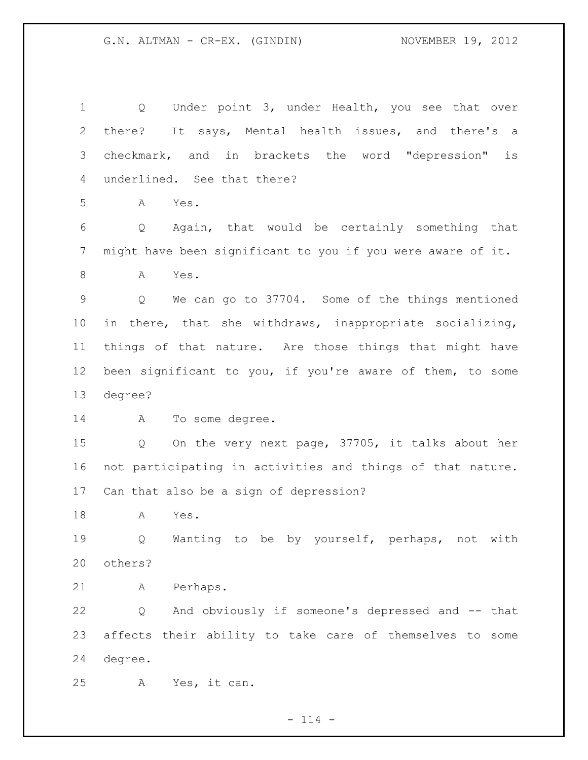Q Under point 3, under Health, you see that over there? It says, Mental health issues, and there's a checkmark, and in brackets the word "depression" is underlined. See that there?

A Yes.

Q Again, that would be certainly something that might have been significant to you if you were aware of it.

A Yes.

Q We can go to 37704. Some of the things mentioned in there, that she withdraws, inappropriate socializing, things of that nature. Are those things that might have been significant to you, if you're aware of them, to some degree?

A To some degree.

Q On the very next page, 37705, it talks about her not participating in activities and things of that nature. Can that also be a sign of depression?

A Yes.

Q Wanting to be by yourself, perhaps, not with others?

A Perhaps.

Q And obviously if someone's depressed and -- that affects their ability to take care of themselves to some degree.

A Yes, it can.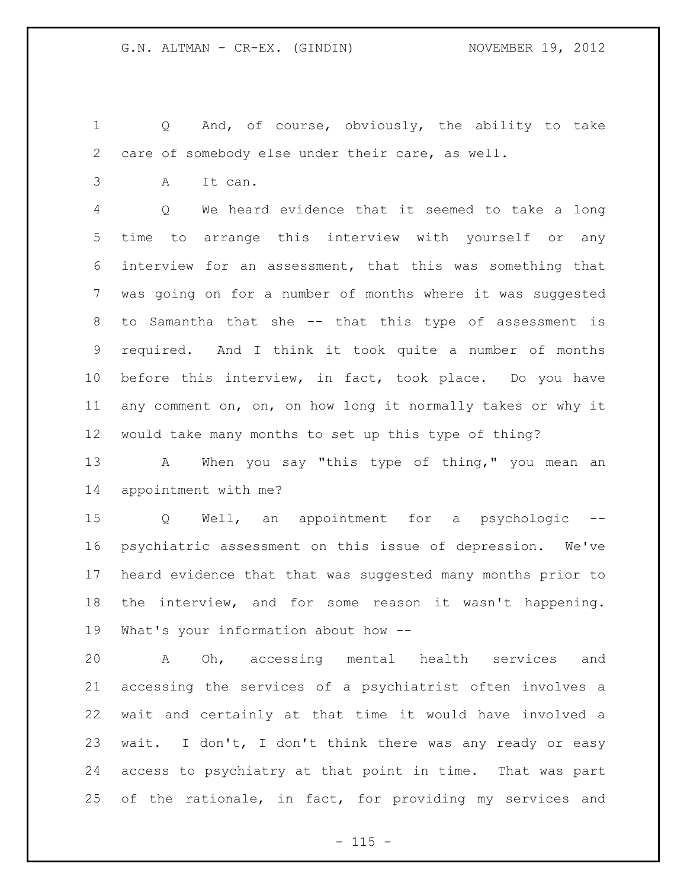Q And, of course, obviously, the ability to take care of somebody else under their care, as well.

A It can.

Q We heard evidence that it seemed to take a long time to arrange this interview with yourself or any interview for an assessment, that this was something that was going on for a number of months where it was suggested to Samantha that she -- that this type of assessment is required. And I think it took quite a number of months before this interview, in fact, took place. Do you have any comment on, on, on how long it normally takes or why it would take many months to set up this type of thing?

A When you say "this type of thing," you mean an appointment with me?

Q Well, an appointment for a psychologic -- psychiatric assessment on this issue of depression. We've heard evidence that that was suggested many months prior to the interview, and for some reason it wasn't happening. What's your information about how --

A Oh, accessing mental health services and accessing the services of a psychiatrist often involves a wait and certainly at that time it would have involved a wait. I don't, I don't think there was any ready or easy access to psychiatry at that point in time. That was part of the rationale, in fact, for providing my services and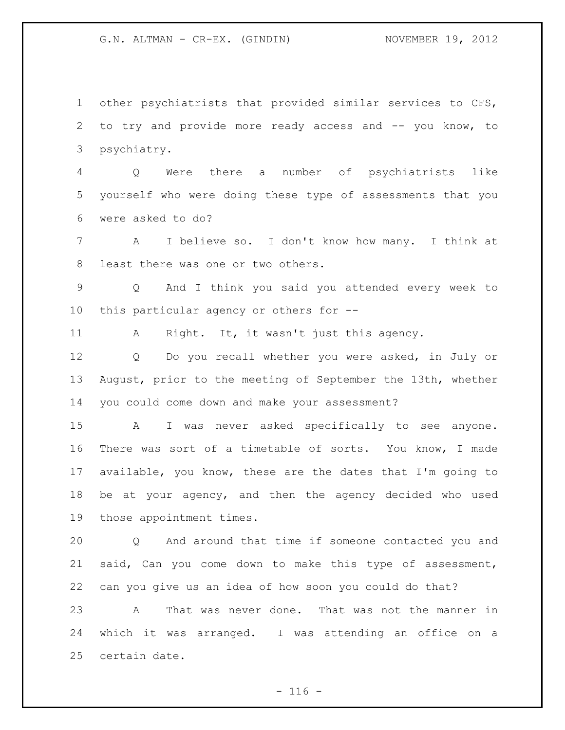other psychiatrists that provided similar services to CFS, to try and provide more ready access and -- you know, to psychiatry.

Q Were there a number of psychiatrists like yourself who were doing these type of assessments that you were asked to do?

A I believe so. I don't know how many. I think at least there was one or two others.

Q And I think you said you attended every week to this particular agency or others for --

A Right. It, it wasn't just this agency.

Q Do you recall whether you were asked, in July or August, prior to the meeting of September the 13th, whether you could come down and make your assessment?

A I was never asked specifically to see anyone. There was sort of a timetable of sorts. You know, I made available, you know, these are the dates that I'm going to be at your agency, and then the agency decided who used those appointment times.

Q And around that time if someone contacted you and said, Can you come down to make this type of assessment, can you give us an idea of how soon you could do that?

A That was never done. That was not the manner in which it was arranged. I was attending an office on a certain date.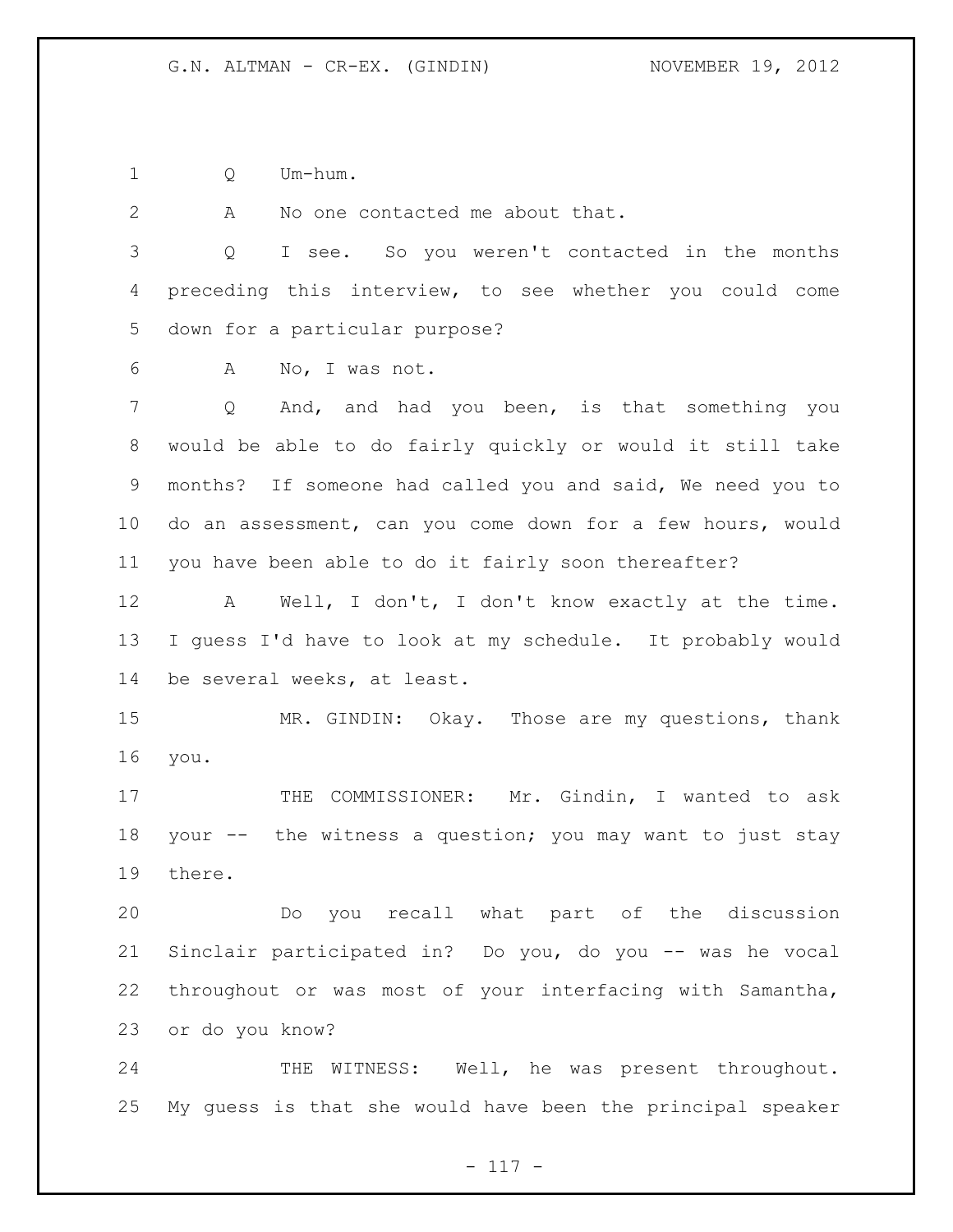Q Um-hum.

A No one contacted me about that.

Q I see. So you weren't contacted in the months preceding this interview, to see whether you could come down for a particular purpose?

A No, I was not.

Q And, and had you been, is that something you would be able to do fairly quickly or would it still take months? If someone had called you and said, We need you to do an assessment, can you come down for a few hours, would you have been able to do it fairly soon thereafter?

A Well, I don't, I don't know exactly at the time. I guess I'd have to look at my schedule. It probably would be several weeks, at least.

MR. GINDIN: Okay. Those are my questions, thank you.

THE COMMISSIONER: Mr. Gindin, I wanted to ask your -- the witness a question; you may want to just stay there.

Do you recall what part of the discussion Sinclair participated in? Do you, do you -- was he vocal throughout or was most of your interfacing with Samantha, or do you know?

THE WITNESS: Well, he was present throughout. My guess is that she would have been the principal speaker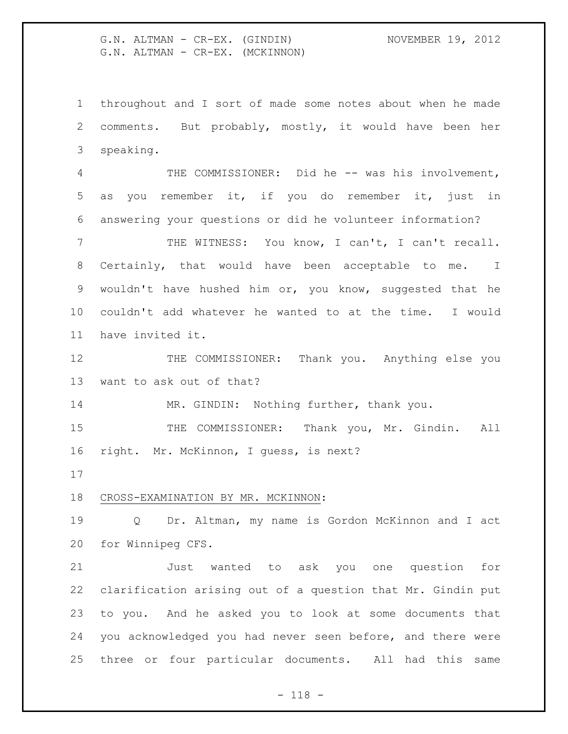throughout and I sort of made some notes about when he made comments. But probably, mostly, it would have been her speaking.

THE COMMISSIONER: Did he -- was his involvement, as you remember it, if you do remember it, just in answering your questions or did he volunteer information?

THE WITNESS: You know, I can't, I can't recall. Certainly, that would have been acceptable to me. I wouldn't have hushed him or, you know, suggested that he couldn't add whatever he wanted to at the time. I would have invited it.

THE COMMISSIONER: Thank you. Anything else you want to ask out of that?

MR. GINDIN: Nothing further, thank you.

THE COMMISSIONER: Thank you, Mr. Gindin. All right. Mr. McKinnon, I guess, is next?

CROSS-EXAMINATION BY MR. MCKINNON:

Q Dr. Altman, my name is Gordon McKinnon and I act for Winnipeg CFS.

Just wanted to ask you one question for clarification arising out of a question that Mr. Gindin put to you. And he asked you to look at some documents that you acknowledged you had never seen before, and there were three or four particular documents. All had this same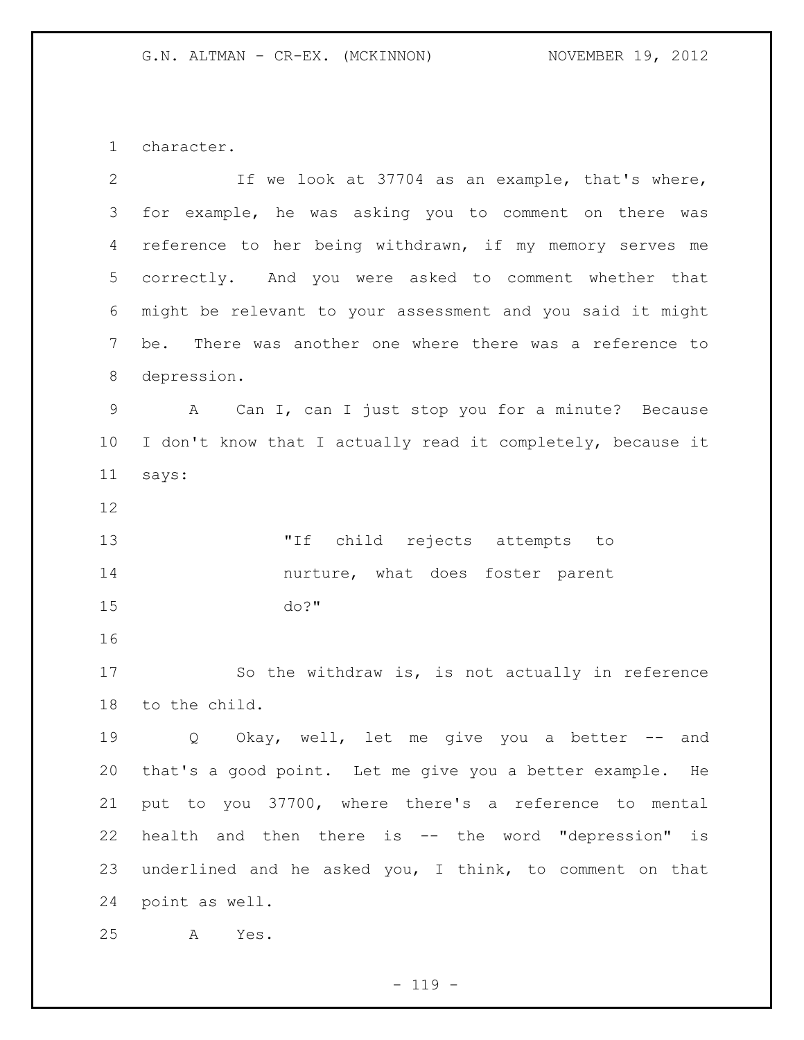character.

If we look at 37704 as an example, that's where, for example, he was asking you to comment on there was reference to her being withdrawn, if my memory serves me correctly. And you were asked to comment whether that might be relevant to your assessment and you said it might be. There was another one where there was a reference to depression.

A Can I, can I just stop you for a minute? Because I don't know that I actually read it completely, because it says:

> "If child rejects attempts to nurture, what does foster parent do?"

So the withdraw is, is not actually in reference to the child.

Q Okay, well, let me give you a better -- and that's a good point. Let me give you a better example. He put to you 37700, where there's a reference to mental health and then there is -- the word "depression" is underlined and he asked you, I think, to comment on that point as well.

A Yes.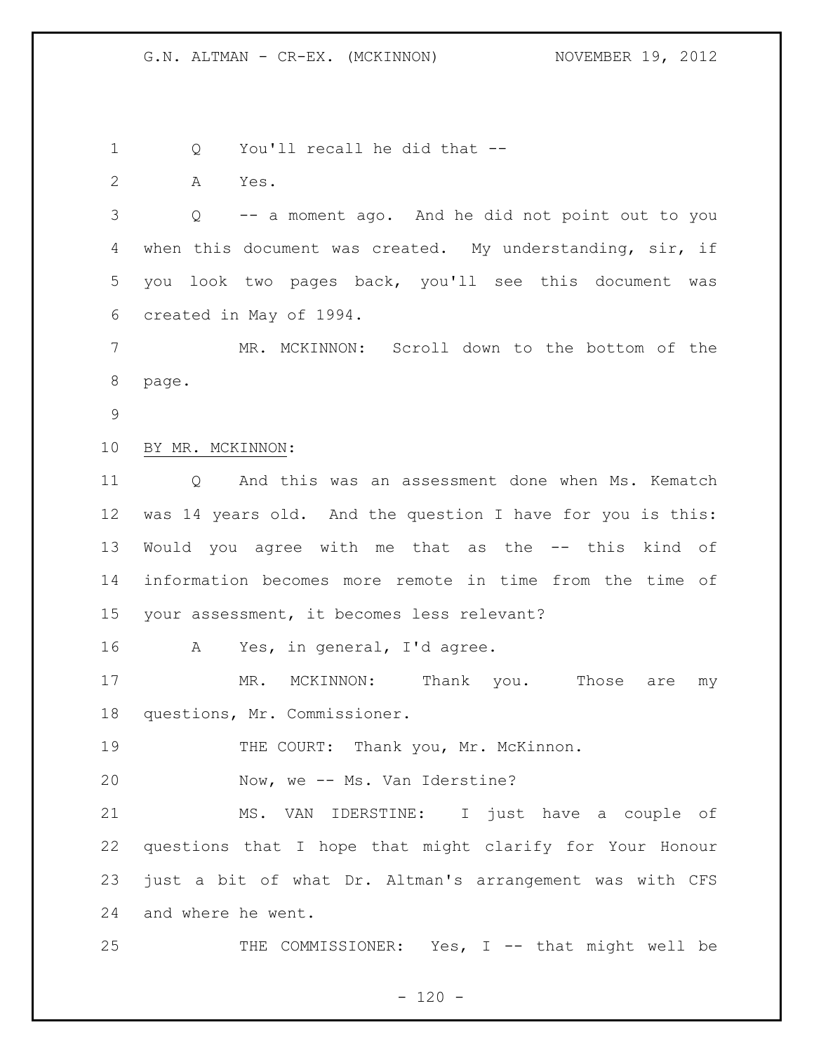Q You'll recall he did that --

A Yes.

Q -- a moment ago. And he did not point out to you when this document was created. My understanding, sir, if you look two pages back, you'll see this document was created in May of 1994.

MR. MCKINNON: Scroll down to the bottom of the page.

BY MR. MCKINNON:

Q And this was an assessment done when Ms. Kematch was 14 years old. And the question I have for you is this: Would you agree with me that as the -- this kind of information becomes more remote in time from the time of your assessment, it becomes less relevant?

A Yes, in general, I'd agree.

MR. MCKINNON: Thank you. Those are my questions, Mr. Commissioner.

THE COURT: Thank you, Mr. McKinnon.

Now, we -- Ms. Van Iderstine?

MS. VAN IDERSTINE: I just have a couple of questions that I hope that might clarify for Your Honour just a bit of what Dr. Altman's arrangement was with CFS and where he went.

THE COMMISSIONER: Yes, I -- that might well be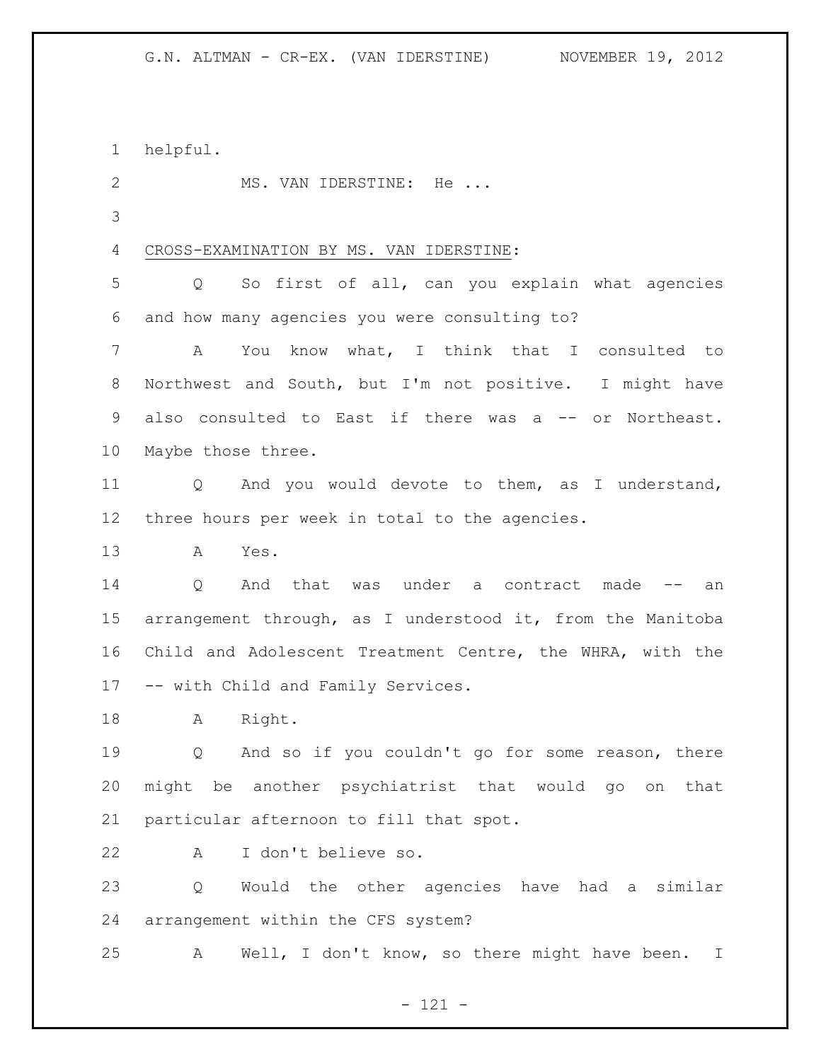helpful.

MS. VAN IDERSTINE: He ...

CROSS-EXAMINATION BY MS. VAN IDERSTINE:

Q So first of all, can you explain what agencies and how many agencies you were consulting to?

A You know what, I think that I consulted to Northwest and South, but I'm not positive. I might have also consulted to East if there was a -- or Northeast. Maybe those three.

Q And you would devote to them, as I understand, three hours per week in total to the agencies.

A Yes.

Q And that was under a contract made -- an arrangement through, as I understood it, from the Manitoba Child and Adolescent Treatment Centre, the WHRA, with the -- with Child and Family Services.

A Right.

Q And so if you couldn't go for some reason, there might be another psychiatrist that would go on that particular afternoon to fill that spot.

A I don't believe so.

Q Would the other agencies have had a similar arrangement within the CFS system?

A Well, I don't know, so there might have been. I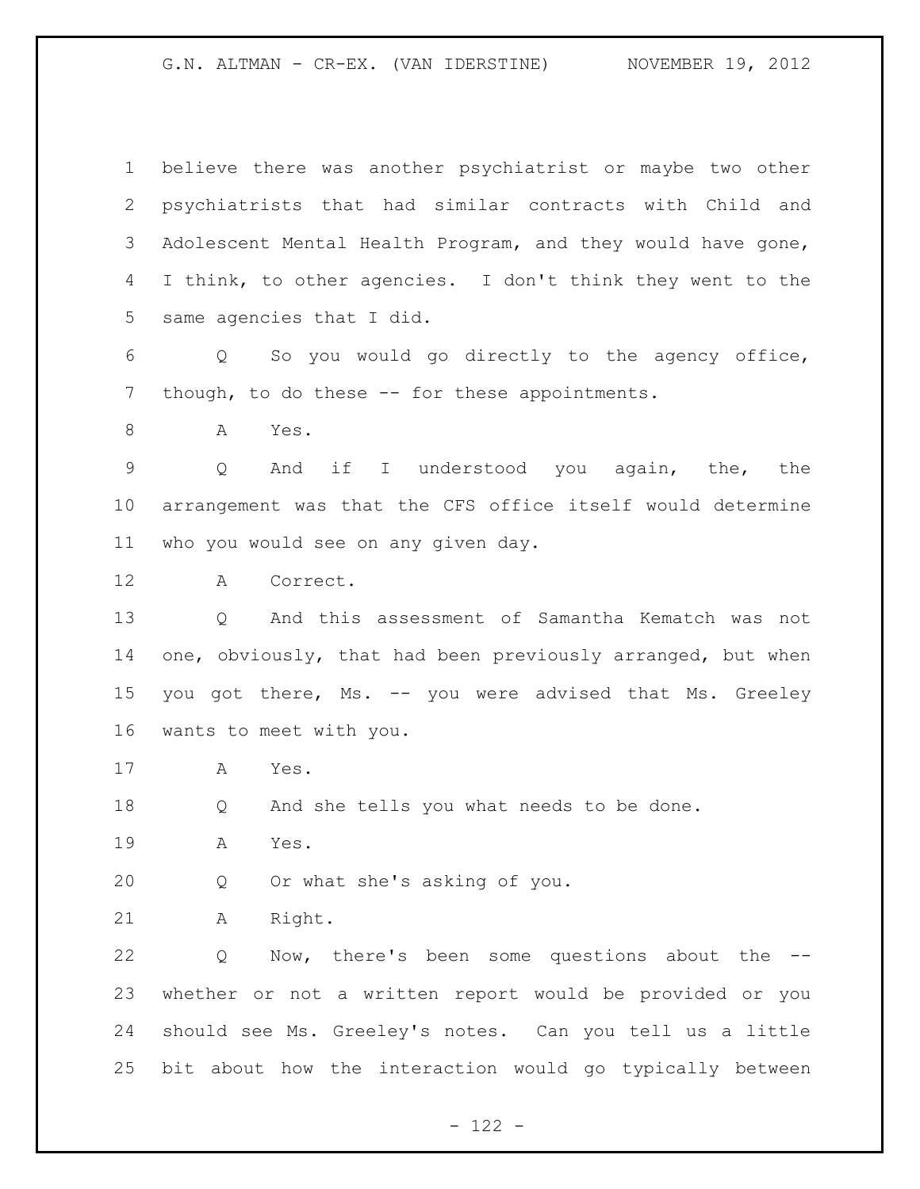believe there was another psychiatrist or maybe two other psychiatrists that had similar contracts with Child and Adolescent Mental Health Program, and they would have gone, I think, to other agencies. I don't think they went to the same agencies that I did.

Q So you would go directly to the agency office, though, to do these -- for these appointments.

A Yes.

Q And if I understood you again, the, the arrangement was that the CFS office itself would determine who you would see on any given day.

A Correct.

Q And this assessment of Samantha Kematch was not one, obviously, that had been previously arranged, but when you got there, Ms. -- you were advised that Ms. Greeley wants to meet with you.

A Yes.

Q And she tells you what needs to be done.

A Yes.

Q Or what she's asking of you.

A Right.

Q Now, there's been some questions about the -- whether or not a written report would be provided or you should see Ms. Greeley's notes. Can you tell us a little bit about how the interaction would go typically between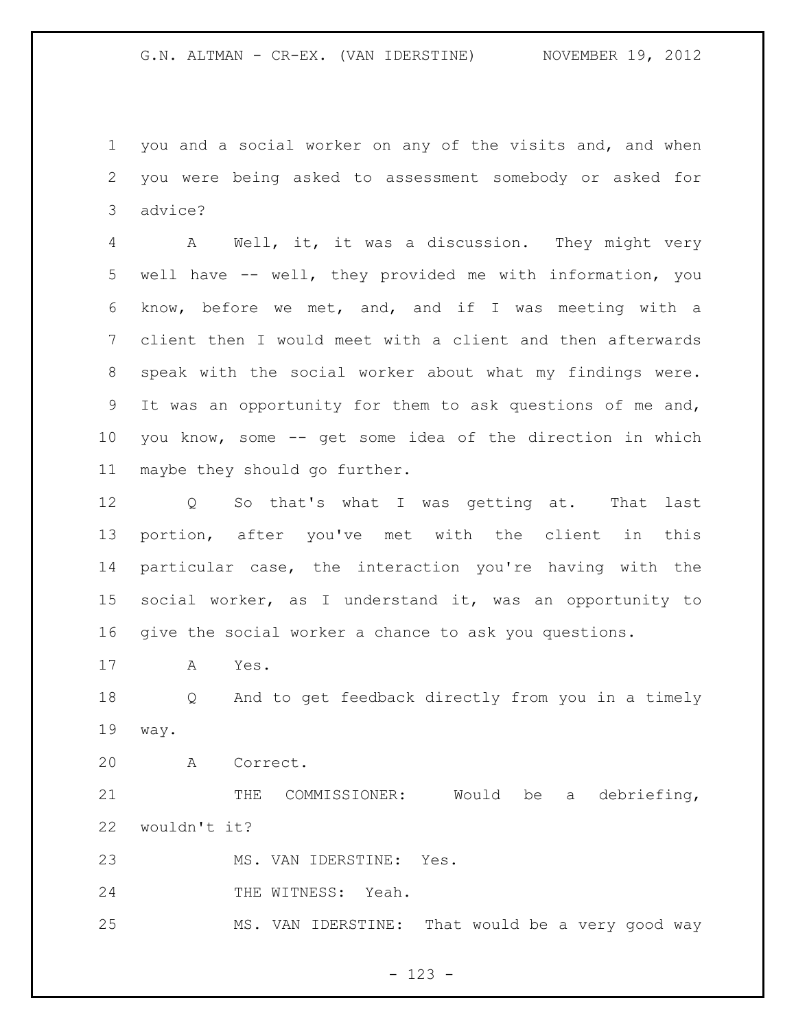you and a social worker on any of the visits and, and when you were being asked to assessment somebody or asked for advice?

A Well, it, it was a discussion. They might very well have -- well, they provided me with information, you know, before we met, and, and if I was meeting with a client then I would meet with a client and then afterwards speak with the social worker about what my findings were. It was an opportunity for them to ask questions of me and, you know, some -- get some idea of the direction in which maybe they should go further.

Q So that's what I was getting at. That last portion, after you've met with the client in this particular case, the interaction you're having with the social worker, as I understand it, was an opportunity to give the social worker a chance to ask you questions.

A Yes.

Q And to get feedback directly from you in a timely way.

A Correct.

THE COMMISSIONER: Would be a debriefing, wouldn't it?

MS. VAN IDERSTINE: Yes.

THE WITNESS: Yeah.

MS. VAN IDERSTINE: That would be a very good way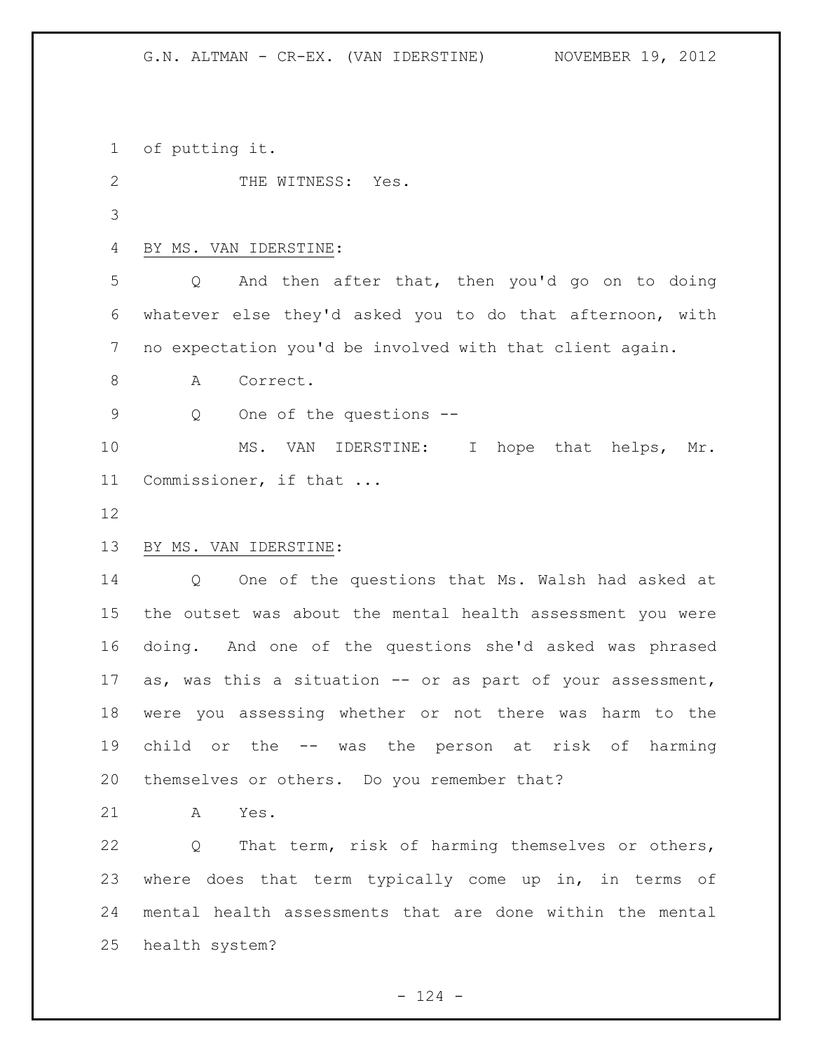of putting it.

THE WITNESS: Yes.

BY MS. VAN IDERSTINE:

Q And then after that, then you'd go on to doing whatever else they'd asked you to do that afternoon, with no expectation you'd be involved with that client again.

A Correct.

Q One of the questions --

MS. VAN IDERSTINE: I hope that helps, Mr. Commissioner, if that ...

BY MS. VAN IDERSTINE:

Q One of the questions that Ms. Walsh had asked at the outset was about the mental health assessment you were doing. And one of the questions she'd asked was phrased as, was this a situation -- or as part of your assessment, were you assessing whether or not there was harm to the child or the -- was the person at risk of harming themselves or others. Do you remember that?

A Yes.

Q That term, risk of harming themselves or others, where does that term typically come up in, in terms of mental health assessments that are done within the mental health system?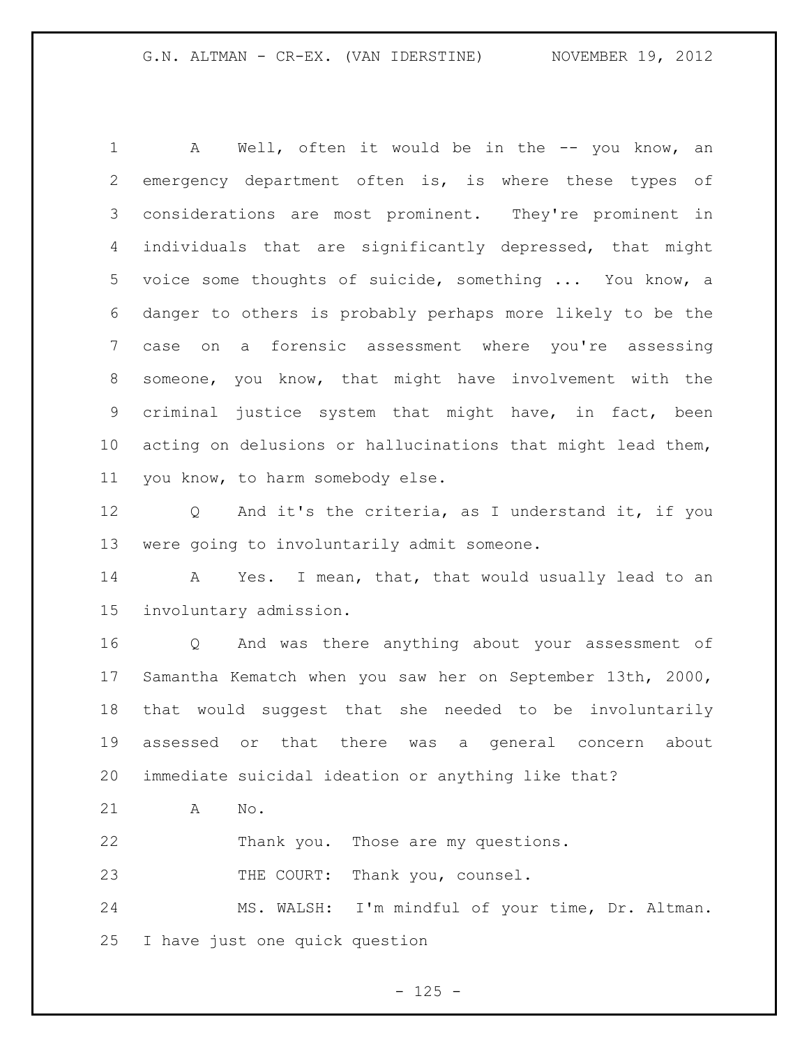A Well, often it would be in the -- you know, an emergency department often is, is where these types of considerations are most prominent. They're prominent in individuals that are significantly depressed, that might voice some thoughts of suicide, something ... You know, a danger to others is probably perhaps more likely to be the case on a forensic assessment where you're assessing someone, you know, that might have involvement with the criminal justice system that might have, in fact, been acting on delusions or hallucinations that might lead them, you know, to harm somebody else.

Q And it's the criteria, as I understand it, if you were going to involuntarily admit someone.

A Yes. I mean, that, that would usually lead to an involuntary admission.

Q And was there anything about your assessment of Samantha Kematch when you saw her on September 13th, 2000, that would suggest that she needed to be involuntarily assessed or that there was a general concern about immediate suicidal ideation or anything like that?

A No.

Thank you. Those are my questions.

THE COURT: Thank you, counsel.

MS. WALSH: I'm mindful of your time, Dr. Altman. I have just one quick question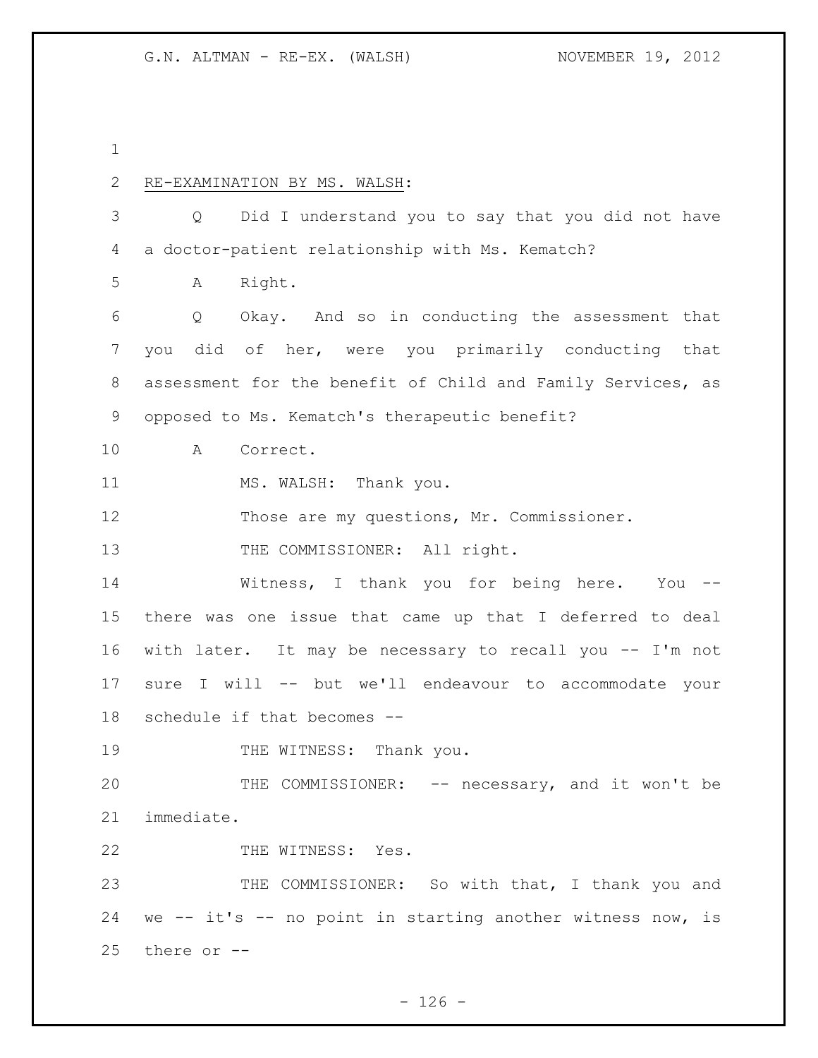RE-EXAMINATION BY MS. WALSH:

Q Did I understand you to say that you did not have a doctor-patient relationship with Ms. Kematch?

A Right.

Q Okay. And so in conducting the assessment that you did of her, were you primarily conducting that assessment for the benefit of Child and Family Services, as opposed to Ms. Kematch's therapeutic benefit?

A Correct.

MS. WALSH: Thank you.

Those are my questions, Mr. Commissioner.

THE COMMISSIONER: All right.

Witness, I thank you for being here. You -- there was one issue that came up that I deferred to deal with later. It may be necessary to recall you -- I'm not sure I will -- but we'll endeavour to accommodate your schedule if that becomes --

THE WITNESS: Thank you.

THE COMMISSIONER: -- necessary, and it won't be immediate.

THE WITNESS: Yes.

THE COMMISSIONER: So with that, I thank you and we -- it's -- no point in starting another witness now, is there or --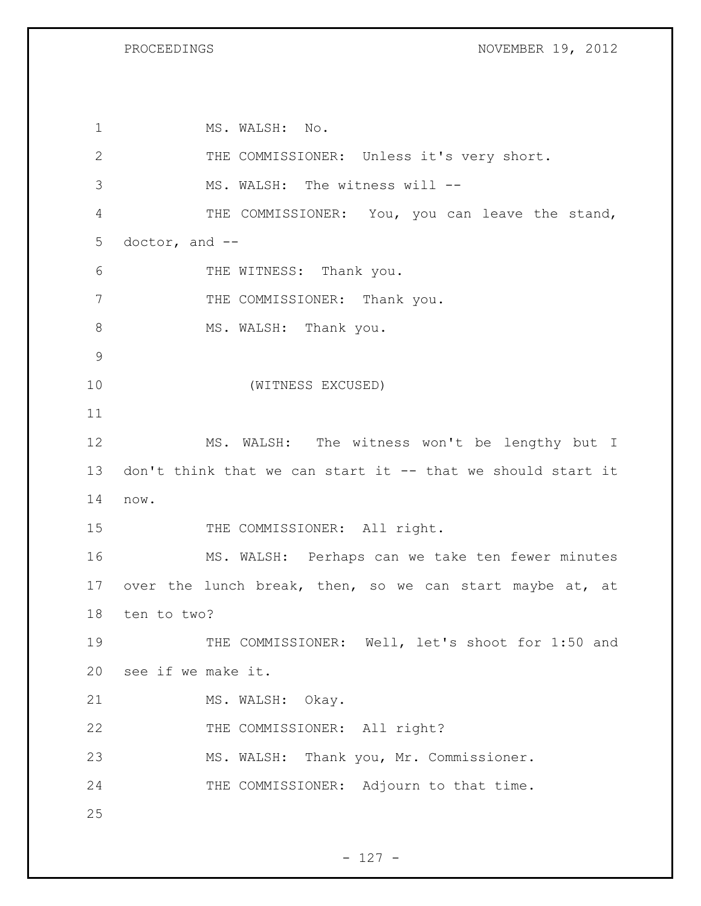MS. WALSH: No.

THE COMMISSIONER: Unless it's very short.

MS. WALSH: The witness will --

THE COMMISSIONER: You, you can leave the stand, doctor, and --

THE WITNESS: Thank you.

THE COMMISSIONER: Thank you.

MS. WALSH: Thank you.

(WITNESS EXCUSED)

MS. WALSH: The witness won't be lengthy but I don't think that we can start it -- that we should start it now.

THE COMMISSIONER: All right.

MS. WALSH: Perhaps can we take ten fewer minutes over the lunch break, then, so we can start maybe at, at ten to two?

THE COMMISSIONER: Well, let's shoot for 1:50 and see if we make it.

MS. WALSH: Okay.

THE COMMISSIONER: All right?

MS. WALSH: Thank you, Mr. Commissioner.

THE COMMISSIONER: Adjourn to that time.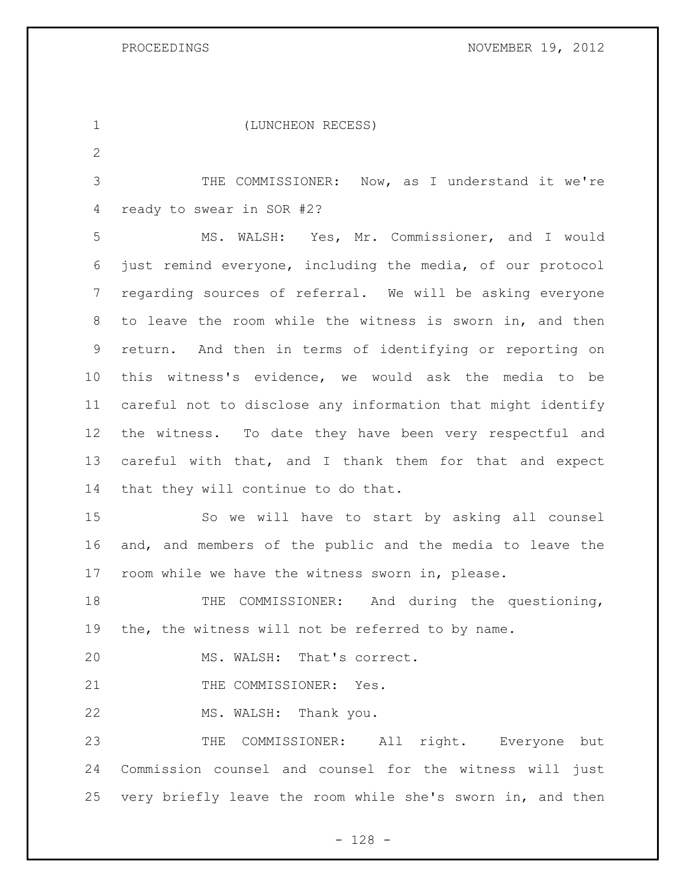(LUNCHEON RECESS)

THE COMMISSIONER: Now, as I understand it we're ready to swear in SOR #2?

MS. WALSH: Yes, Mr. Commissioner, and I would just remind everyone, including the media, of our protocol regarding sources of referral. We will be asking everyone to leave the room while the witness is sworn in, and then return. And then in terms of identifying or reporting on this witness's evidence, we would ask the media to be careful not to disclose any information that might identify the witness. To date they have been very respectful and careful with that, and I thank them for that and expect that they will continue to do that.

So we will have to start by asking all counsel and, and members of the public and the media to leave the room while we have the witness sworn in, please.

THE COMMISSIONER: And during the questioning, the, the witness will not be referred to by name.

MS. WALSH: That's correct.

THE COMMISSIONER: Yes.

MS. WALSH: Thank you.

THE COMMISSIONER: All right. Everyone but Commission counsel and counsel for the witness will just very briefly leave the room while she's sworn in, and then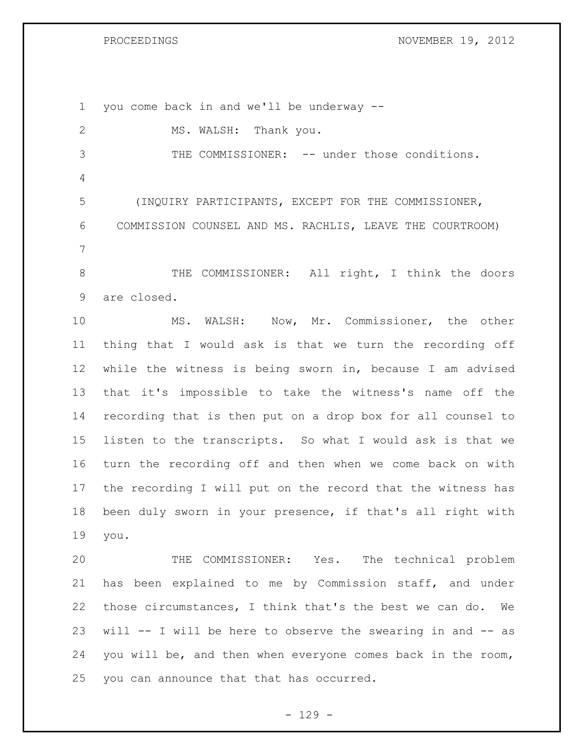you come back in and we'll be underway --

MS. WALSH: Thank you.

THE COMMISSIONER: -- under those conditions.

(INQUIRY PARTICIPANTS, EXCEPT FOR THE COMMISSIONER, COMMISSION COUNSEL AND MS. RACHLIS, LEAVE THE COURTROOM)

THE COMMISSIONER: All right, I think the doors are closed.

MS. WALSH: Now, Mr. Commissioner, the other thing that I would ask is that we turn the recording off while the witness is being sworn in, because I am advised that it's impossible to take the witness's name off the recording that is then put on a drop box for all counsel to listen to the transcripts. So what I would ask is that we turn the recording off and then when we come back on with the recording I will put on the record that the witness has been duly sworn in your presence, if that's all right with you.

THE COMMISSIONER: Yes. The technical problem has been explained to me by Commission staff, and under those circumstances, I think that's the best we can do. We will -- I will be here to observe the swearing in and -- as you will be, and then when everyone comes back in the room, you can announce that that has occurred.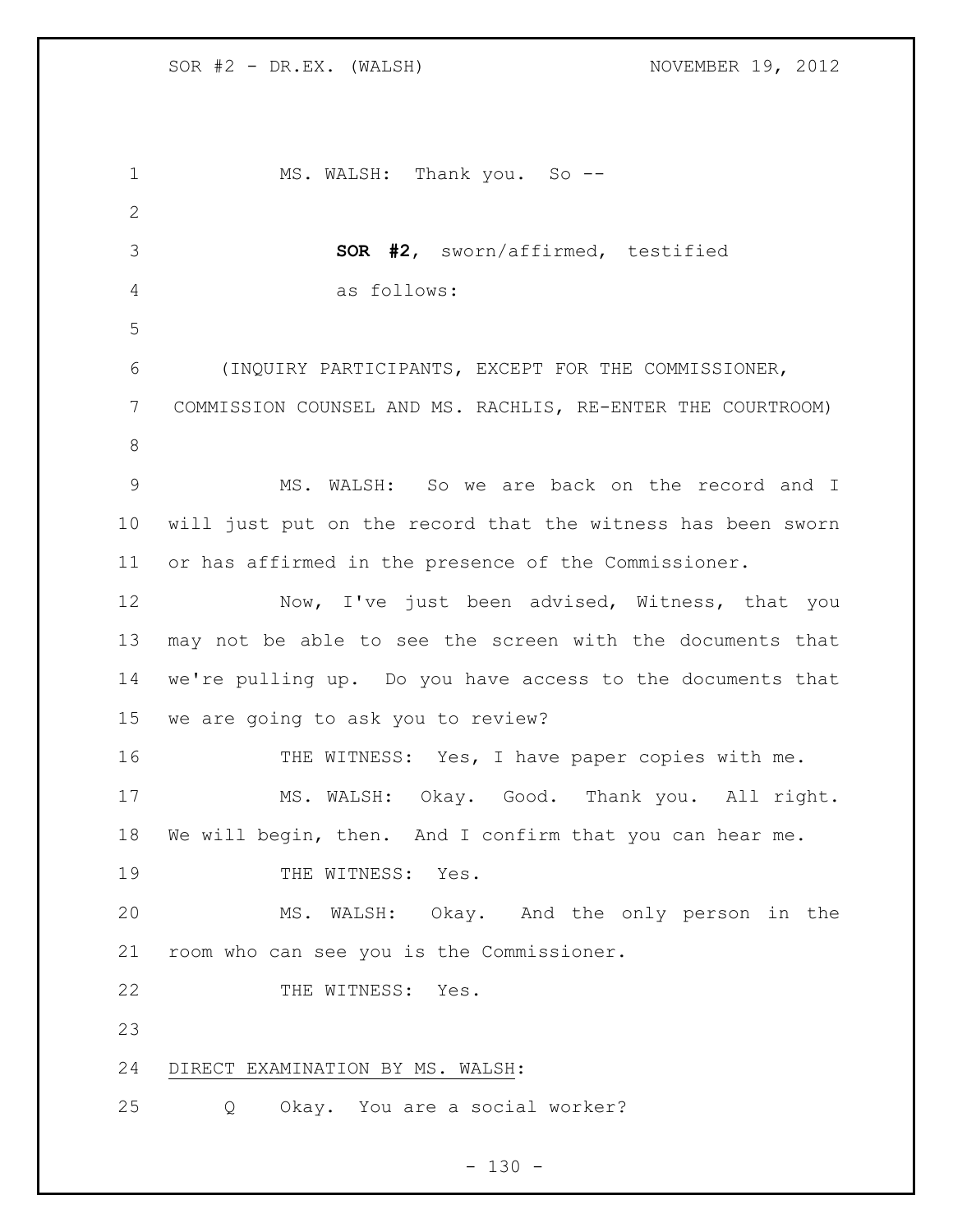MS. WALSH: Thank you. So --

**SOR #2**, sworn/affirmed, testified as follows:

(INQUIRY PARTICIPANTS, EXCEPT FOR THE COMMISSIONER, COMMISSION COUNSEL AND MS. RACHLIS, RE-ENTER THE COURTROOM)

MS. WALSH: So we are back on the record and I will just put on the record that the witness has been sworn or has affirmed in the presence of the Commissioner.

Now, I've just been advised, Witness, that you may not be able to see the screen with the documents that we're pulling up. Do you have access to the documents that we are going to ask you to review?

THE WITNESS: Yes, I have paper copies with me.

MS. WALSH: Okay. Good. Thank you. All right. We will begin, then. And I confirm that you can hear me.

THE WITNESS: Yes.

MS. WALSH: Okay. And the only person in the room who can see you is the Commissioner.

THE WITNESS: Yes.

DIRECT EXAMINATION BY MS. WALSH:

Q Okay. You are a social worker?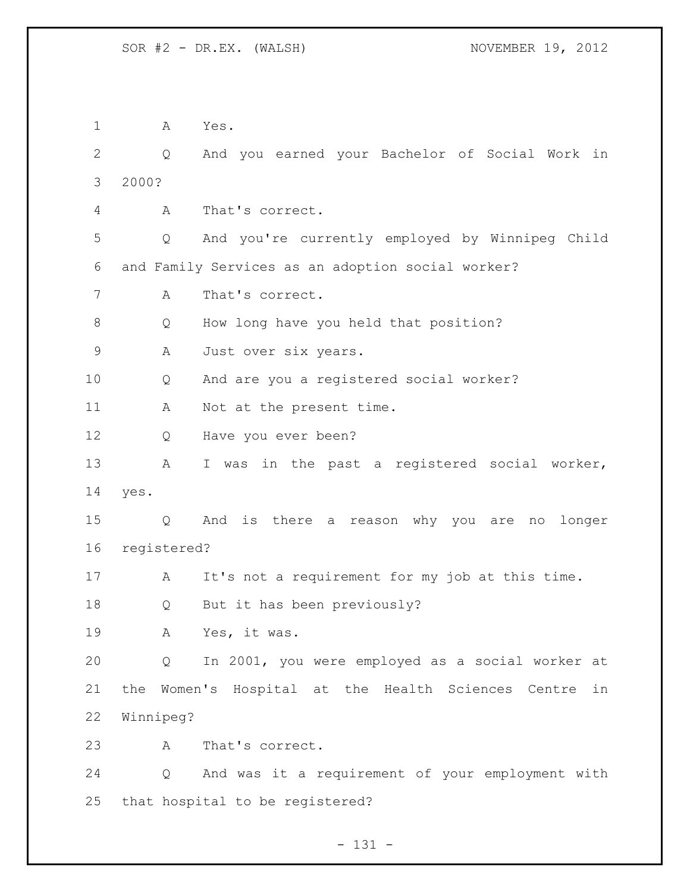A Yes.

Q And you earned your Bachelor of Social Work in 2000?

A That's correct.

Q And you're currently employed by Winnipeg Child and Family Services as an adoption social worker?

A That's correct.

Q How long have you held that position?

A Just over six years.

Q And are you a registered social worker?

A Not at the present time.

Q Have you ever been?

A I was in the past a registered social worker, yes.

Q And is there a reason why you are no longer registered?

A It's not a requirement for my job at this time.

Q But it has been previously?

A Yes, it was.

Q In 2001, you were employed as a social worker at the Women's Hospital at the Health Sciences Centre in Winnipeg?

A That's correct.

Q And was it a requirement of your employment with that hospital to be registered?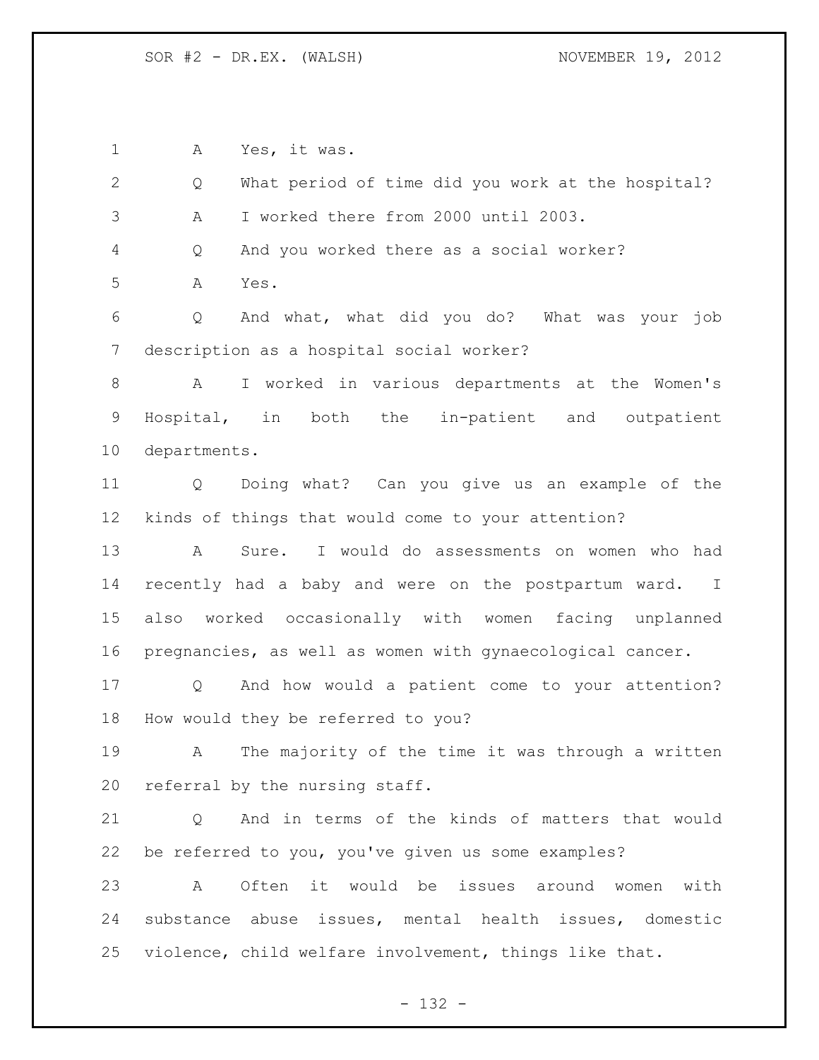A Yes, it was.

Q What period of time did you work at the hospital?

A I worked there from 2000 until 2003.

Q And you worked there as a social worker?

A Yes.

Q And what, what did you do? What was your job description as a hospital social worker?

A I worked in various departments at the Women's Hospital, in both the in-patient and outpatient departments.

Q Doing what? Can you give us an example of the kinds of things that would come to your attention?

A Sure. I would do assessments on women who had recently had a baby and were on the postpartum ward. I also worked occasionally with women facing unplanned pregnancies, as well as women with gynaecological cancer.

Q And how would a patient come to your attention? How would they be referred to you?

A The majority of the time it was through a written referral by the nursing staff.

Q And in terms of the kinds of matters that would be referred to you, you've given us some examples?

A Often it would be issues around women with substance abuse issues, mental health issues, domestic violence, child welfare involvement, things like that.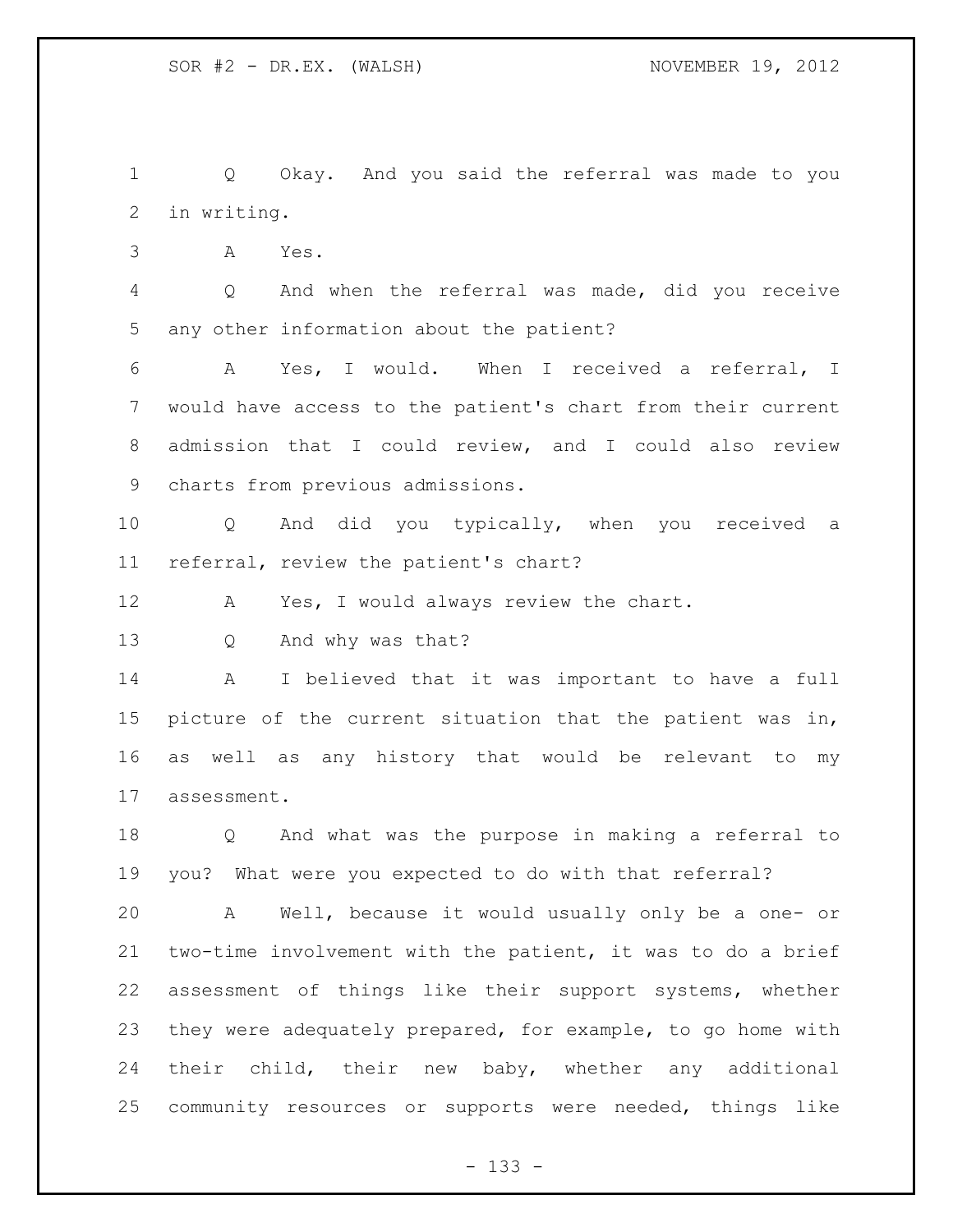Q Okay. And you said the referral was made to you in writing.

A Yes.

Q And when the referral was made, did you receive any other information about the patient?

A Yes, I would. When I received a referral, I would have access to the patient's chart from their current admission that I could review, and I could also review charts from previous admissions.

Q And did you typically, when you received a referral, review the patient's chart?

A Yes, I would always review the chart.

Q And why was that?

A I believed that it was important to have a full picture of the current situation that the patient was in, as well as any history that would be relevant to my assessment.

Q And what was the purpose in making a referral to you? What were you expected to do with that referral?

A Well, because it would usually only be a one- or two-time involvement with the patient, it was to do a brief assessment of things like their support systems, whether they were adequately prepared, for example, to go home with their child, their new baby, whether any additional community resources or supports were needed, things like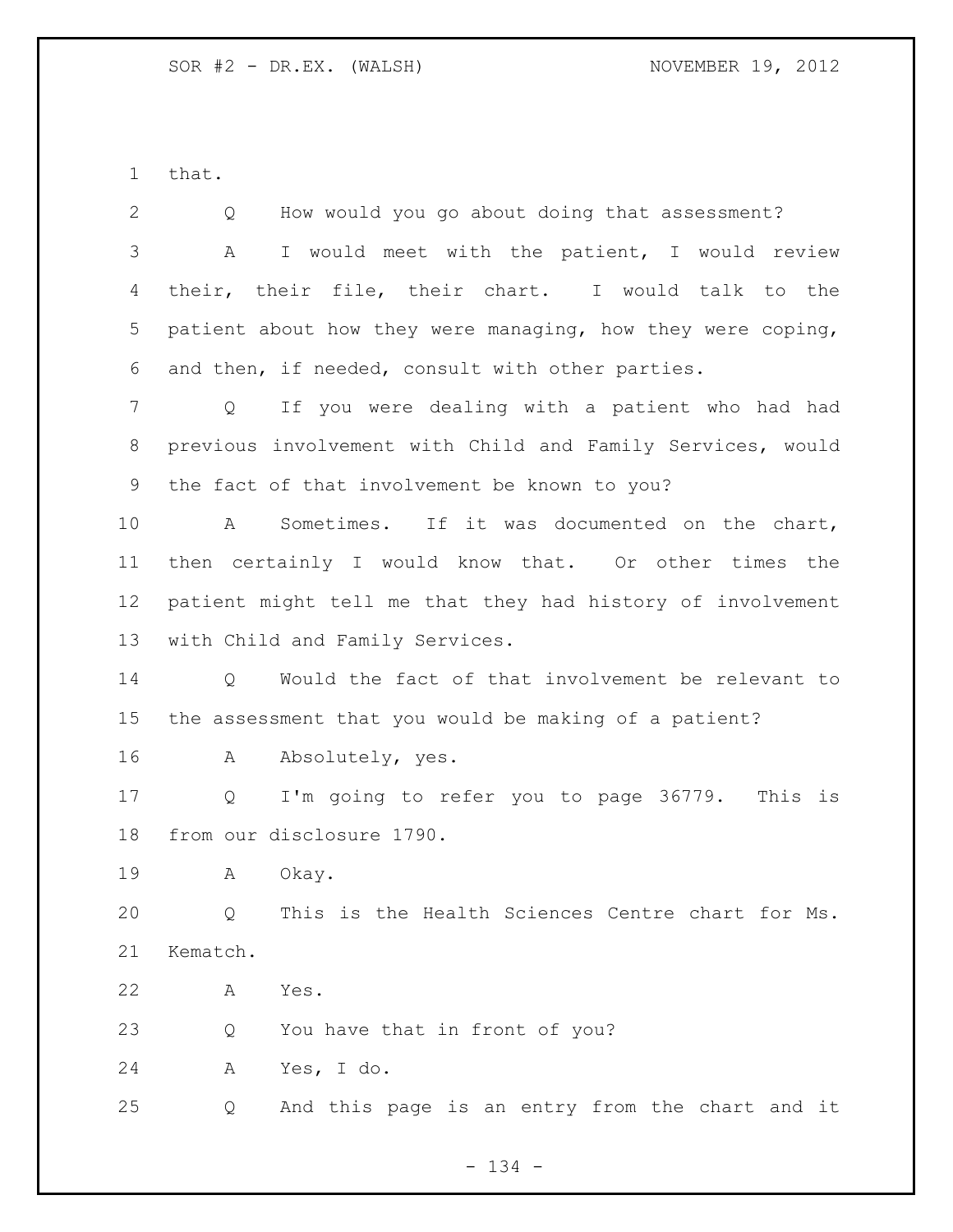that.

Q How would you go about doing that assessment?

A I would meet with the patient, I would review their, their file, their chart. I would talk to the patient about how they were managing, how they were coping, and then, if needed, consult with other parties.

Q If you were dealing with a patient who had had previous involvement with Child and Family Services, would the fact of that involvement be known to you?

A Sometimes. If it was documented on the chart, then certainly I would know that. Or other times the patient might tell me that they had history of involvement with Child and Family Services.

Q Would the fact of that involvement be relevant to the assessment that you would be making of a patient?

A Absolutely, yes.

Q I'm going to refer you to page 36779. This is from our disclosure 1790.

A Okay.

Q This is the Health Sciences Centre chart for Ms. Kematch.

A Yes.

Q You have that in front of you?

A Yes, I do.

Q And this page is an entry from the chart and it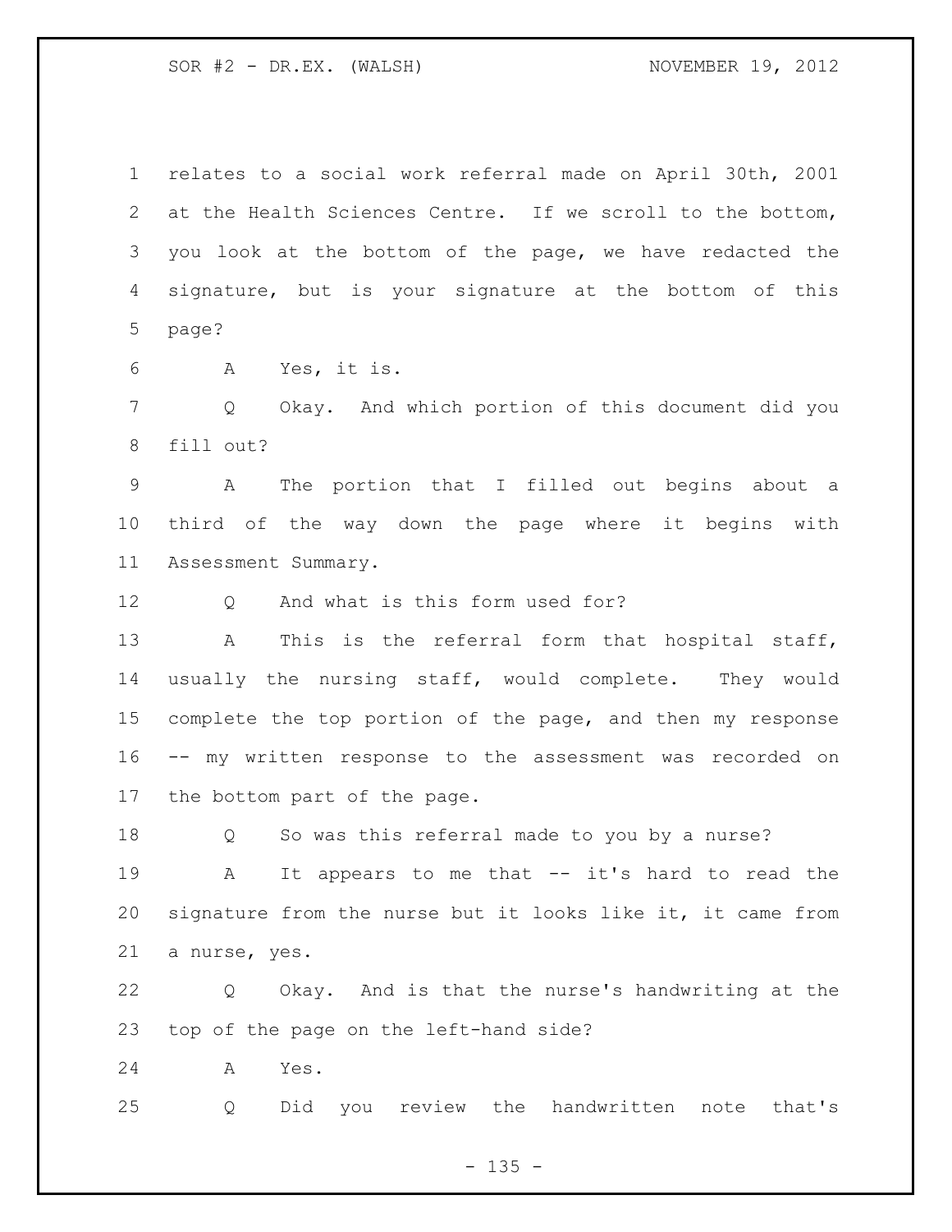relates to a social work referral made on April 30th, 2001 at the Health Sciences Centre. If we scroll to the bottom, you look at the bottom of the page, we have redacted the signature, but is your signature at the bottom of this page?

A Yes, it is.

Q Okay. And which portion of this document did you fill out?

A The portion that I filled out begins about a third of the way down the page where it begins with Assessment Summary.

Q And what is this form used for?

A This is the referral form that hospital staff, usually the nursing staff, would complete. They would complete the top portion of the page, and then my response -- my written response to the assessment was recorded on the bottom part of the page.

Q So was this referral made to you by a nurse?

A It appears to me that -- it's hard to read the signature from the nurse but it looks like it, it came from a nurse, yes.

Q Okay. And is that the nurse's handwriting at the top of the page on the left-hand side?

A Yes.

Q Did you review the handwritten note that's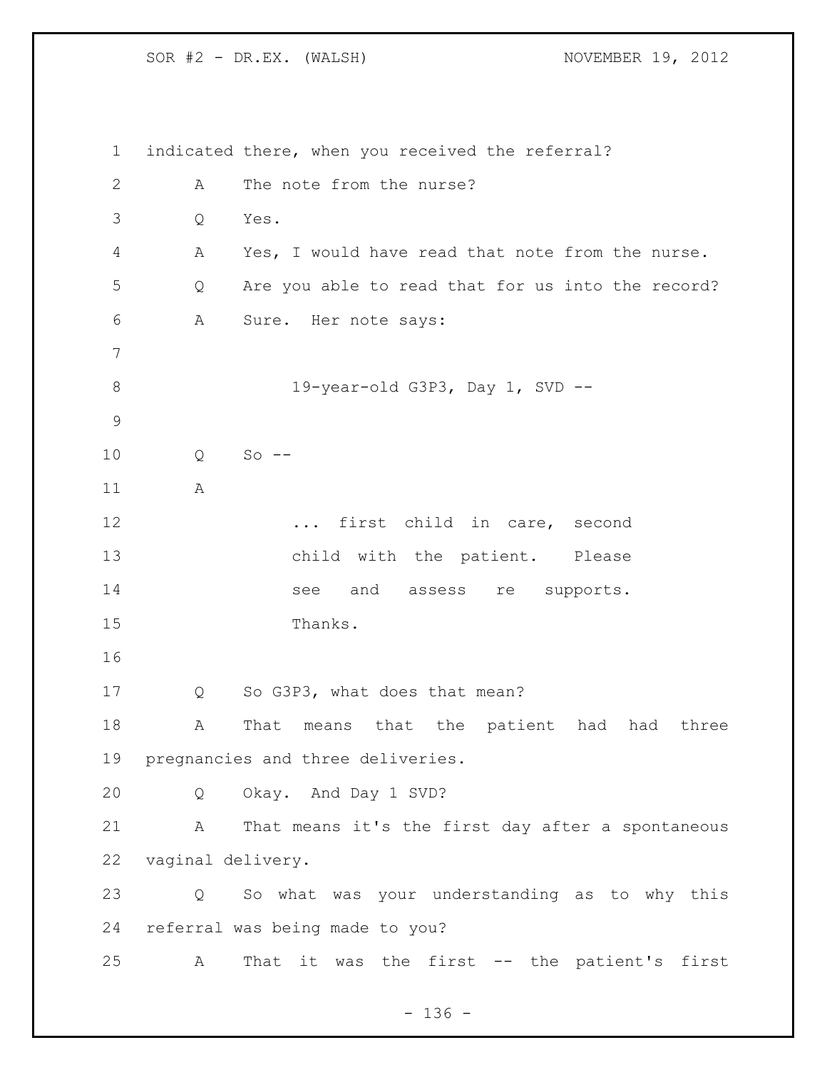indicated there, when you received the referral?

A The note from the nurse?

Q Yes.

A Yes, I would have read that note from the nurse.

Q Are you able to read that for us into the record?

A Sure. Her note says:

> 19-year-old G3P3, Day 1, SVD --

Q So --

A

> ... first child in care, second child with the patient. Please see and assess re supports. Thanks.

Q So G3P3, what does that mean?

A That means that the patient had had three pregnancies and three deliveries.

Q Okay. And Day 1 SVD?

A That means it's the first day after a spontaneous vaginal delivery.

Q So what was your understanding as to why this referral was being made to you?

A That it was the first -- the patient's first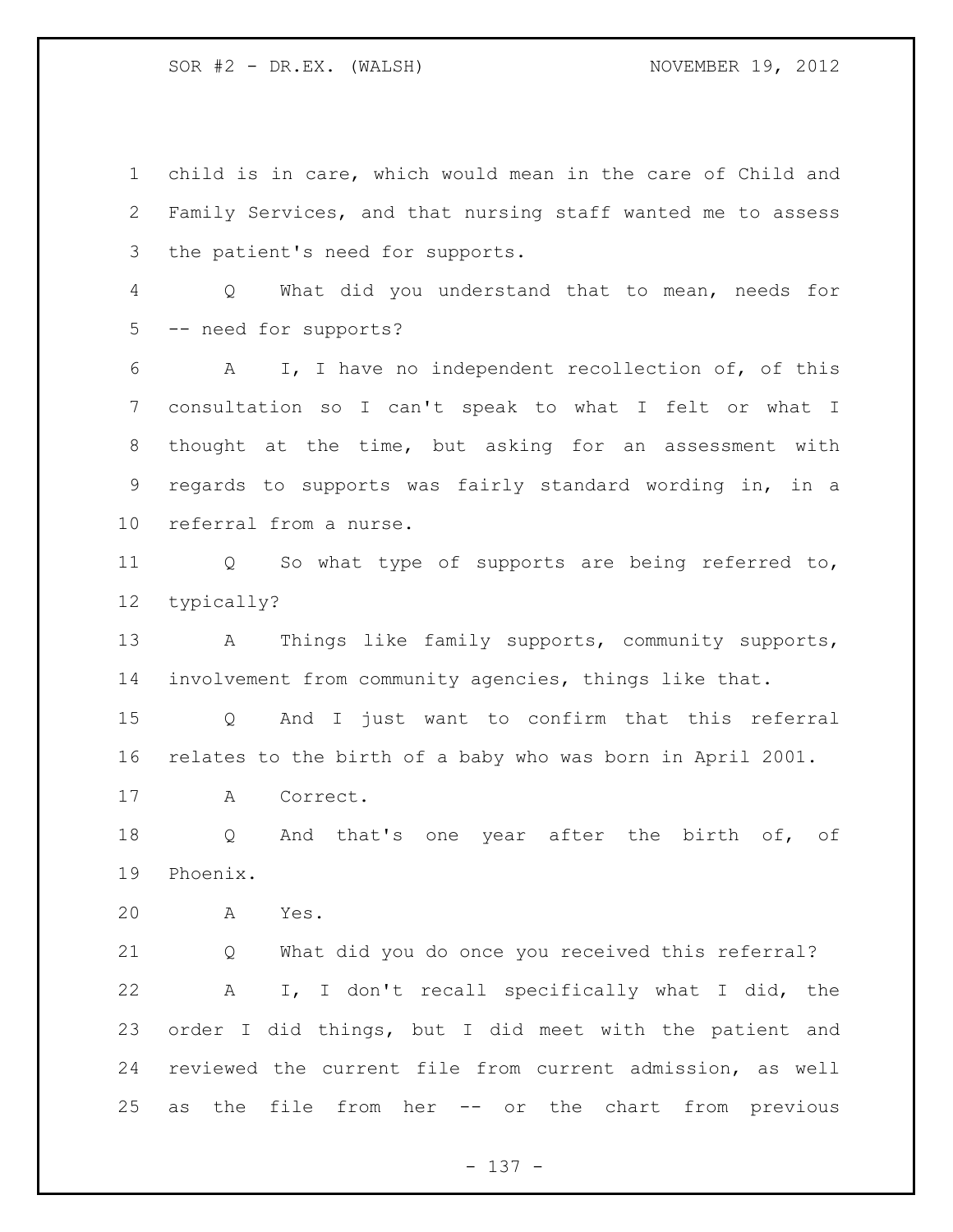child is in care, which would mean in the care of Child and Family Services, and that nursing staff wanted me to assess the patient's need for supports.

Q What did you understand that to mean, needs for -- need for supports?

A I, I have no independent recollection of, of this consultation so I can't speak to what I felt or what I thought at the time, but asking for an assessment with regards to supports was fairly standard wording in, in a referral from a nurse.

Q So what type of supports are being referred to, typically?

A Things like family supports, community supports, involvement from community agencies, things like that.

Q And I just want to confirm that this referral relates to the birth of a baby who was born in April 2001.

A Correct.

Q And that's one year after the birth of, of Phoenix.

A Yes.

Q What did you do once you received this referral?

A I, I don't recall specifically what I did, the order I did things, but I did meet with the patient and reviewed the current file from current admission, as well as the file from her -- or the chart from previous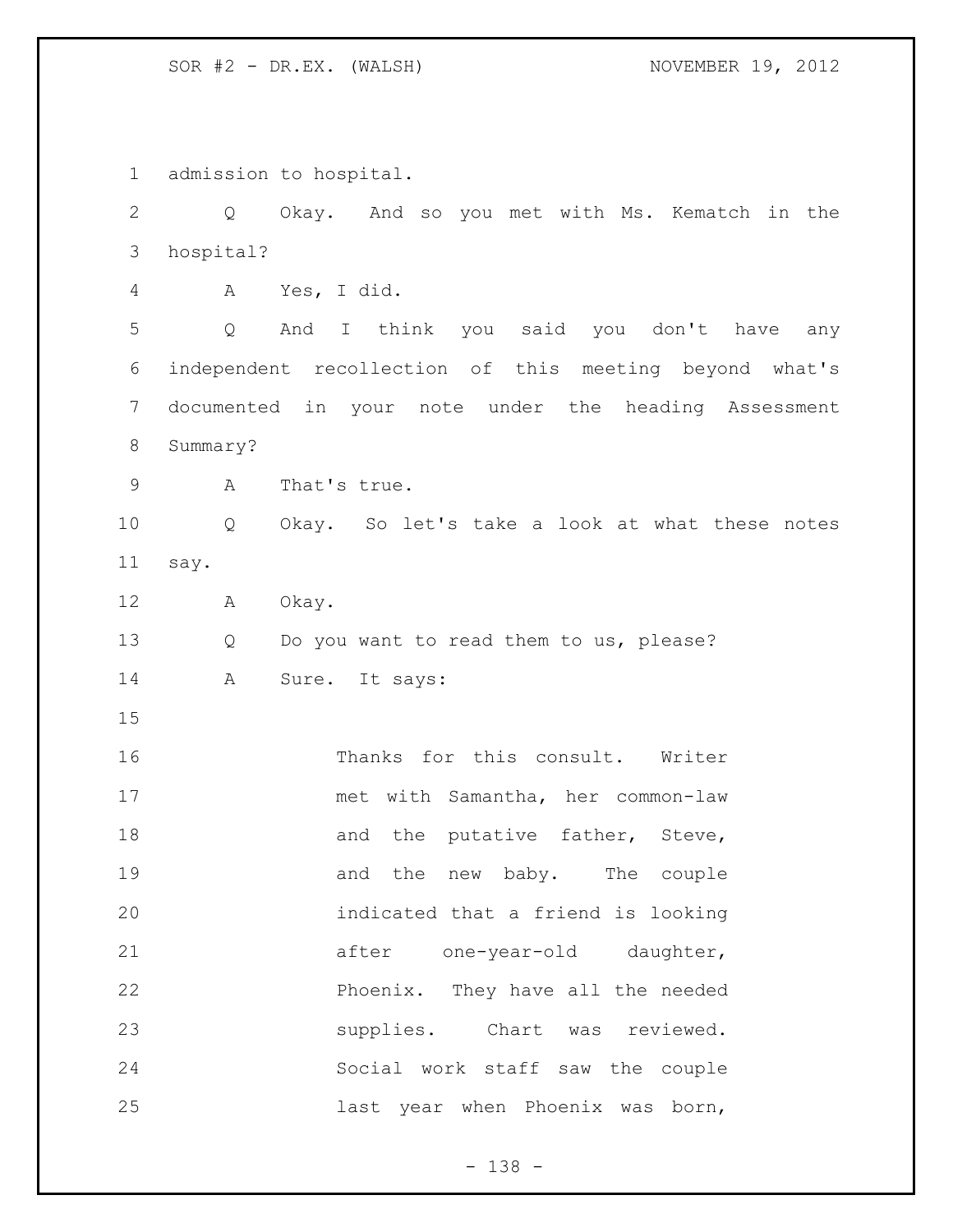admission to hospital.

Q Okay. And so you met with Ms. Kematch in the hospital?

A Yes, I did.

Q And I think you said you don't have any independent recollection of this meeting beyond what's documented in your note under the heading Assessment Summary?

A That's true.

Q Okay. So let's take a look at what these notes say.

A Okay.

Q Do you want to read them to us, please?

A Sure. It says:

> Thanks for this consult. Writer met with Samantha, her common-law and the putative father, Steve, and the new baby. The couple indicated that a friend is looking after one-year-old daughter, Phoenix. They have all the needed supplies. Chart was reviewed. Social work staff saw the couple last year when Phoenix was born,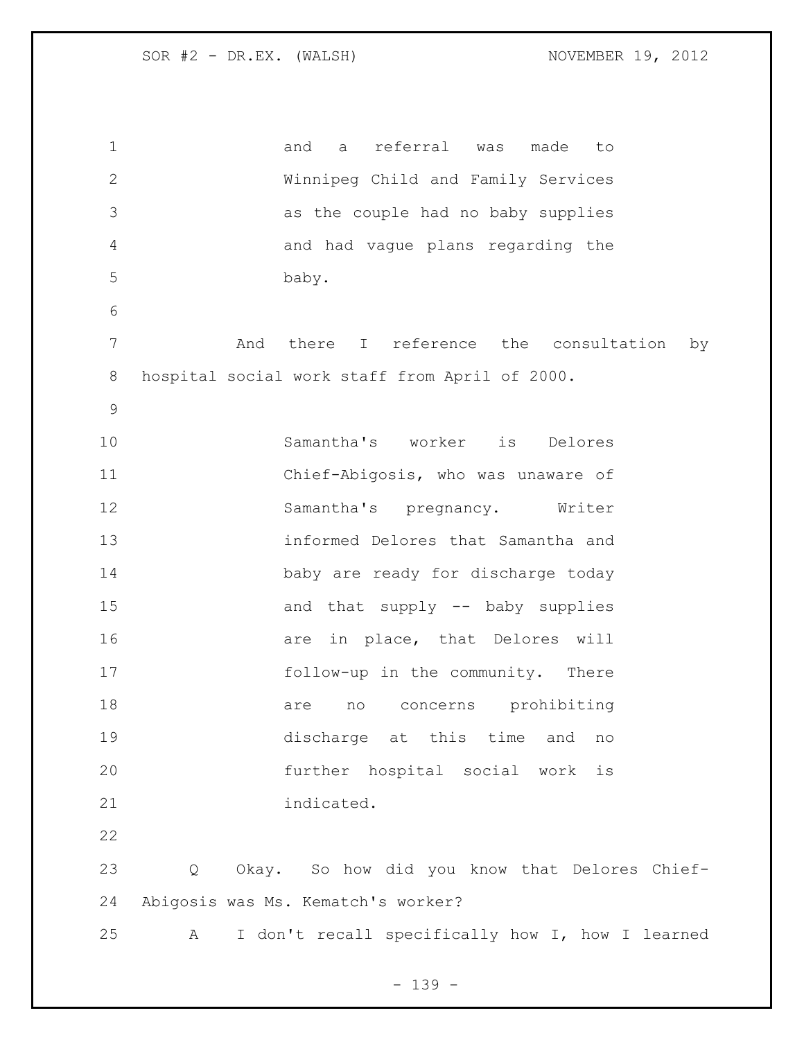> and a referral was made to Winnipeg Child and Family Services as the couple had no baby supplies and had vague plans regarding the baby.

And there I reference the consultation by hospital social work staff from April of 2000.

> Samantha's worker is Delores Chief-Abigosis, who was unaware of Samantha's pregnancy. Writer informed Delores that Samantha and baby are ready for discharge today and that supply -- baby supplies are in place, that Delores will follow-up in the community. There are no concerns prohibiting discharge at this time and no further hospital social work is indicated.

Q Okay. So how did you know that Delores Chief-Abigosis was Ms. Kematch's worker?

A I don't recall specifically how I, how I learned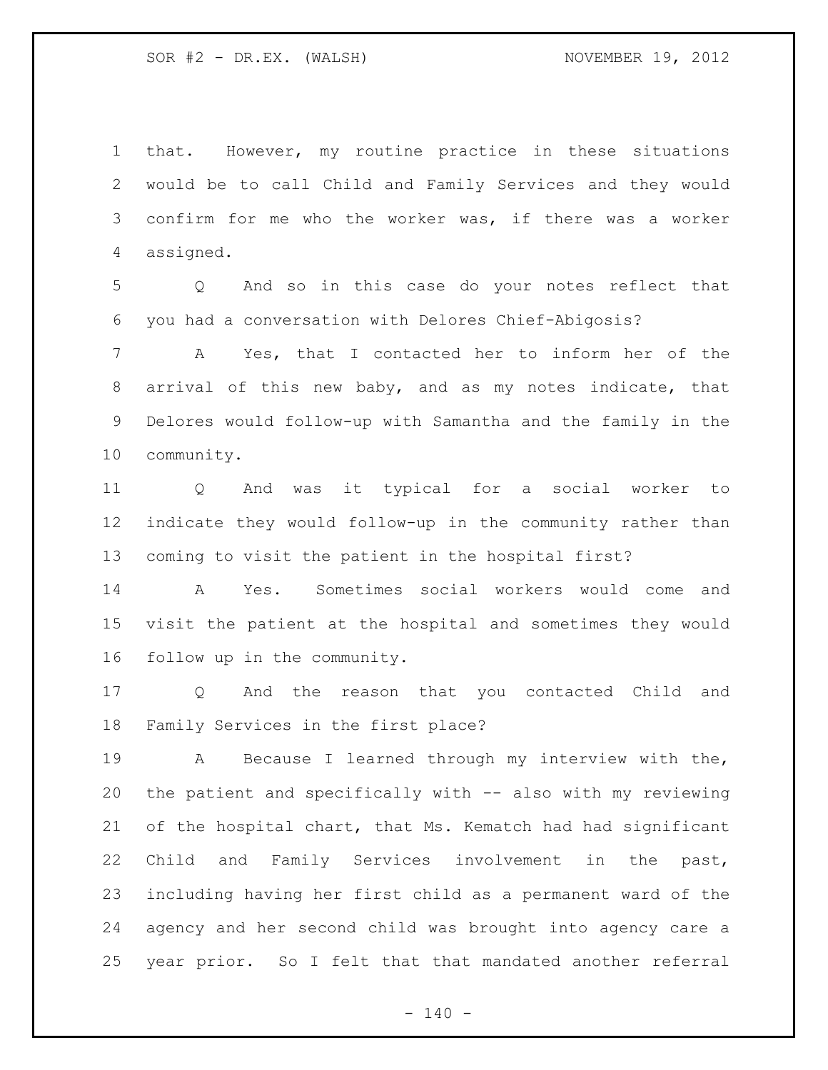that. However, my routine practice in these situations would be to call Child and Family Services and they would confirm for me who the worker was, if there was a worker assigned.

Q And so in this case do your notes reflect that you had a conversation with Delores Chief-Abigosis?

A Yes, that I contacted her to inform her of the arrival of this new baby, and as my notes indicate, that Delores would follow-up with Samantha and the family in the community.

Q And was it typical for a social worker to indicate they would follow-up in the community rather than coming to visit the patient in the hospital first?

A Yes. Sometimes social workers would come and visit the patient at the hospital and sometimes they would follow up in the community.

Q And the reason that you contacted Child and Family Services in the first place?

A Because I learned through my interview with the, the patient and specifically with -- also with my reviewing of the hospital chart, that Ms. Kematch had had significant Child and Family Services involvement in the past, including having her first child as a permanent ward of the agency and her second child was brought into agency care a year prior. So I felt that that mandated another referral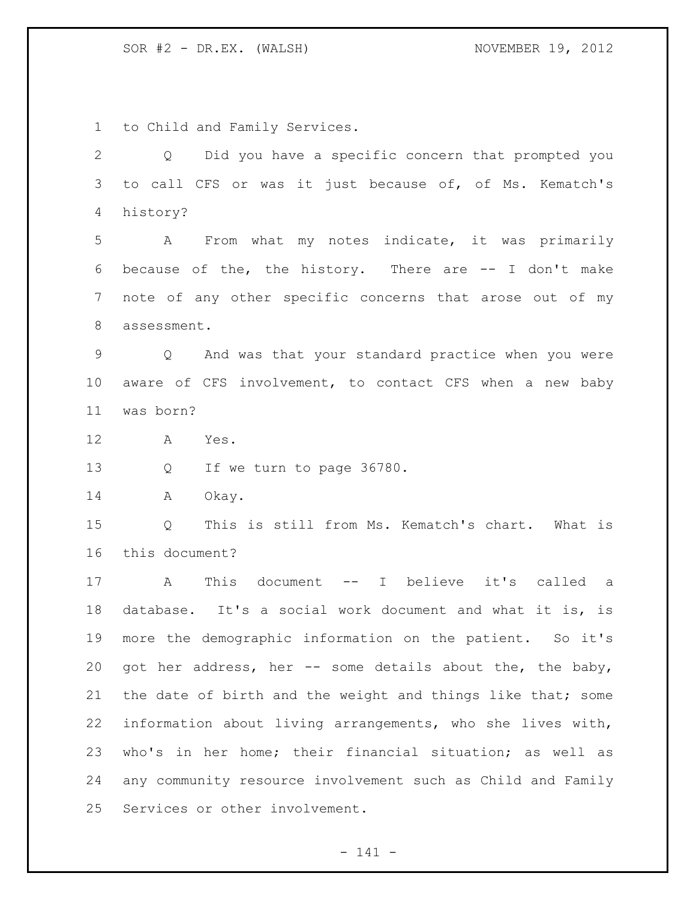to Child and Family Services.

Q Did you have a specific concern that prompted you to call CFS or was it just because of, of Ms. Kematch's history?

A From what my notes indicate, it was primarily because of the, the history. There are -- I don't make note of any other specific concerns that arose out of my assessment.

Q And was that your standard practice when you were aware of CFS involvement, to contact CFS when a new baby was born?

A Yes.

Q If we turn to page 36780.

A Okay.

Q This is still from Ms. Kematch's chart. What is this document?

A This document -- I believe it's called a database. It's a social work document and what it is, is more the demographic information on the patient. So it's got her address, her -- some details about the, the baby, the date of birth and the weight and things like that; some information about living arrangements, who she lives with, who's in her home; their financial situation; as well as any community resource involvement such as Child and Family Services or other involvement.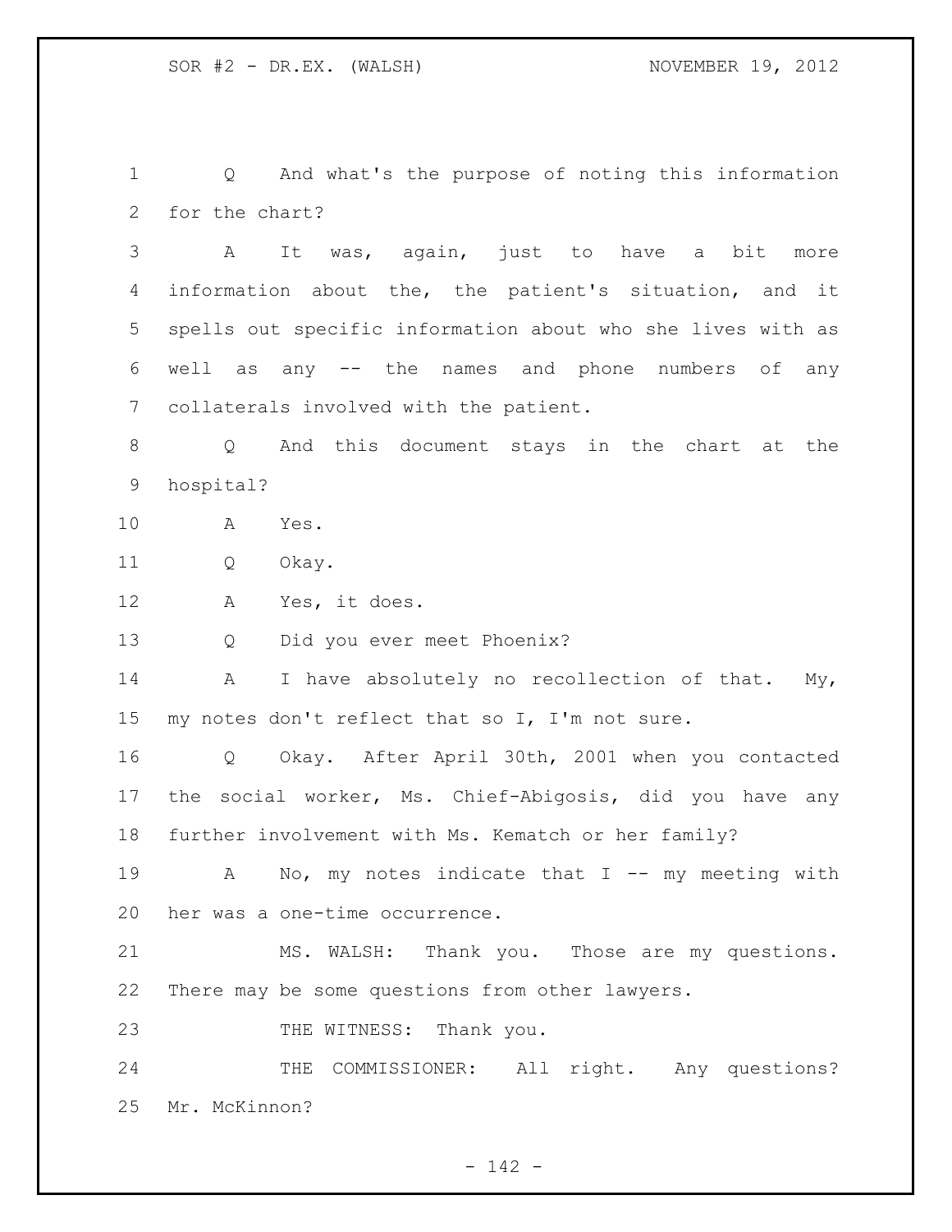Q And what's the purpose of noting this information for the chart?

A It was, again, just to have a bit more information about the, the patient's situation, and it spells out specific information about who she lives with as well as any -- the names and phone numbers of any collaterals involved with the patient.

Q And this document stays in the chart at the hospital?

A Yes.

Q Okay.

A Yes, it does.

Q Did you ever meet Phoenix?

A I have absolutely no recollection of that. My, my notes don't reflect that so I, I'm not sure.

Q Okay. After April 30th, 2001 when you contacted the social worker, Ms. Chief-Abigosis, did you have any further involvement with Ms. Kematch or her family?

A No, my notes indicate that I -- my meeting with her was a one-time occurrence.

MS. WALSH: Thank you. Those are my questions. There may be some questions from other lawyers.

THE WITNESS: Thank you.

THE COMMISSIONER: All right. Any questions? Mr. McKinnon?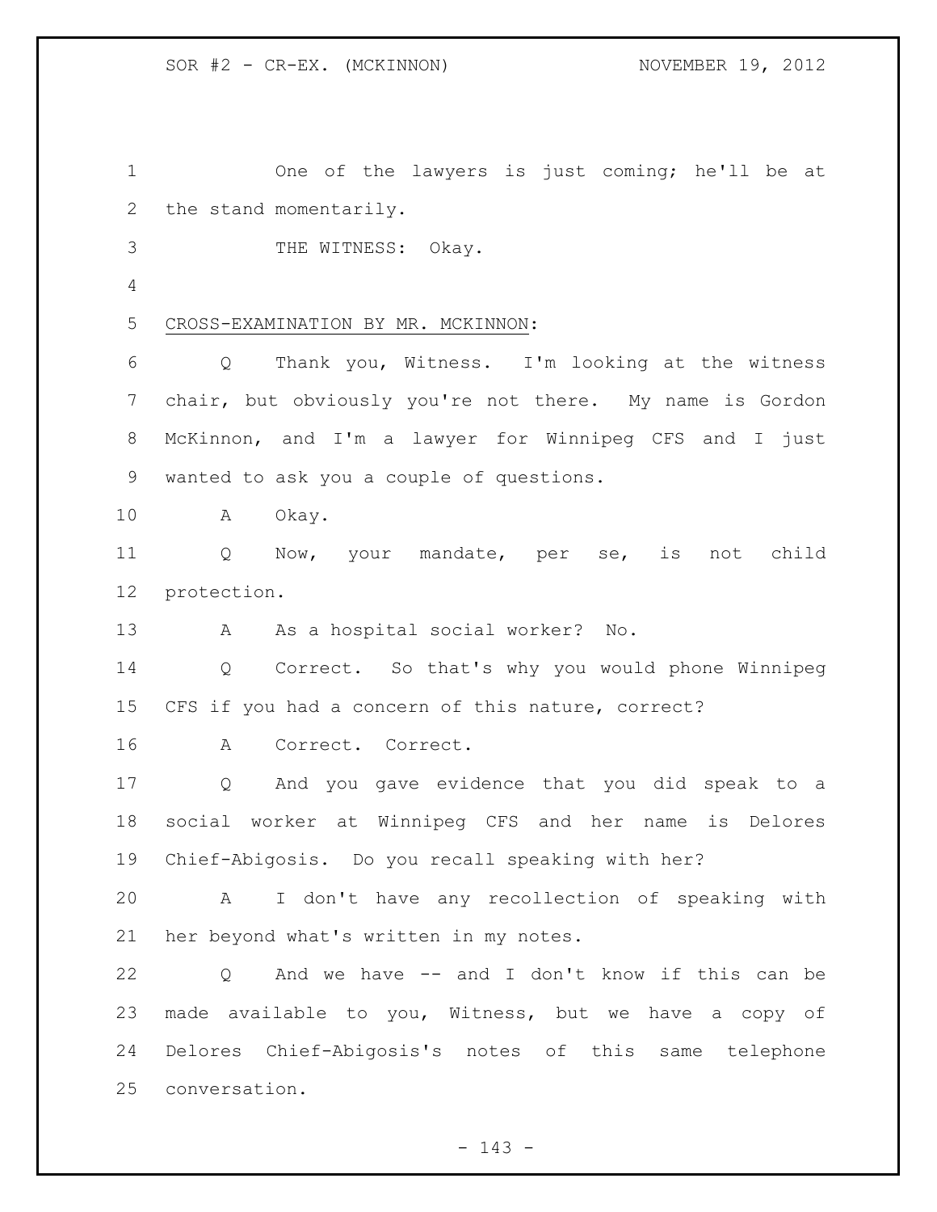One of the lawyers is just coming; he'll be at the stand momentarily.

THE WITNESS: Okay.

CROSS-EXAMINATION BY MR. MCKINNON:

Q Thank you, Witness. I'm looking at the witness chair, but obviously you're not there. My name is Gordon McKinnon, and I'm a lawyer for Winnipeg CFS and I just wanted to ask you a couple of questions.

A Okay.

Q Now, your mandate, per se, is not child protection.

A As a hospital social worker? No.

Q Correct. So that's why you would phone Winnipeg CFS if you had a concern of this nature, correct?

A Correct. Correct.

Q And you gave evidence that you did speak to a social worker at Winnipeg CFS and her name is Delores Chief-Abigosis. Do you recall speaking with her?

A I don't have any recollection of speaking with her beyond what's written in my notes.

Q And we have -- and I don't know if this can be made available to you, Witness, but we have a copy of Delores Chief-Abigosis's notes of this same telephone conversation.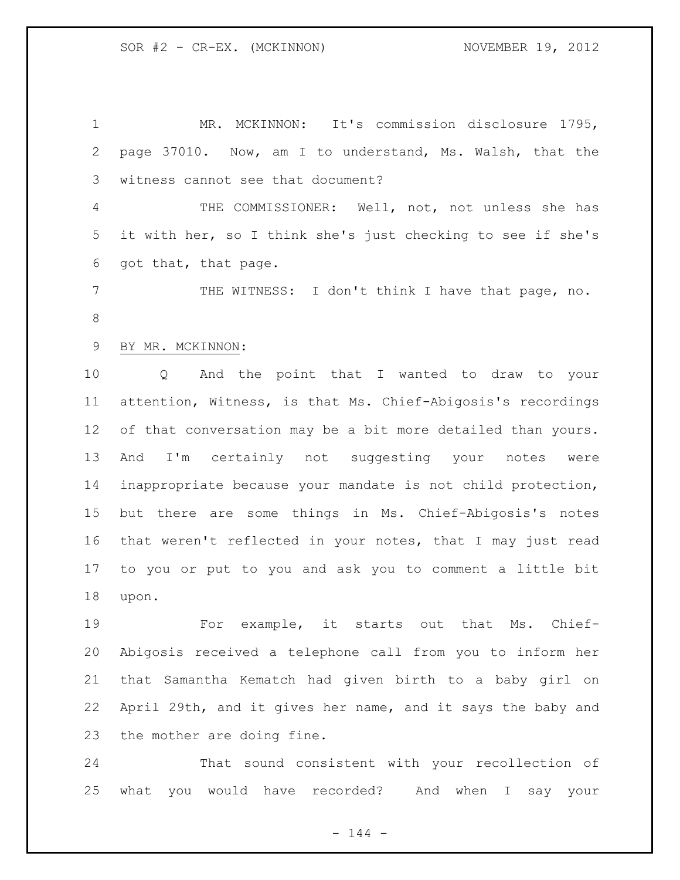MR. MCKINNON: It's commission disclosure 1795, page 37010. Now, am I to understand, Ms. Walsh, that the witness cannot see that document?

THE COMMISSIONER: Well, not, not unless she has it with her, so I think she's just checking to see if she's got that, that page.

THE WITNESS: I don't think I have that page, no.

BY MR. MCKINNON:

Q And the point that I wanted to draw to your attention, Witness, is that Ms. Chief-Abigosis's recordings of that conversation may be a bit more detailed than yours. And I'm certainly not suggesting your notes were inappropriate because your mandate is not child protection, but there are some things in Ms. Chief-Abigosis's notes that weren't reflected in your notes, that I may just read to you or put to you and ask you to comment a little bit upon.

For example, it starts out that Ms. Chief-Abigosis received a telephone call from you to inform her that Samantha Kematch had given birth to a baby girl on April 29th, and it gives her name, and it says the baby and the mother are doing fine.

That sound consistent with your recollection of what you would have recorded? And when I say your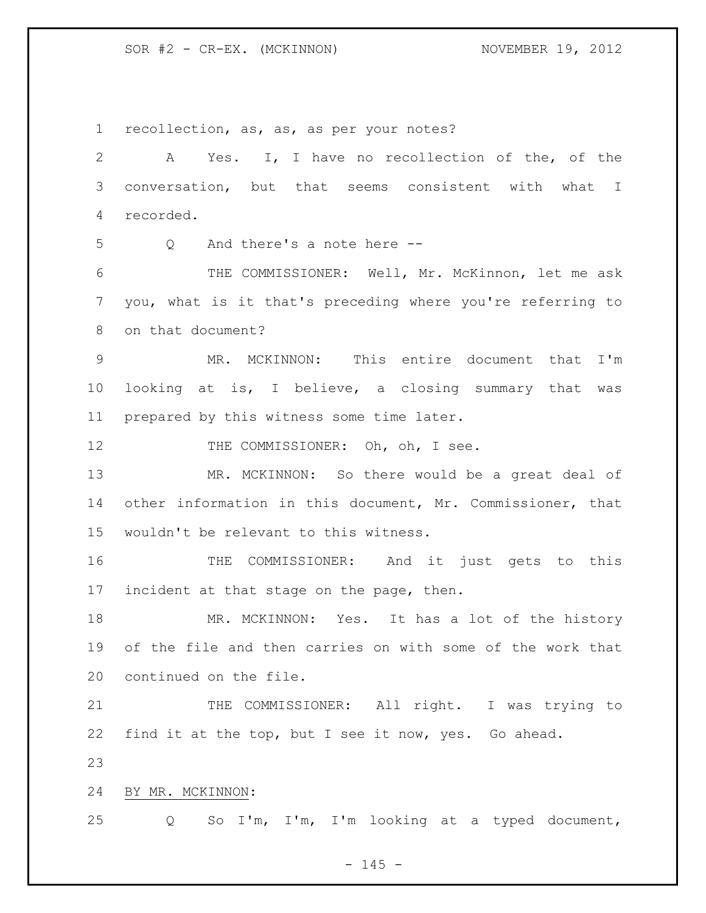recollection, as, as, as per your notes?

A Yes. I, I have no recollection of the, of the conversation, but that seems consistent with what I recorded.

Q And there's a note here --

THE COMMISSIONER: Well, Mr. McKinnon, let me ask you, what is it that's preceding where you're referring to on that document?

MR. MCKINNON: This entire document that I'm looking at is, I believe, a closing summary that was prepared by this witness some time later.

THE COMMISSIONER: Oh, oh, I see.

MR. MCKINNON: So there would be a great deal of other information in this document, Mr. Commissioner, that wouldn't be relevant to this witness.

THE COMMISSIONER: And it just gets to this incident at that stage on the page, then.

MR. MCKINNON: Yes. It has a lot of the history of the file and then carries on with some of the work that continued on the file.

THE COMMISSIONER: All right. I was trying to find it at the top, but I see it now, yes. Go ahead.

BY MR. MCKINNON:

Q So I'm, I'm, I'm looking at a typed document,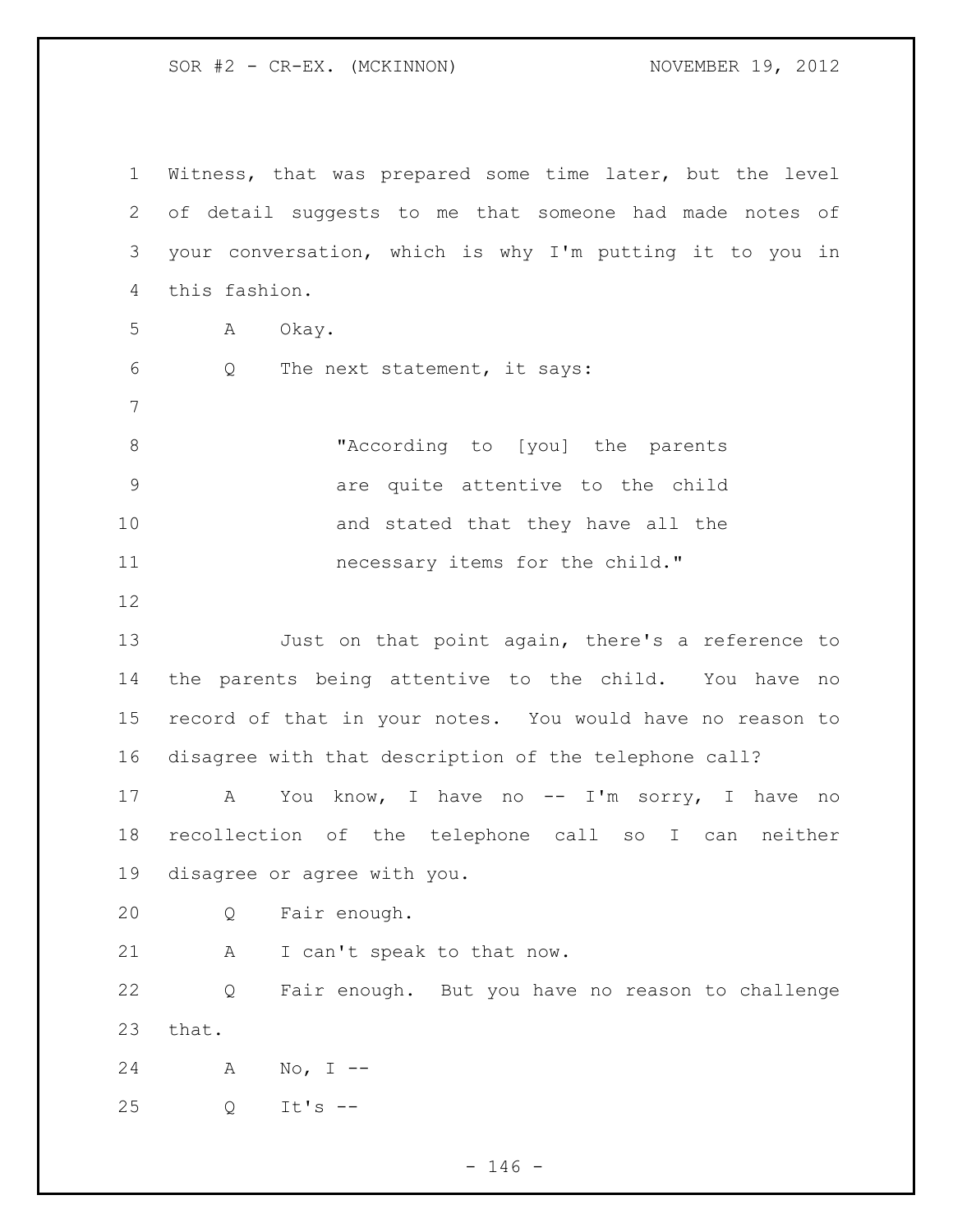Witness, that was prepared some time later, but the level of detail suggests to me that someone had made notes of your conversation, which is why I'm putting it to you in this fashion.

A Okay.

Q The next statement, it says:

> "According to [you] the parents are quite attentive to the child and stated that they have all the necessary items for the child."

Just on that point again, there's a reference to the parents being attentive to the child. You have no record of that in your notes. You would have no reason to disagree with that description of the telephone call?

A You know, I have no -- I'm sorry, I have no recollection of the telephone call so I can neither disagree or agree with you.

Q Fair enough.

A I can't speak to that now.

Q Fair enough. But you have no reason to challenge that.

A No, I --

Q It's --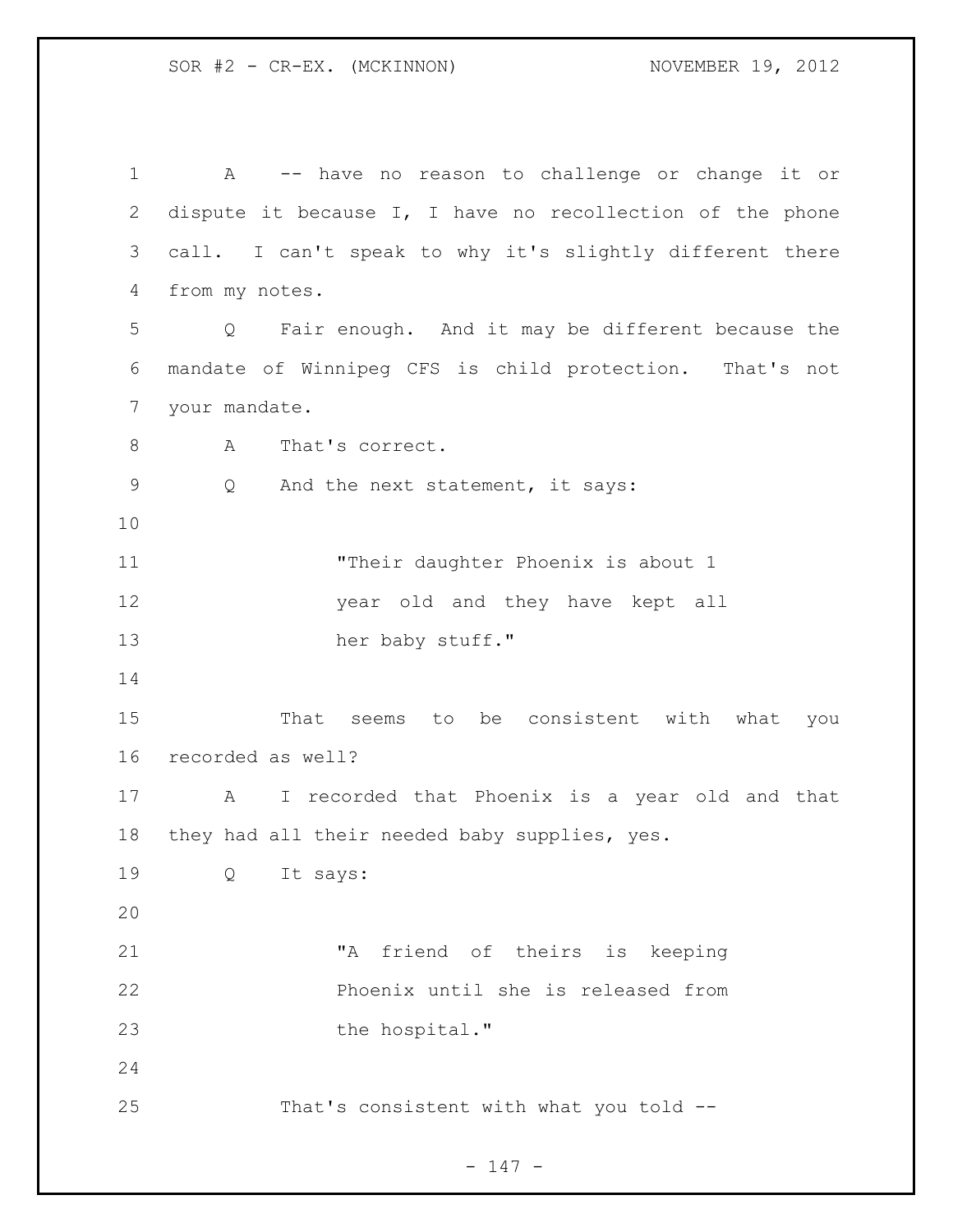A -- have no reason to challenge or change it or dispute it because I, I have no recollection of the phone call. I can't speak to why it's slightly different there from my notes.

Q Fair enough. And it may be different because the mandate of Winnipeg CFS is child protection. That's not your mandate.

A That's correct.

Q And the next statement, it says:

> "Their daughter Phoenix is about 1 year old and they have kept all her baby stuff."

That seems to be consistent with what you recorded as well?

A I recorded that Phoenix is a year old and that they had all their needed baby supplies, yes.

Q It says:

> "A friend of theirs is keeping Phoenix until she is released from the hospital."

That's consistent with what you told --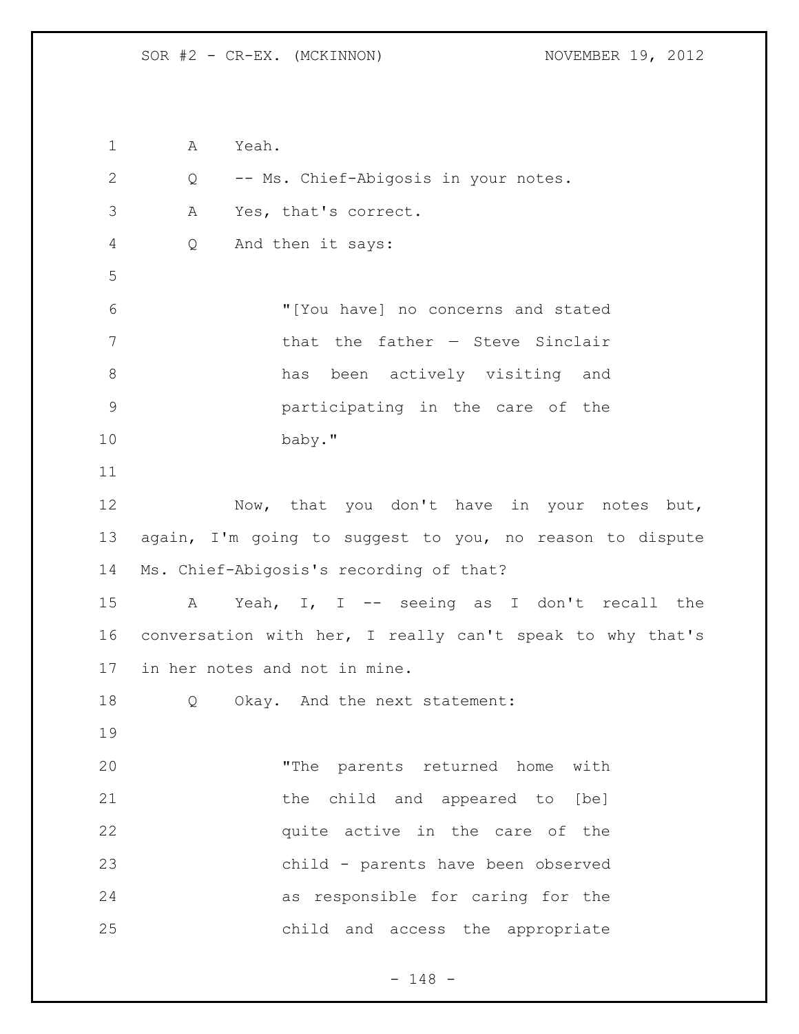A Yeah.

Q -- Ms. Chief-Abigosis in your notes.

A Yes, that's correct.

Q And then it says:

> "[You have] no concerns and stated that the father — Steve Sinclair has been actively visiting and participating in the care of the baby."

Now, that you don't have in your notes but, again, I'm going to suggest to you, no reason to dispute Ms. Chief-Abigosis's recording of that?

A Yeah, I, I -- seeing as I don't recall the conversation with her, I really can't speak to why that's in her notes and not in mine.

Q Okay. And the next statement:

> "The parents returned home with the child and appeared to [be] quite active in the care of the child - parents have been observed as responsible for caring for the child and access the appropriate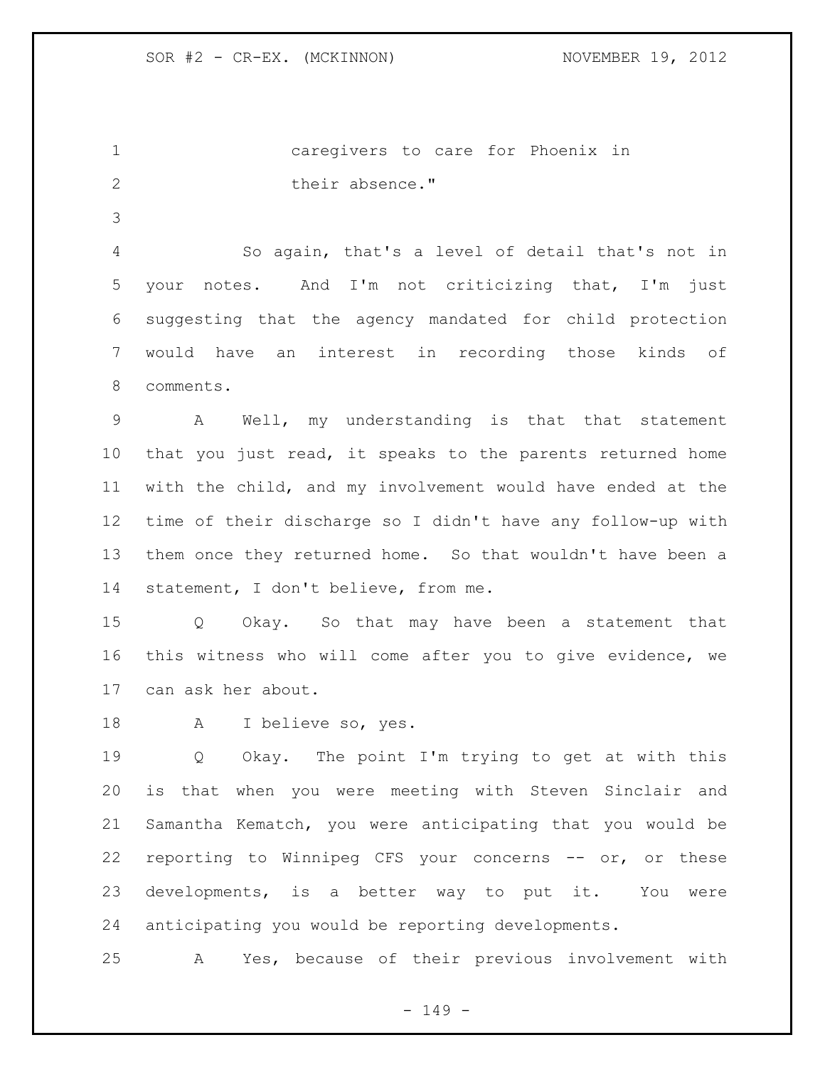caregivers to care for Phoenix in their absence."

So again, that's a level of detail that's not in your notes. And I'm not criticizing that, I'm just suggesting that the agency mandated for child protection would have an interest in recording those kinds of comments.

A Well, my understanding is that that statement that you just read, it speaks to the parents returned home with the child, and my involvement would have ended at the time of their discharge so I didn't have any follow-up with them once they returned home. So that wouldn't have been a statement, I don't believe, from me.

Q Okay. So that may have been a statement that this witness who will come after you to give evidence, we can ask her about.

A I believe so, yes.

Q Okay. The point I'm trying to get at with this is that when you were meeting with Steven Sinclair and Samantha Kematch, you were anticipating that you would be reporting to Winnipeg CFS your concerns -- or, or these developments, is a better way to put it. You were anticipating you would be reporting developments.

A Yes, because of their previous involvement with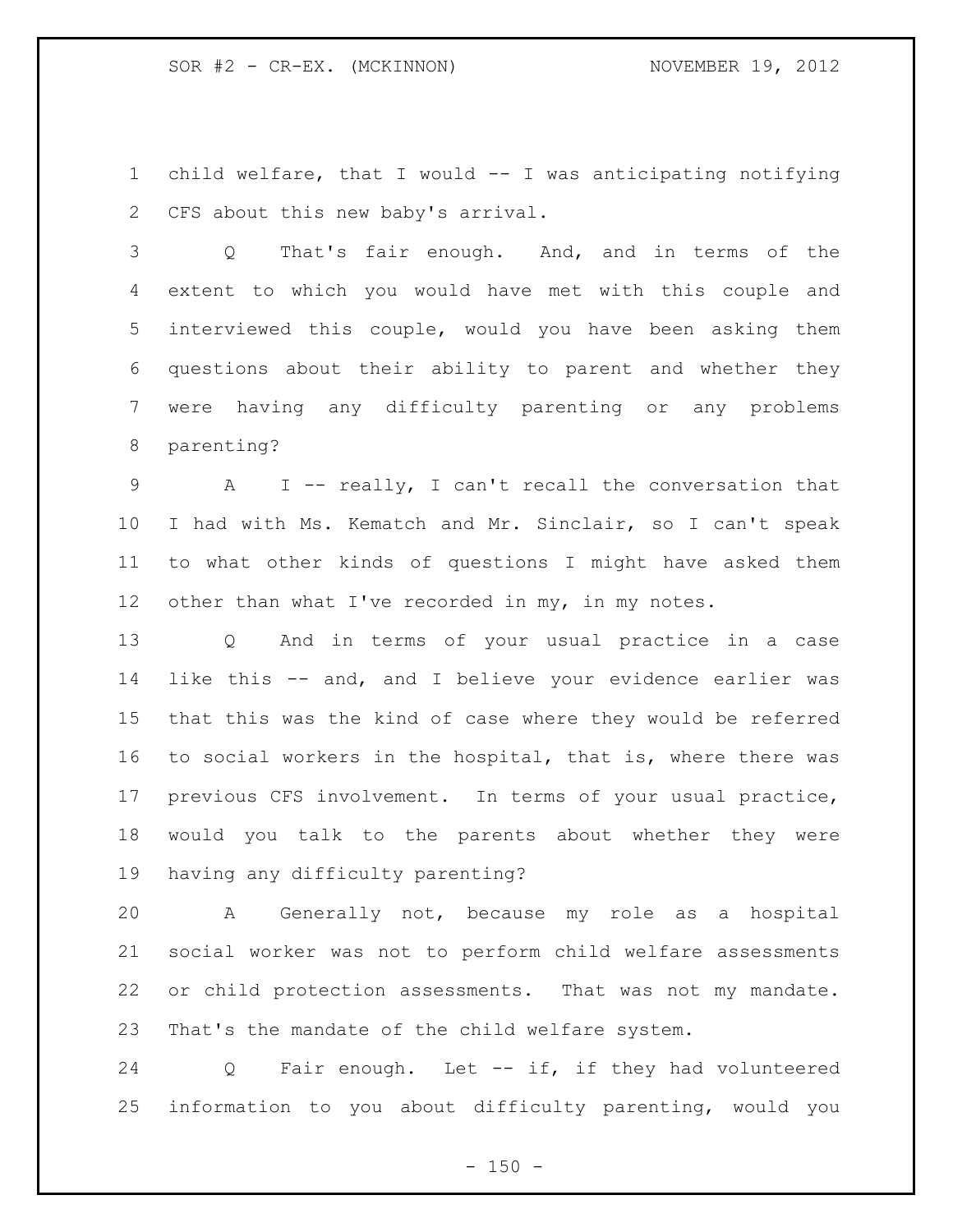child welfare, that I would -- I was anticipating notifying CFS about this new baby's arrival.

Q That's fair enough. And, and in terms of the extent to which you would have met with this couple and interviewed this couple, would you have been asking them questions about their ability to parent and whether they were having any difficulty parenting or any problems parenting?

A I -- really, I can't recall the conversation that I had with Ms. Kematch and Mr. Sinclair, so I can't speak to what other kinds of questions I might have asked them other than what I've recorded in my, in my notes.

Q And in terms of your usual practice in a case like this -- and, and I believe your evidence earlier was that this was the kind of case where they would be referred to social workers in the hospital, that is, where there was previous CFS involvement. In terms of your usual practice, would you talk to the parents about whether they were having any difficulty parenting?

A Generally not, because my role as a hospital social worker was not to perform child welfare assessments or child protection assessments. That was not my mandate. That's the mandate of the child welfare system.

Q Fair enough. Let -- if, if they had volunteered information to you about difficulty parenting, would you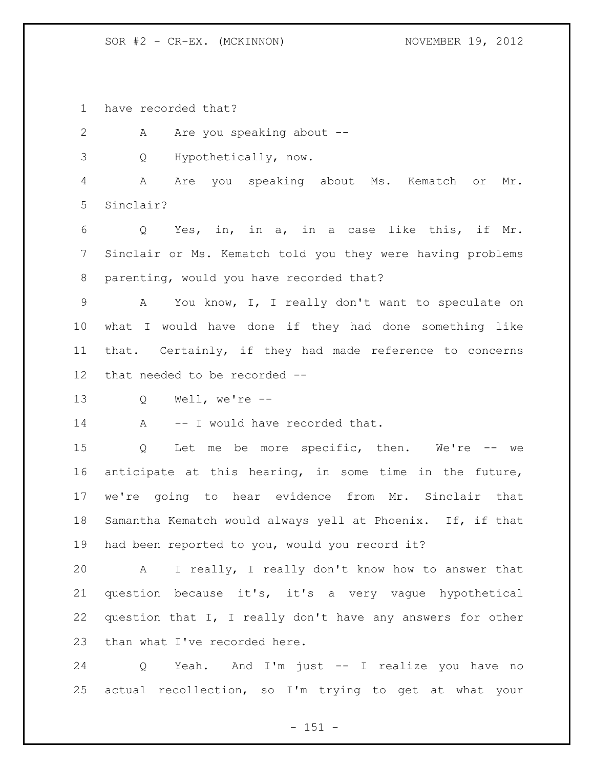have recorded that?

A Are you speaking about --

Q Hypothetically, now.

A Are you speaking about Ms. Kematch or Mr. Sinclair?

Q Yes, in, in a, in a case like this, if Mr. Sinclair or Ms. Kematch told you they were having problems parenting, would you have recorded that?

A You know, I, I really don't want to speculate on what I would have done if they had done something like that. Certainly, if they had made reference to concerns that needed to be recorded --

Q Well, we're --

A -- I would have recorded that.

Q Let me be more specific, then. We're -- we anticipate at this hearing, in some time in the future, we're going to hear evidence from Mr. Sinclair that Samantha Kematch would always yell at Phoenix. If, if that had been reported to you, would you record it?

A I really, I really don't know how to answer that question because it's, it's a very vague hypothetical question that I, I really don't have any answers for other than what I've recorded here.

Q Yeah. And I'm just -- I realize you have no actual recollection, so I'm trying to get at what your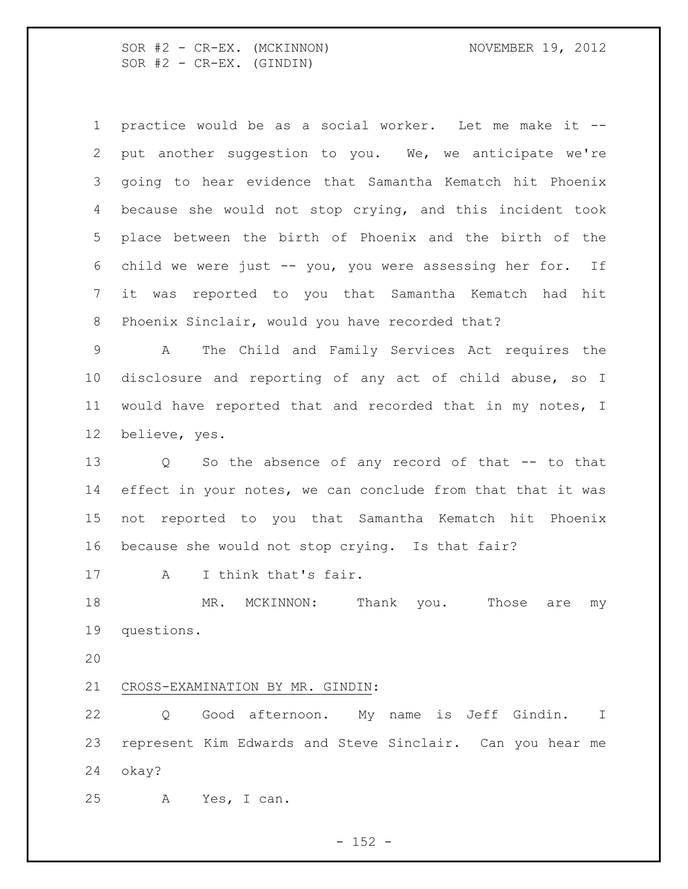practice would be as a social worker. Let me make it -- put another suggestion to you. We, we anticipate we're going to hear evidence that Samantha Kematch hit Phoenix because she would not stop crying, and this incident took place between the birth of Phoenix and the birth of the child we were just -- you, you were assessing her for. If it was reported to you that Samantha Kematch had hit Phoenix Sinclair, would you have recorded that?

A The Child and Family Services Act requires the disclosure and reporting of any act of child abuse, so I would have reported that and recorded that in my notes, I believe, yes.

Q So the absence of any record of that -- to that effect in your notes, we can conclude from that that it was not reported to you that Samantha Kematch hit Phoenix because she would not stop crying. Is that fair?

A I think that's fair.

MR. MCKINNON: Thank you. Those are my questions.

<u>CROSS-EXAMINATION BY MR. GINDIN</u>:

Q Good afternoon. My name is Jeff Gindin. I represent Kim Edwards and Steve Sinclair. Can you hear me okay?

A Yes, I can.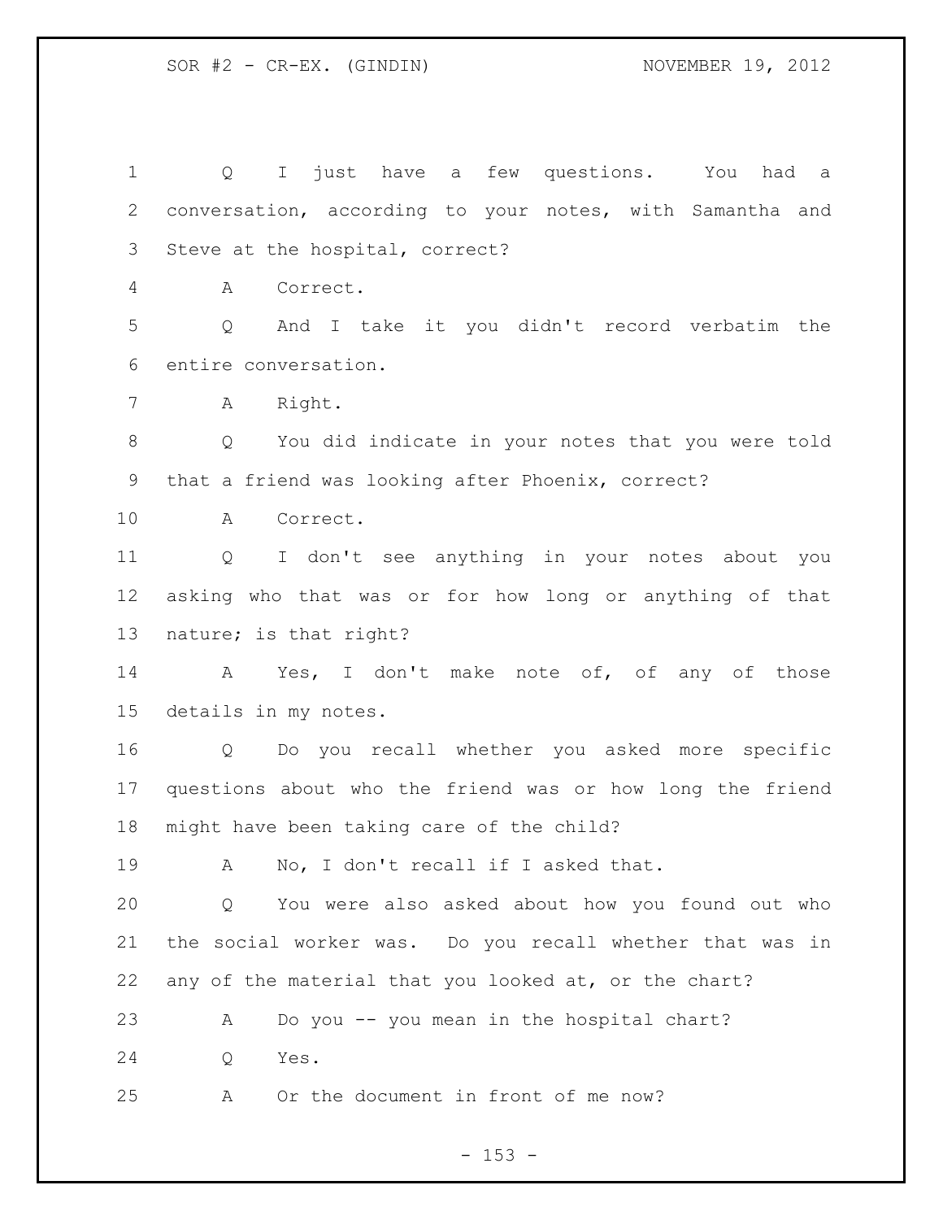Q I just have a few questions. You had a conversation, according to your notes, with Samantha and Steve at the hospital, correct?

A Correct.

Q And I take it you didn't record verbatim the entire conversation.

A Right.

Q You did indicate in your notes that you were told that a friend was looking after Phoenix, correct?

A Correct.

Q I don't see anything in your notes about you asking who that was or for how long or anything of that nature; is that right?

A Yes, I don't make note of, of any of those details in my notes.

Q Do you recall whether you asked more specific questions about who the friend was or how long the friend might have been taking care of the child?

A No, I don't recall if I asked that.

Q You were also asked about how you found out who the social worker was. Do you recall whether that was in any of the material that you looked at, or the chart?

A Do you -- you mean in the hospital chart?

Q Yes.

A Or the document in front of me now?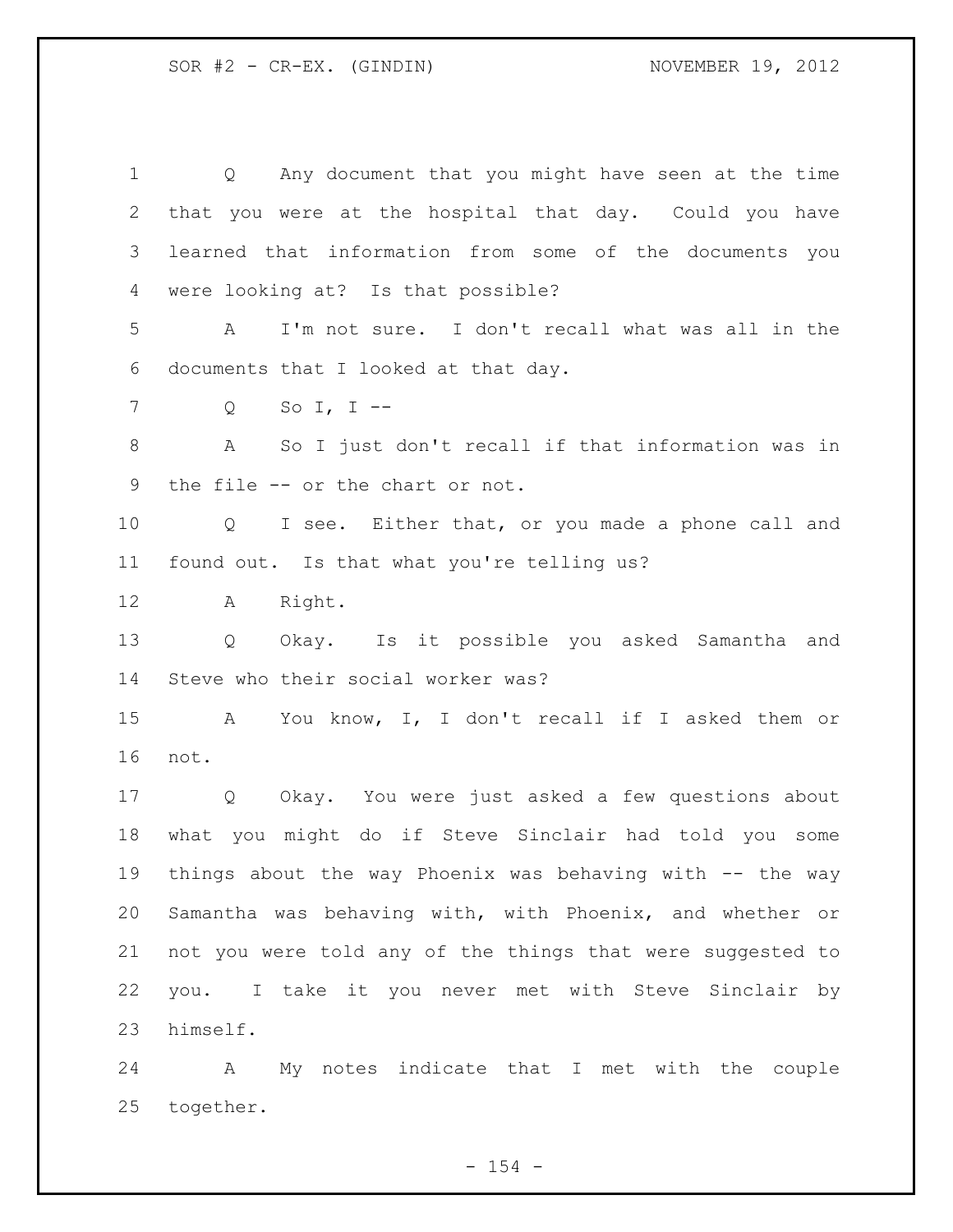Q Any document that you might have seen at the time that you were at the hospital that day. Could you have learned that information from some of the documents you were looking at? Is that possible?

A I'm not sure. I don't recall what was all in the documents that I looked at that day.

Q So I, I --

A So I just don't recall if that information was in the file -- or the chart or not.

Q I see. Either that, or you made a phone call and found out. Is that what you're telling us?

A Right.

Q Okay. Is it possible you asked Samantha and Steve who their social worker was?

A You know, I, I don't recall if I asked them or not.

Q Okay. You were just asked a few questions about what you might do if Steve Sinclair had told you some things about the way Phoenix was behaving with -- the way Samantha was behaving with, with Phoenix, and whether or not you were told any of the things that were suggested to you. I take it you never met with Steve Sinclair by himself.

A My notes indicate that I met with the couple together.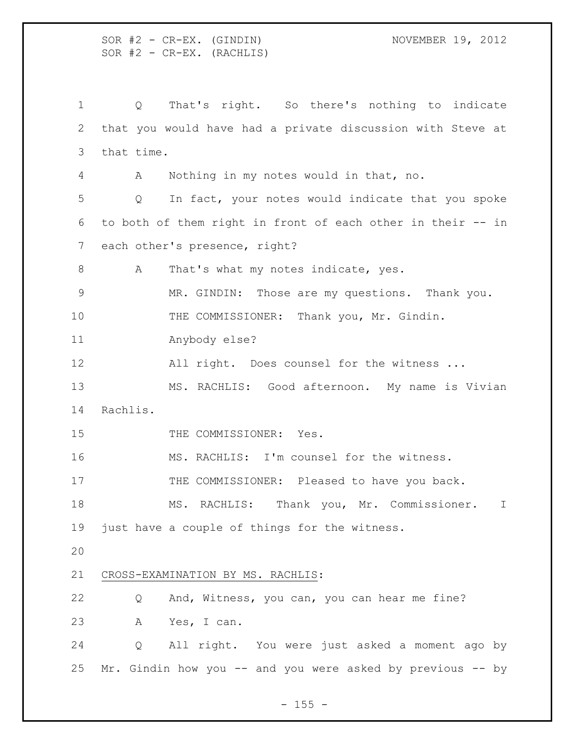Q That's right. So there's nothing to indicate that you would have had a private discussion with Steve at that time.

A Nothing in my notes would in that, no.

Q In fact, your notes would indicate that you spoke to both of them right in front of each other in their -- in each other's presence, right?

A That's what my notes indicate, yes.

MR. GINDIN: Those are my questions. Thank you.

THE COMMISSIONER: Thank you, Mr. Gindin.

Anybody else?

All right. Does counsel for the witness ...

MS. RACHLIS: Good afternoon. My name is Vivian Rachlis.

THE COMMISSIONER: Yes.

MS. RACHLIS: I'm counsel for the witness.

THE COMMISSIONER: Pleased to have you back.

MS. RACHLIS: Thank you, Mr. Commissioner. I just have a couple of things for the witness.

CROSS-EXAMINATION BY MS. RACHLIS:

Q And, Witness, you can, you can hear me fine?

A Yes, I can.

Q All right. You were just asked a moment ago by Mr. Gindin how you -- and you were asked by previous -- by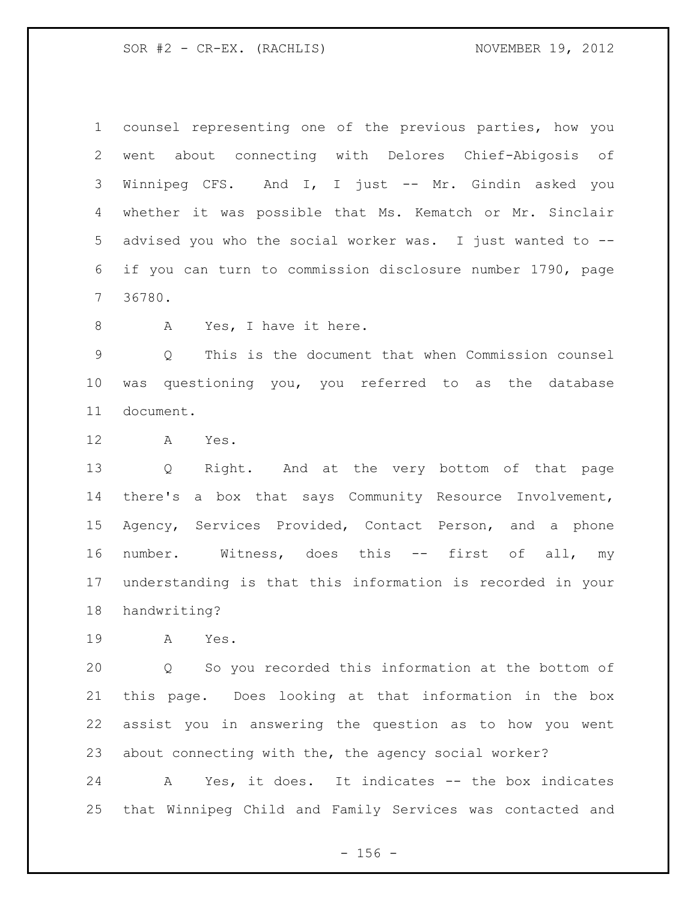counsel representing one of the previous parties, how you went about connecting with Delores Chief-Abigosis of Winnipeg CFS. And I, I just -- Mr. Gindin asked you whether it was possible that Ms. Kematch or Mr. Sinclair advised you who the social worker was. I just wanted to -- if you can turn to commission disclosure number 1790, page 36780.

A Yes, I have it here.

Q This is the document that when Commission counsel was questioning you, you referred to as the database document.

A Yes.

Q Right. And at the very bottom of that page there's a box that says Community Resource Involvement, Agency, Services Provided, Contact Person, and a phone number. Witness, does this -- first of all, my understanding is that this information is recorded in your handwriting?

A Yes.

Q So you recorded this information at the bottom of this page. Does looking at that information in the box assist you in answering the question as to how you went about connecting with the, the agency social worker?

A Yes, it does. It indicates -- the box indicates that Winnipeg Child and Family Services was contacted and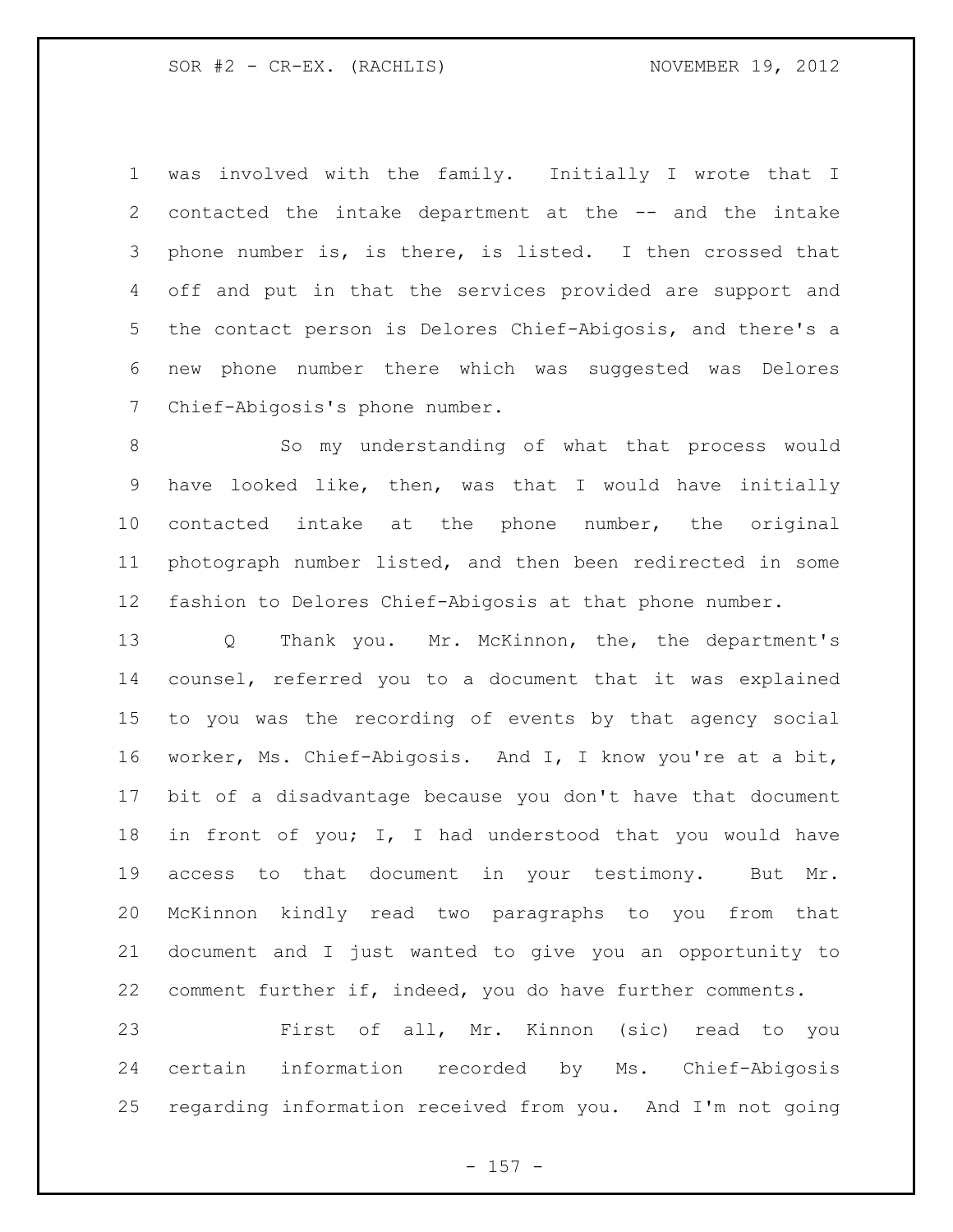was involved with the family. Initially I wrote that I contacted the intake department at the -- and the intake phone number is, is there, is listed. I then crossed that off and put in that the services provided are support and the contact person is Delores Chief-Abigosis, and there's a new phone number there which was suggested was Delores Chief-Abigosis's phone number.

So my understanding of what that process would have looked like, then, was that I would have initially contacted intake at the phone number, the original photograph number listed, and then been redirected in some fashion to Delores Chief-Abigosis at that phone number.

Q Thank you. Mr. McKinnon, the, the department's counsel, referred you to a document that it was explained to you was the recording of events by that agency social worker, Ms. Chief-Abigosis. And I, I know you're at a bit, bit of a disadvantage because you don't have that document in front of you; I, I had understood that you would have access to that document in your testimony. But Mr. McKinnon kindly read two paragraphs to you from that document and I just wanted to give you an opportunity to comment further if, indeed, you do have further comments.

First of all, Mr. Kinnon (sic) read to you certain information recorded by Ms. Chief-Abigosis regarding information received from you. And I'm not going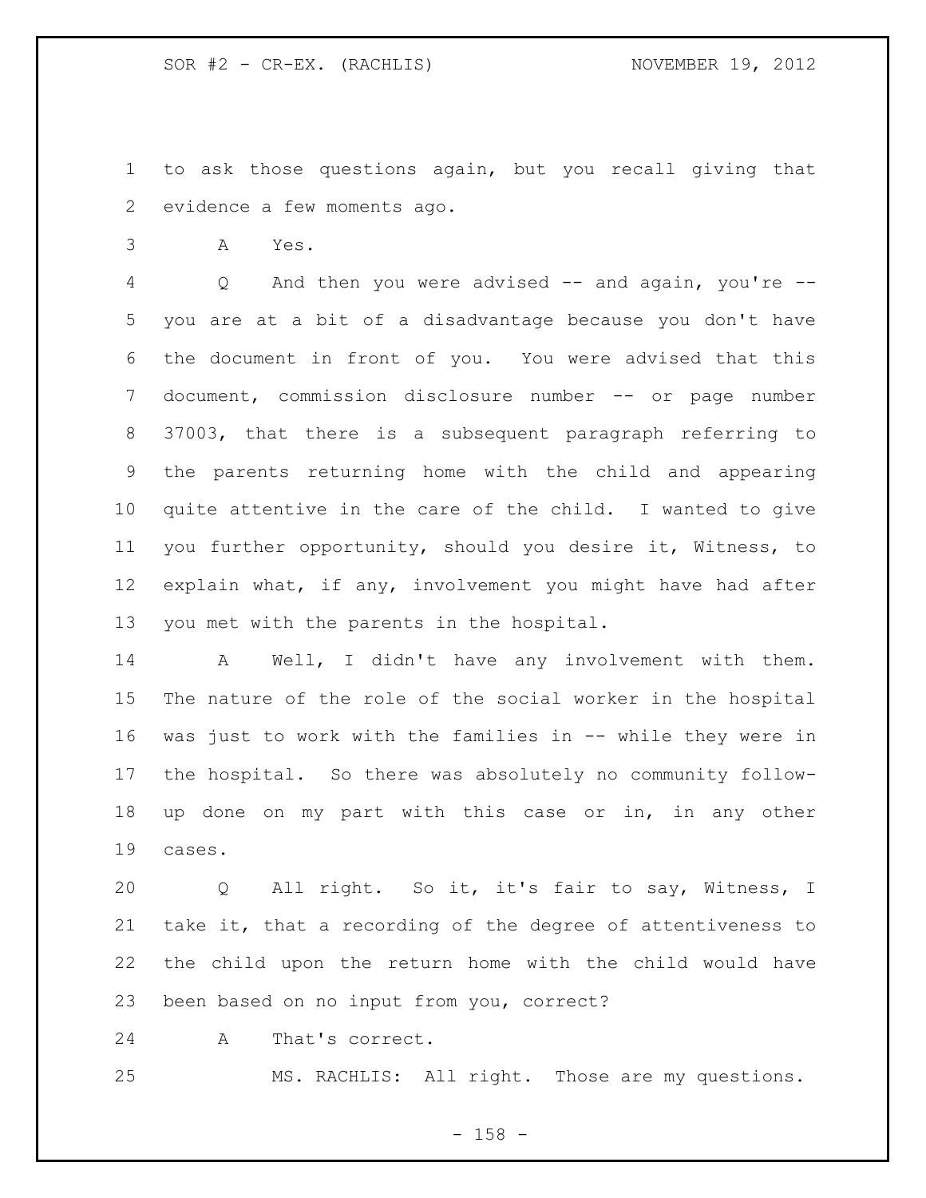to ask those questions again, but you recall giving that evidence a few moments ago.

A Yes.

Q And then you were advised -- and again, you're -- you are at a bit of a disadvantage because you don't have the document in front of you. You were advised that this document, commission disclosure number -- or page number 37003, that there is a subsequent paragraph referring to the parents returning home with the child and appearing quite attentive in the care of the child. I wanted to give you further opportunity, should you desire it, Witness, to explain what, if any, involvement you might have had after you met with the parents in the hospital.

A Well, I didn't have any involvement with them. The nature of the role of the social worker in the hospital was just to work with the families in -- while they were in the hospital. So there was absolutely no community follow-up done on my part with this case or in, in any other cases.

Q All right. So it, it's fair to say, Witness, I take it, that a recording of the degree of attentiveness to the child upon the return home with the child would have been based on no input from you, correct?

A That's correct.

MS. RACHLIS: All right. Those are my questions.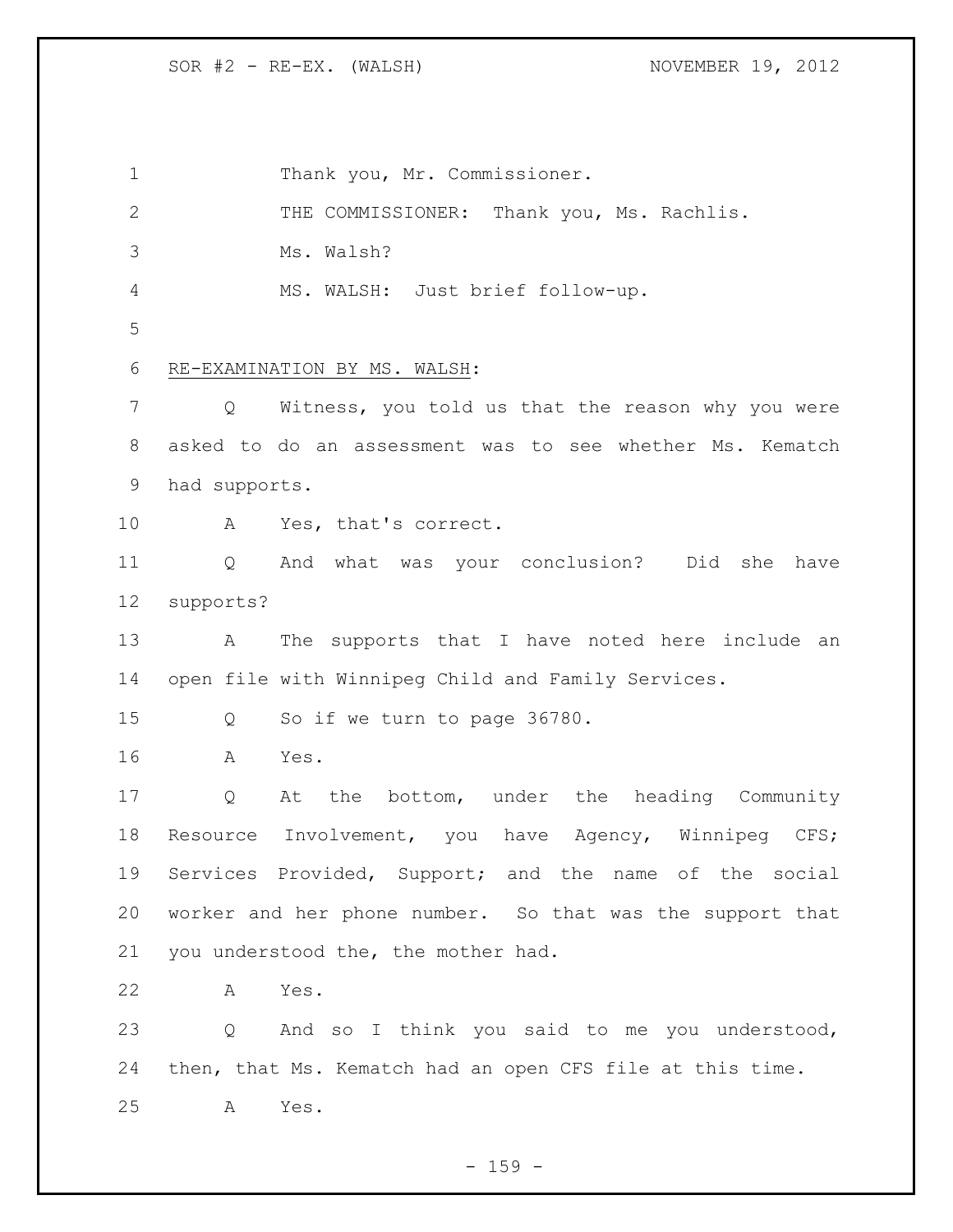Thank you, Mr. Commissioner.

THE COMMISSIONER: Thank you, Ms. Rachlis.

Ms. Walsh?

MS. WALSH: Just brief follow-up.

RE-EXAMINATION BY MS. WALSH:

Q Witness, you told us that the reason why you were asked to do an assessment was to see whether Ms. Kematch had supports.

A Yes, that's correct.

Q And what was your conclusion? Did she have supports?

A The supports that I have noted here include an open file with Winnipeg Child and Family Services.

Q So if we turn to page 36780.

A Yes.

Q At the bottom, under the heading Community Resource Involvement, you have Agency, Winnipeg CFS; Services Provided, Support; and the name of the social worker and her phone number. So that was the support that you understood the, the mother had.

A Yes.

Q And so I think you said to me you understood, then, that Ms. Kematch had an open CFS file at this time.

A Yes.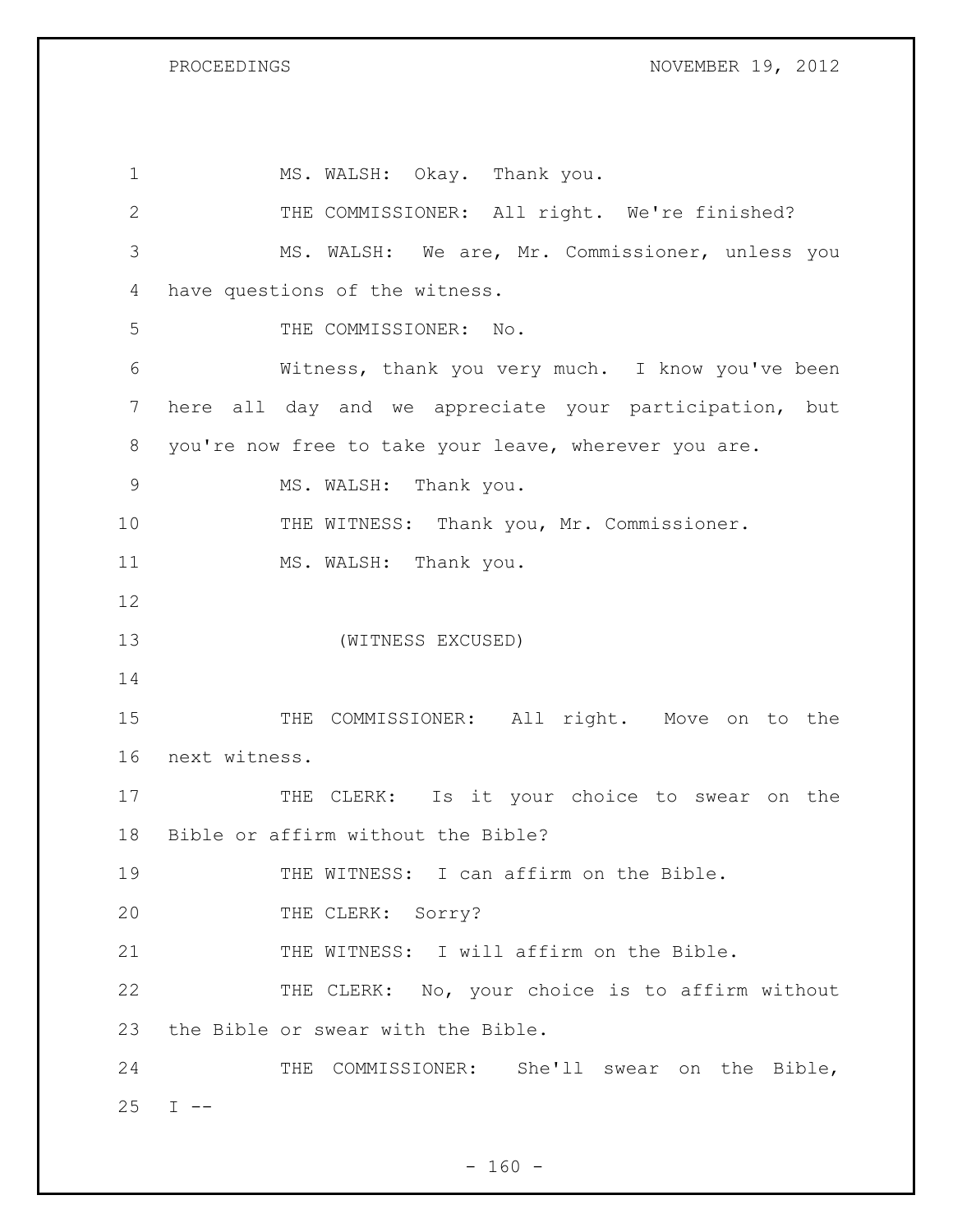1 MS. WALSH: Okay. Thank you.

2 THE COMMISSIONER: All right. We're finished?

3 MS. WALSH: We are, Mr. Commissioner, unless you

4 have questions of the witness.

5 THE COMMISSIONER: No.

6 Witness, thank you very much. I know you've been

7 here all day and we appreciate your participation, but

8 you're now free to take your leave, wherever you are.

9 MS. WALSH: Thank you.

10 THE WITNESS: Thank you, Mr. Commissioner.

11 MS. WALSH: Thank you.

12

13 (WITNESS EXCUSED)

14

15 THE COMMISSIONER: All right. Move on to the

16 next witness.

17 THE CLERK: Is it your choice to swear on the

18 Bible or affirm without the Bible?

19 THE WITNESS: I can affirm on the Bible.

20 THE CLERK: Sorry?

21 THE WITNESS: I will affirm on the Bible.

22 THE CLERK: No, your choice is to affirm without

23 the Bible or swear with the Bible.

24 THE COMMISSIONER: She'll swear on the Bible,

25 I --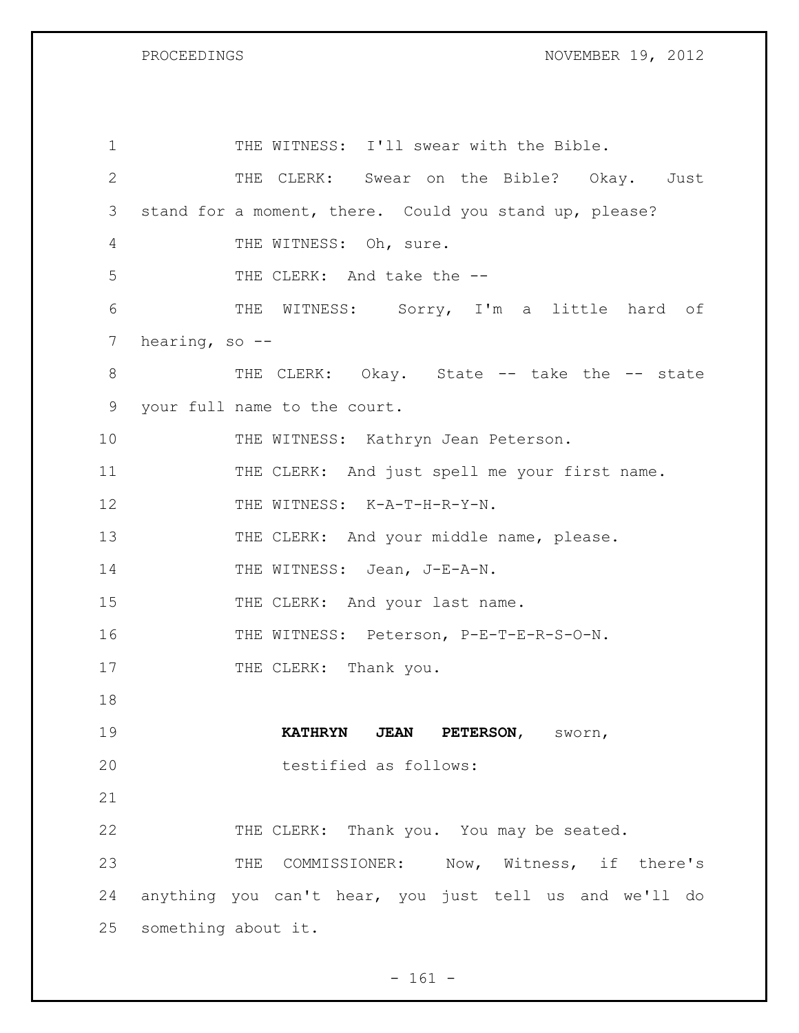THE WITNESS: I'll swear with the Bible.

THE CLERK: Swear on the Bible? Okay. Just stand for a moment, there. Could you stand up, please?

THE WITNESS: Oh, sure.

THE CLERK: And take the --

THE WITNESS: Sorry, I'm a little hard of hearing, so --

THE CLERK: Okay. State -- take the -- state your full name to the court.

THE WITNESS: Kathryn Jean Peterson.

THE CLERK: And just spell me your first name.

THE WITNESS: K-A-T-H-R-Y-N.

THE CLERK: And your middle name, please.

THE WITNESS: Jean, J-E-A-N.

THE CLERK: And your last name.

THE WITNESS: Peterson, P-E-T-E-R-S-O-N.

THE CLERK: Thank you.

**KATHRYN JEAN PETERSON**, sworn,
testified as follows:

THE CLERK: Thank you. You may be seated.

THE COMMISSIONER: Now, Witness, if there's anything you can't hear, you just tell us and we'll do something about it.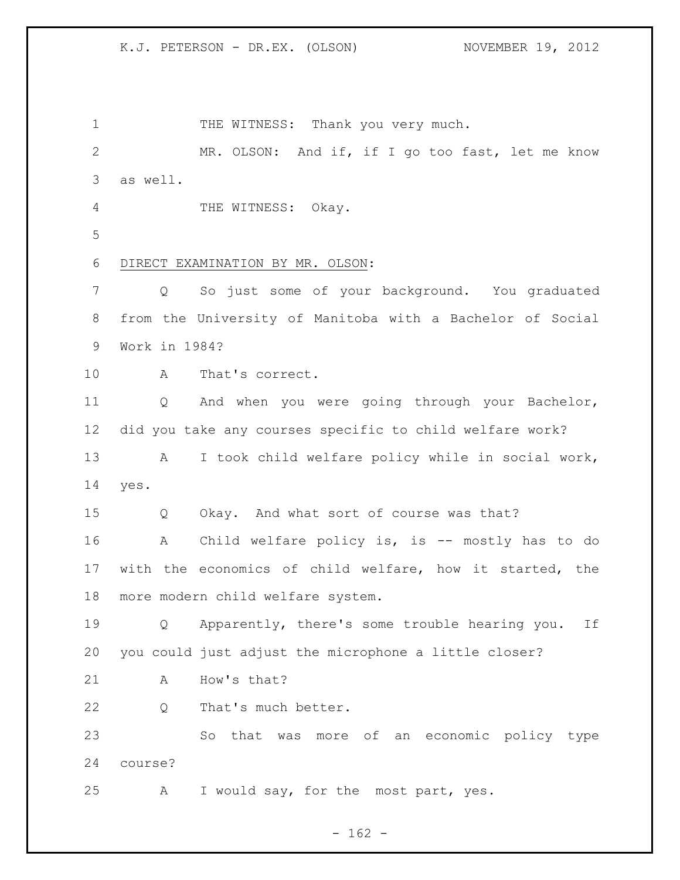THE WITNESS: Thank you very much.

MR. OLSON: And if, if I go too fast, let me know as well.

THE WITNESS: Okay.

DIRECT EXAMINATION BY MR. OLSON:

Q So just some of your background. You graduated from the University of Manitoba with a Bachelor of Social Work in 1984?

A That's correct.

Q And when you were going through your Bachelor, did you take any courses specific to child welfare work?

A I took child welfare policy while in social work, yes.

Q Okay. And what sort of course was that?

A Child welfare policy is, is -- mostly has to do with the economics of child welfare, how it started, the more modern child welfare system.

Q Apparently, there's some trouble hearing you. If you could just adjust the microphone a little closer?

A How's that?

Q That's much better.

So that was more of an economic policy type course?

A I would say, for the most part, yes.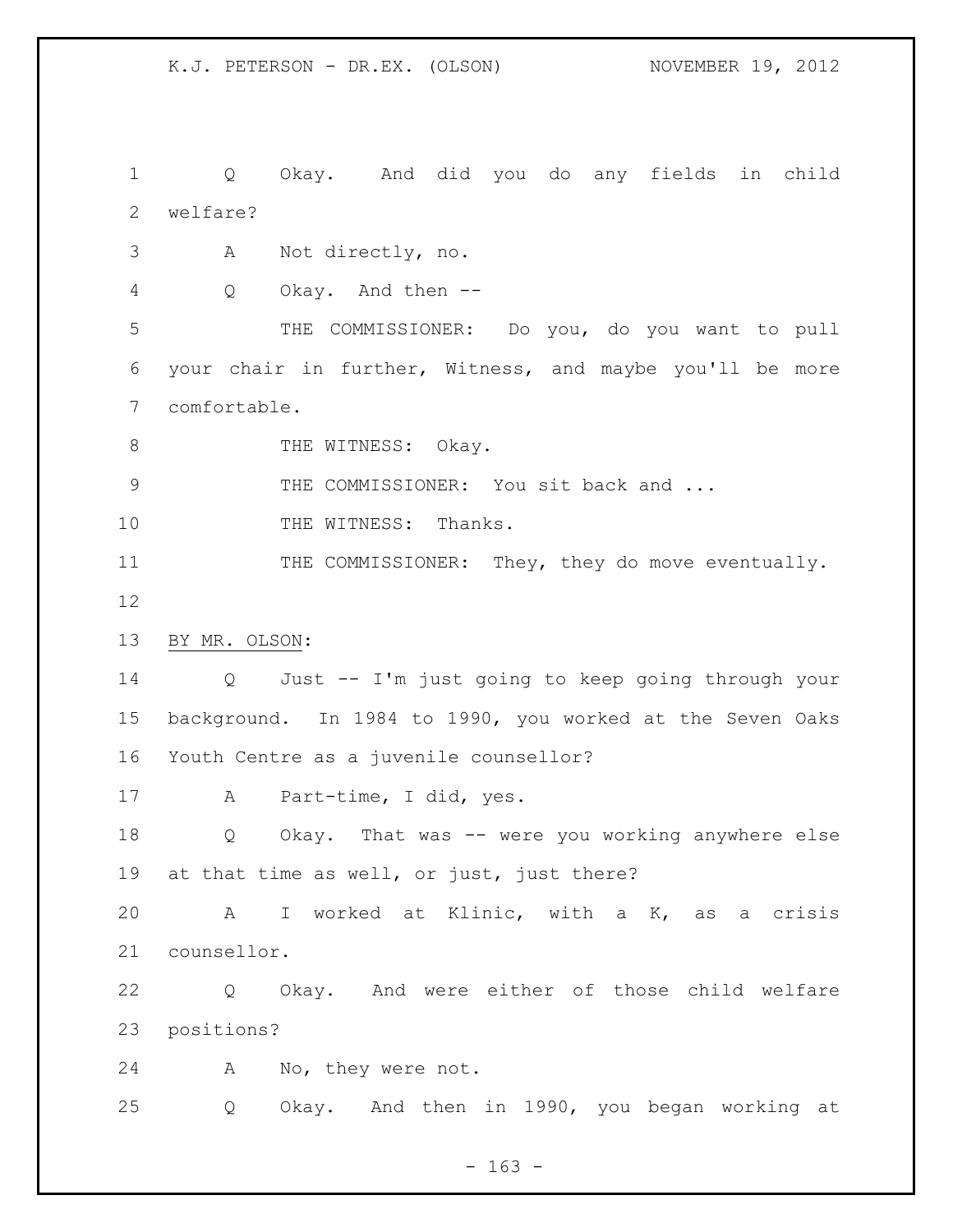Q Okay. And did you do any fields in child welfare?

A Not directly, no.

Q Okay. And then --

THE COMMISSIONER: Do you, do you want to pull your chair in further, Witness, and maybe you'll be more comfortable.

THE WITNESS: Okay.

THE COMMISSIONER: You sit back and ...

THE WITNESS: Thanks.

THE COMMISSIONER: They, they do move eventually.

BY MR. OLSON:

Q Just -- I'm just going to keep going through your background. In 1984 to 1990, you worked at the Seven Oaks Youth Centre as a juvenile counsellor?

A Part-time, I did, yes.

Q Okay. That was -- were you working anywhere else at that time as well, or just, just there?

A I worked at Klinic, with a K, as a crisis counsellor.

Q Okay. And were either of those child welfare positions?

A No, they were not.

Q Okay. And then in 1990, you began working at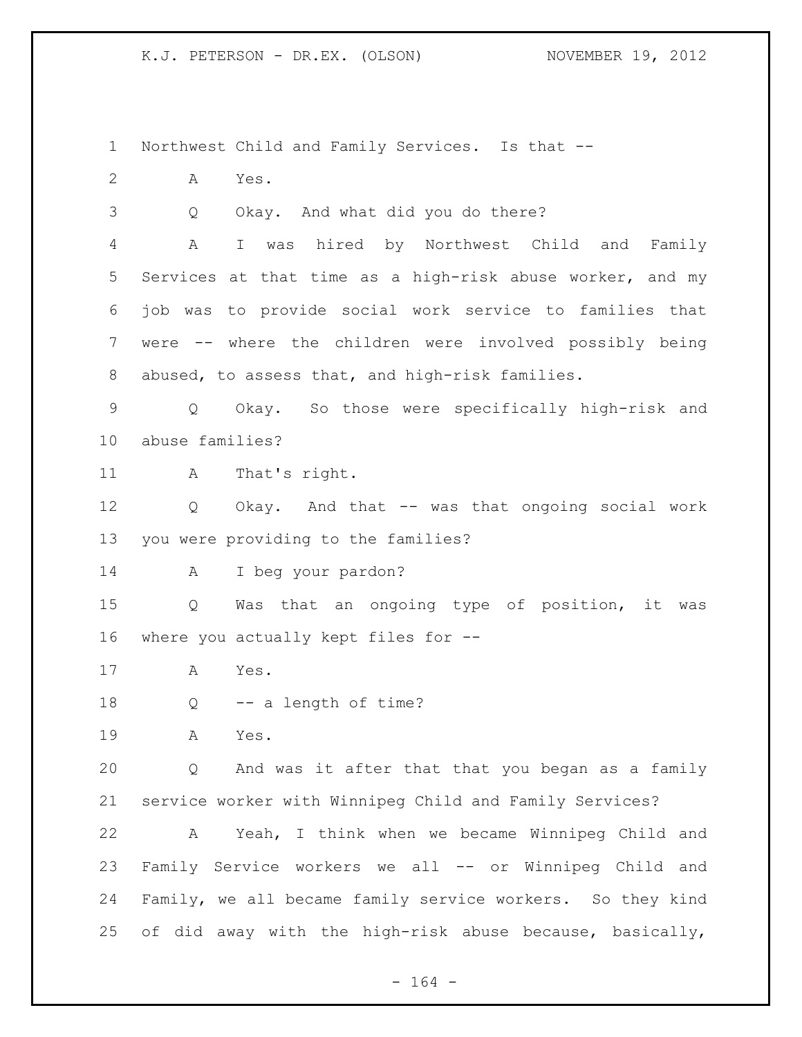Northwest Child and Family Services. Is that --

A Yes.

Q Okay. And what did you do there?

A I was hired by Northwest Child and Family Services at that time as a high-risk abuse worker, and my job was to provide social work service to families that were -- where the children were involved possibly being abused, to assess that, and high-risk families.

Q Okay. So those were specifically high-risk and abuse families?

A That's right.

Q Okay. And that -- was that ongoing social work you were providing to the families?

A I beg your pardon?

Q Was that an ongoing type of position, it was where you actually kept files for --

A Yes.

Q -- a length of time?

A Yes.

Q And was it after that that you began as a family service worker with Winnipeg Child and Family Services?

A Yeah, I think when we became Winnipeg Child and Family Service workers we all -- or Winnipeg Child and Family, we all became family service workers. So they kind of did away with the high-risk abuse because, basically,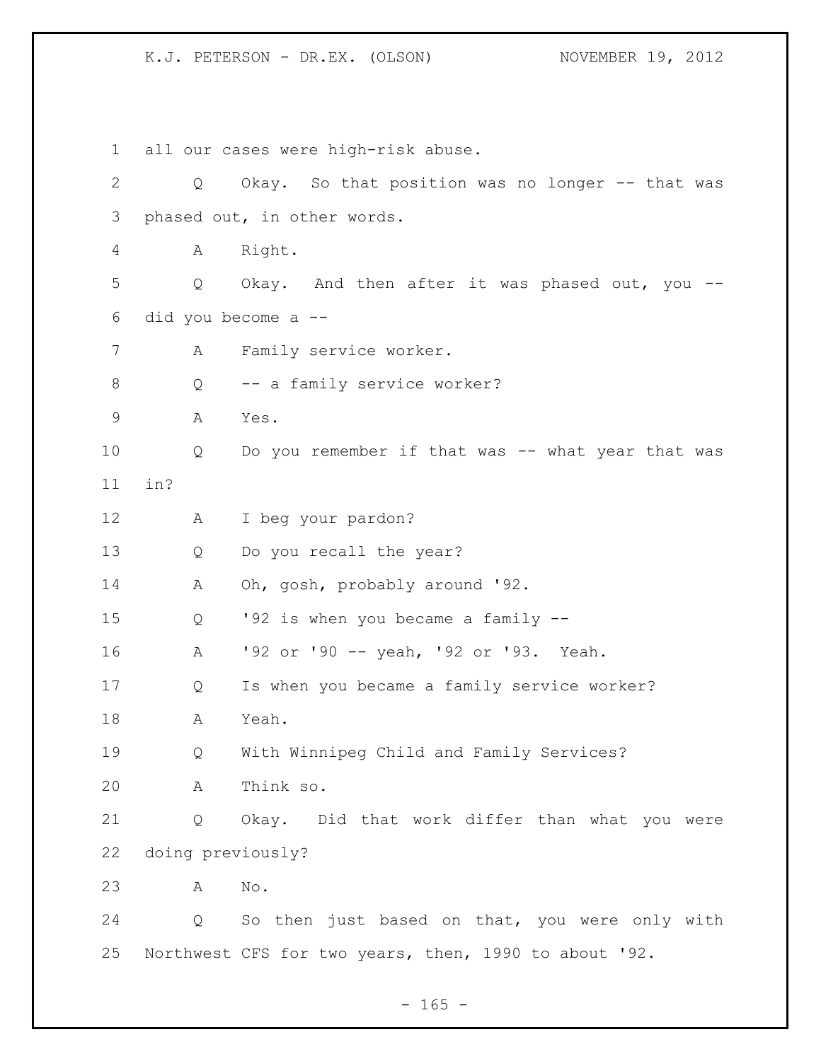1 all our cases were high-risk abuse.

2 Q Okay. So that position was no longer -- that was

3 phased out, in other words.

4 A Right.

5 Q Okay. And then after it was phased out, you --

6 did you become a --

7 A Family service worker.

8 Q -- a family service worker?

9 A Yes.

10 Q Do you remember if that was -- what year that was

11 in?

12 A I beg your pardon?

13 Q Do you recall the year?

14 A Oh, gosh, probably around '92.

15 Q '92 is when you became a family --

16 A '92 or '90 -- yeah, '92 or '93. Yeah.

17 Q Is when you became a family service worker?

18 A Yeah.

19 Q With Winnipeg Child and Family Services?

20 A Think so.

21 Q Okay. Did that work differ than what you were

22 doing previously?

23 A No.

24 Q So then just based on that, you were only with

25 Northwest CFS for two years, then, 1990 to about '92.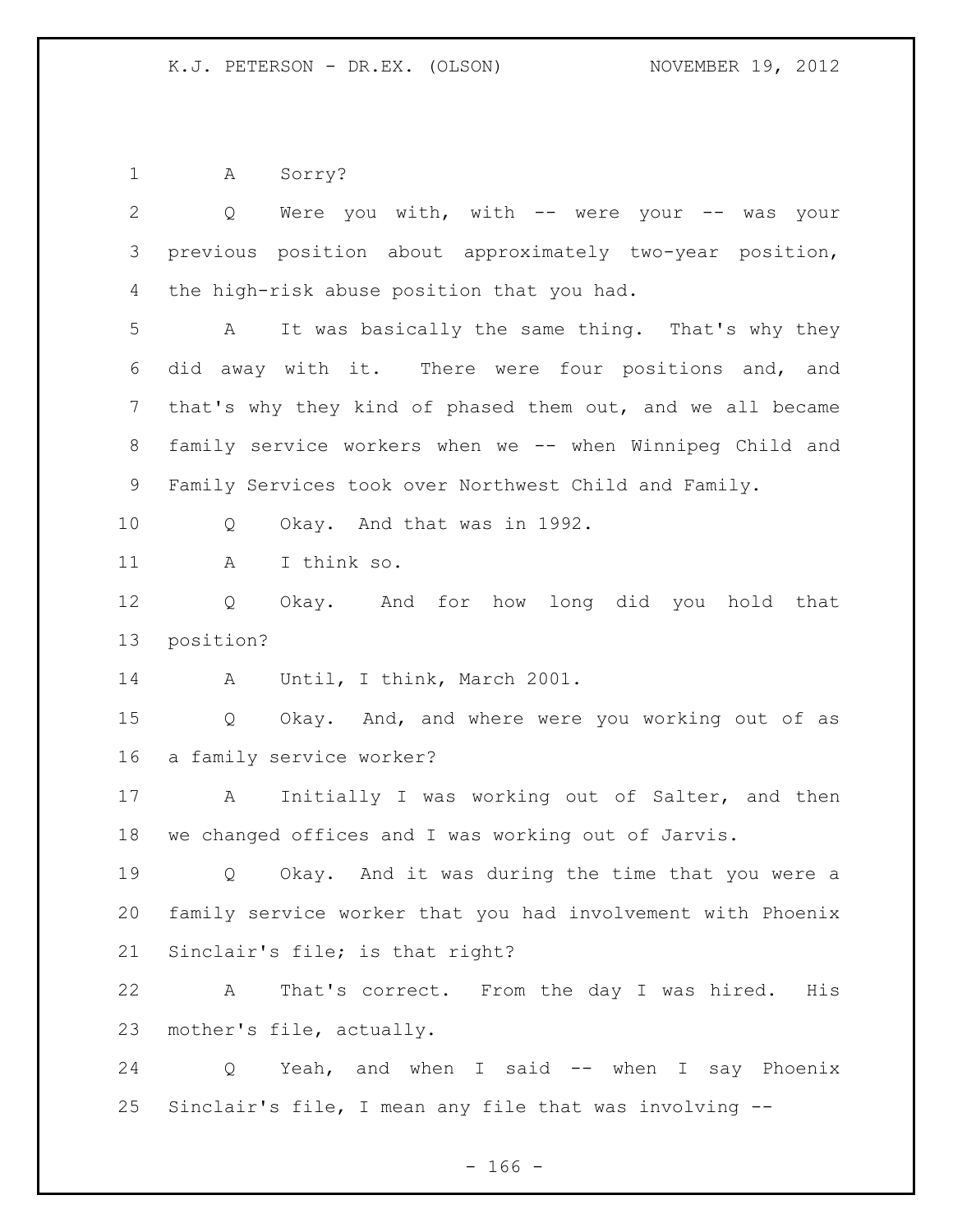A Sorry?

Q Were you with, with -- were your -- was your previous position about approximately two-year position, the high-risk abuse position that you had.

A It was basically the same thing. That's why they did away with it. There were four positions and, and that's why they kind of phased them out, and we all became family service workers when we -- when Winnipeg Child and Family Services took over Northwest Child and Family.

Q Okay. And that was in 1992.

A I think so.

Q Okay. And for how long did you hold that position?

A Until, I think, March 2001.

Q Okay. And, and where were you working out of as a family service worker?

A Initially I was working out of Salter, and then we changed offices and I was working out of Jarvis.

Q Okay. And it was during the time that you were a family service worker that you had involvement with Phoenix Sinclair's file; is that right?

A That's correct. From the day I was hired. His mother's file, actually.

Q Yeah, and when I said -- when I say Phoenix Sinclair's file, I mean any file that was involving --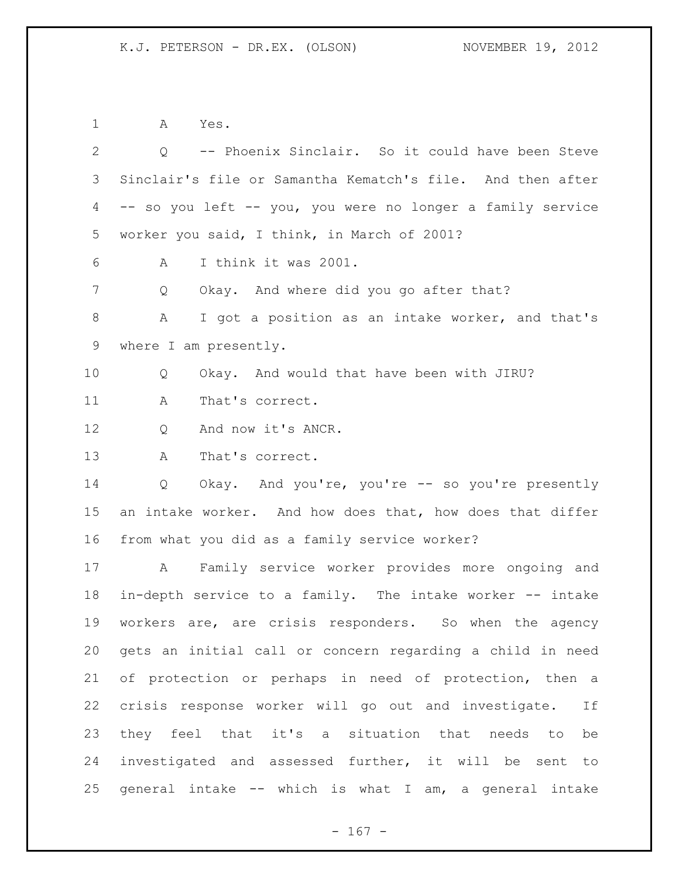A Yes.

Q -- Phoenix Sinclair. So it could have been Steve Sinclair's file or Samantha Kematch's file. And then after -- so you left -- you, you were no longer a family service worker you said, I think, in March of 2001?

A I think it was 2001.

Q Okay. And where did you go after that?

A I got a position as an intake worker, and that's where I am presently.

Q Okay. And would that have been with JIRU?

A That's correct.

Q And now it's ANCR.

A That's correct.

Q Okay. And you're, you're -- so you're presently an intake worker. And how does that, how does that differ from what you did as a family service worker?

A Family service worker provides more ongoing and in-depth service to a family. The intake worker -- intake workers are, are crisis responders. So when the agency gets an initial call or concern regarding a child in need of protection or perhaps in need of protection, then a crisis response worker will go out and investigate. If they feel that it's a situation that needs to be investigated and assessed further, it will be sent to general intake -- which is what I am, a general intake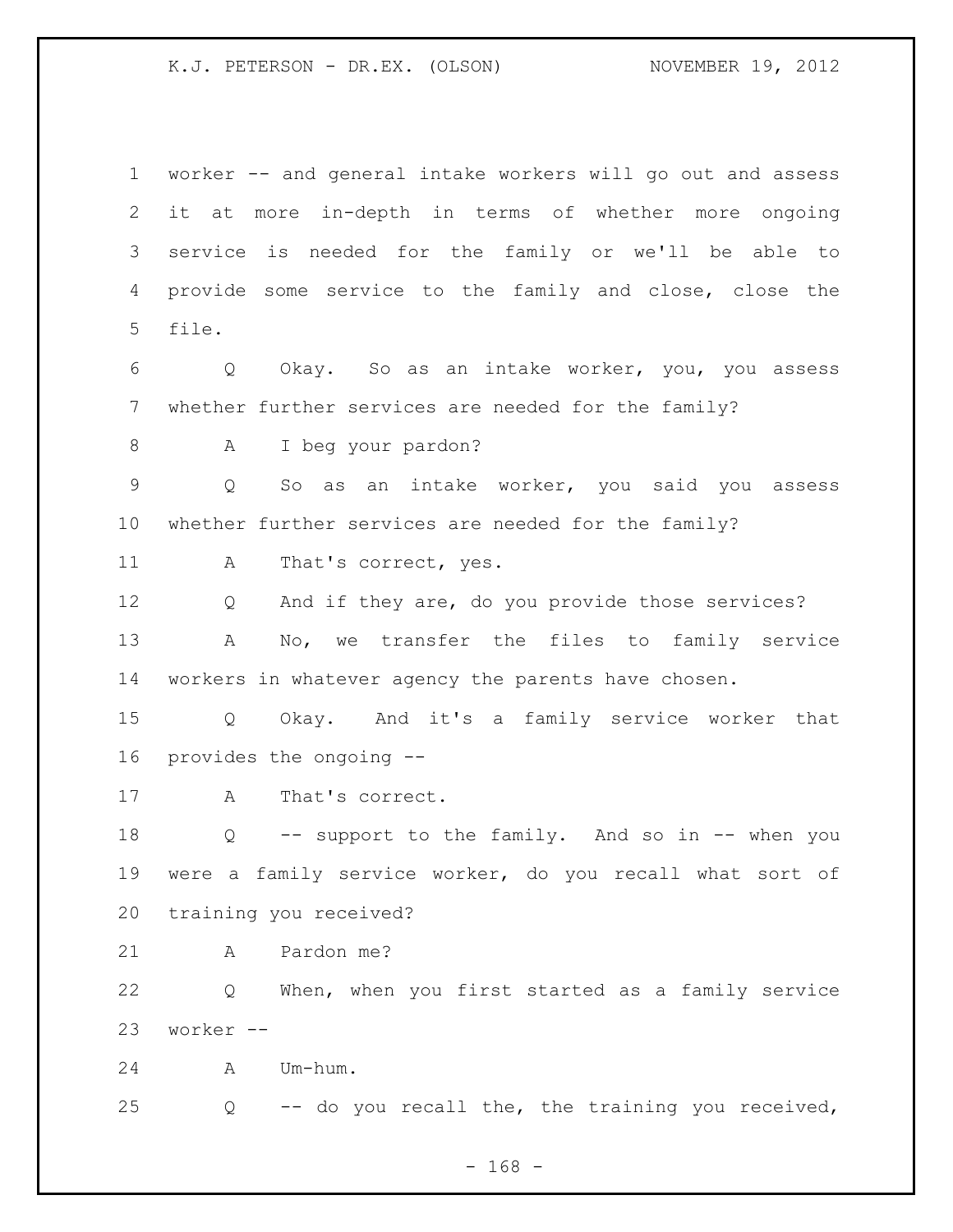worker -- and general intake workers will go out and assess it at more in-depth in terms of whether more ongoing service is needed for the family or we'll be able to provide some service to the family and close, close the file.

Q Okay. So as an intake worker, you, you assess whether further services are needed for the family?

A I beg your pardon?

Q So as an intake worker, you said you assess whether further services are needed for the family?

A That's correct, yes.

Q And if they are, do you provide those services?

A No, we transfer the files to family service workers in whatever agency the parents have chosen.

Q Okay. And it's a family service worker that provides the ongoing --

A That's correct.

Q -- support to the family. And so in -- when you were a family service worker, do you recall what sort of training you received?

A Pardon me?

Q When, when you first started as a family service worker --

A Um-hum.

Q -- do you recall the, the training you received,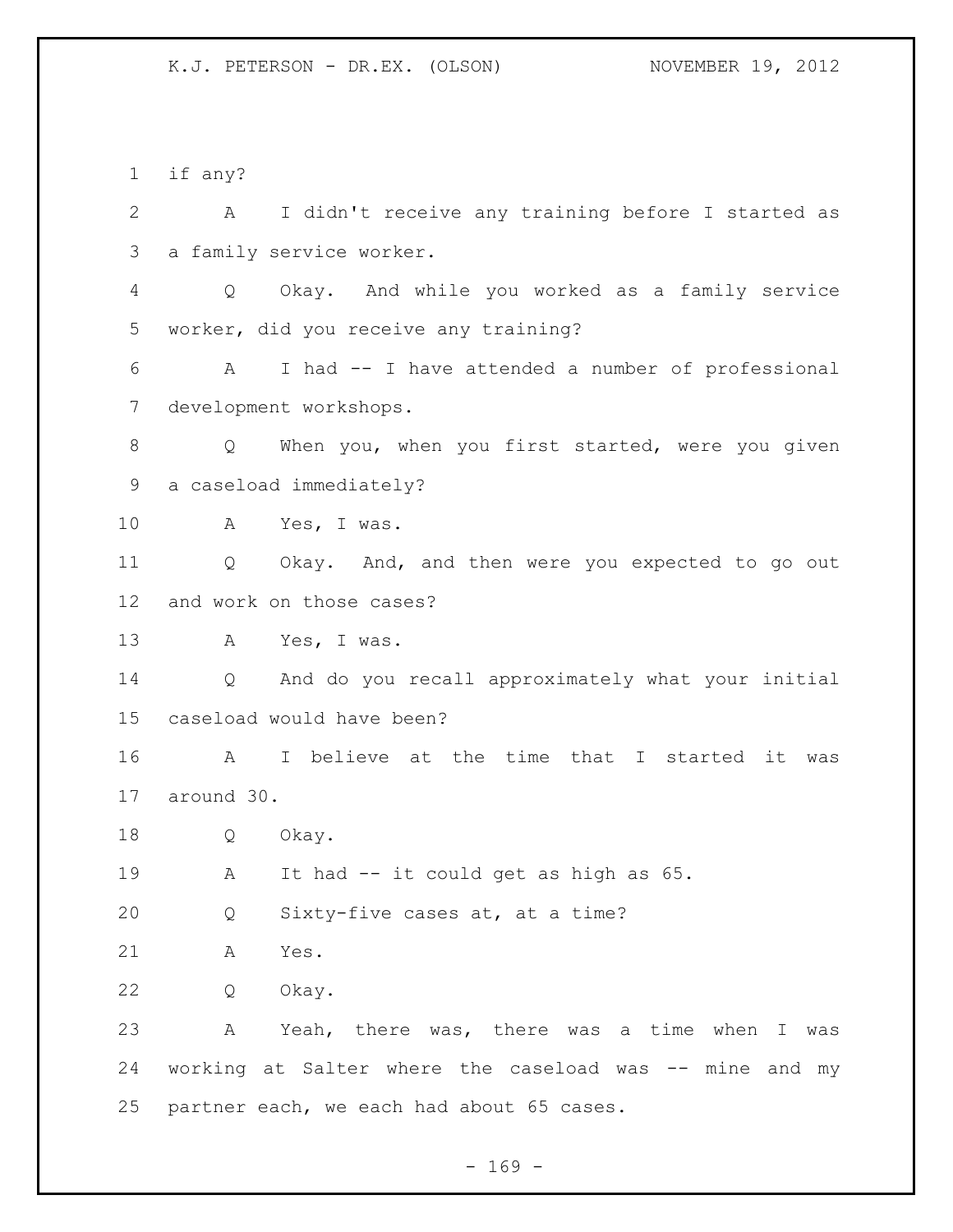if any?

A I didn't receive any training before I started as a family service worker.

Q Okay. And while you worked as a family service worker, did you receive any training?

A I had -- I have attended a number of professional development workshops.

Q When you, when you first started, were you given a caseload immediately?

A Yes, I was.

Q Okay. And, and then were you expected to go out and work on those cases?

A Yes, I was.

Q And do you recall approximately what your initial caseload would have been?

A I believe at the time that I started it was around 30.

Q Okay.

A It had -- it could get as high as 65.

Q Sixty-five cases at, at a time?

A Yes.

Q Okay.

A Yeah, there was, there was a time when I was working at Salter where the caseload was -- mine and my partner each, we each had about 65 cases.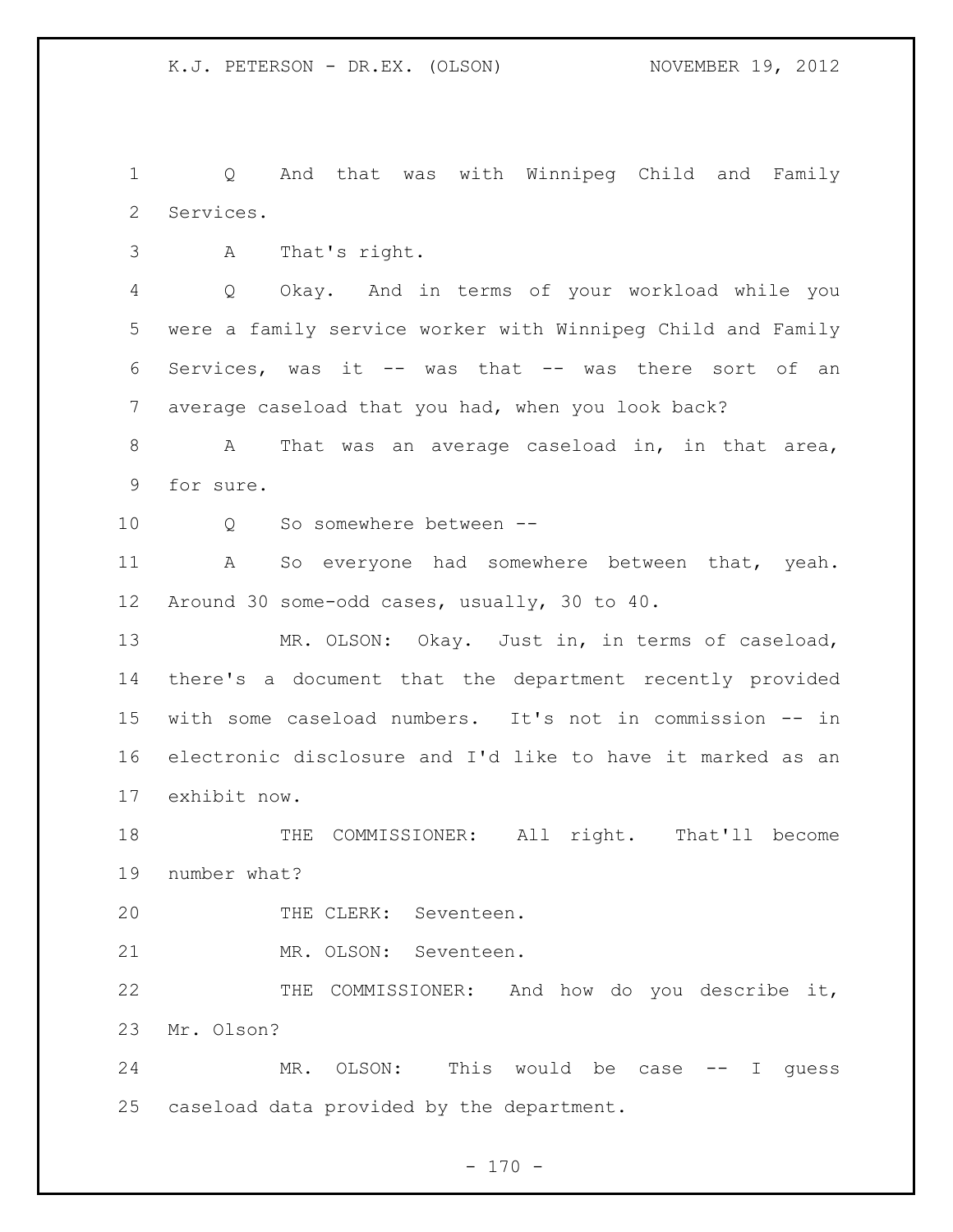Q And that was with Winnipeg Child and Family Services.

A That's right.

Q Okay. And in terms of your workload while you were a family service worker with Winnipeg Child and Family Services, was it -- was that -- was there sort of an average caseload that you had, when you look back?

A That was an average caseload in, in that area, for sure.

Q So somewhere between --

A So everyone had somewhere between that, yeah. Around 30 some-odd cases, usually, 30 to 40.

MR. OLSON: Okay. Just in, in terms of caseload, there's a document that the department recently provided with some caseload numbers. It's not in commission -- in electronic disclosure and I'd like to have it marked as an exhibit now.

THE COMMISSIONER: All right. That'll become number what?

THE CLERK: Seventeen.

MR. OLSON: Seventeen.

THE COMMISSIONER: And how do you describe it, Mr. Olson?

MR. OLSON: This would be case -- I guess caseload data provided by the department.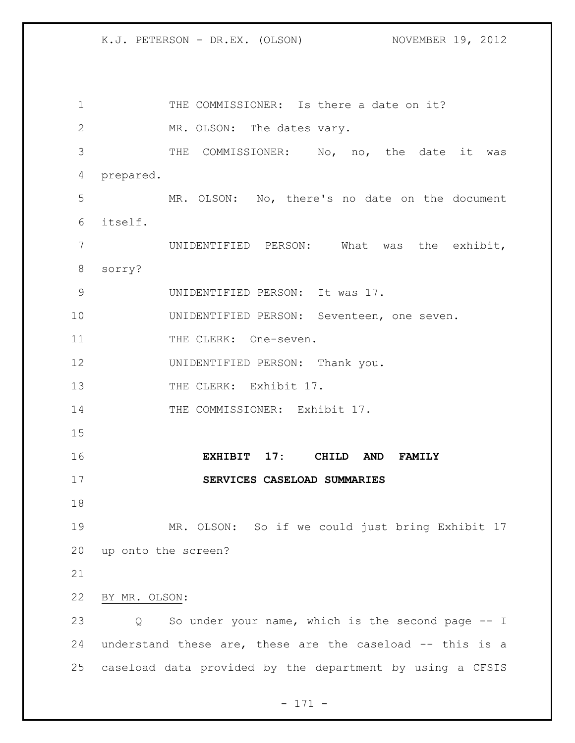THE COMMISSIONER: Is there a date on it?

MR. OLSON: The dates vary.

THE COMMISSIONER: No, no, the date it was prepared.

MR. OLSON: No, there's no date on the document itself.

UNIDENTIFIED PERSON: What was the exhibit, sorry?

UNIDENTIFIED PERSON: It was 17.

UNIDENTIFIED PERSON: Seventeen, one seven.

THE CLERK: One-seven.

UNIDENTIFIED PERSON: Thank you.

THE CLERK: Exhibit 17.

THE COMMISSIONER: Exhibit 17.

**EXHIBIT 17: CHILD AND FAMILY SERVICES CASELOAD SUMMARIES**

MR. OLSON: So if we could just bring Exhibit 17 up onto the screen?

BY MR. OLSON:

Q So under your name, which is the second page -- I understand these are, these are the caseload -- this is a caseload data provided by the department by using a CFSIS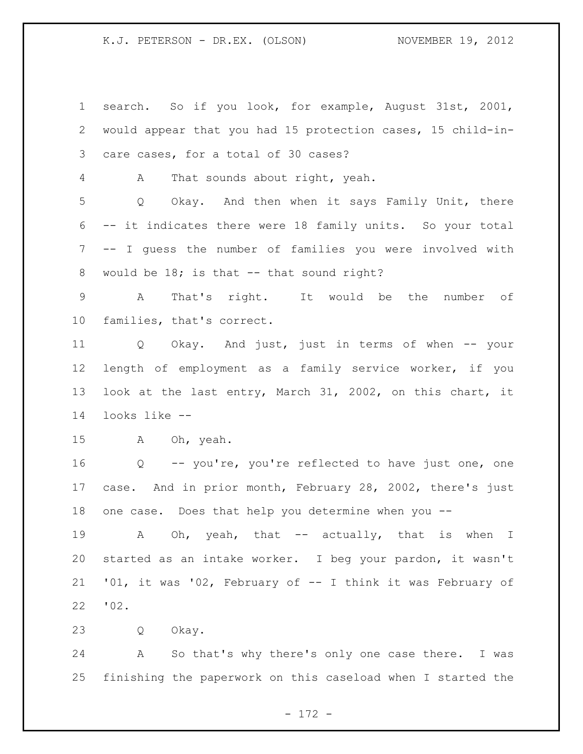search. So if you look, for example, August 31st, 2001, would appear that you had 15 protection cases, 15 child-in-care cases, for a total of 30 cases?

A That sounds about right, yeah.

Q Okay. And then when it says Family Unit, there -- it indicates there were 18 family units. So your total -- I guess the number of families you were involved with would be 18; is that -- that sound right?

A That's right. It would be the number of families, that's correct.

Q Okay. And just, just in terms of when -- your length of employment as a family service worker, if you look at the last entry, March 31, 2002, on this chart, it looks like --

A Oh, yeah.

Q -- you're, you're reflected to have just one, one case. And in prior month, February 28, 2002, there's just one case. Does that help you determine when you --

A Oh, yeah, that -- actually, that is when I started as an intake worker. I beg your pardon, it wasn't '01, it was '02, February of -- I think it was February of '02.

Q Okay.

A So that's why there's only one case there. I was finishing the paperwork on this caseload when I started the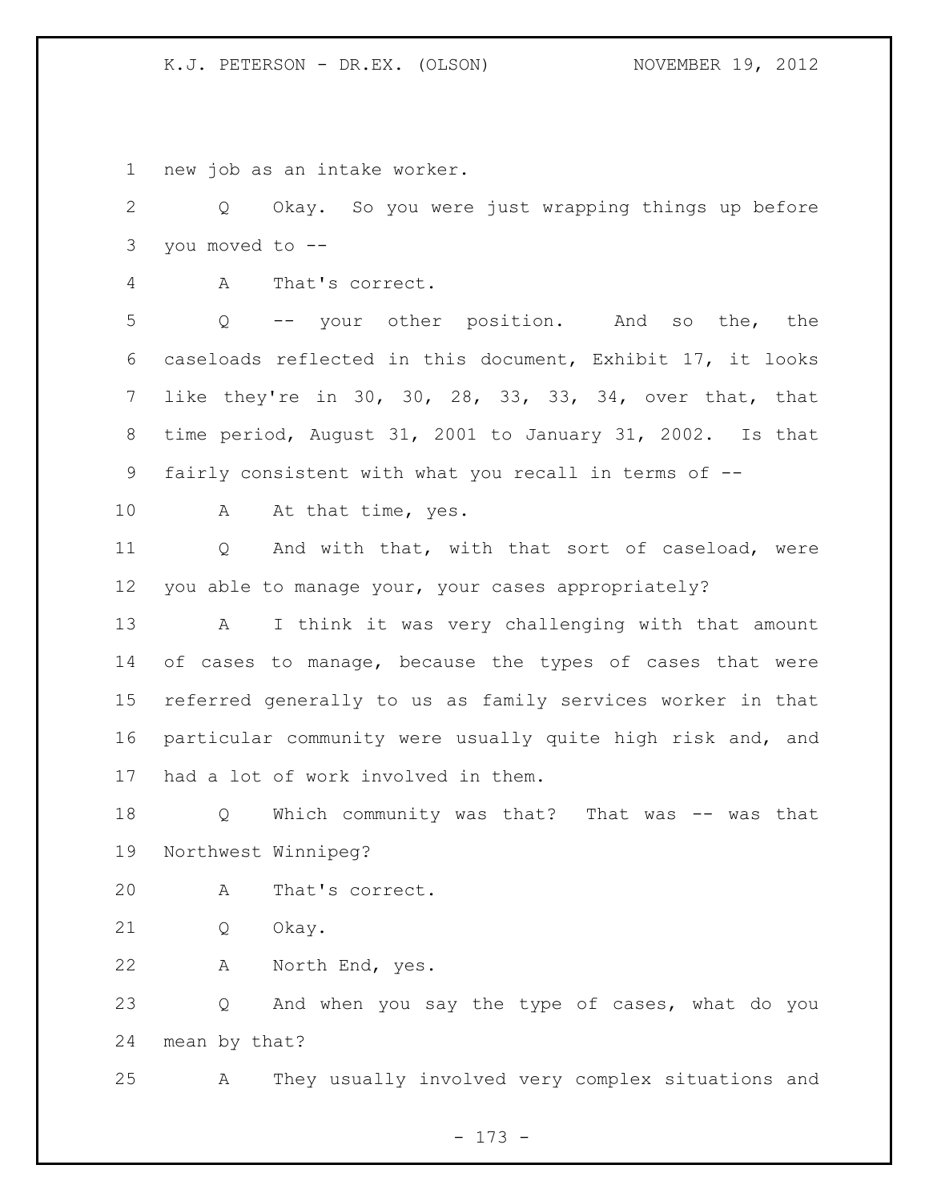new job as an intake worker.

Q Okay. So you were just wrapping things up before you moved to --

A That's correct.

Q -- your other position. And so the, the caseloads reflected in this document, Exhibit 17, it looks like they're in 30, 30, 28, 33, 33, 34, over that, that time period, August 31, 2001 to January 31, 2002. Is that fairly consistent with what you recall in terms of --

A At that time, yes.

Q And with that, with that sort of caseload, were you able to manage your, your cases appropriately?

A I think it was very challenging with that amount of cases to manage, because the types of cases that were referred generally to us as family services worker in that particular community were usually quite high risk and, and had a lot of work involved in them.

Q Which community was that? That was -- was that Northwest Winnipeg?

A That's correct.

Q Okay.

A North End, yes.

Q And when you say the type of cases, what do you mean by that?

A They usually involved very complex situations and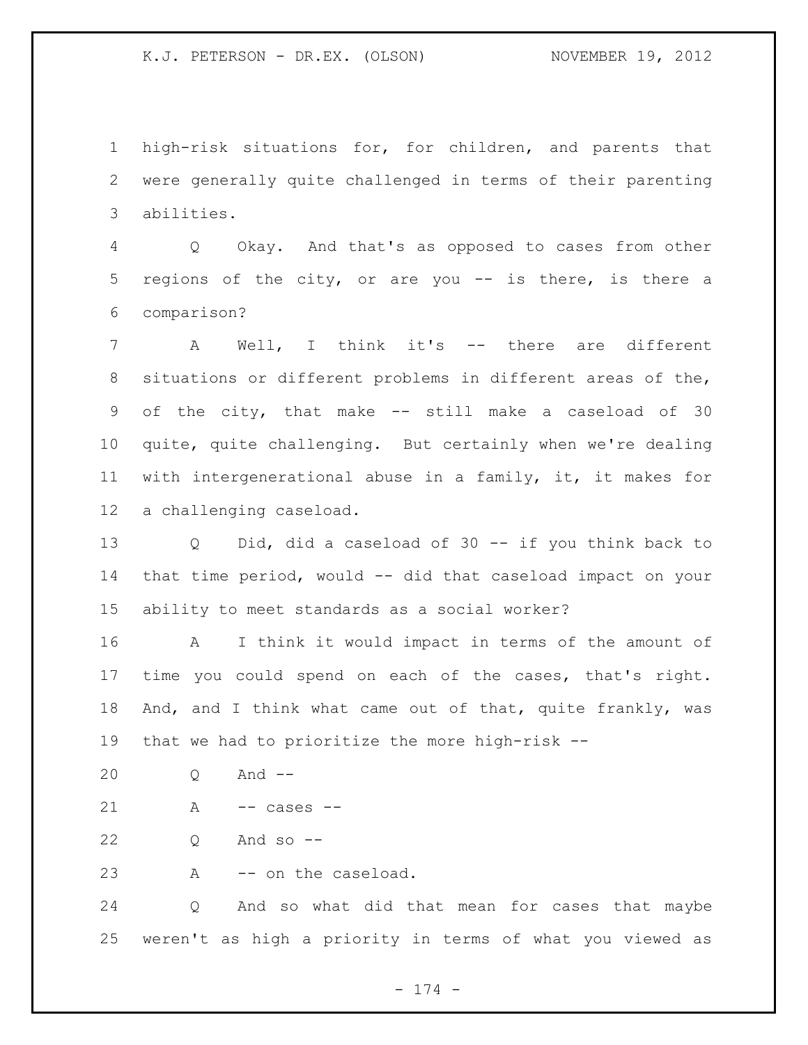high-risk situations for, for children, and parents that were generally quite challenged in terms of their parenting abilities.

Q Okay. And that's as opposed to cases from other regions of the city, or are you -- is there, is there a comparison?

A Well, I think it's -- there are different situations or different problems in different areas of the, of the city, that make -- still make a caseload of 30 quite, quite challenging. But certainly when we're dealing with intergenerational abuse in a family, it, it makes for a challenging caseload.

Q Did, did a caseload of 30 -- if you think back to that time period, would -- did that caseload impact on your ability to meet standards as a social worker?

A I think it would impact in terms of the amount of time you could spend on each of the cases, that's right. And, and I think what came out of that, quite frankly, was that we had to prioritize the more high-risk --

Q And --

A -- cases --

Q And so --

A -- on the caseload.

Q And so what did that mean for cases that maybe weren't as high a priority in terms of what you viewed as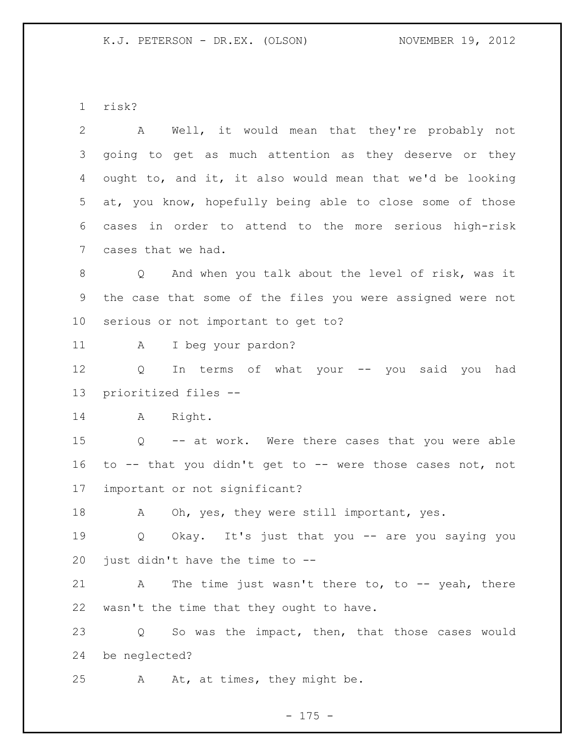risk?

A Well, it would mean that they're probably not going to get as much attention as they deserve or they ought to, and it, it also would mean that we'd be looking at, you know, hopefully being able to close some of those cases in order to attend to the more serious high-risk cases that we had.

Q And when you talk about the level of risk, was it the case that some of the files you were assigned were not serious or not important to get to?

A I beg your pardon?

Q In terms of what your -- you said you had prioritized files --

A Right.

Q -- at work. Were there cases that you were able to -- that you didn't get to -- were those cases not, not important or not significant?

A Oh, yes, they were still important, yes.

Q Okay. It's just that you -- are you saying you just didn't have the time to --

A The time just wasn't there to, to -- yeah, there wasn't the time that they ought to have.

Q So was the impact, then, that those cases would be neglected?

A At, at times, they might be.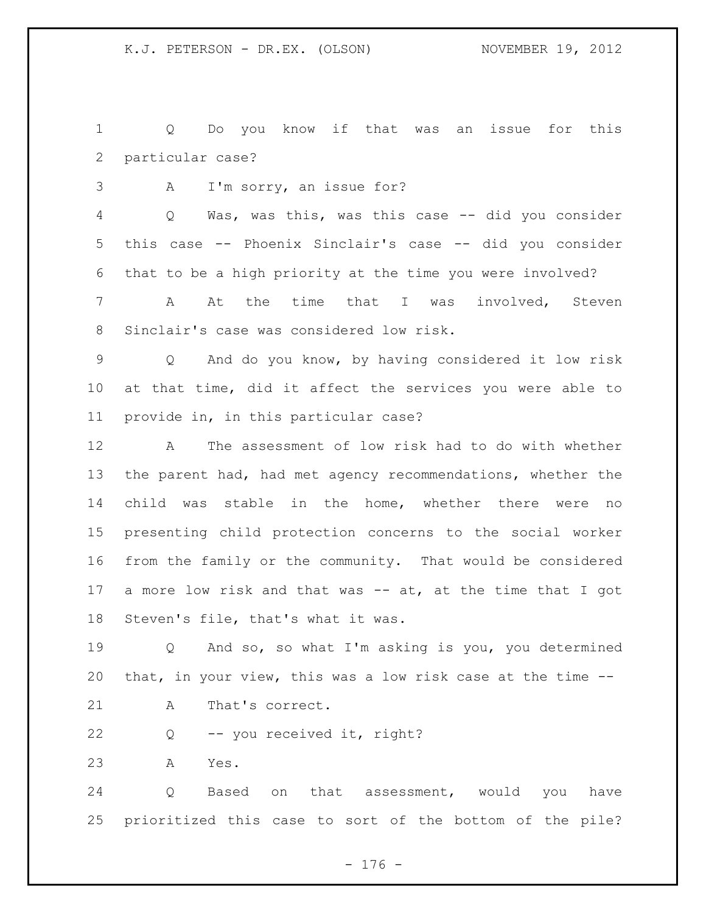Q Do you know if that was an issue for this particular case?

A I'm sorry, an issue for?

Q Was, was this, was this case -- did you consider this case -- Phoenix Sinclair's case -- did you consider that to be a high priority at the time you were involved?

A At the time that I was involved, Steven Sinclair's case was considered low risk.

Q And do you know, by having considered it low risk at that time, did it affect the services you were able to provide in, in this particular case?

A The assessment of low risk had to do with whether the parent had, had met agency recommendations, whether the child was stable in the home, whether there were no presenting child protection concerns to the social worker from the family or the community. That would be considered a more low risk and that was -- at, at the time that I got Steven's file, that's what it was.

Q And so, so what I'm asking is you, you determined that, in your view, this was a low risk case at the time --

A That's correct.

Q -- you received it, right?

A Yes.

Q Based on that assessment, would you have prioritized this case to sort of the bottom of the pile?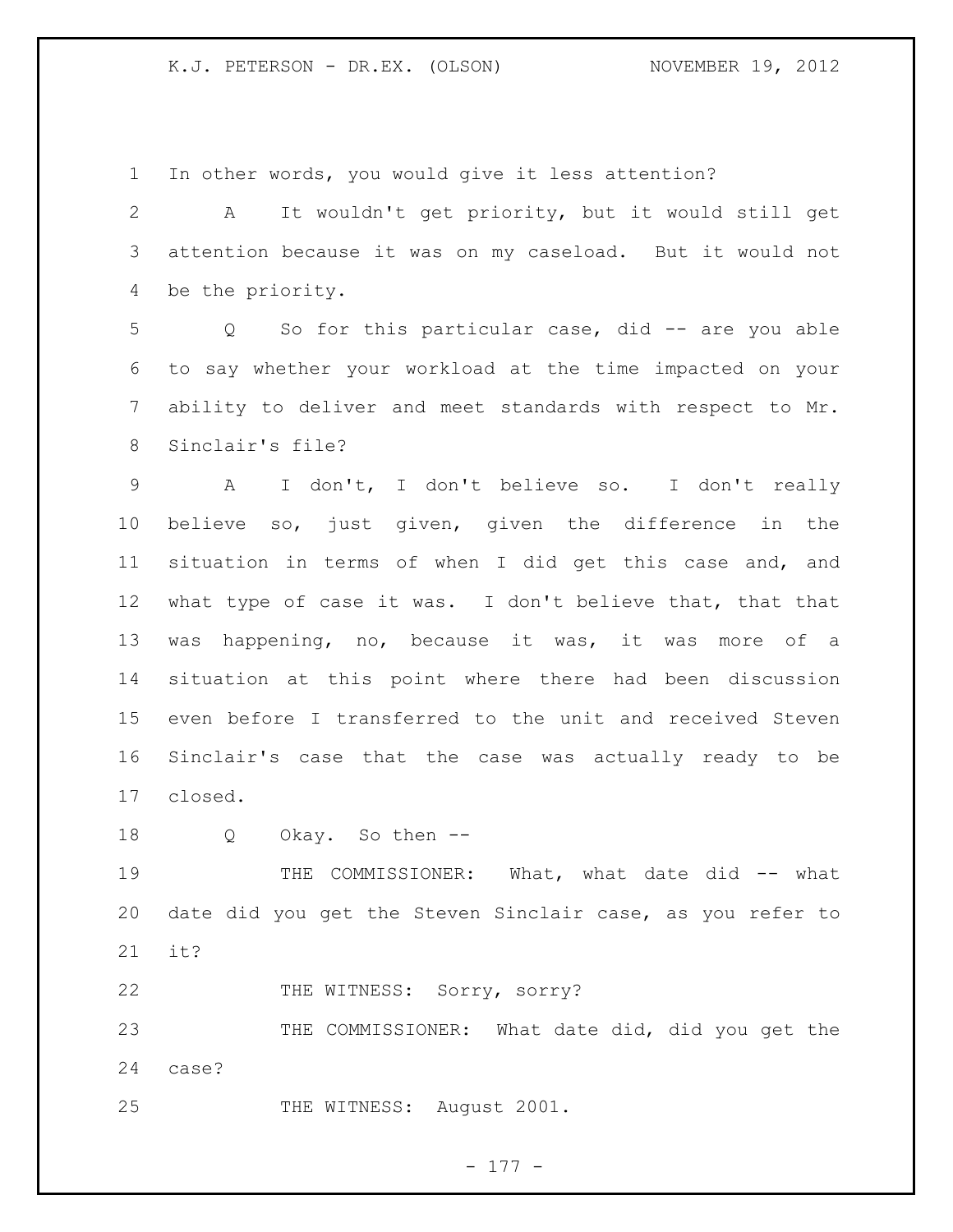In other words, you would give it less attention?

A It wouldn't get priority, but it would still get attention because it was on my caseload. But it would not be the priority.

Q So for this particular case, did -- are you able to say whether your workload at the time impacted on your ability to deliver and meet standards with respect to Mr. Sinclair's file?

A I don't, I don't believe so. I don't really believe so, just given, given the difference in the situation in terms of when I did get this case and, and what type of case it was. I don't believe that, that that was happening, no, because it was, it was more of a situation at this point where there had been discussion even before I transferred to the unit and received Steven Sinclair's case that the case was actually ready to be closed.

Q Okay. So then --

THE COMMISSIONER: What, what date did -- what date did you get the Steven Sinclair case, as you refer to it?

THE WITNESS: Sorry, sorry?

THE COMMISSIONER: What date did, did you get the case?

THE WITNESS: August 2001.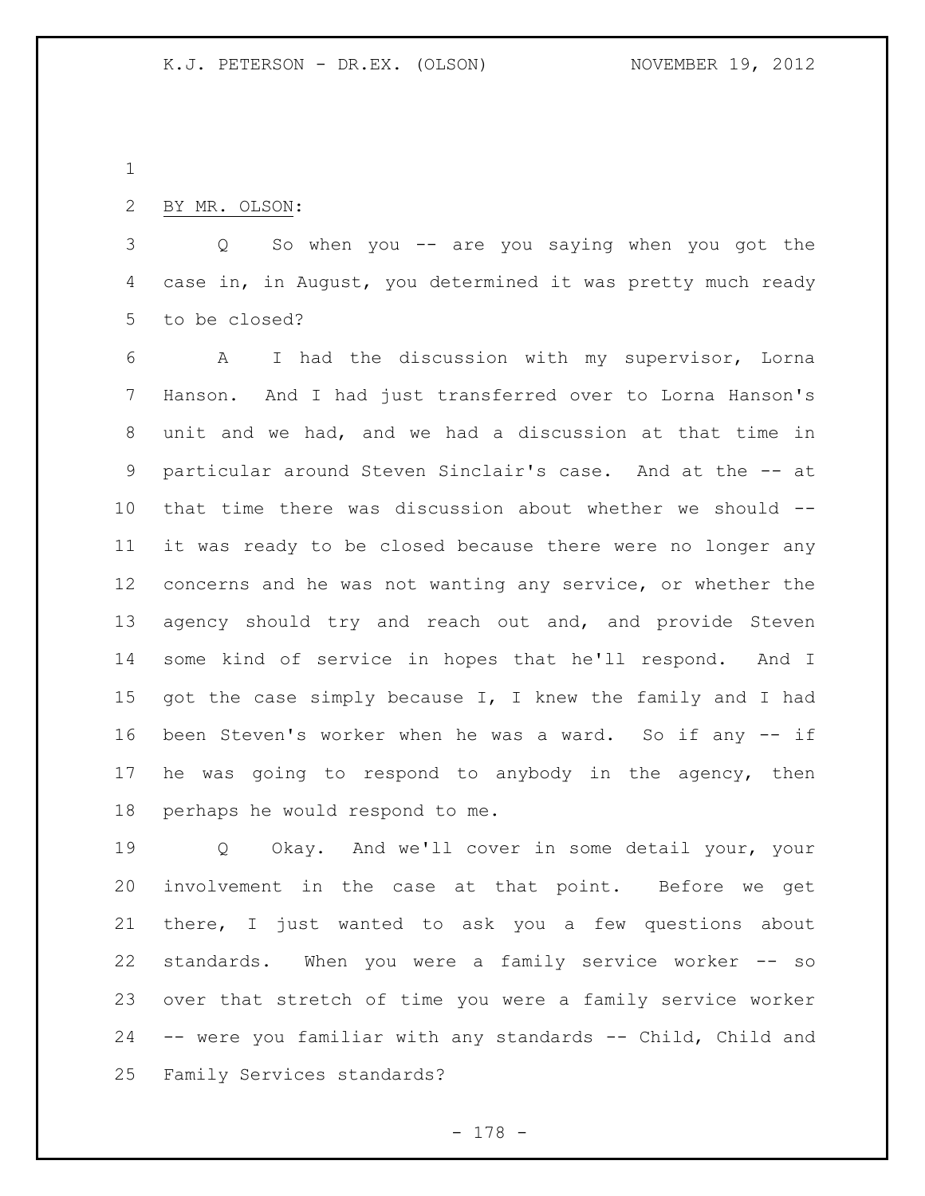BY MR. OLSON:

Q So when you -- are you saying when you got the case in, in August, you determined it was pretty much ready to be closed?

A I had the discussion with my supervisor, Lorna Hanson. And I had just transferred over to Lorna Hanson's unit and we had, and we had a discussion at that time in particular around Steven Sinclair's case. And at the -- at that time there was discussion about whether we should -- it was ready to be closed because there were no longer any concerns and he was not wanting any service, or whether the agency should try and reach out and, and provide Steven some kind of service in hopes that he'll respond. And I got the case simply because I, I knew the family and I had been Steven's worker when he was a ward. So if any -- if he was going to respond to anybody in the agency, then perhaps he would respond to me.

Q Okay. And we'll cover in some detail your, your involvement in the case at that point. Before we get there, I just wanted to ask you a few questions about standards. When you were a family service worker -- so over that stretch of time you were a family service worker -- were you familiar with any standards -- Child, Child and Family Services standards?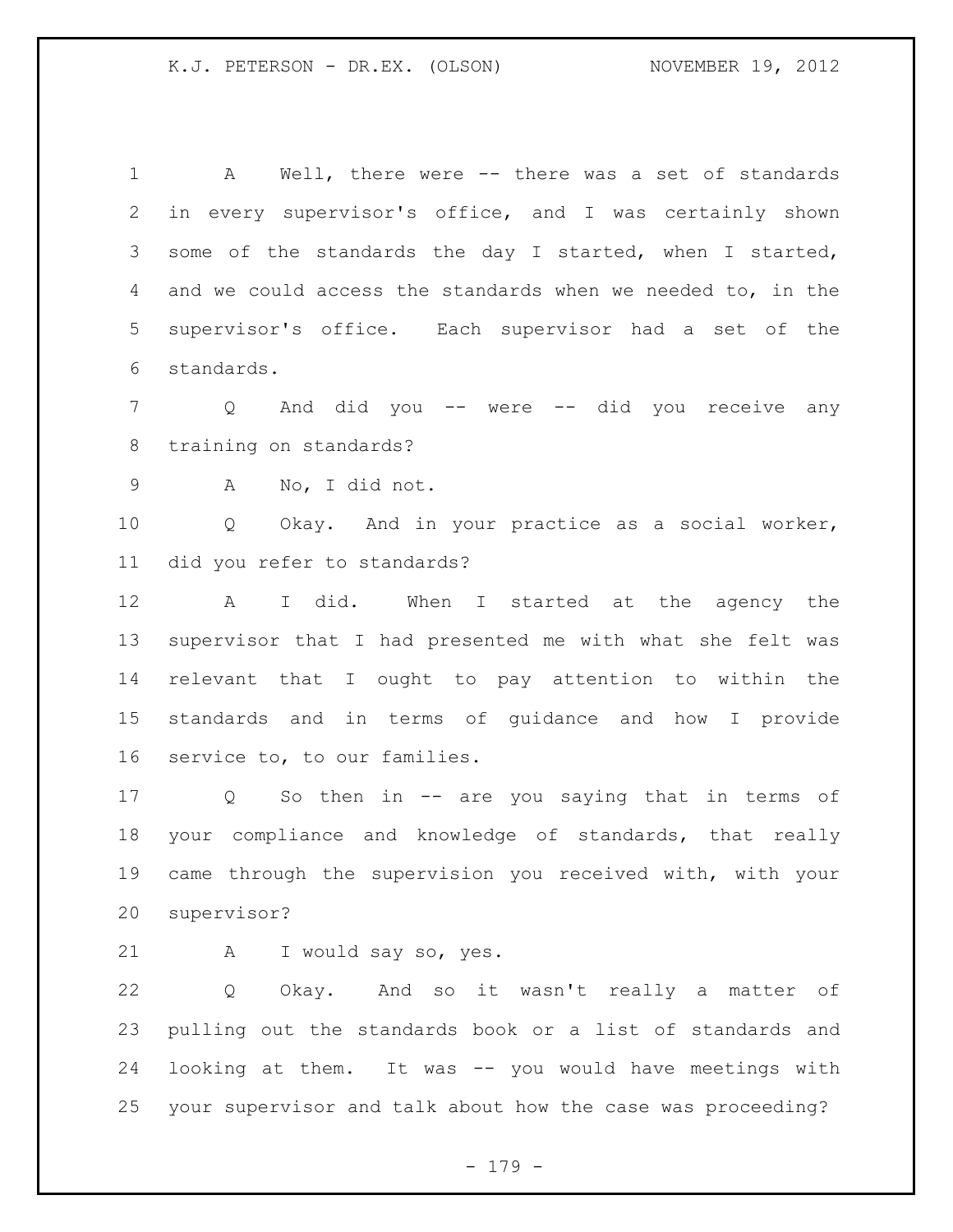A Well, there were -- there was a set of standards in every supervisor's office, and I was certainly shown some of the standards the day I started, when I started, and we could access the standards when we needed to, in the supervisor's office. Each supervisor had a set of the standards.

Q And did you -- were -- did you receive any training on standards?

A No, I did not.

Q Okay. And in your practice as a social worker, did you refer to standards?

A I did. When I started at the agency the supervisor that I had presented me with what she felt was relevant that I ought to pay attention to within the standards and in terms of guidance and how I provide service to, to our families.

Q So then in -- are you saying that in terms of your compliance and knowledge of standards, that really came through the supervision you received with, with your supervisor?

A I would say so, yes.

Q Okay. And so it wasn't really a matter of pulling out the standards book or a list of standards and looking at them. It was -- you would have meetings with your supervisor and talk about how the case was proceeding?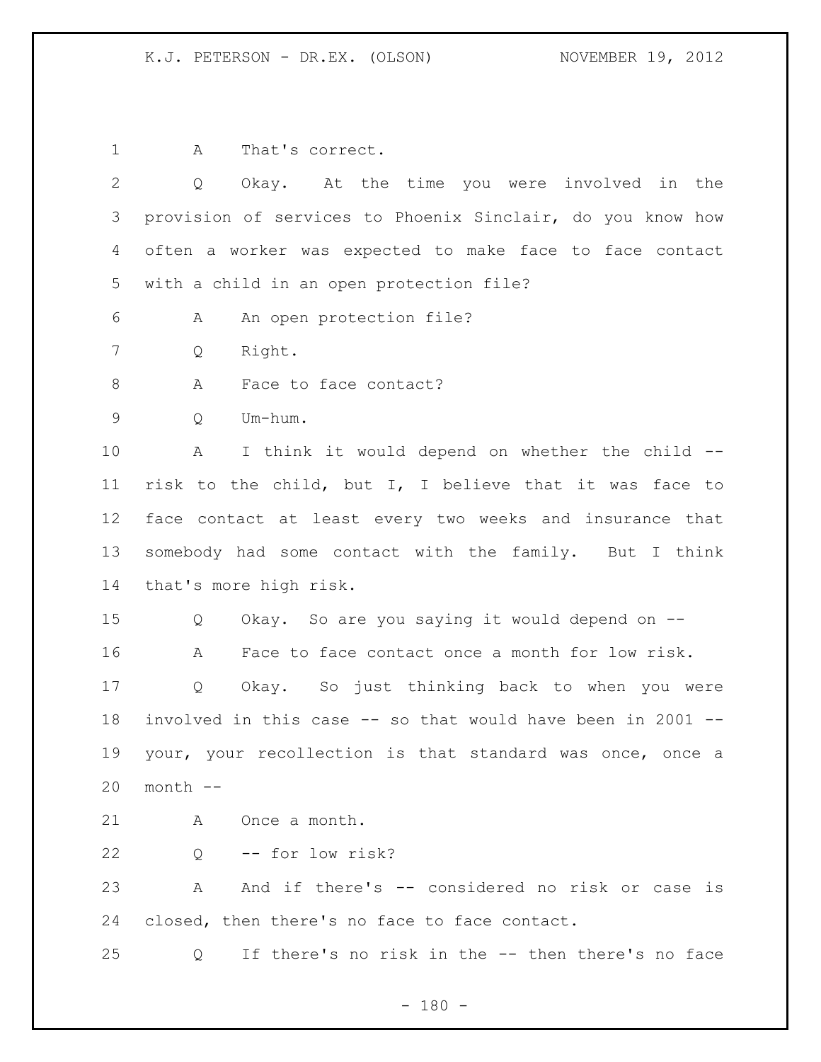A That's correct.

Q Okay. At the time you were involved in the provision of services to Phoenix Sinclair, do you know how often a worker was expected to make face to face contact with a child in an open protection file?

A An open protection file?

Q Right.

A Face to face contact?

Q Um-hum.

A I think it would depend on whether the child -- risk to the child, but I, I believe that it was face to face contact at least every two weeks and insurance that somebody had some contact with the family. But I think that's more high risk.

Q Okay. So are you saying it would depend on --

A Face to face contact once a month for low risk.

Q Okay. So just thinking back to when you were involved in this case -- so that would have been in 2001 -- your, your recollection is that standard was once, once a month --

A Once a month.

Q -- for low risk?

A And if there's -- considered no risk or case is closed, then there's no face to face contact.

Q If there's no risk in the -- then there's no face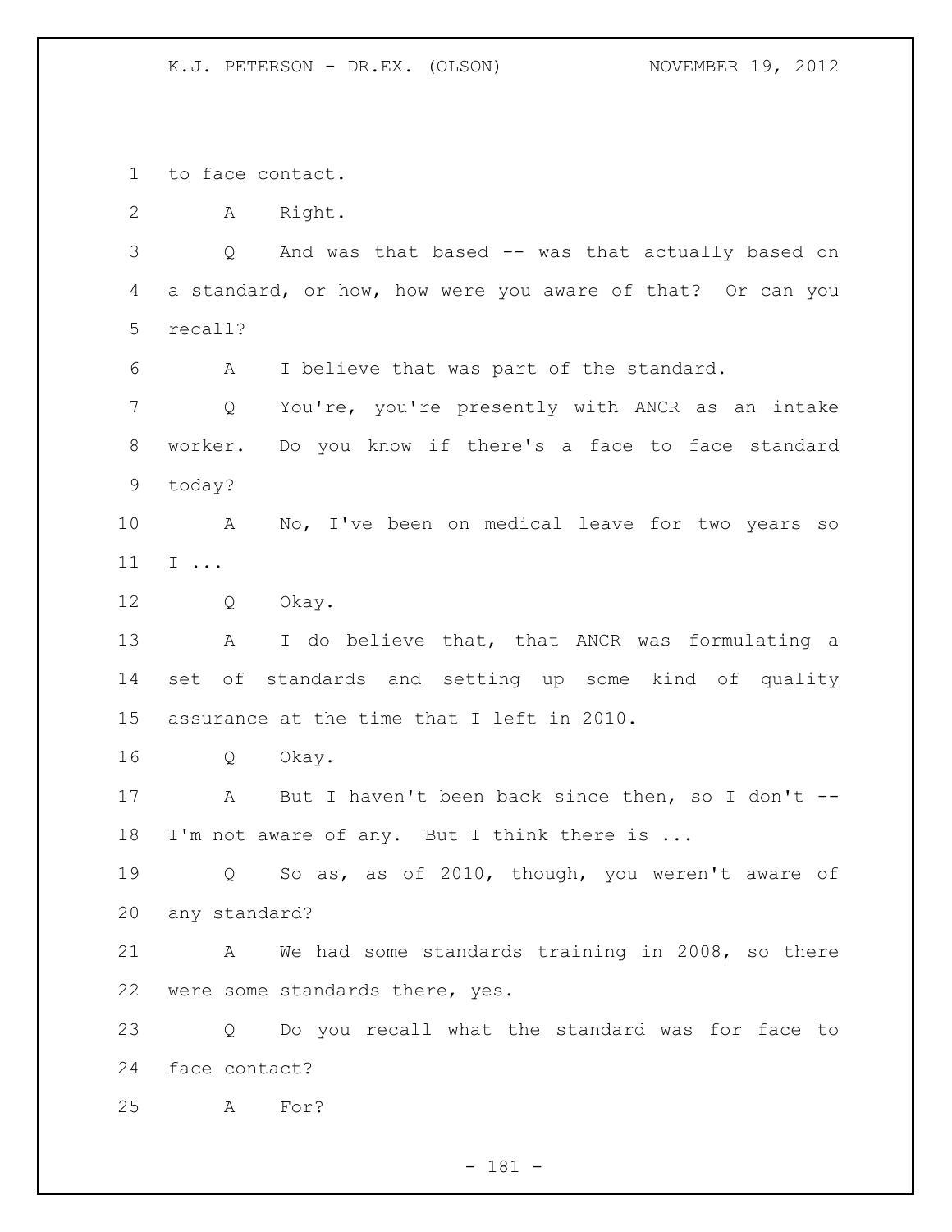to face contact.

A Right.

Q And was that based -- was that actually based on a standard, or how, how were you aware of that? Or can you recall?

A I believe that was part of the standard.

Q You're, you're presently with ANCR as an intake worker. Do you know if there's a face to face standard today?

A No, I've been on medical leave for two years so I ...

Q Okay.

A I do believe that, that ANCR was formulating a set of standards and setting up some kind of quality assurance at the time that I left in 2010.

Q Okay.

A But I haven't been back since then, so I don't -- I'm not aware of any. But I think there is ...

Q So as, as of 2010, though, you weren't aware of any standard?

A We had some standards training in 2008, so there were some standards there, yes.

Q Do you recall what the standard was for face to face contact?

A For?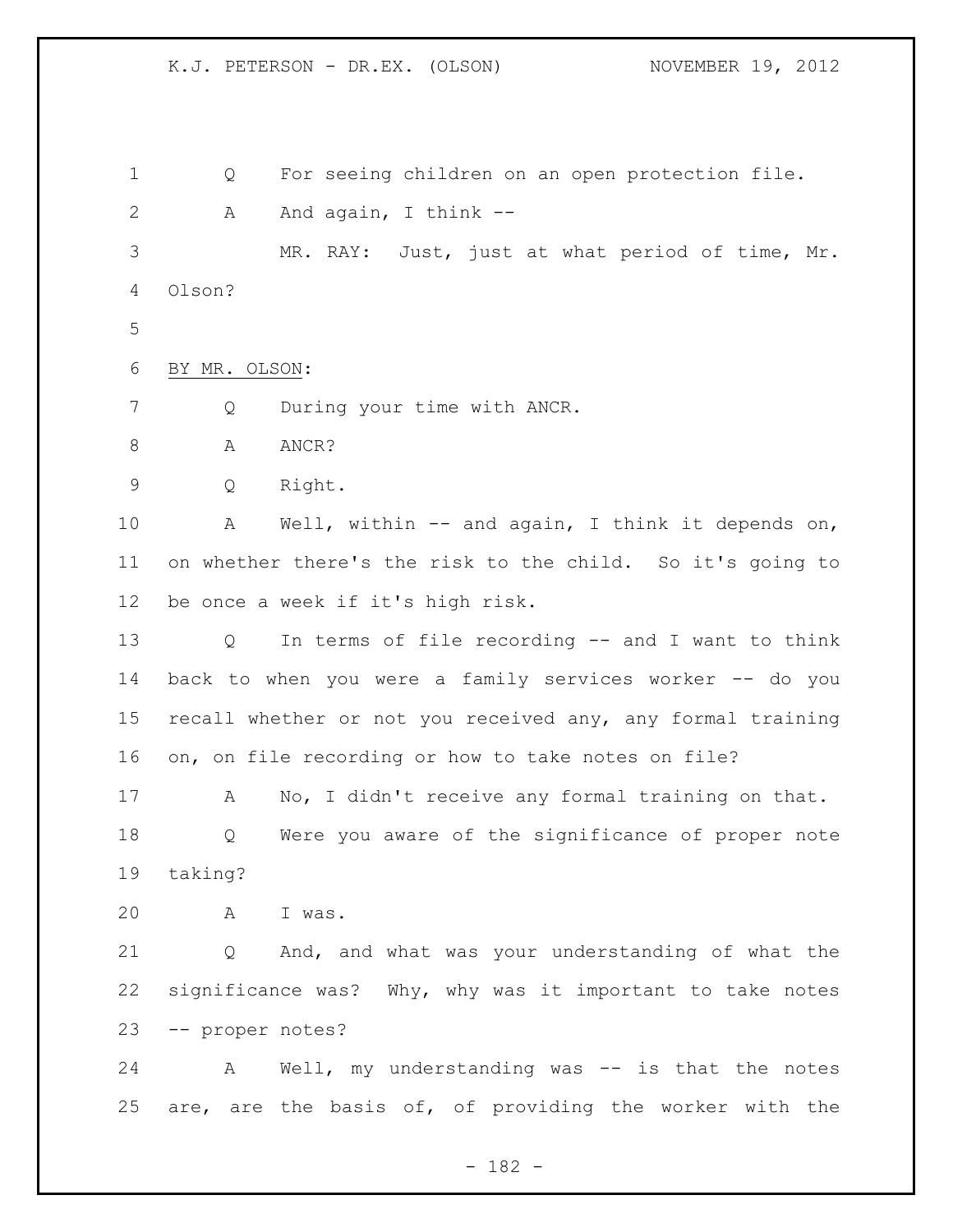Q For seeing children on an open protection file.

A And again, I think --

MR. RAY: Just, just at what period of time, Mr. Olson?

BY MR. OLSON:

Q During your time with ANCR.

A ANCR?

Q Right.

A Well, within -- and again, I think it depends on, on whether there's the risk to the child. So it's going to be once a week if it's high risk.

Q In terms of file recording -- and I want to think back to when you were a family services worker -- do you recall whether or not you received any, any formal training on, on file recording or how to take notes on file?

A No, I didn't receive any formal training on that.

Q Were you aware of the significance of proper note taking?

A I was.

Q And, and what was your understanding of what the significance was? Why, why was it important to take notes -- proper notes?

A Well, my understanding was -- is that the notes are, are the basis of, of providing the worker with the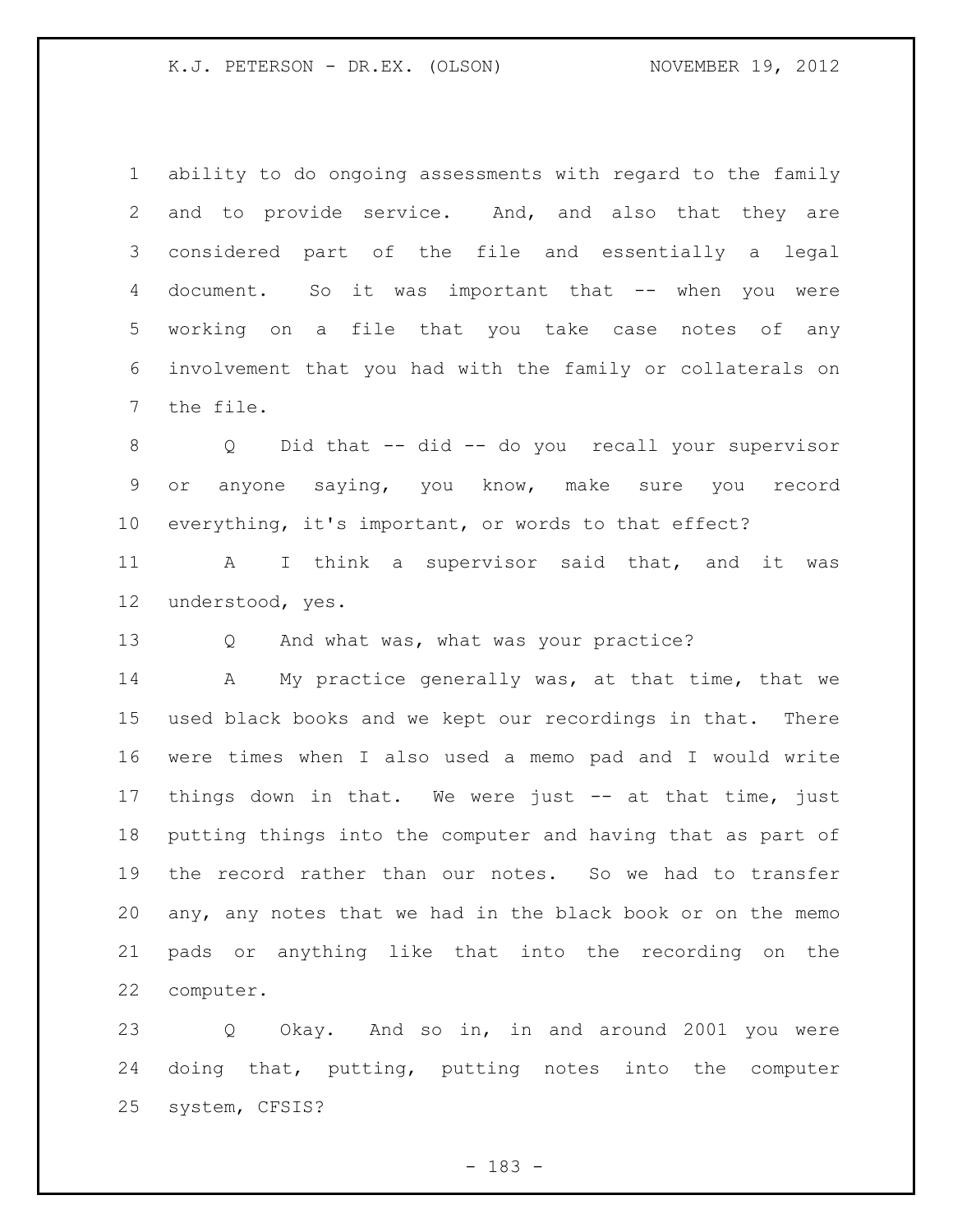ability to do ongoing assessments with regard to the family and to provide service. And, and also that they are considered part of the file and essentially a legal document. So it was important that -- when you were working on a file that you take case notes of any involvement that you had with the family or collaterals on the file.

Q Did that -- did -- do you recall your supervisor or anyone saying, you know, make sure you record everything, it's important, or words to that effect?

A I think a supervisor said that, and it was understood, yes.

Q And what was, what was your practice?

A My practice generally was, at that time, that we used black books and we kept our recordings in that. There were times when I also used a memo pad and I would write things down in that. We were just -- at that time, just putting things into the computer and having that as part of the record rather than our notes. So we had to transfer any, any notes that we had in the black book or on the memo pads or anything like that into the recording on the computer.

Q Okay. And so in, in and around 2001 you were doing that, putting, putting notes into the computer system, CFSIS?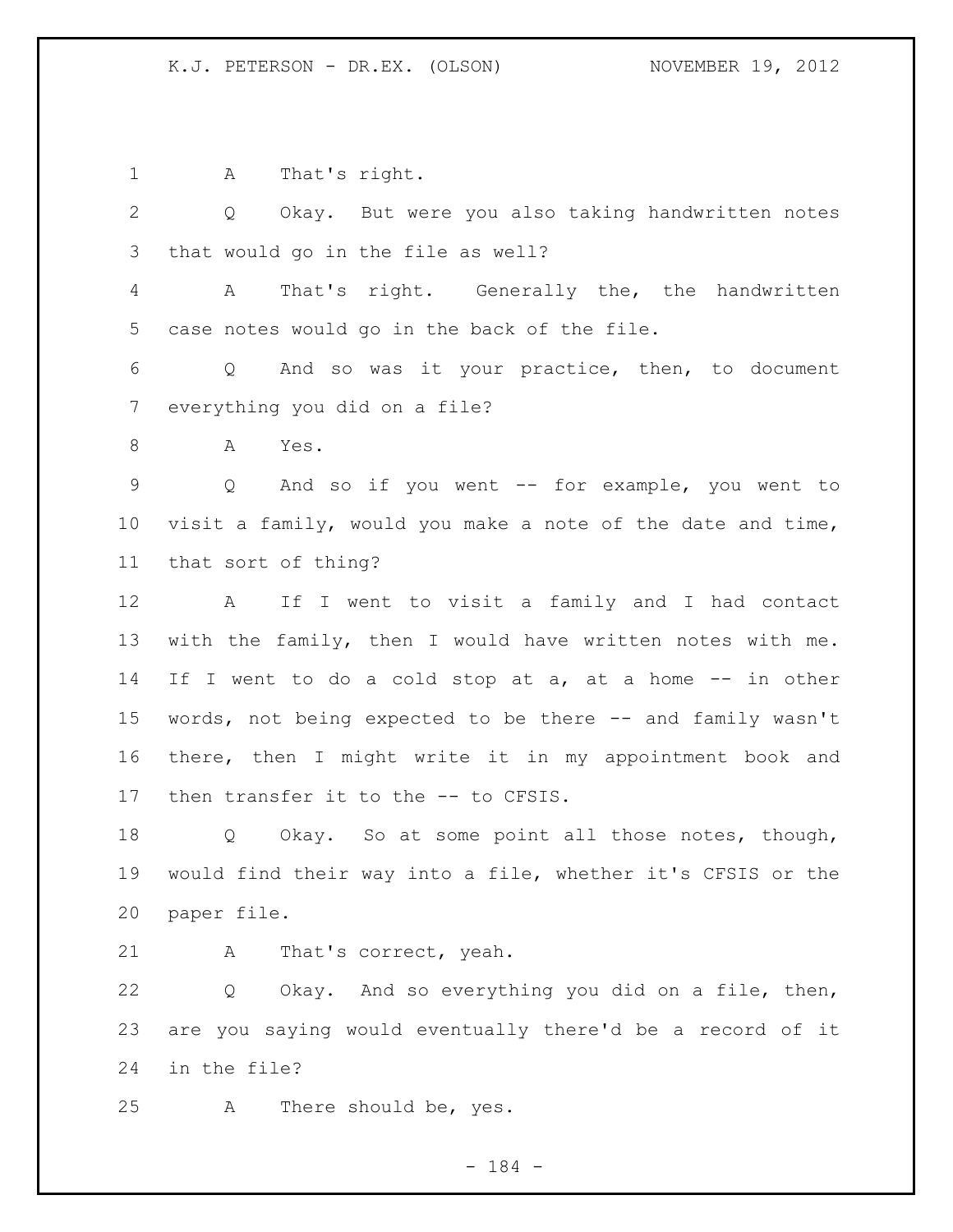A That's right.

Q Okay. But were you also taking handwritten notes that would go in the file as well?

A That's right. Generally the, the handwritten case notes would go in the back of the file.

Q And so was it your practice, then, to document everything you did on a file?

A Yes.

Q And so if you went -- for example, you went to visit a family, would you make a note of the date and time, that sort of thing?

A If I went to visit a family and I had contact with the family, then I would have written notes with me. If I went to do a cold stop at a, at a home -- in other words, not being expected to be there -- and family wasn't there, then I might write it in my appointment book and then transfer it to the -- to CFSIS.

Q Okay. So at some point all those notes, though, would find their way into a file, whether it's CFSIS or the paper file.

A That's correct, yeah.

Q Okay. And so everything you did on a file, then, are you saying would eventually there'd be a record of it in the file?

A There should be, yes.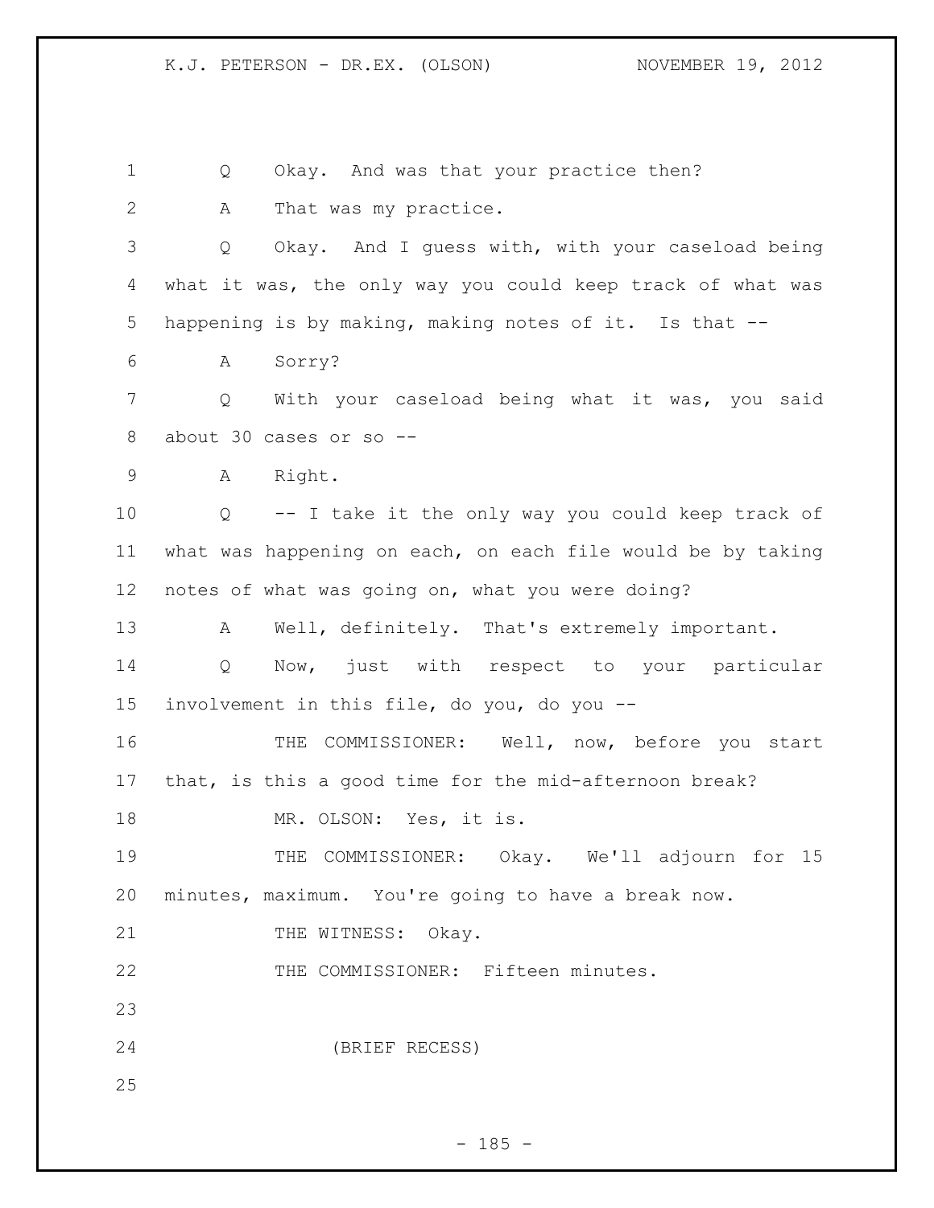Q Okay. And was that your practice then?

A That was my practice.

Q Okay. And I guess with, with your caseload being what it was, the only way you could keep track of what was happening is by making, making notes of it. Is that --

A Sorry?

Q With your caseload being what it was, you said about 30 cases or so --

A Right.

Q -- I take it the only way you could keep track of what was happening on each, on each file would be by taking notes of what was going on, what you were doing?

A Well, definitely. That's extremely important.

Q Now, just with respect to your particular involvement in this file, do you, do you --

THE COMMISSIONER: Well, now, before you start that, is this a good time for the mid-afternoon break?

MR. OLSON: Yes, it is.

THE COMMISSIONER: Okay. We'll adjourn for 15 minutes, maximum. You're going to have a break now.

THE WITNESS: Okay.

THE COMMISSIONER: Fifteen minutes.

(BRIEF RECESS)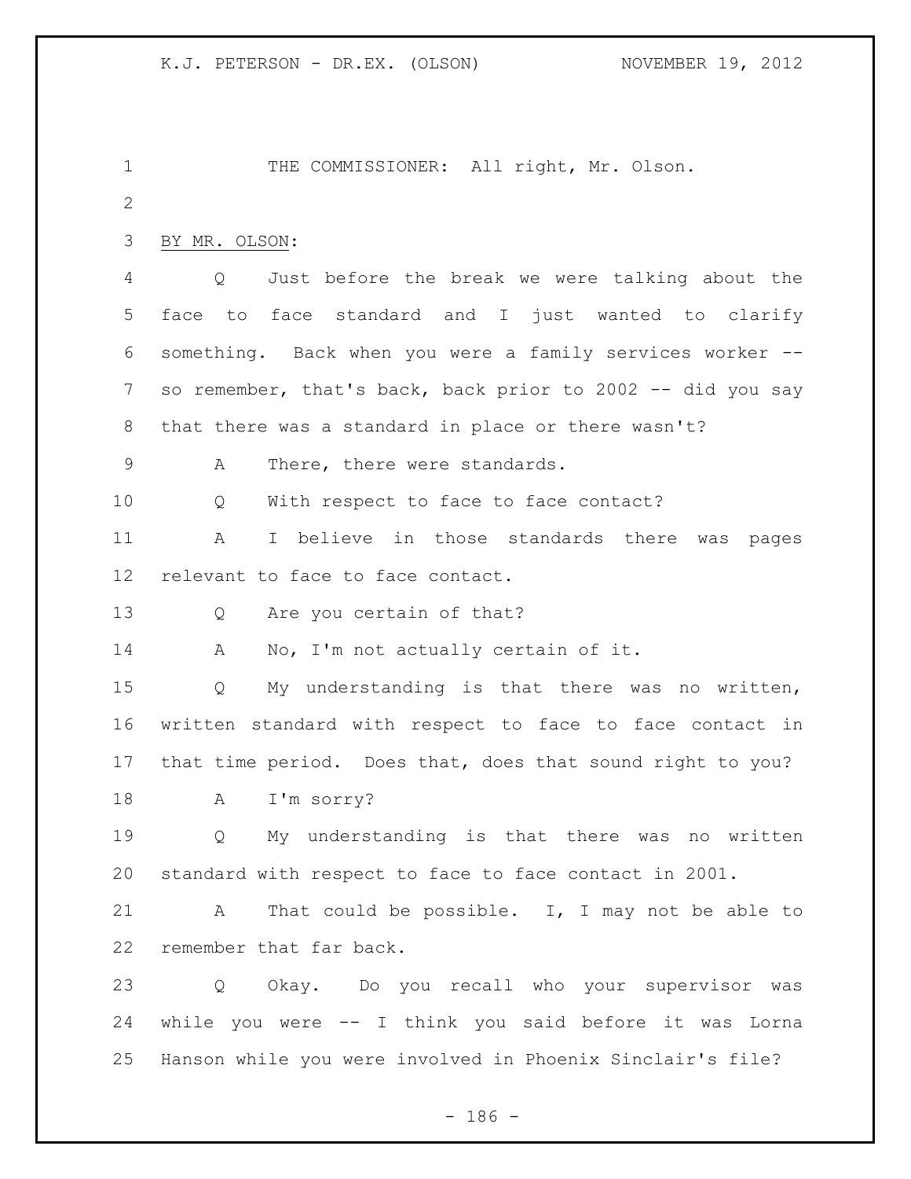THE COMMISSIONER: All right, Mr. Olson.

BY MR. OLSON:

Q Just before the break we were talking about the face to face standard and I just wanted to clarify something. Back when you were a family services worker -- so remember, that's back, back prior to 2002 -- did you say that there was a standard in place or there wasn't?

A There, there were standards.

Q With respect to face to face contact?

A I believe in those standards there was pages relevant to face to face contact.

Q Are you certain of that?

A No, I'm not actually certain of it.

Q My understanding is that there was no written, written standard with respect to face to face contact in that time period. Does that, does that sound right to you?

A I'm sorry?

Q My understanding is that there was no written standard with respect to face to face contact in 2001.

A That could be possible. I, I may not be able to remember that far back.

Q Okay. Do you recall who your supervisor was while you were -- I think you said before it was Lorna Hanson while you were involved in Phoenix Sinclair's file?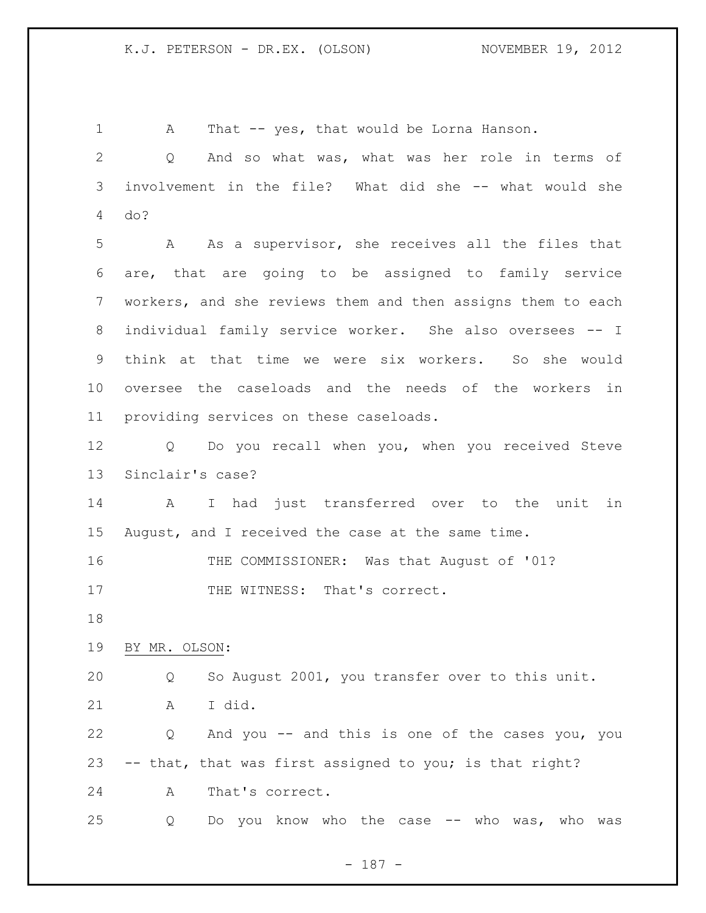A That -- yes, that would be Lorna Hanson.

Q And so what was, what was her role in terms of involvement in the file? What did she -- what would she do?

A As a supervisor, she receives all the files that are, that are going to be assigned to family service workers, and she reviews them and then assigns them to each individual family service worker. She also oversees -- I think at that time we were six workers. So she would oversee the caseloads and the needs of the workers in providing services on these caseloads.

Q Do you recall when you, when you received Steve Sinclair's case?

A I had just transferred over to the unit in August, and I received the case at the same time.

THE COMMISSIONER: Was that August of '01?

THE WITNESS: That's correct.

BY MR. OLSON:

Q So August 2001, you transfer over to this unit.

A I did.

Q And you -- and this is one of the cases you, you -- that, that was first assigned to you; is that right?

A That's correct.

Q Do you know who the case -- who was, who was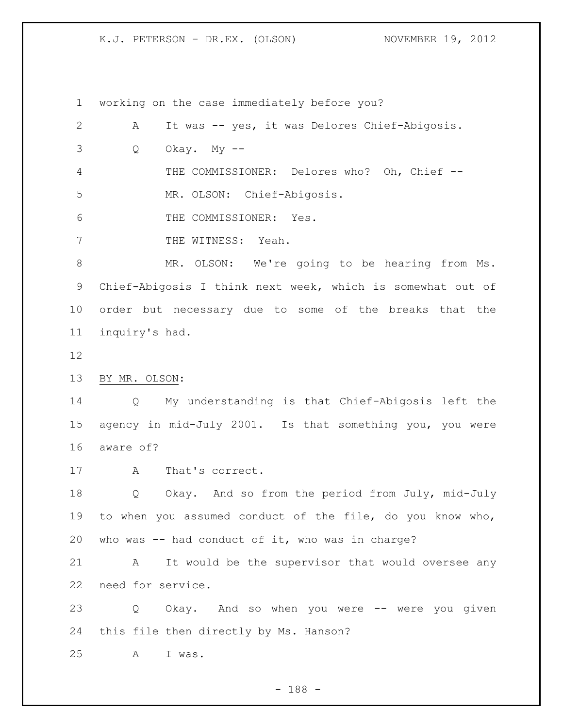working on the case immediately before you?

A It was -- yes, it was Delores Chief-Abigosis.

Q Okay. My --

THE COMMISSIONER: Delores who? Oh, Chief --

MR. OLSON: Chief-Abigosis.

THE COMMISSIONER: Yes.

THE WITNESS: Yeah.

MR. OLSON: We're going to be hearing from Ms. Chief-Abigosis I think next week, which is somewhat out of order but necessary due to some of the breaks that the inquiry's had.

BY MR. OLSON:

Q My understanding is that Chief-Abigosis left the agency in mid-July 2001. Is that something you, you were aware of?

A That's correct.

Q Okay. And so from the period from July, mid-July to when you assumed conduct of the file, do you know who, who was -- had conduct of it, who was in charge?

A It would be the supervisor that would oversee any need for service.

Q Okay. And so when you were -- were you given this file then directly by Ms. Hanson?

A I was.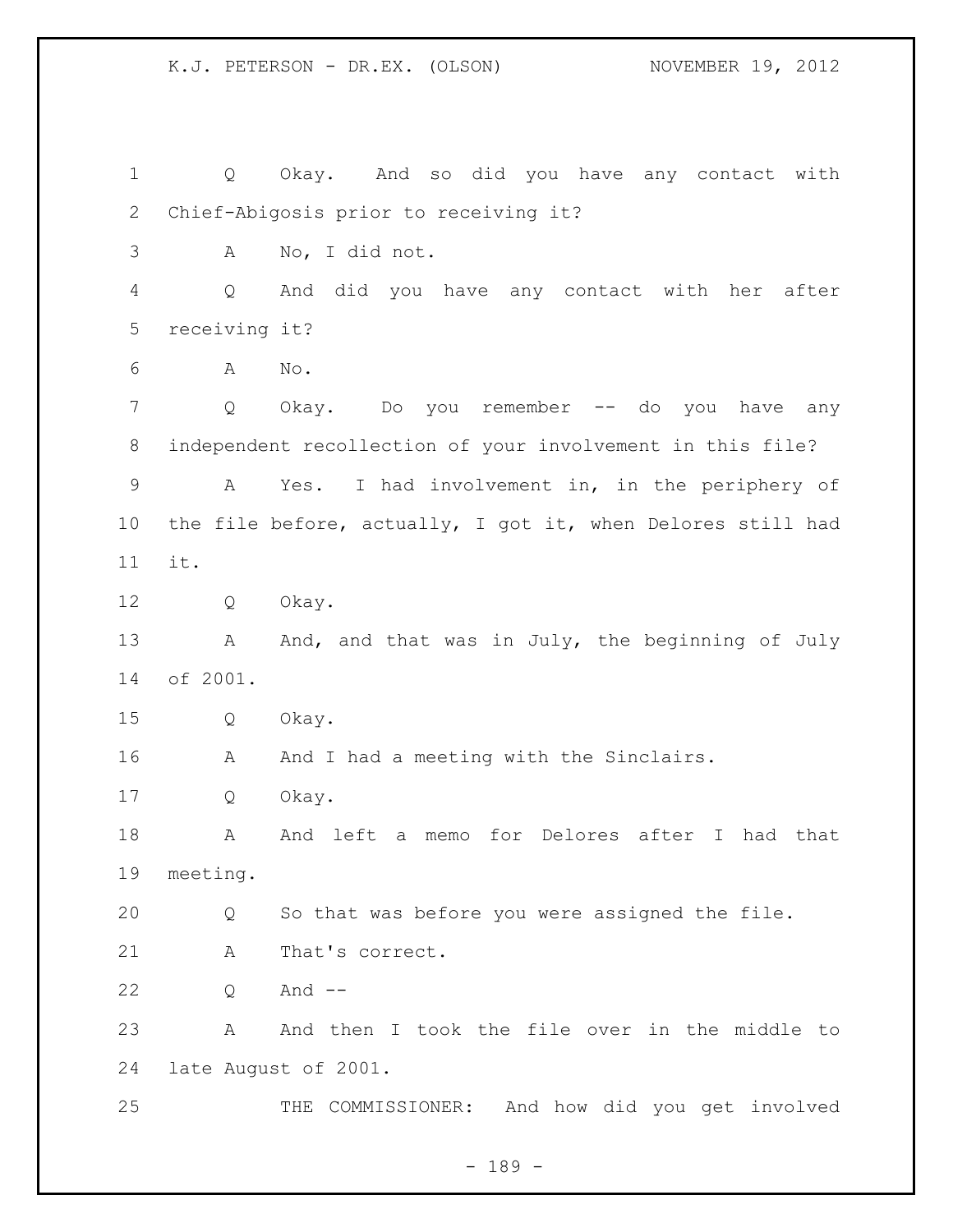Q Okay. And so did you have any contact with Chief-Abigosis prior to receiving it?

A No, I did not.

Q And did you have any contact with her after receiving it?

A No.

Q Okay. Do you remember -- do you have any independent recollection of your involvement in this file?

A Yes. I had involvement in, in the periphery of the file before, actually, I got it, when Delores still had it.

Q Okay.

A And, and that was in July, the beginning of July of 2001.

Q Okay.

A And I had a meeting with the Sinclairs.

Q Okay.

A And left a memo for Delores after I had that meeting.

Q So that was before you were assigned the file.

A That's correct.

Q And --

A And then I took the file over in the middle to late August of 2001.

THE COMMISSIONER: And how did you get involved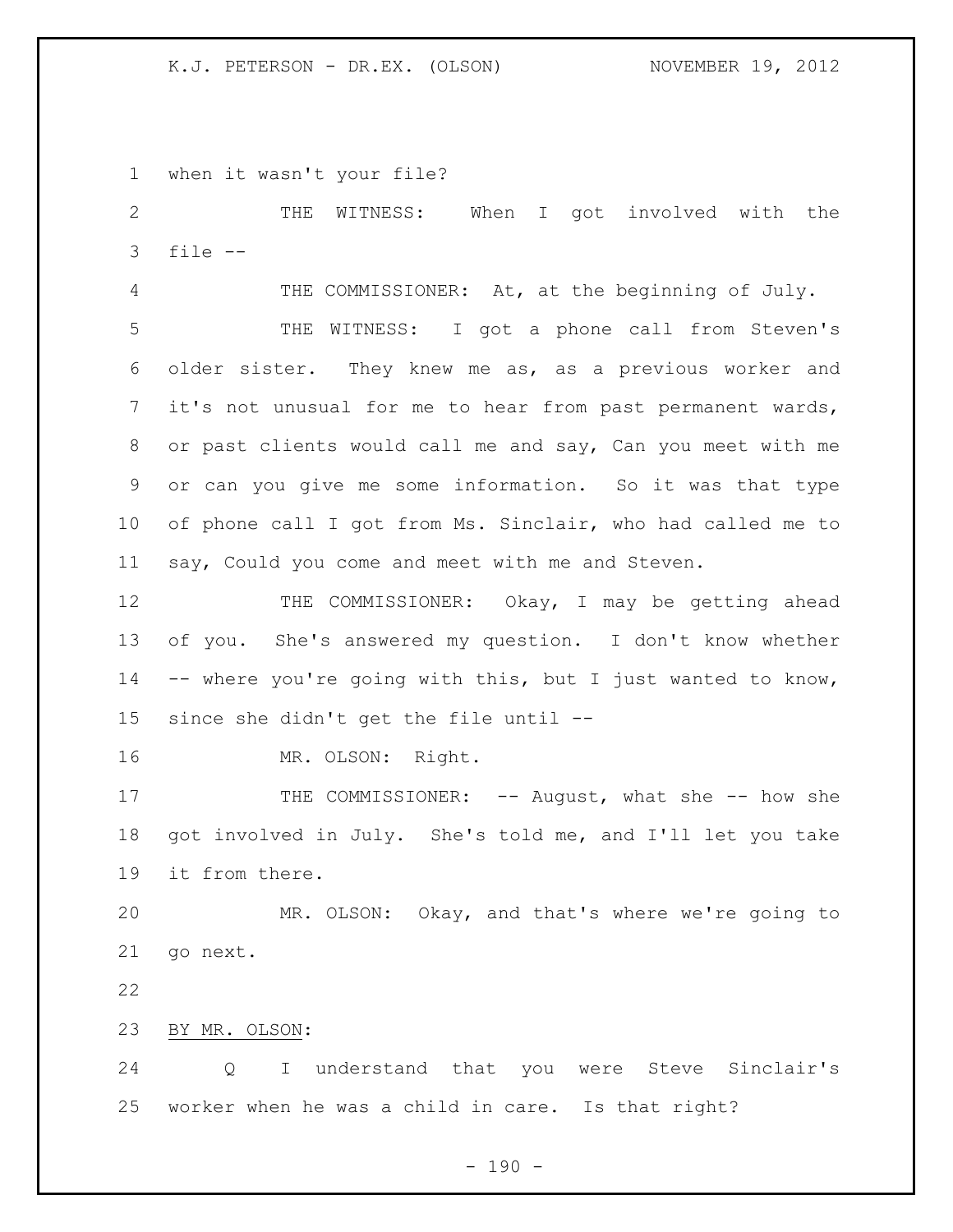when it wasn't your file?

THE WITNESS: When I got involved with the file --

THE COMMISSIONER: At, at the beginning of July.

THE WITNESS: I got a phone call from Steven's older sister. They knew me as, as a previous worker and it's not unusual for me to hear from past permanent wards, or past clients would call me and say, Can you meet with me or can you give me some information. So it was that type of phone call I got from Ms. Sinclair, who had called me to say, Could you come and meet with me and Steven.

THE COMMISSIONER: Okay, I may be getting ahead of you. She's answered my question. I don't know whether -- where you're going with this, but I just wanted to know, since she didn't get the file until --

MR. OLSON: Right.

THE COMMISSIONER: -- August, what she -- how she got involved in July. She's told me, and I'll let you take it from there.

MR. OLSON: Okay, and that's where we're going to go next.

BY MR. OLSON:

Q I understand that you were Steve Sinclair's worker when he was a child in care. Is that right?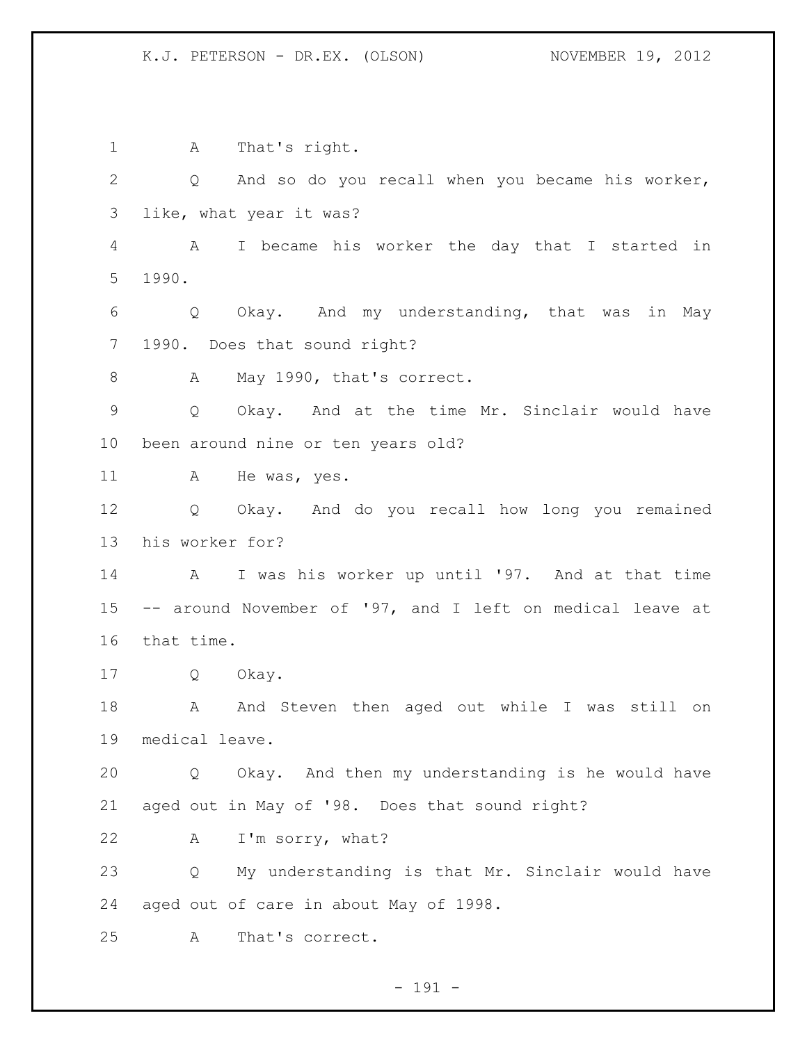A That's right.

Q And so do you recall when you became his worker, like, what year it was?

A I became his worker the day that I started in 1990.

Q Okay. And my understanding, that was in May 1990. Does that sound right?

A May 1990, that's correct.

Q Okay. And at the time Mr. Sinclair would have been around nine or ten years old?

A He was, yes.

Q Okay. And do you recall how long you remained his worker for?

A I was his worker up until '97. And at that time -- around November of '97, and I left on medical leave at that time.

Q Okay.

A And Steven then aged out while I was still on medical leave.

Q Okay. And then my understanding is he would have aged out in May of '98. Does that sound right?

A I'm sorry, what?

Q My understanding is that Mr. Sinclair would have aged out of care in about May of 1998.

A That's correct.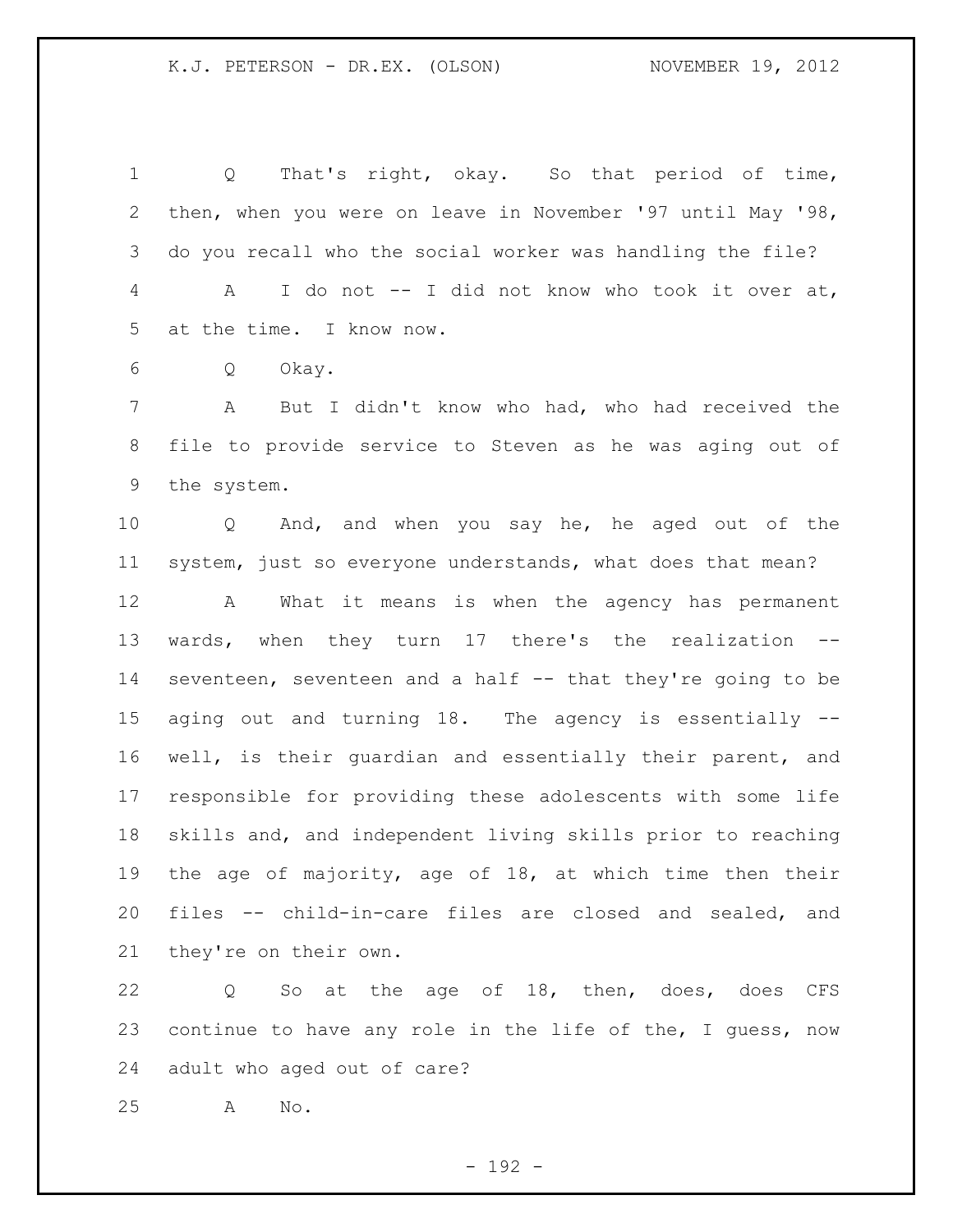Q That's right, okay. So that period of time, then, when you were on leave in November '97 until May '98, do you recall who the social worker was handling the file?

A I do not -- I did not know who took it over at, at the time. I know now.

Q Okay.

A But I didn't know who had, who had received the file to provide service to Steven as he was aging out of the system.

Q And, and when you say he, he aged out of the system, just so everyone understands, what does that mean?

A What it means is when the agency has permanent wards, when they turn 17 there's the realization -- seventeen, seventeen and a half -- that they're going to be aging out and turning 18. The agency is essentially -- well, is their guardian and essentially their parent, and responsible for providing these adolescents with some life skills and, and independent living skills prior to reaching the age of majority, age of 18, at which time then their files -- child-in-care files are closed and sealed, and they're on their own.

Q So at the age of 18, then, does, does CFS continue to have any role in the life of the, I guess, now adult who aged out of care?

A No.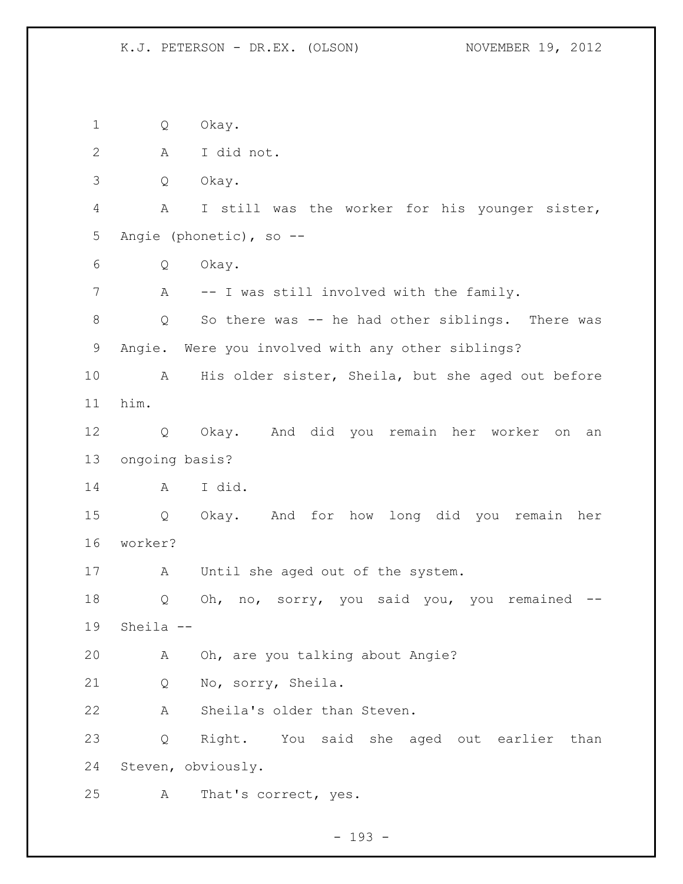Q Okay.

A I did not.

Q Okay.

A I still was the worker for his younger sister, Angie (phonetic), so --

Q Okay.

A -- I was still involved with the family.

Q So there was -- he had other siblings. There was Angie. Were you involved with any other siblings?

A His older sister, Sheila, but she aged out before him.

Q Okay. And did you remain her worker on an ongoing basis?

A I did.

Q Okay. And for how long did you remain her worker?

A Until she aged out of the system.

Q Oh, no, sorry, you said you, you remained -- Sheila --

A Oh, are you talking about Angie?

Q No, sorry, Sheila.

A Sheila's older than Steven.

Q Right. You said she aged out earlier than Steven, obviously.

A That's correct, yes.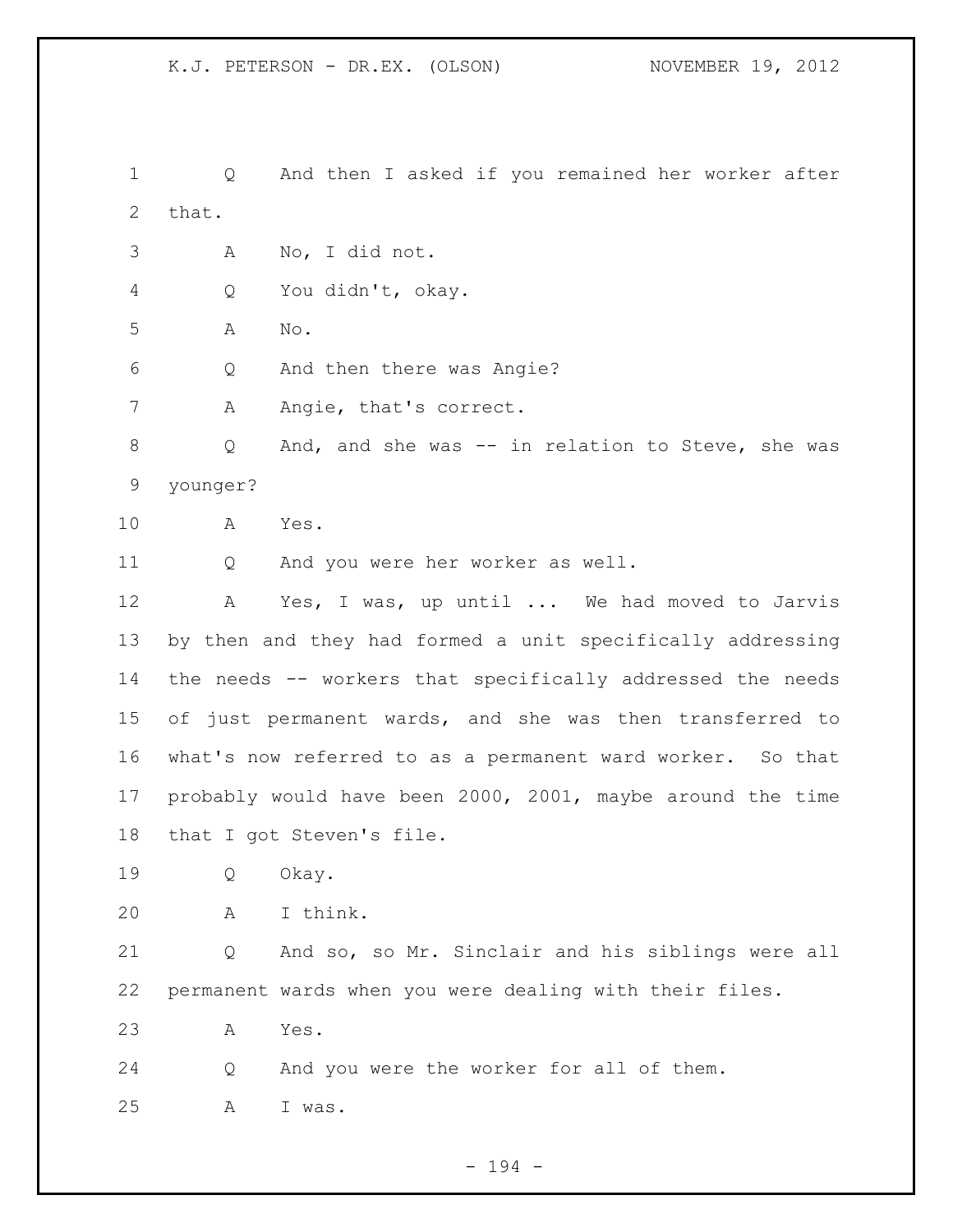Q And then I asked if you remained her worker after that.

A No, I did not.

Q You didn't, okay.

A No.

Q And then there was Angie?

A Angie, that's correct.

Q And, and she was -- in relation to Steve, she was younger?

A Yes.

Q And you were her worker as well.

A Yes, I was, up until ... We had moved to Jarvis by then and they had formed a unit specifically addressing the needs -- workers that specifically addressed the needs of just permanent wards, and she was then transferred to what's now referred to as a permanent ward worker. So that probably would have been 2000, 2001, maybe around the time that I got Steven's file.

Q Okay.

A I think.

Q And so, so Mr. Sinclair and his siblings were all permanent wards when you were dealing with their files.

A Yes.

Q And you were the worker for all of them.

A I was.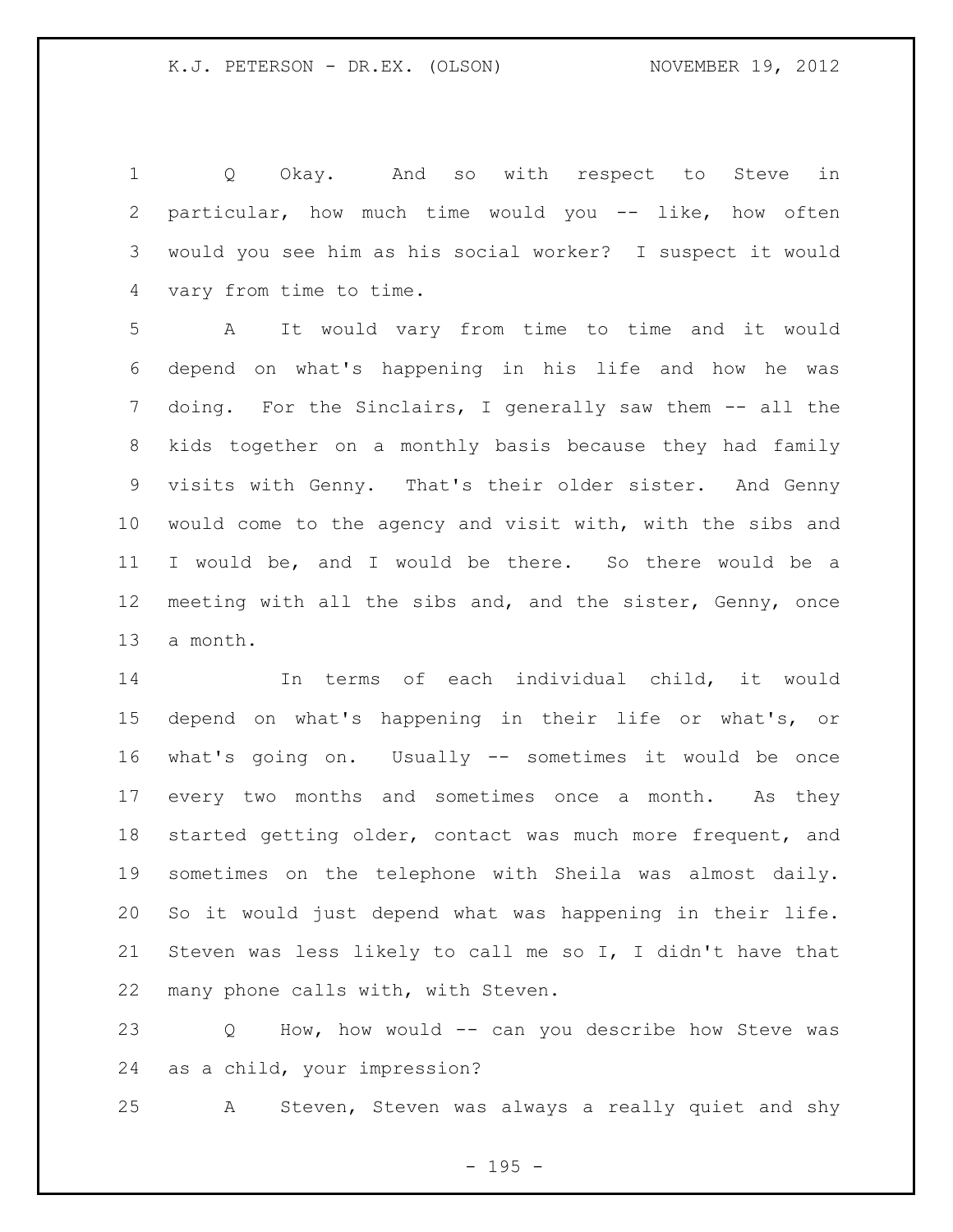Q Okay. And so with respect to Steve in particular, how much time would you -- like, how often would you see him as his social worker? I suspect it would vary from time to time.

A It would vary from time to time and it would depend on what's happening in his life and how he was doing. For the Sinclairs, I generally saw them -- all the kids together on a monthly basis because they had family visits with Genny. That's their older sister. And Genny would come to the agency and visit with, with the sibs and I would be, and I would be there. So there would be a meeting with all the sibs and, and the sister, Genny, once a month.

In terms of each individual child, it would depend on what's happening in their life or what's, or what's going on. Usually -- sometimes it would be once every two months and sometimes once a month. As they started getting older, contact was much more frequent, and sometimes on the telephone with Sheila was almost daily. So it would just depend what was happening in their life. Steven was less likely to call me so I, I didn't have that many phone calls with, with Steven.

Q How, how would -- can you describe how Steve was as a child, your impression?

A Steven, Steven was always a really quiet and shy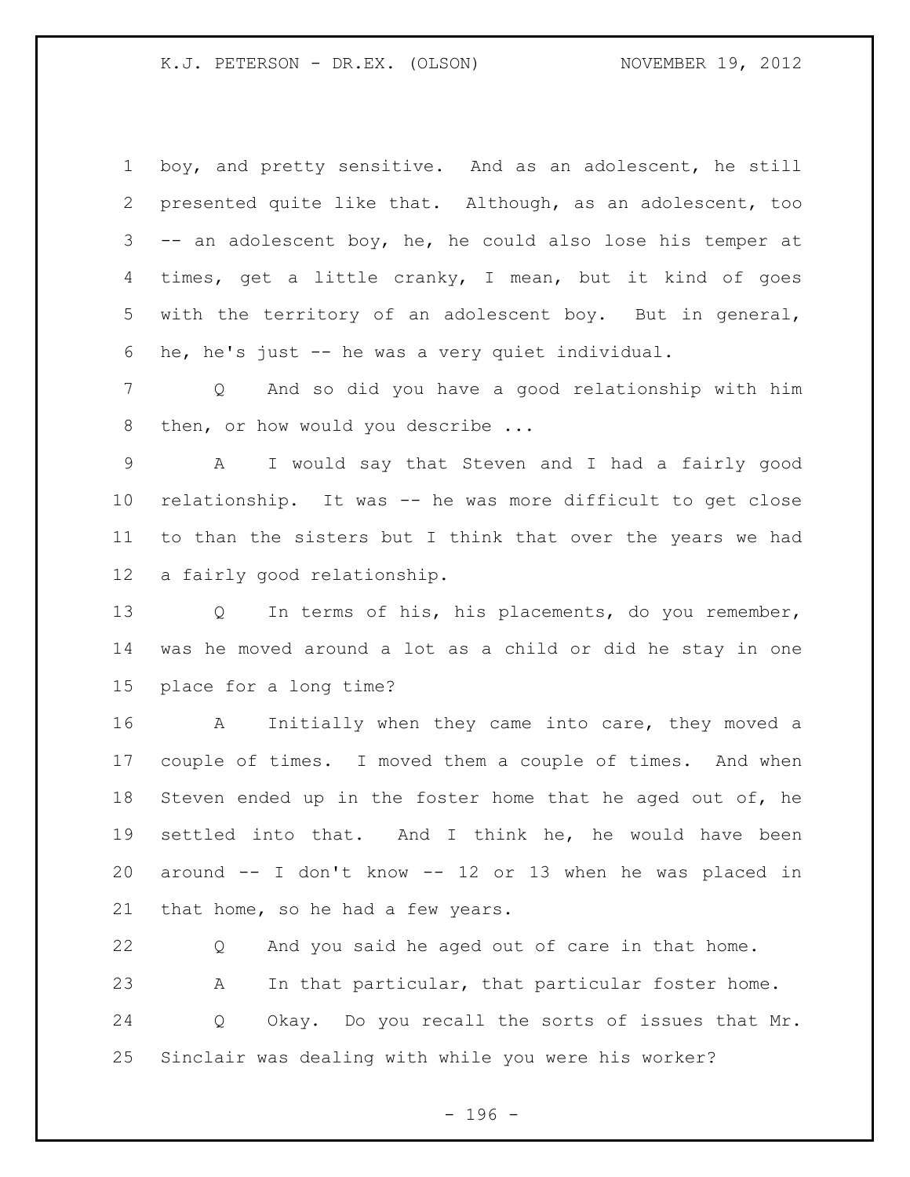boy, and pretty sensitive. And as an adolescent, he still presented quite like that. Although, as an adolescent, too -- an adolescent boy, he, he could also lose his temper at times, get a little cranky, I mean, but it kind of goes with the territory of an adolescent boy. But in general, he, he's just -- he was a very quiet individual.

Q And so did you have a good relationship with him then, or how would you describe ...

A I would say that Steven and I had a fairly good relationship. It was -- he was more difficult to get close to than the sisters but I think that over the years we had a fairly good relationship.

Q In terms of his, his placements, do you remember, was he moved around a lot as a child or did he stay in one place for a long time?

A Initially when they came into care, they moved a couple of times. I moved them a couple of times. And when Steven ended up in the foster home that he aged out of, he settled into that. And I think he, he would have been around -- I don't know -- 12 or 13 when he was placed in that home, so he had a few years.

Q And you said he aged out of care in that home.

A In that particular, that particular foster home.

Q Okay. Do you recall the sorts of issues that Mr. Sinclair was dealing with while you were his worker?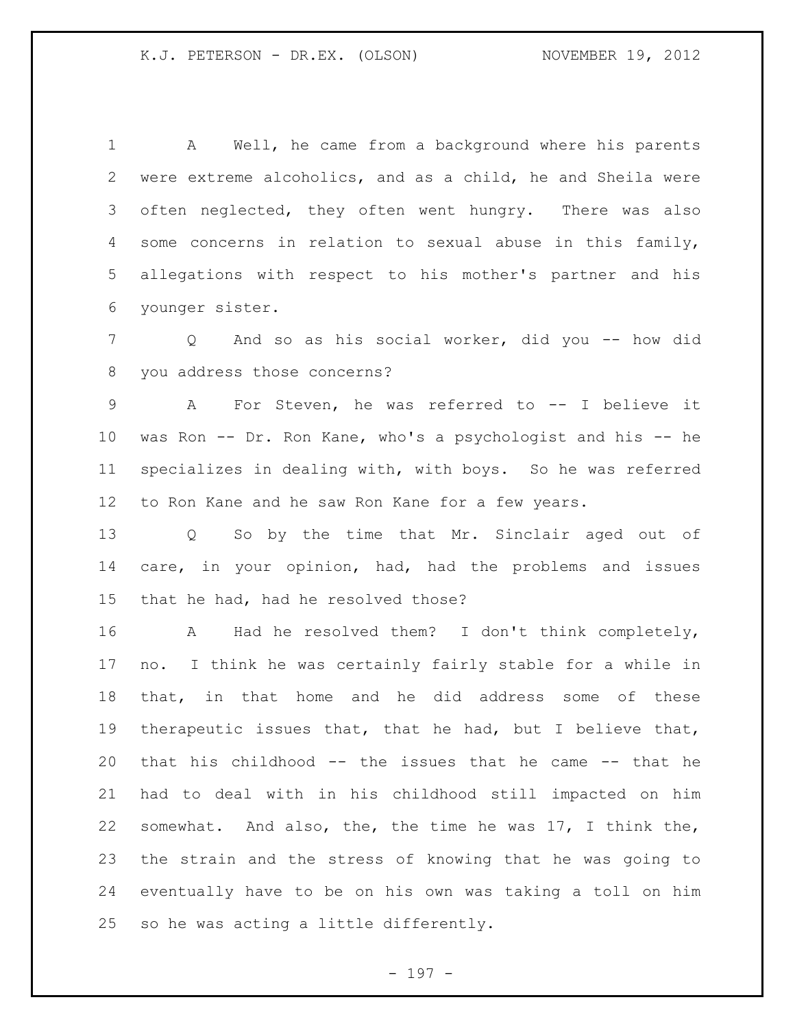A Well, he came from a background where his parents were extreme alcoholics, and as a child, he and Sheila were often neglected, they often went hungry. There was also some concerns in relation to sexual abuse in this family, allegations with respect to his mother's partner and his younger sister.

Q And so as his social worker, did you -- how did you address those concerns?

A For Steven, he was referred to -- I believe it was Ron -- Dr. Ron Kane, who's a psychologist and his -- he specializes in dealing with, with boys. So he was referred to Ron Kane and he saw Ron Kane for a few years.

Q So by the time that Mr. Sinclair aged out of care, in your opinion, had, had the problems and issues that he had, had he resolved those?

A Had he resolved them? I don't think completely, no. I think he was certainly fairly stable for a while in that, in that home and he did address some of these therapeutic issues that, that he had, but I believe that, that his childhood -- the issues that he came -- that he had to deal with in his childhood still impacted on him somewhat. And also, the, the time he was 17, I think the, the strain and the stress of knowing that he was going to eventually have to be on his own was taking a toll on him so he was acting a little differently.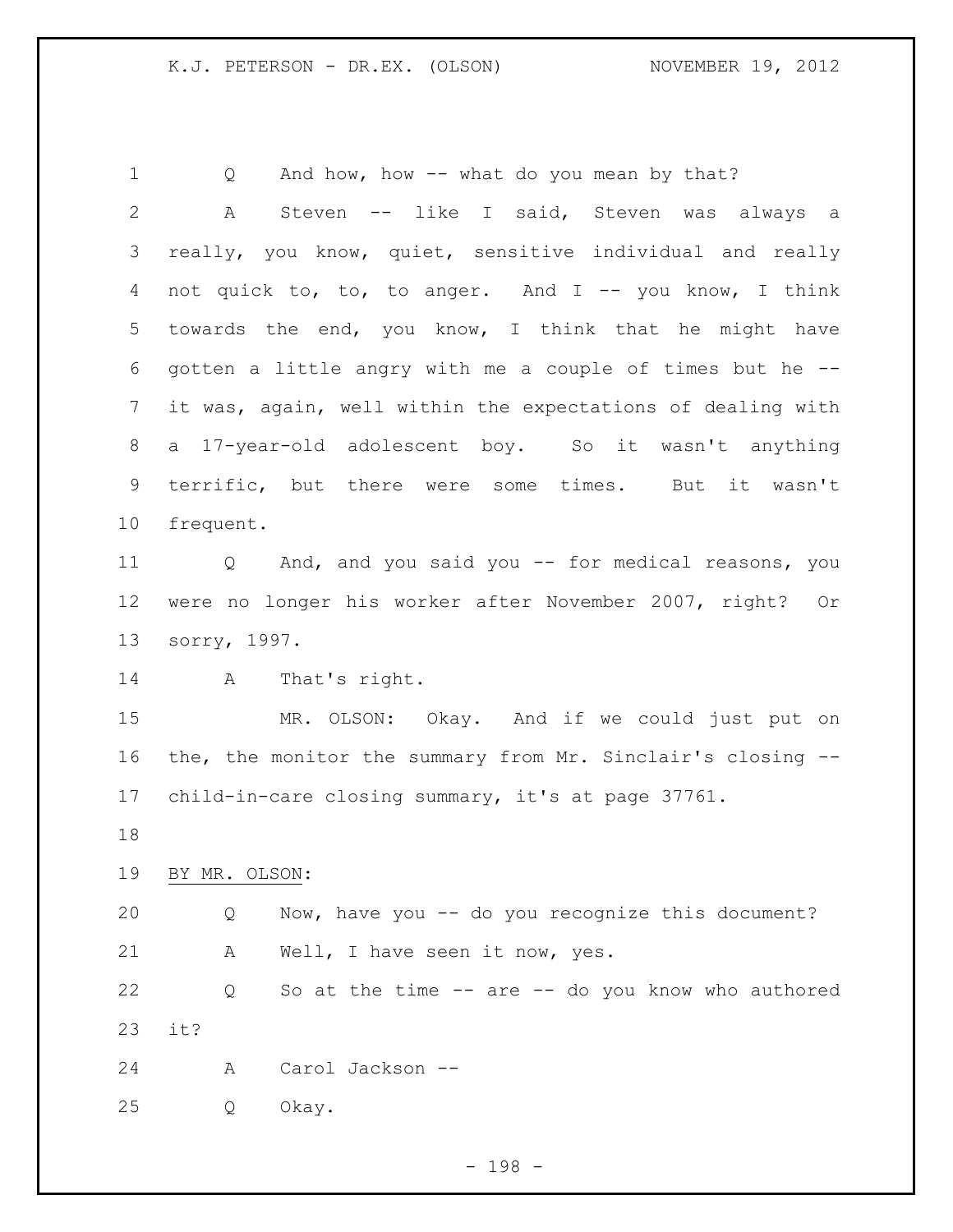Q And how, how -- what do you mean by that?

A Steven -- like I said, Steven was always a really, you know, quiet, sensitive individual and really not quick to, to, to anger. And I -- you know, I think towards the end, you know, I think that he might have gotten a little angry with me a couple of times but he -- it was, again, well within the expectations of dealing with a 17-year-old adolescent boy. So it wasn't anything terrific, but there were some times. But it wasn't frequent.

Q And, and you said you -- for medical reasons, you were no longer his worker after November 2007, right? Or sorry, 1997.

A That's right.

MR. OLSON: Okay. And if we could just put on the, the monitor the summary from Mr. Sinclair's closing -- child-in-care closing summary, it's at page 37761.

BY MR. OLSON:

Q Now, have you -- do you recognize this document?

A Well, I have seen it now, yes.

Q So at the time -- are -- do you know who authored it?

A Carol Jackson --

Q Okay.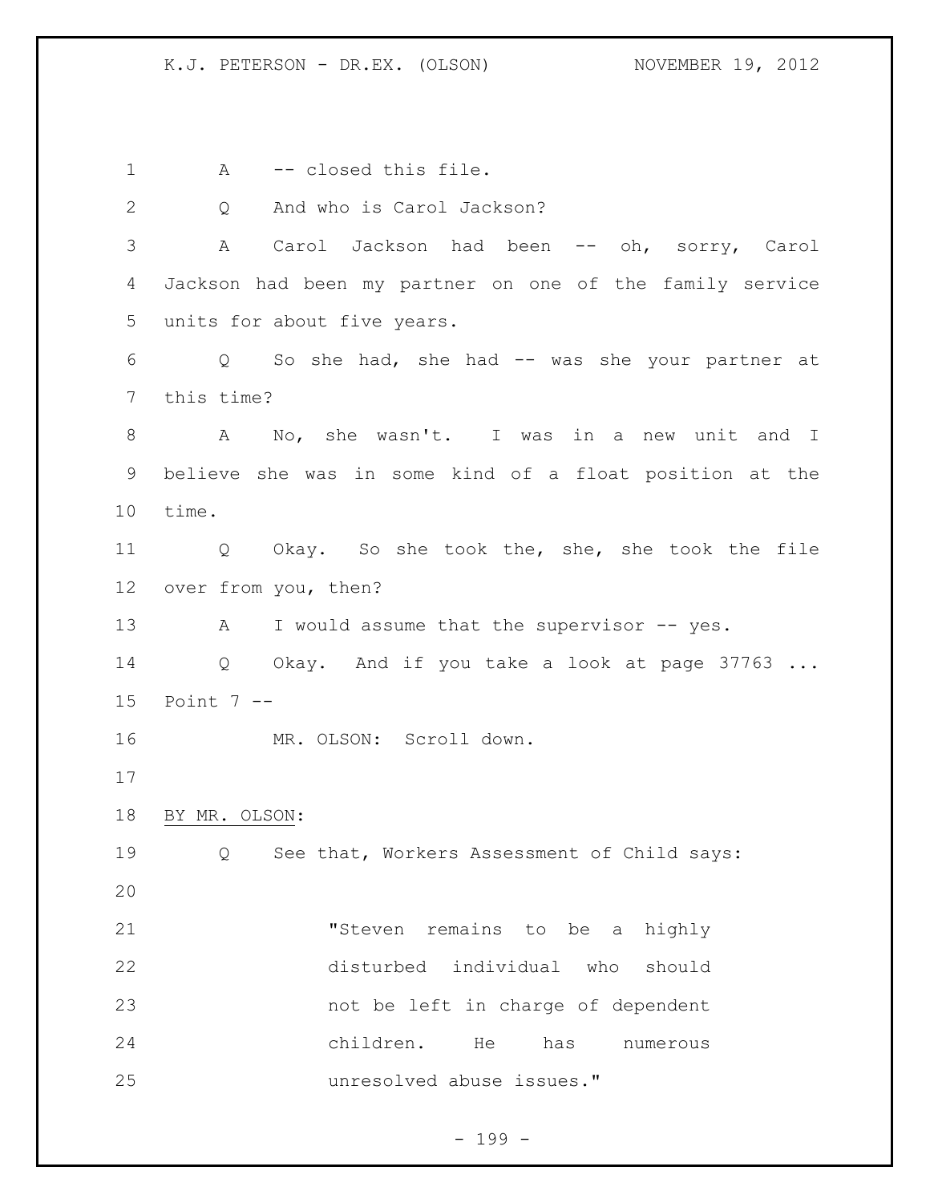A -- closed this file.

Q And who is Carol Jackson?

A Carol Jackson had been -- oh, sorry, Carol Jackson had been my partner on one of the family service units for about five years.

Q So she had, she had -- was she your partner at this time?

A No, she wasn't. I was in a new unit and I believe she was in some kind of a float position at the time.

Q Okay. So she took the, she, she took the file over from you, then?

A I would assume that the supervisor -- yes.

Q Okay. And if you take a look at page 37763 ... Point 7 --

MR. OLSON: Scroll down.

BY MR. OLSON:

Q See that, Workers Assessment of Child says:

> "Steven remains to be a highly disturbed individual who should not be left in charge of dependent children. He has numerous unresolved abuse issues."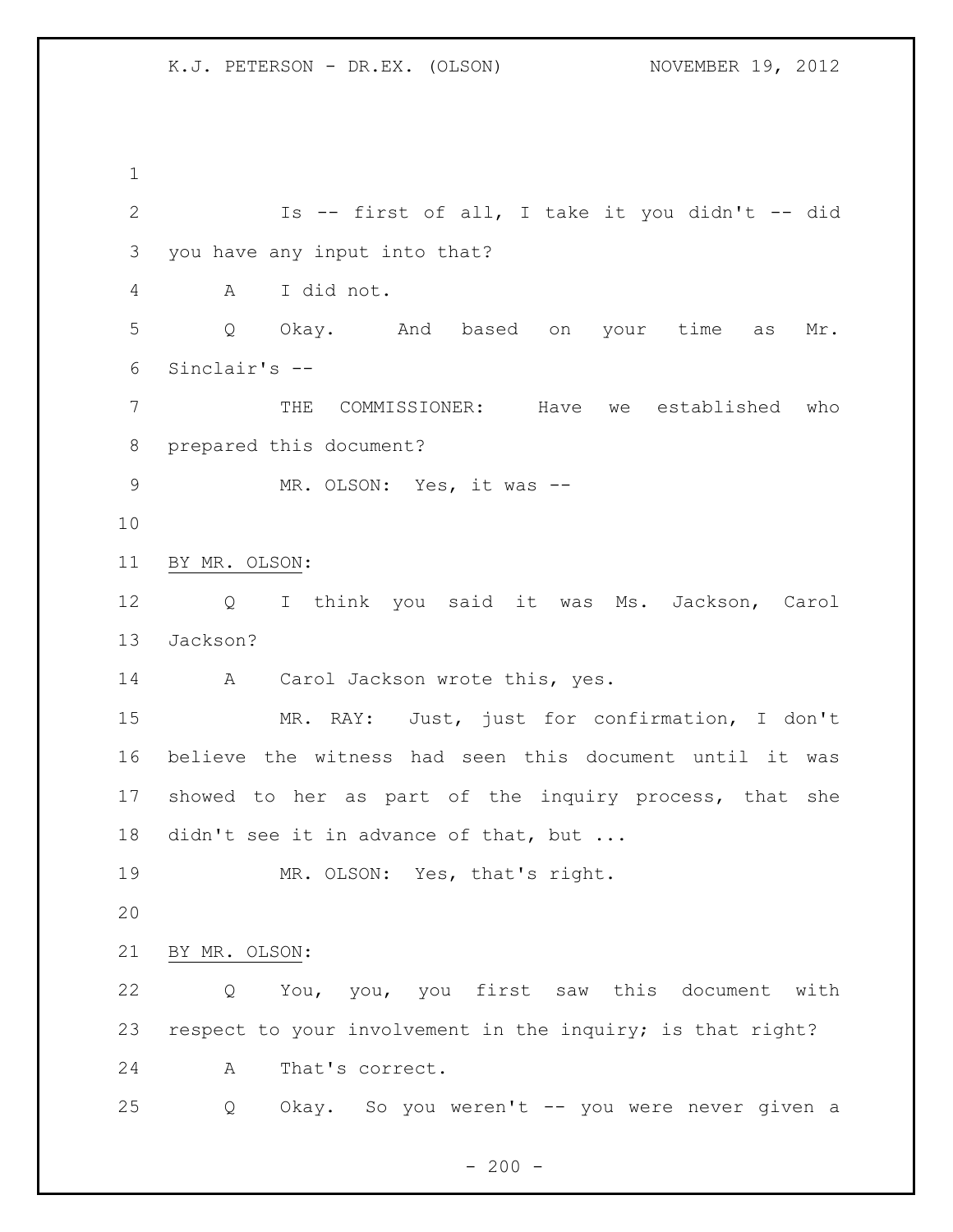Is -- first of all, I take it you didn't -- did you have any input into that?

A I did not.

Q Okay. And based on your time as Mr. Sinclair's --

THE COMMISSIONER: Have we established who prepared this document?

MR. OLSON: Yes, it was --

BY MR. OLSON:

Q I think you said it was Ms. Jackson, Carol Jackson?

A Carol Jackson wrote this, yes.

MR. RAY: Just, just for confirmation, I don't believe the witness had seen this document until it was showed to her as part of the inquiry process, that she didn't see it in advance of that, but ...

MR. OLSON: Yes, that's right.

BY MR. OLSON:

Q You, you, you first saw this document with respect to your involvement in the inquiry; is that right?

A That's correct.

Q Okay. So you weren't -- you were never given a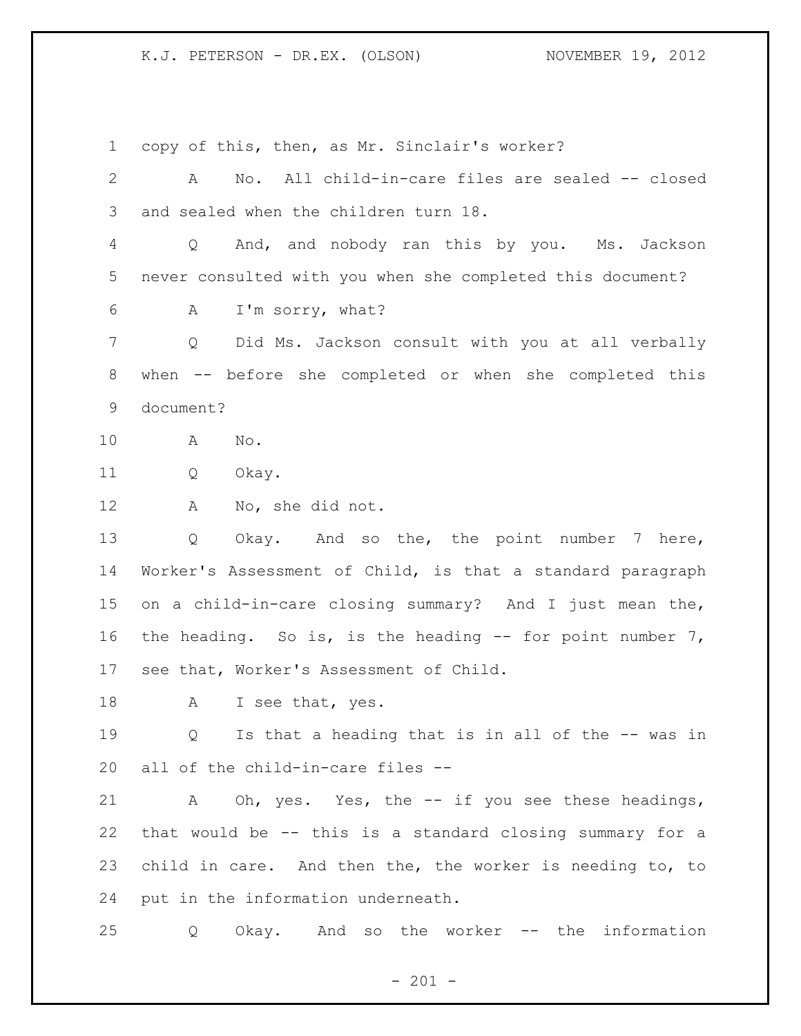copy of this, then, as Mr. Sinclair's worker?

A No. All child-in-care files are sealed -- closed and sealed when the children turn 18.

Q And, and nobody ran this by you. Ms. Jackson never consulted with you when she completed this document?

A I'm sorry, what?

Q Did Ms. Jackson consult with you at all verbally when -- before she completed or when she completed this document?

A No.

Q Okay.

A No, she did not.

Q Okay. And so the, the point number 7 here, Worker's Assessment of Child, is that a standard paragraph on a child-in-care closing summary? And I just mean the, the heading. So is, is the heading -- for point number 7, see that, Worker's Assessment of Child.

A I see that, yes.

Q Is that a heading that is in all of the -- was in all of the child-in-care files --

A Oh, yes. Yes, the -- if you see these headings, that would be -- this is a standard closing summary for a child in care. And then the, the worker is needing to, to put in the information underneath.

Q Okay. And so the worker -- the information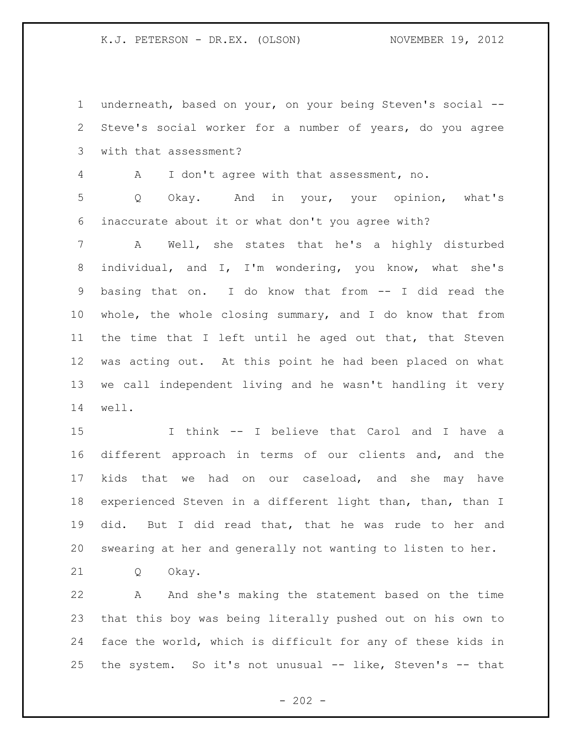underneath, based on your, on your being Steven's social -- Steve's social worker for a number of years, do you agree with that assessment?

A I don't agree with that assessment, no.

Q Okay. And in your, your opinion, what's inaccurate about it or what don't you agree with?

A Well, she states that he's a highly disturbed individual, and I, I'm wondering, you know, what she's basing that on. I do know that from -- I did read the whole, the whole closing summary, and I do know that from the time that I left until he aged out that, that Steven was acting out. At this point he had been placed on what we call independent living and he wasn't handling it very well.

I think -- I believe that Carol and I have a different approach in terms of our clients and, and the kids that we had on our caseload, and she may have experienced Steven in a different light than, than, than I did. But I did read that, that he was rude to her and swearing at her and generally not wanting to listen to her.

Q Okay.

A And she's making the statement based on the time that this boy was being literally pushed out on his own to face the world, which is difficult for any of these kids in the system. So it's not unusual -- like, Steven's -- that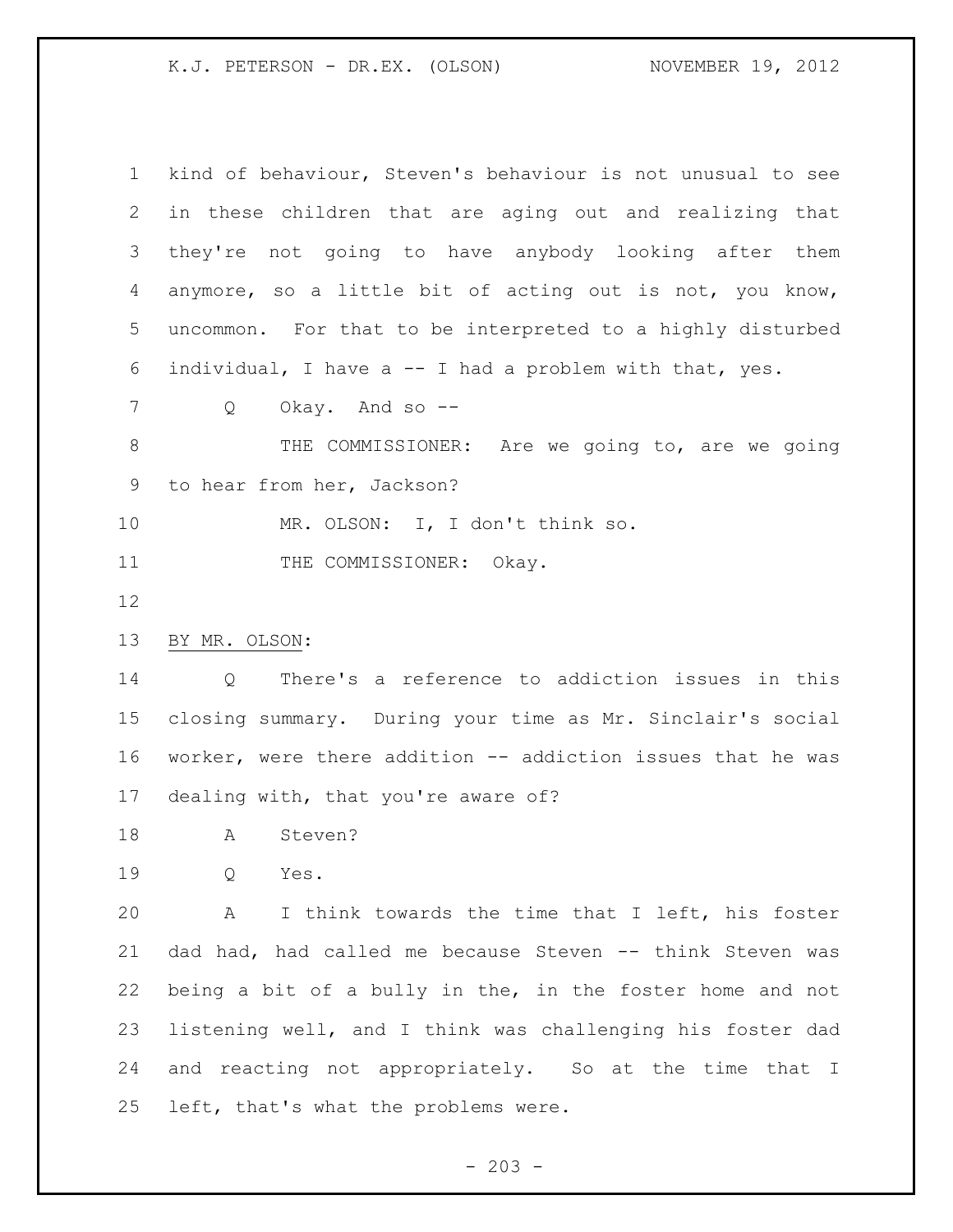kind of behaviour, Steven's behaviour is not unusual to see in these children that are aging out and realizing that they're not going to have anybody looking after them anymore, so a little bit of acting out is not, you know, uncommon. For that to be interpreted to a highly disturbed individual, I have a -- I had a problem with that, yes.

Q Okay. And so --

THE COMMISSIONER: Are we going to, are we going to hear from her, Jackson?

MR. OLSON: I, I don't think so.

THE COMMISSIONER: Okay.

BY MR. OLSON:

Q There's a reference to addiction issues in this closing summary. During your time as Mr. Sinclair's social worker, were there addition -- addiction issues that he was dealing with, that you're aware of?

A Steven?

Q Yes.

A I think towards the time that I left, his foster dad had, had called me because Steven -- think Steven was being a bit of a bully in the, in the foster home and not listening well, and I think was challenging his foster dad and reacting not appropriately. So at the time that I left, that's what the problems were.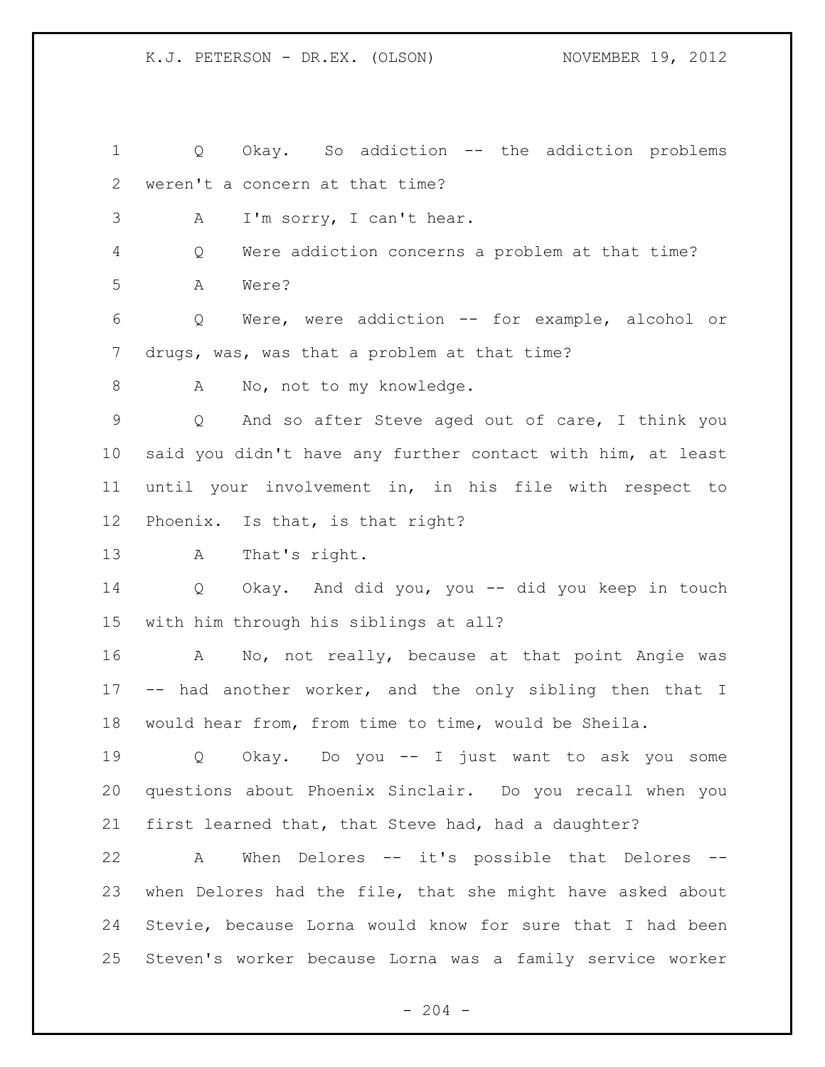Q Okay. So addiction -- the addiction problems weren't a concern at that time?

A I'm sorry, I can't hear.

Q Were addiction concerns a problem at that time?

A Were?

Q Were, were addiction -- for example, alcohol or drugs, was, was that a problem at that time?

A No, not to my knowledge.

Q And so after Steve aged out of care, I think you said you didn't have any further contact with him, at least until your involvement in, in his file with respect to Phoenix. Is that, is that right?

A That's right.

Q Okay. And did you, you -- did you keep in touch with him through his siblings at all?

A No, not really, because at that point Angie was -- had another worker, and the only sibling then that I would hear from, from time to time, would be Sheila.

Q Okay. Do you -- I just want to ask you some questions about Phoenix Sinclair. Do you recall when you first learned that, that Steve had, had a daughter?

A When Delores -- it's possible that Delores -- when Delores had the file, that she might have asked about Stevie, because Lorna would know for sure that I had been Steven's worker because Lorna was a family service worker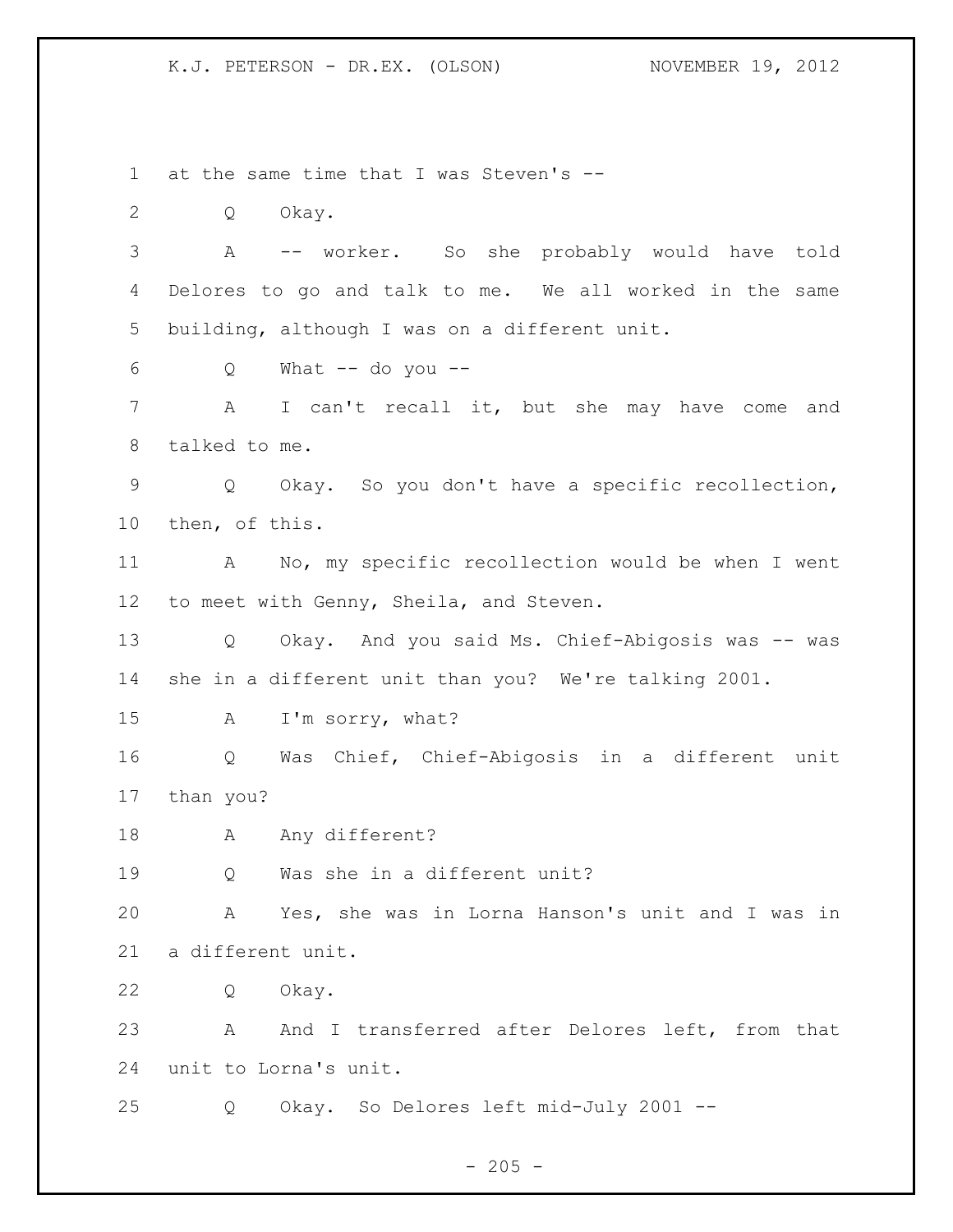at the same time that I was Steven's --

Q Okay.

A -- worker. So she probably would have told Delores to go and talk to me. We all worked in the same building, although I was on a different unit.

Q What -- do you --

A I can't recall it, but she may have come and talked to me.

Q Okay. So you don't have a specific recollection, then, of this.

A No, my specific recollection would be when I went to meet with Genny, Sheila, and Steven.

Q Okay. And you said Ms. Chief-Abigosis was -- was she in a different unit than you? We're talking 2001.

A I'm sorry, what?

Q Was Chief, Chief-Abigosis in a different unit than you?

A Any different?

Q Was she in a different unit?

A Yes, she was in Lorna Hanson's unit and I was in a different unit.

Q Okay.

A And I transferred after Delores left, from that unit to Lorna's unit.

Q Okay. So Delores left mid-July 2001 --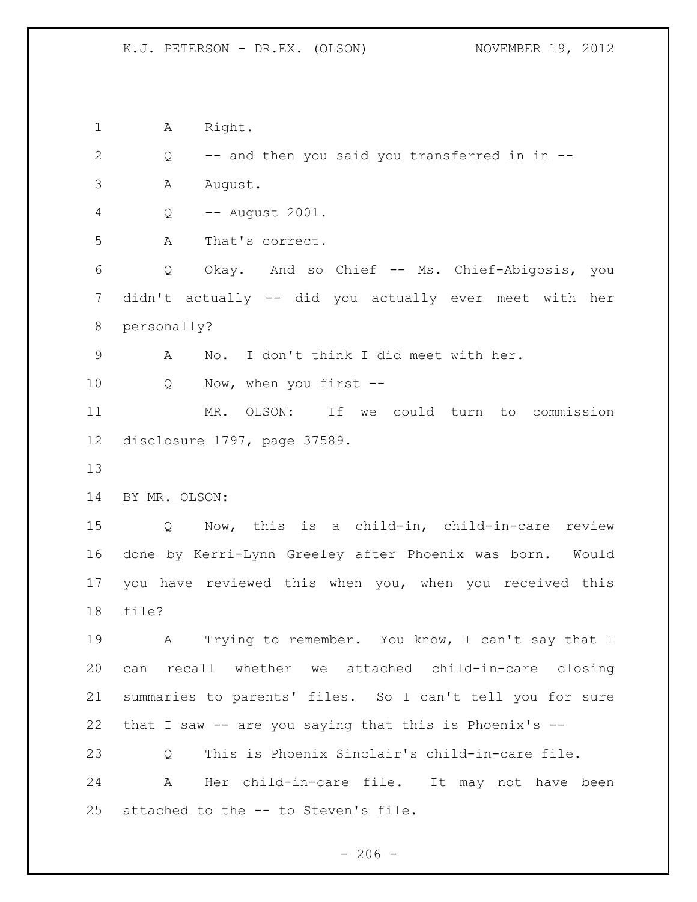A    Right.

Q    -- and then you said you transferred in in --

A    August.

Q    -- August 2001.

A    That's correct.

Q    Okay.  And so Chief -- Ms. Chief-Abigosis, you didn't actually -- did you actually ever meet with her personally?

A    No.  I don't think I did meet with her.

Q    Now, when you first --

MR. OLSON:    If we could turn to commission disclosure 1797, page 37589.

BY MR. OLSON:

Q    Now, this is a child-in, child-in-care review done by Kerri-Lynn Greeley after Phoenix was born.  Would you have reviewed this when you, when you received this file?

A    Trying to remember.  You know, I can't say that I can recall whether we attached child-in-care closing summaries to parents' files.  So I can't tell you for sure that I saw -- are you saying that this is Phoenix's --

Q    This is Phoenix Sinclair's child-in-care file.

A    Her child-in-care file.  It may not have been attached to the -- to Steven's file.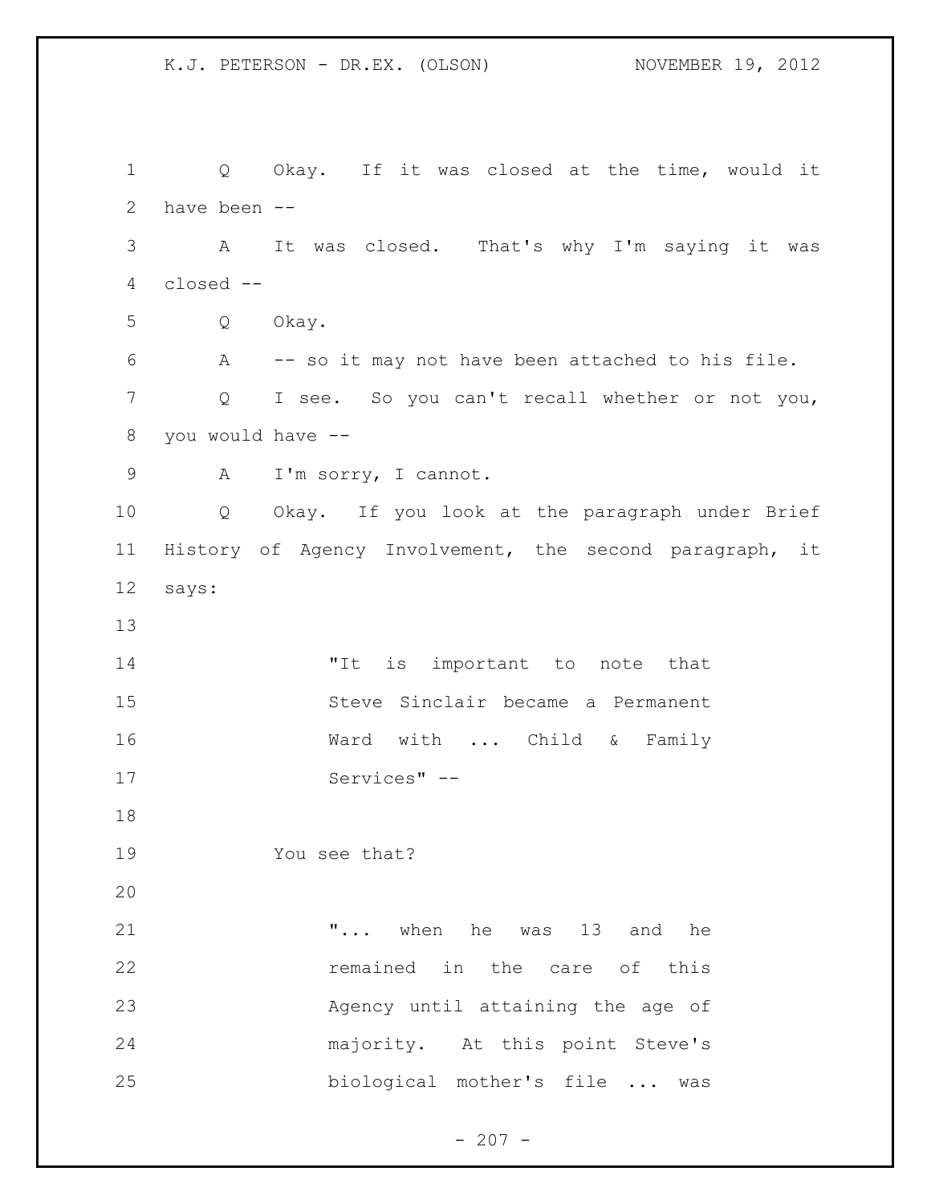Q Okay. If it was closed at the time, would it have been --

A It was closed. That's why I'm saying it was closed --

Q Okay.

A -- so it may not have been attached to his file.

Q I see. So you can't recall whether or not you, you would have --

A I'm sorry, I cannot.

Q Okay. If you look at the paragraph under Brief History of Agency Involvement, the second paragraph, it says:

> "It is important to note that Steve Sinclair became a Permanent Ward with ... Child & Family Services" --

You see that?

> "... when he was 13 and he remained in the care of this Agency until attaining the age of majority. At this point Steve's biological mother's file ... was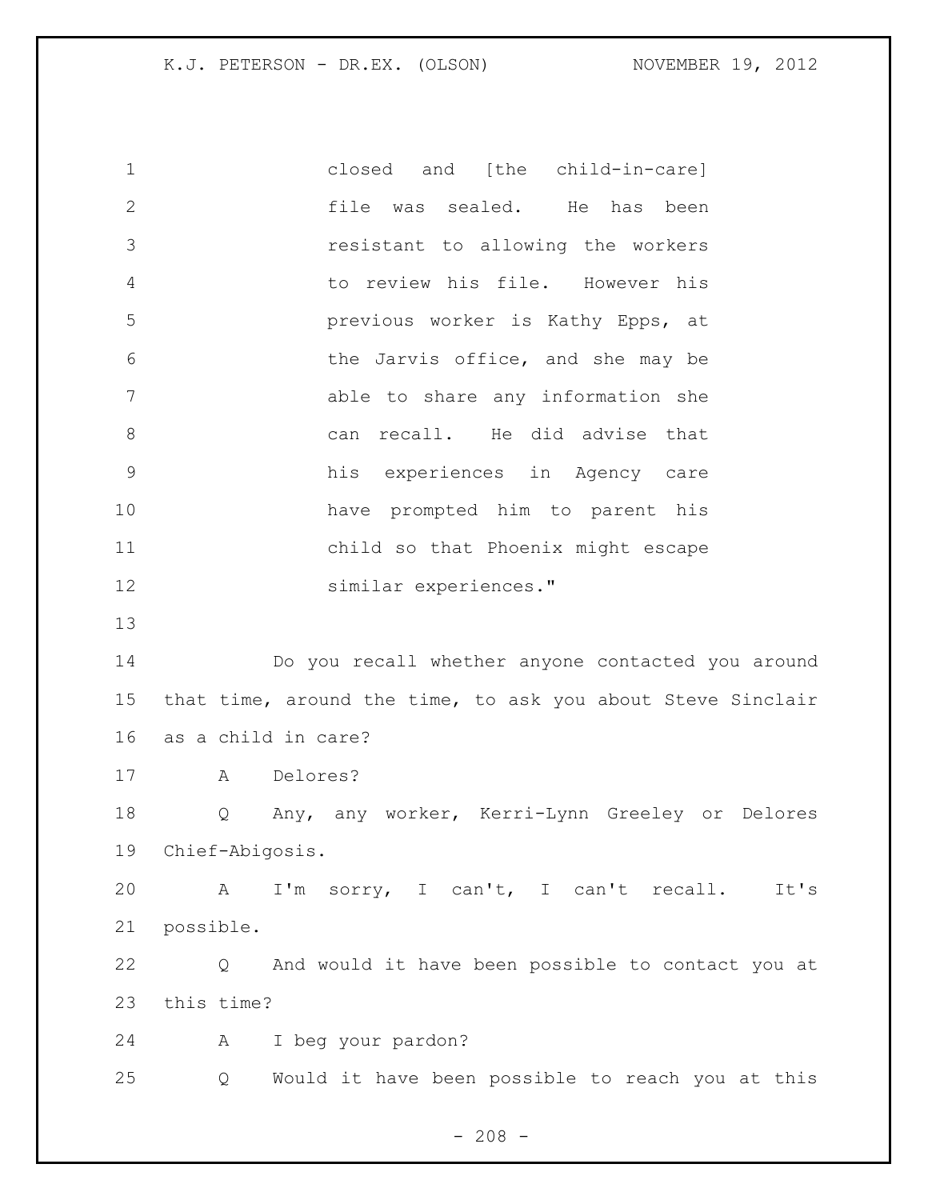closed and [the child-in-care] file was sealed. He has been resistant to allowing the workers to review his file. However his previous worker is Kathy Epps, at the Jarvis office, and she may be able to share any information she can recall. He did advise that his experiences in Agency care have prompted him to parent his child so that Phoenix might escape similar experiences."

Do you recall whether anyone contacted you around that time, around the time, to ask you about Steve Sinclair as a child in care?

A Delores?

Q Any, any worker, Kerri-Lynn Greeley or Delores Chief-Abigosis.

A I'm sorry, I can't, I can't recall. It's possible.

Q And would it have been possible to contact you at this time?

A I beg your pardon?

Q Would it have been possible to reach you at this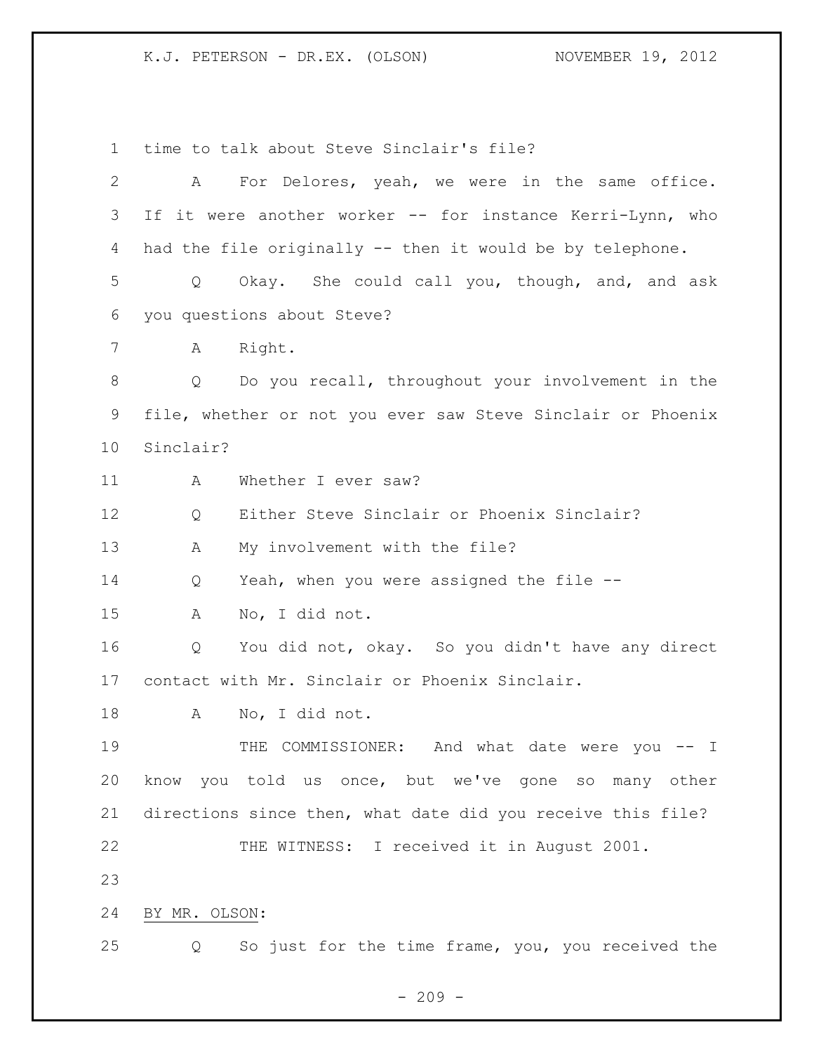time to talk about Steve Sinclair's file?

A For Delores, yeah, we were in the same office. If it were another worker -- for instance Kerri-Lynn, who had the file originally -- then it would be by telephone.

Q Okay. She could call you, though, and, and ask you questions about Steve?

A Right.

Q Do you recall, throughout your involvement in the file, whether or not you ever saw Steve Sinclair or Phoenix Sinclair?

A Whether I ever saw?

Q Either Steve Sinclair or Phoenix Sinclair?

A My involvement with the file?

Q Yeah, when you were assigned the file --

A No, I did not.

Q You did not, okay. So you didn't have any direct contact with Mr. Sinclair or Phoenix Sinclair.

A No, I did not.

THE COMMISSIONER: And what date were you -- I know you told us once, but we've gone so many other directions since then, what date did you receive this file?

THE WITNESS: I received it in August 2001.

BY MR. OLSON:

Q So just for the time frame, you, you received the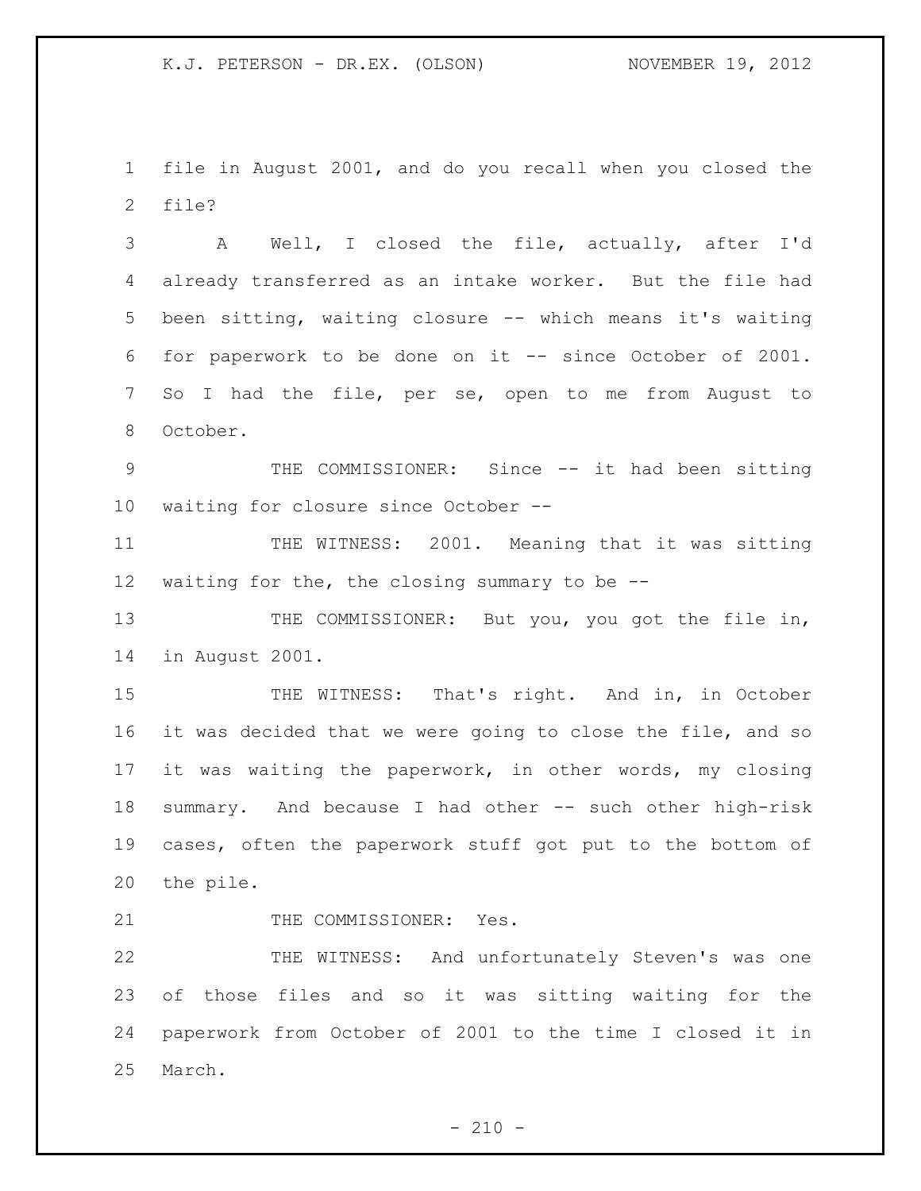file in August 2001, and do you recall when you closed the file?

A Well, I closed the file, actually, after I'd already transferred as an intake worker. But the file had been sitting, waiting closure -- which means it's waiting for paperwork to be done on it -- since October of 2001. So I had the file, per se, open to me from August to October.

THE COMMISSIONER: Since -- it had been sitting waiting for closure since October --

THE WITNESS: 2001. Meaning that it was sitting waiting for the, the closing summary to be --

THE COMMISSIONER: But you, you got the file in, in August 2001.

THE WITNESS: That's right. And in, in October it was decided that we were going to close the file, and so it was waiting the paperwork, in other words, my closing summary. And because I had other -- such other high-risk cases, often the paperwork stuff got put to the bottom of the pile.

THE COMMISSIONER: Yes.

THE WITNESS: And unfortunately Steven's was one of those files and so it was sitting waiting for the paperwork from October of 2001 to the time I closed it in March.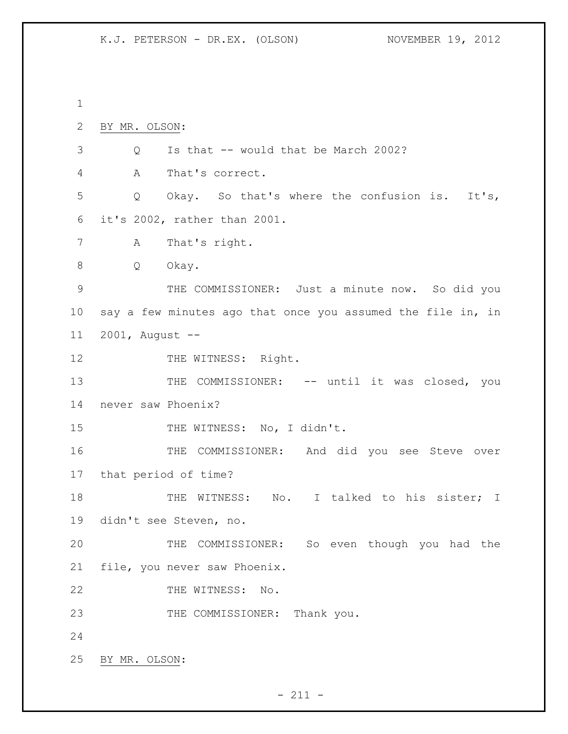BY MR. OLSON:

Q Is that -- would that be March 2002?

A That's correct.

Q Okay. So that's where the confusion is. It's, it's 2002, rather than 2001.

A That's right.

Q Okay.

THE COMMISSIONER: Just a minute now. So did you say a few minutes ago that once you assumed the file in, in 2001, August --

THE WITNESS: Right.

THE COMMISSIONER: -- until it was closed, you never saw Phoenix?

THE WITNESS: No, I didn't.

THE COMMISSIONER: And did you see Steve over that period of time?

THE WITNESS: No. I talked to his sister; I didn't see Steven, no.

THE COMMISSIONER: So even though you had the file, you never saw Phoenix.

THE WITNESS: No.

THE COMMISSIONER: Thank you.

BY MR. OLSON: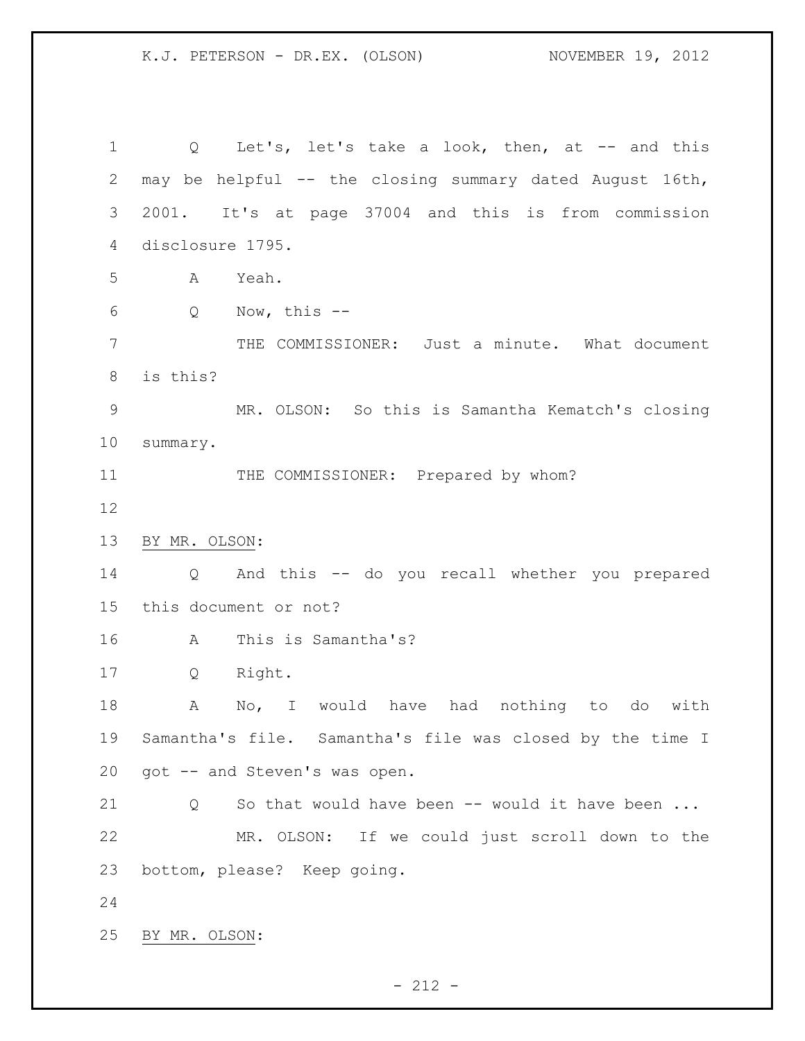Q Let's, let's take a look, then, at -- and this may be helpful -- the closing summary dated August 16th, 2001. It's at page 37004 and this is from commission disclosure 1795.

A Yeah.

Q Now, this --

THE COMMISSIONER: Just a minute. What document is this?

MR. OLSON: So this is Samantha Kematch's closing summary.

THE COMMISSIONER: Prepared by whom?

BY MR. OLSON:

Q And this -- do you recall whether you prepared this document or not?

A This is Samantha's?

Q Right.

A No, I would have had nothing to do with Samantha's file. Samantha's file was closed by the time I got -- and Steven's was open.

Q So that would have been -- would it have been ...

MR. OLSON: If we could just scroll down to the bottom, please? Keep going.

BY MR. OLSON: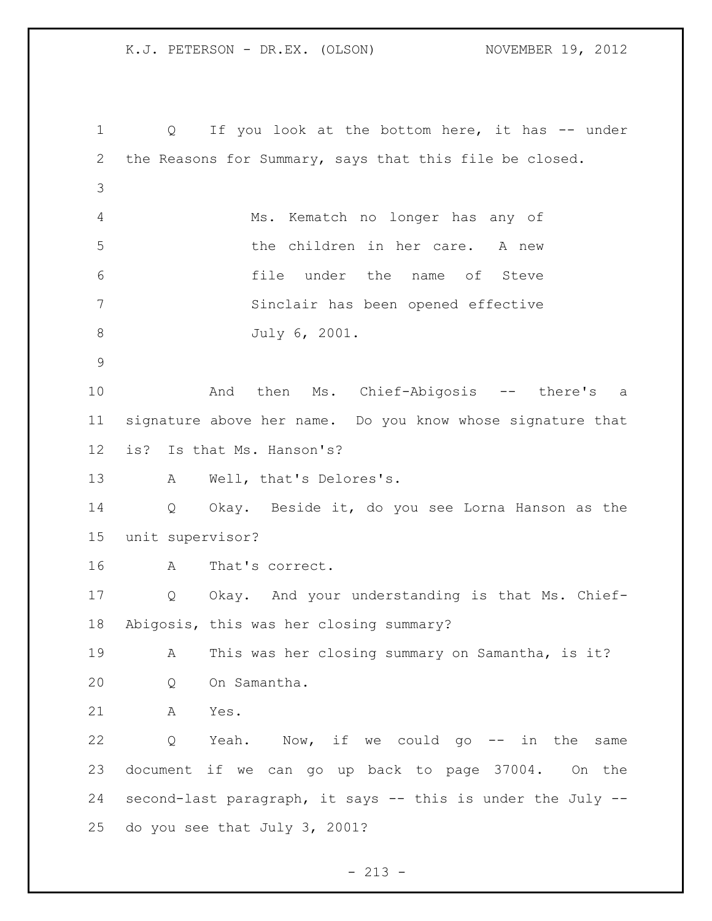Q If you look at the bottom here, it has -- under the Reasons for Summary, says that this file be closed.

> Ms. Kematch no longer has any of the children in her care. A new file under the name of Steve Sinclair has been opened effective July 6, 2001.

And then Ms. Chief-Abigosis -- there's a signature above her name. Do you know whose signature that is? Is that Ms. Hanson's?

A Well, that's Delores's.

Q Okay. Beside it, do you see Lorna Hanson as the unit supervisor?

A That's correct.

Q Okay. And your understanding is that Ms. Chief-Abigosis, this was her closing summary?

A This was her closing summary on Samantha, is it?

Q On Samantha.

A Yes.

Q Yeah. Now, if we could go -- in the same document if we can go up back to page 37004. On the second-last paragraph, it says -- this is under the July -- do you see that July 3, 2001?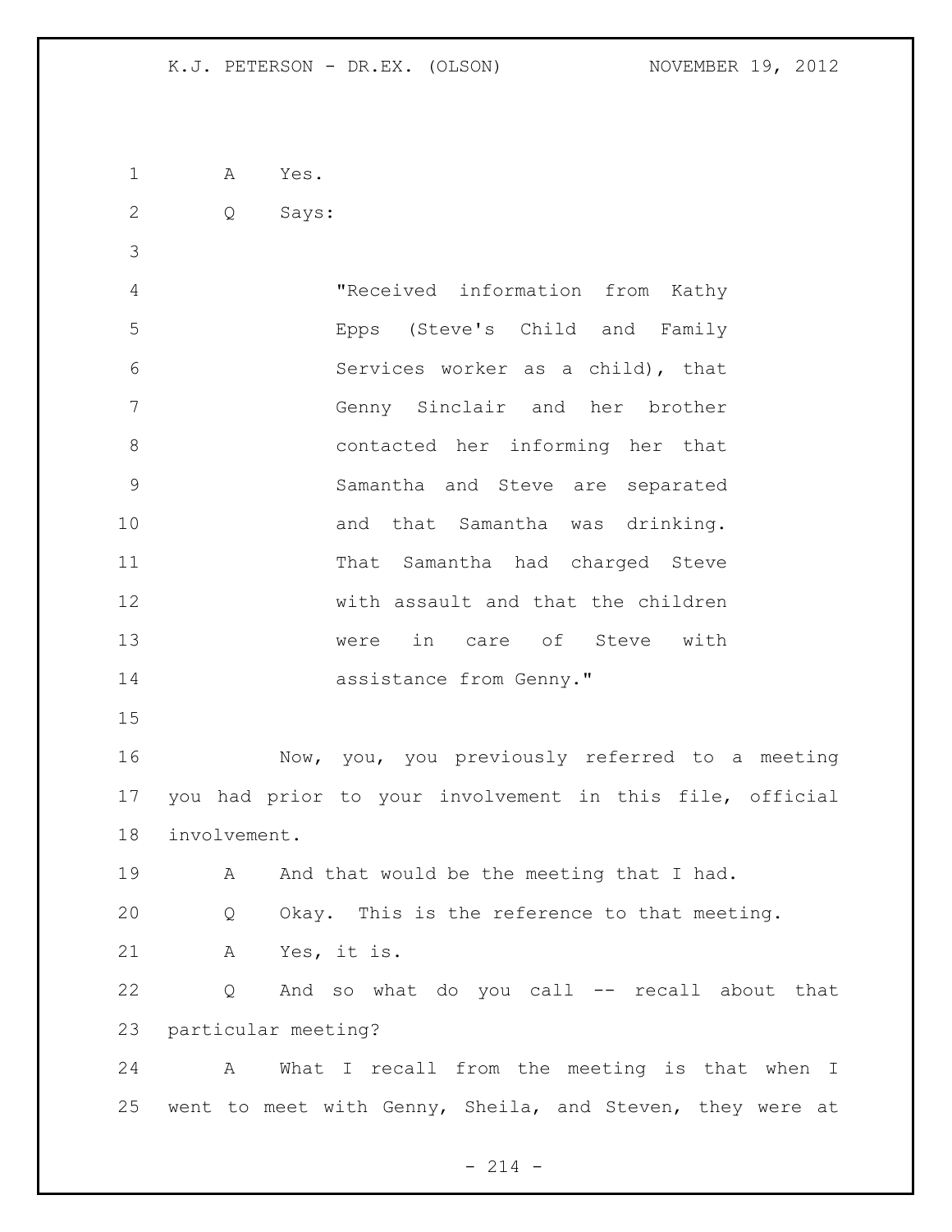A Yes.

Q Says:

> "Received information from Kathy Epps (Steve's Child and Family Services worker as a child), that Genny Sinclair and her brother contacted her informing her that Samantha and Steve are separated and that Samantha was drinking. That Samantha had charged Steve with assault and that the children were in care of Steve with assistance from Genny."

Now, you, you previously referred to a meeting you had prior to your involvement in this file, official involvement.

A And that would be the meeting that I had.

Q Okay. This is the reference to that meeting.

A Yes, it is.

Q And so what do you call -- recall about that particular meeting?

A What I recall from the meeting is that when I went to meet with Genny, Sheila, and Steven, they were at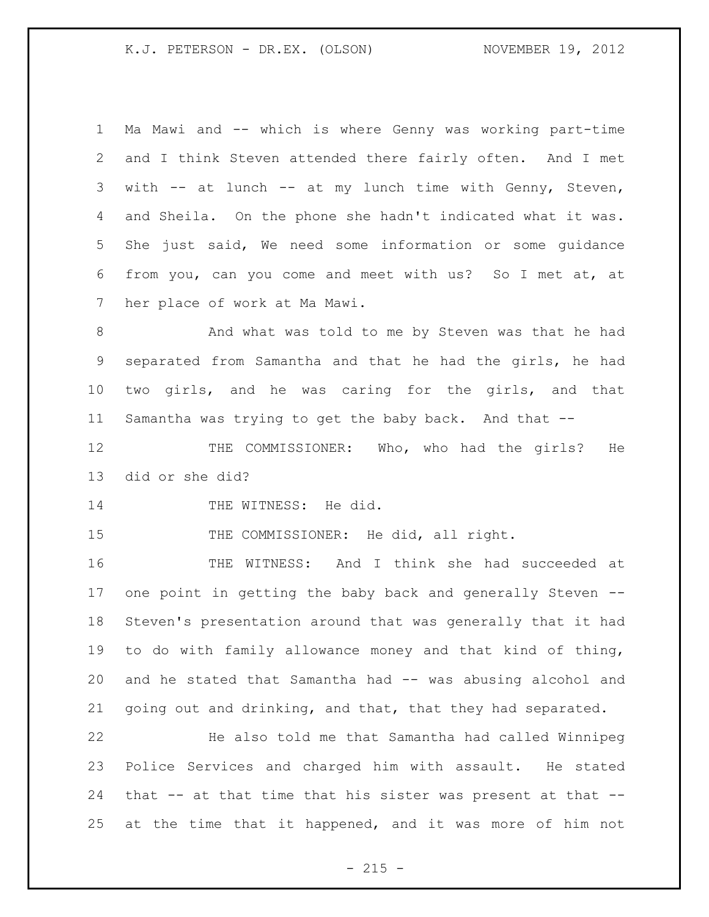Ma Mawi and -- which is where Genny was working part-time and I think Steven attended there fairly often. And I met with -- at lunch -- at my lunch time with Genny, Steven, and Sheila. On the phone she hadn't indicated what it was. She just said, We need some information or some guidance from you, can you come and meet with us? So I met at, at her place of work at Ma Mawi.

And what was told to me by Steven was that he had separated from Samantha and that he had the girls, he had two girls, and he was caring for the girls, and that Samantha was trying to get the baby back. And that --

THE COMMISSIONER: Who, who had the girls? He did or she did?

THE WITNESS: He did.

THE COMMISSIONER: He did, all right.

THE WITNESS: And I think she had succeeded at one point in getting the baby back and generally Steven -- Steven's presentation around that was generally that it had to do with family allowance money and that kind of thing, and he stated that Samantha had -- was abusing alcohol and going out and drinking, and that, that they had separated.

He also told me that Samantha had called Winnipeg Police Services and charged him with assault. He stated that -- at that time that his sister was present at that -- at the time that it happened, and it was more of him not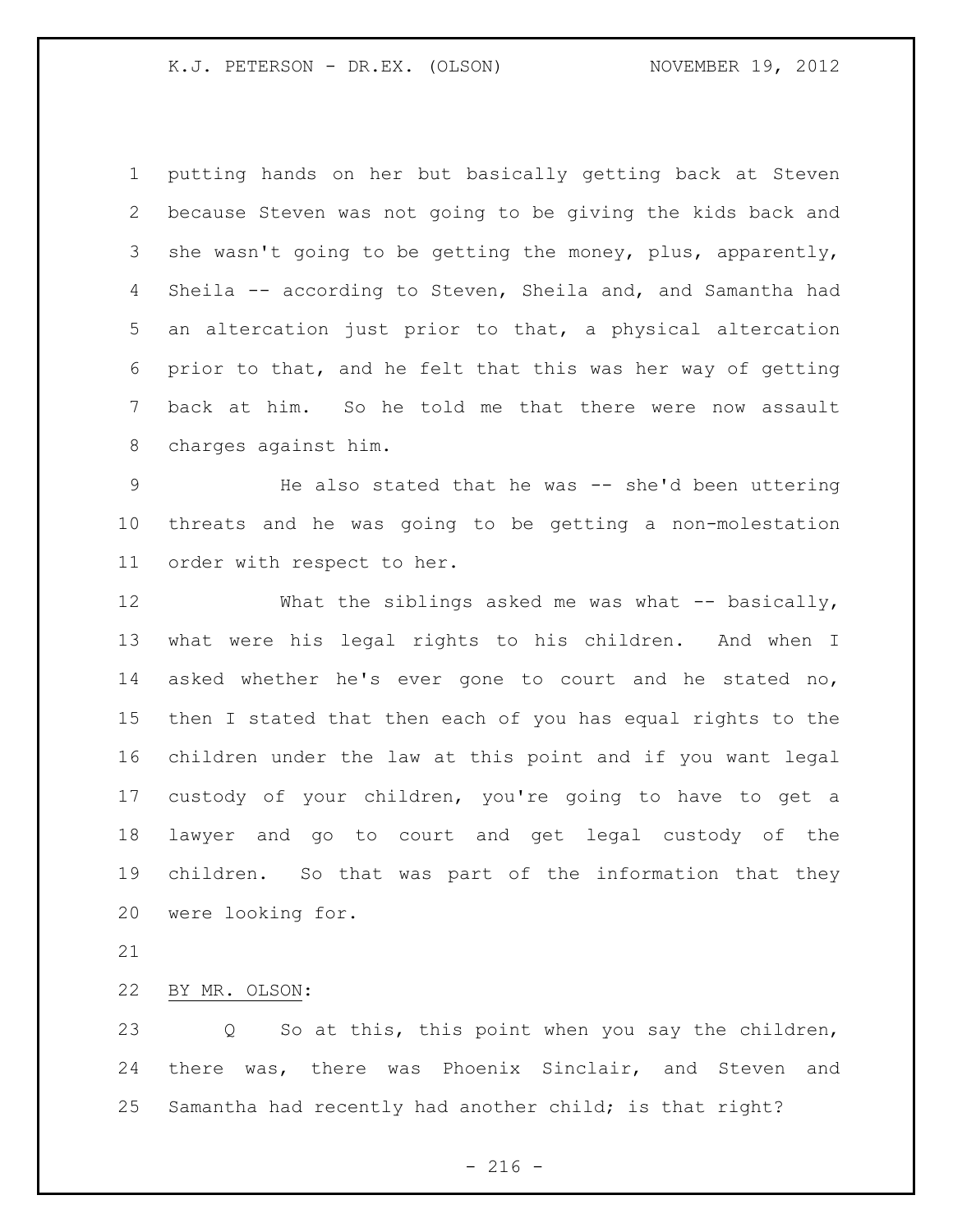putting hands on her but basically getting back at Steven because Steven was not going to be giving the kids back and she wasn't going to be getting the money, plus, apparently, Sheila -- according to Steven, Sheila and, and Samantha had an altercation just prior to that, a physical altercation prior to that, and he felt that this was her way of getting back at him. So he told me that there were now assault charges against him.

He also stated that he was -- she'd been uttering threats and he was going to be getting a non-molestation order with respect to her.

What the siblings asked me was what -- basically, what were his legal rights to his children. And when I asked whether he's ever gone to court and he stated no, then I stated that then each of you has equal rights to the children under the law at this point and if you want legal custody of your children, you're going to have to get a lawyer and go to court and get legal custody of the children. So that was part of the information that they were looking for.

BY MR. OLSON:

Q So at this, this point when you say the children, there was, there was Phoenix Sinclair, and Steven and Samantha had recently had another child; is that right?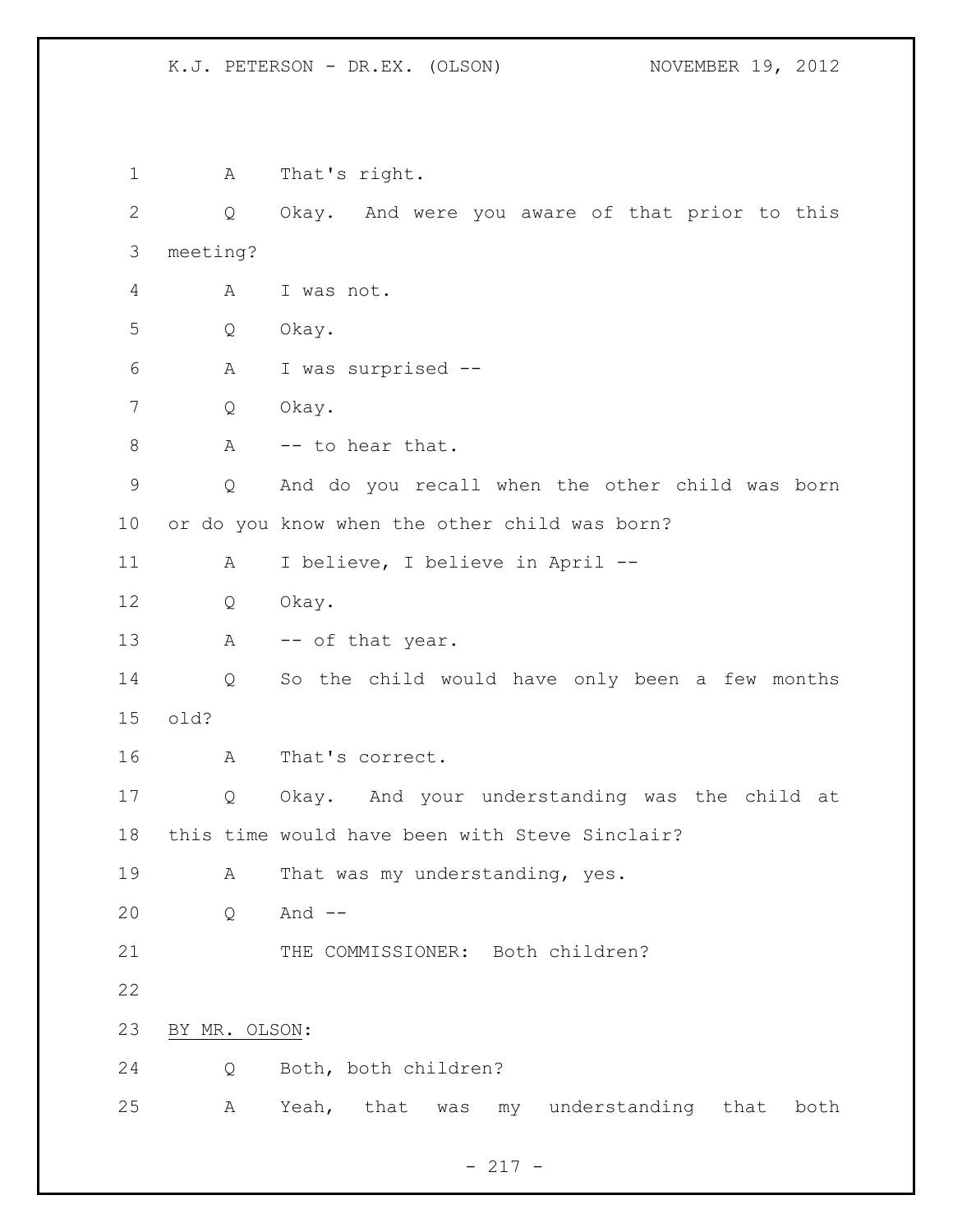A That's right.

Q Okay. And were you aware of that prior to this meeting?

A I was not.

Q Okay.

A I was surprised --

Q Okay.

A -- to hear that.

Q And do you recall when the other child was born or do you know when the other child was born?

A I believe, I believe in April --

Q Okay.

A -- of that year.

Q So the child would have only been a few months old?

A That's correct.

Q Okay. And your understanding was the child at this time would have been with Steve Sinclair?

A That was my understanding, yes.

Q And --

THE COMMISSIONER: Both children?

BY MR. OLSON:

Q Both, both children?

A Yeah, that was my understanding that both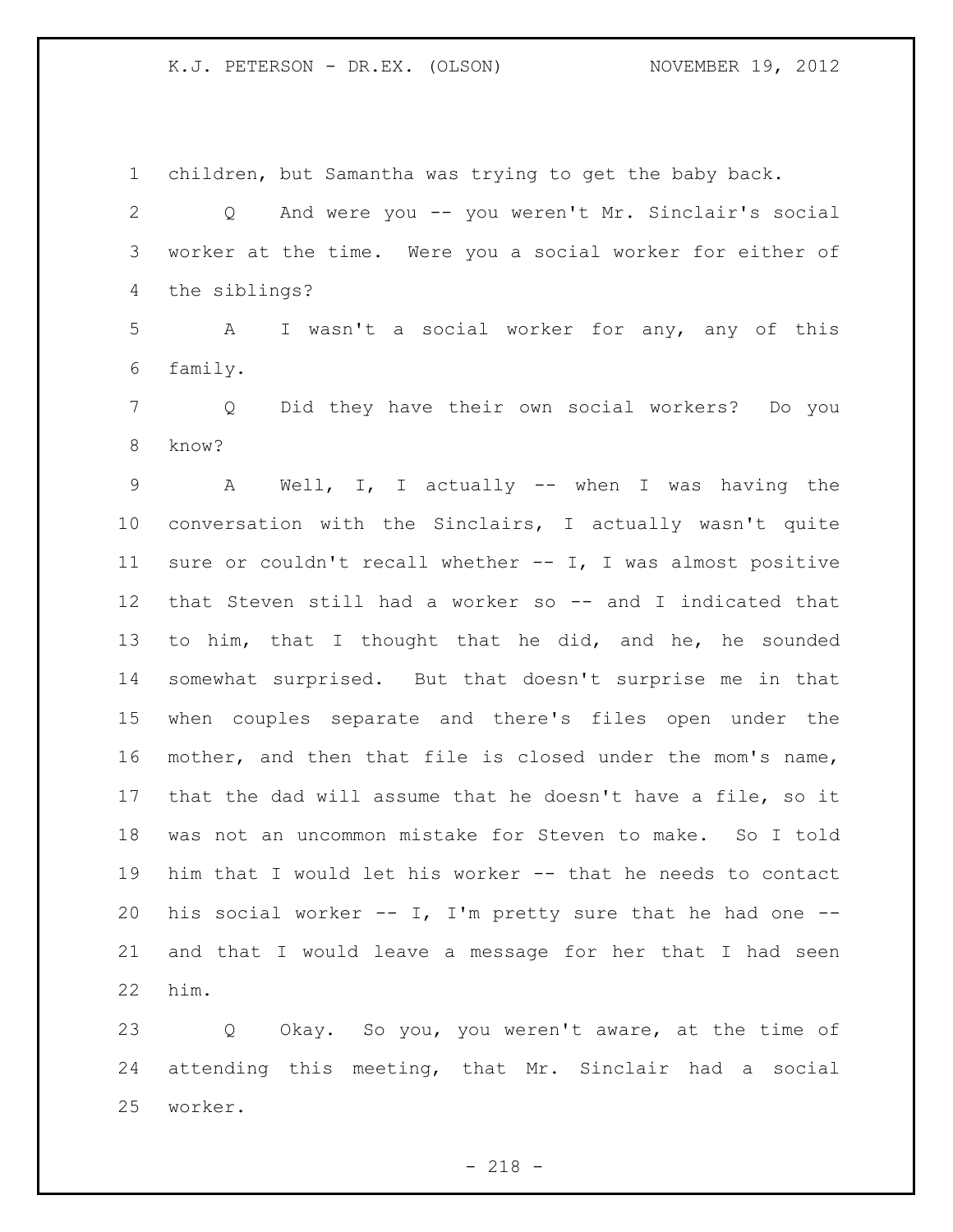children, but Samantha was trying to get the baby back.

Q And were you -- you weren't Mr. Sinclair's social worker at the time. Were you a social worker for either of the siblings?

A I wasn't a social worker for any, any of this family.

Q Did they have their own social workers? Do you know?

A Well, I, I actually -- when I was having the conversation with the Sinclairs, I actually wasn't quite sure or couldn't recall whether -- I, I was almost positive that Steven still had a worker so -- and I indicated that to him, that I thought that he did, and he, he sounded somewhat surprised. But that doesn't surprise me in that when couples separate and there's files open under the mother, and then that file is closed under the mom's name, that the dad will assume that he doesn't have a file, so it was not an uncommon mistake for Steven to make. So I told him that I would let his worker -- that he needs to contact his social worker -- I, I'm pretty sure that he had one -- and that I would leave a message for her that I had seen him.

Q Okay. So you, you weren't aware, at the time of attending this meeting, that Mr. Sinclair had a social worker.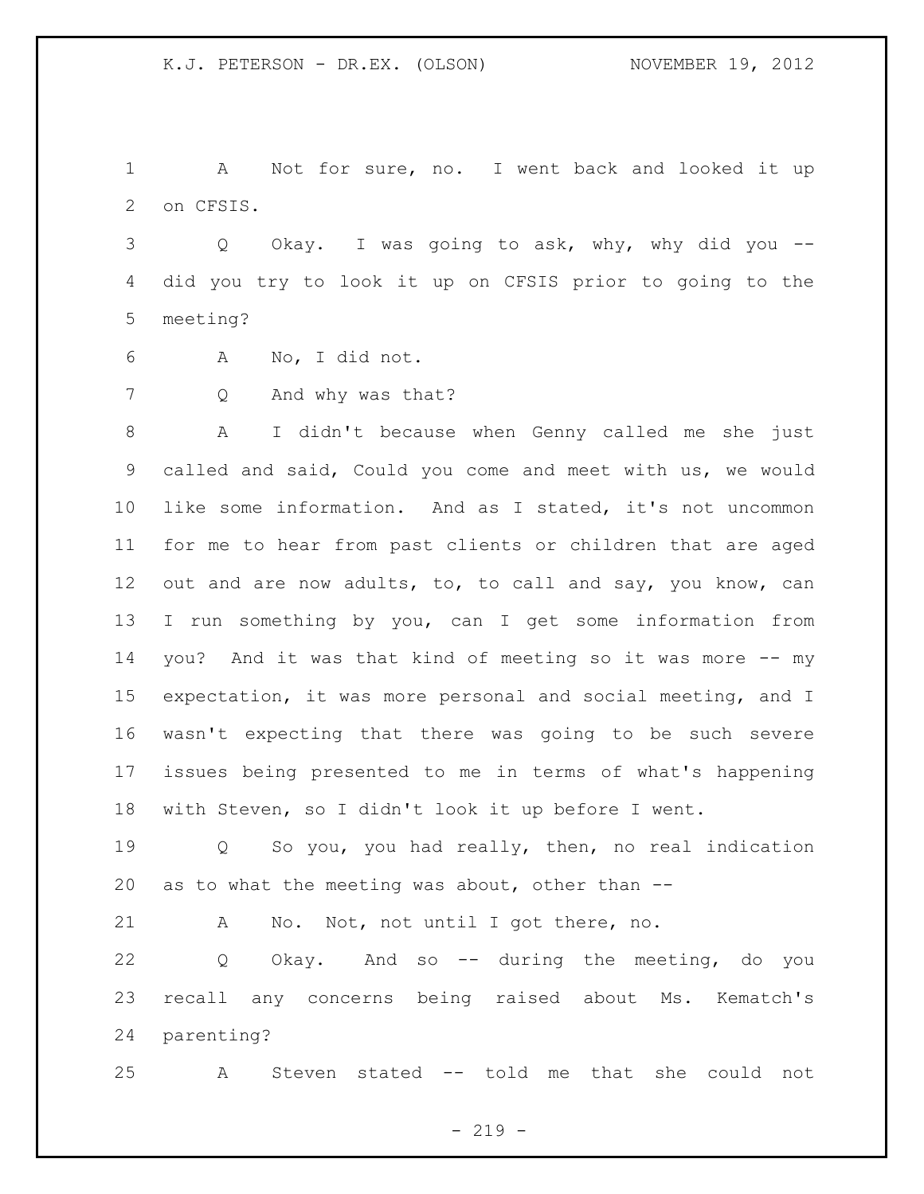A Not for sure, no. I went back and looked it up on CFSIS.

Q Okay. I was going to ask, why, why did you -- did you try to look it up on CFSIS prior to going to the meeting?

A No, I did not.

Q And why was that?

A I didn't because when Genny called me she just called and said, Could you come and meet with us, we would like some information. And as I stated, it's not uncommon for me to hear from past clients or children that are aged out and are now adults, to, to call and say, you know, can I run something by you, can I get some information from you? And it was that kind of meeting so it was more -- my expectation, it was more personal and social meeting, and I wasn't expecting that there was going to be such severe issues being presented to me in terms of what's happening with Steven, so I didn't look it up before I went.

Q So you, you had really, then, no real indication as to what the meeting was about, other than --

A No. Not, not until I got there, no.

Q Okay. And so -- during the meeting, do you recall any concerns being raised about Ms. Kematch's parenting?

A Steven stated -- told me that she could not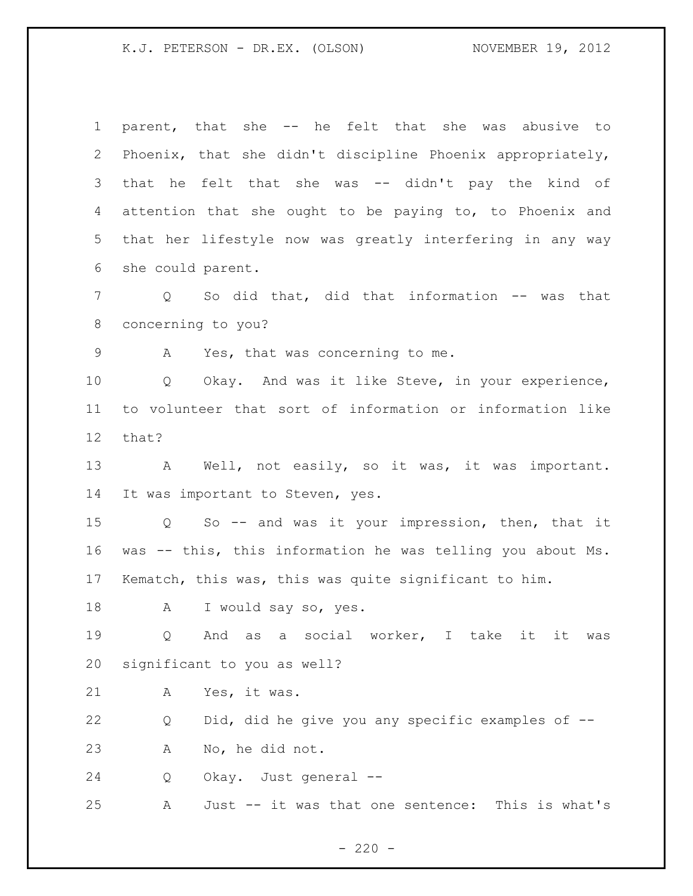parent, that she -- he felt that she was abusive to Phoenix, that she didn't discipline Phoenix appropriately, that he felt that she was -- didn't pay the kind of attention that she ought to be paying to, to Phoenix and that her lifestyle now was greatly interfering in any way she could parent.

Q So did that, did that information -- was that concerning to you?

A Yes, that was concerning to me.

Q Okay. And was it like Steve, in your experience, to volunteer that sort of information or information like that?

A Well, not easily, so it was, it was important. It was important to Steven, yes.

Q So -- and was it your impression, then, that it was -- this, this information he was telling you about Ms. Kematch, this was, this was quite significant to him.

A I would say so, yes.

Q And as a social worker, I take it it was significant to you as well?

A Yes, it was.

Q Did, did he give you any specific examples of --

A No, he did not.

Q Okay. Just general --

A Just -- it was that one sentence: This is what's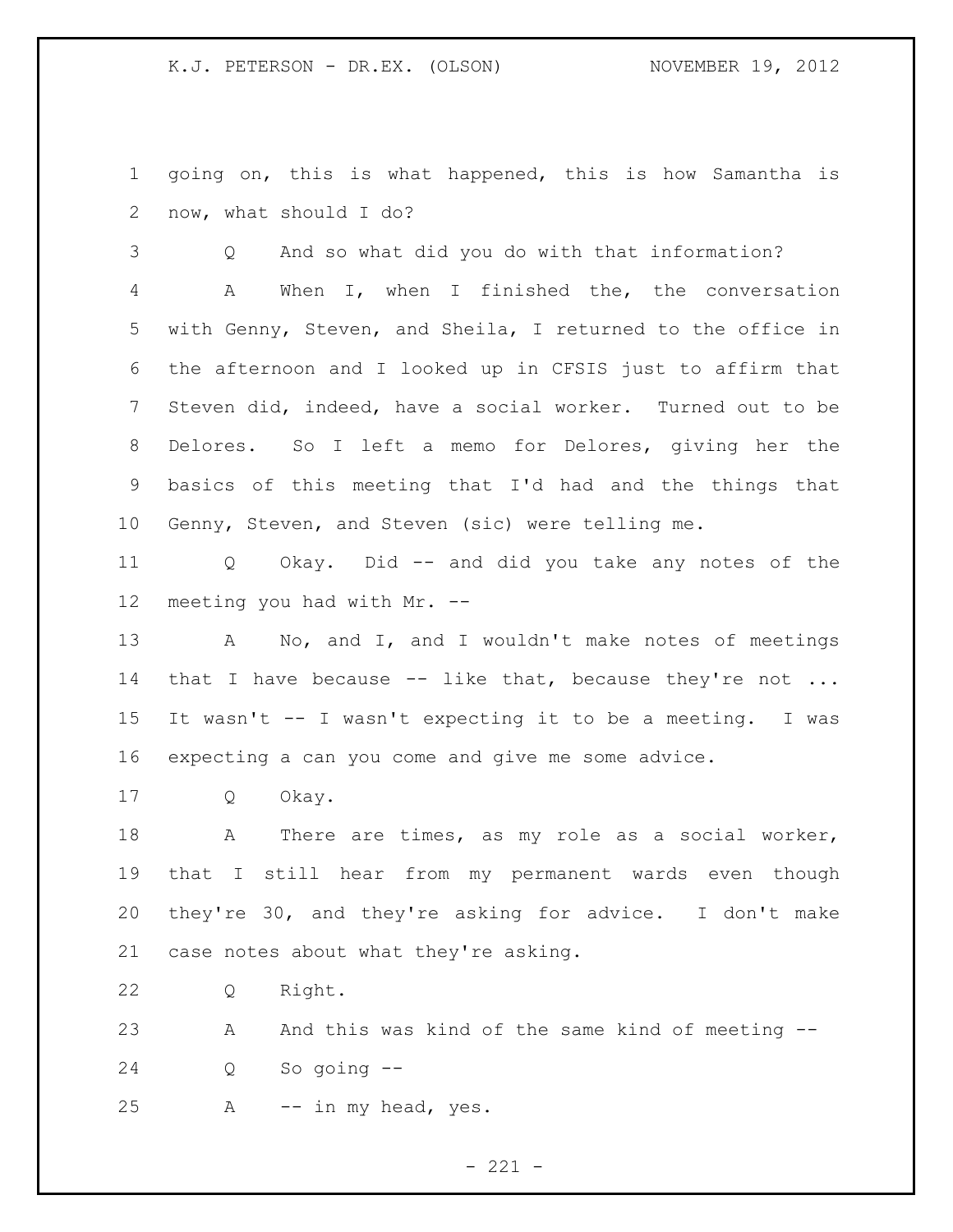1 going on, this is what happened, this is how Samantha is
2 now, what should I do?

3 Q And so what did you do with that information?

4 A When I, when I finished the, the conversation
5 with Genny, Steven, and Sheila, I returned to the office in
6 the afternoon and I looked up in CFSIS just to affirm that
7 Steven did, indeed, have a social worker. Turned out to be
8 Delores. So I left a memo for Delores, giving her the
9 basics of this meeting that I'd had and the things that
10 Genny, Steven, and Steven (sic) were telling me.

11 Q Okay. Did -- and did you take any notes of the
12 meeting you had with Mr. --

13 A No, and I, and I wouldn't make notes of meetings
14 that I have because -- like that, because they're not ...
15 It wasn't -- I wasn't expecting it to be a meeting. I was
16 expecting a can you come and give me some advice.

17 Q Okay.

18 A There are times, as my role as a social worker,
19 that I still hear from my permanent wards even though
20 they're 30, and they're asking for advice. I don't make
21 case notes about what they're asking.

22 Q Right.

23 A And this was kind of the same kind of meeting --

24 Q So going --

25 A -- in my head, yes.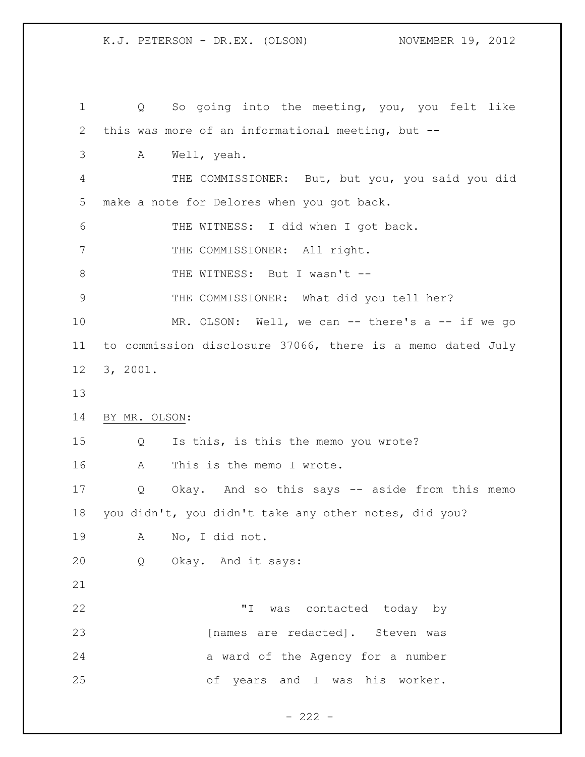Q So going into the meeting, you, you felt like this was more of an informational meeting, but --

A Well, yeah.

THE COMMISSIONER: But, but you, you said you did make a note for Delores when you got back.

THE WITNESS: I did when I got back.

THE COMMISSIONER: All right.

THE WITNESS: But I wasn't --

THE COMMISSIONER: What did you tell her?

MR. OLSON: Well, we can -- there's a -- if we go to commission disclosure 37066, there is a memo dated July 3, 2001.

BY MR. OLSON:

Q Is this, is this the memo you wrote?

A This is the memo I wrote.

Q Okay. And so this says -- aside from this memo you didn't, you didn't take any other notes, did you?

A No, I did not.

Q Okay. And it says:

> "I was contacted today by [names are redacted]. Steven was a ward of the Agency for a number of years and I was his worker.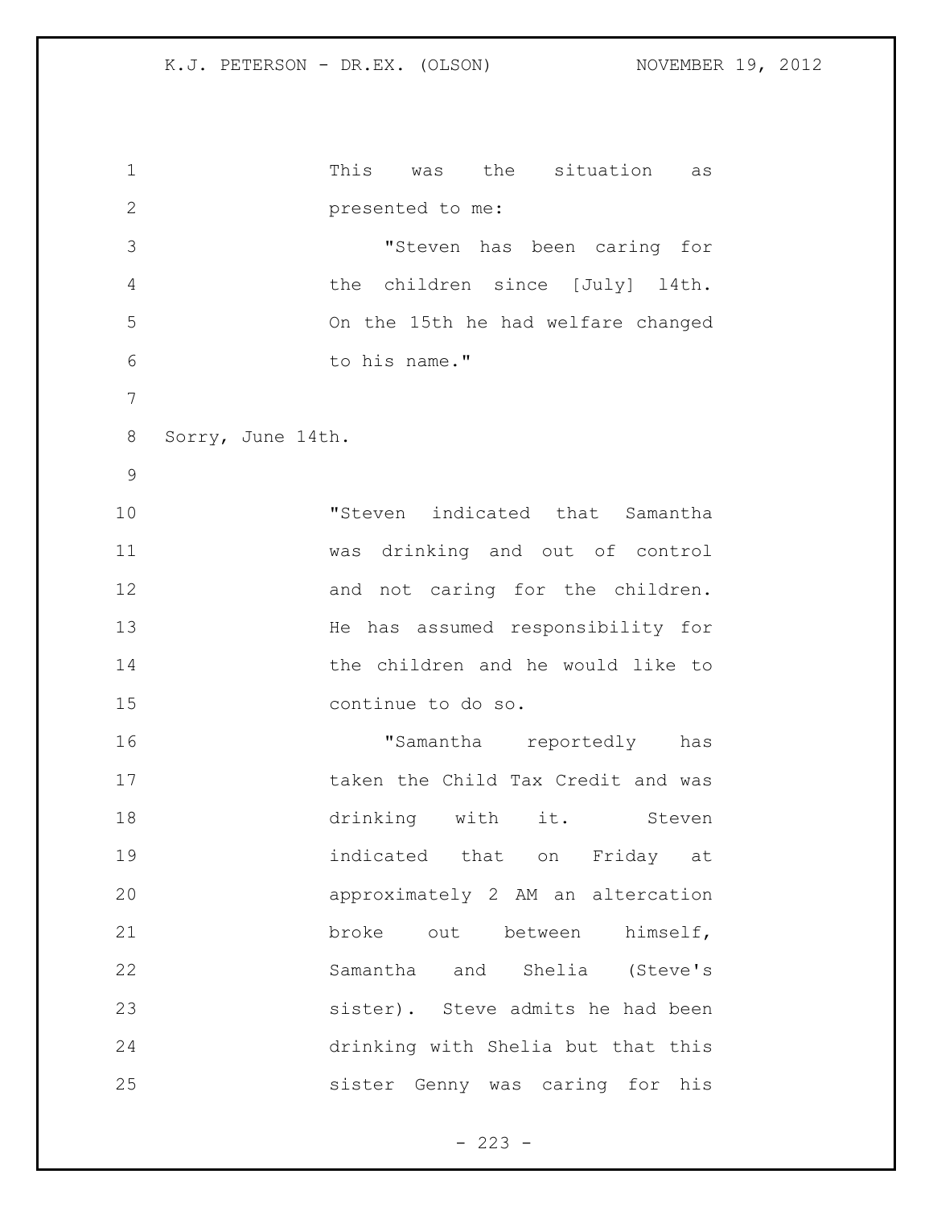This was the situation as presented to me:

> "Steven has been caring for the children since [July] 14th. On the 15th he had welfare changed to his name."

Sorry, June 14th.

> "Steven indicated that Samantha was drinking and out of control and not caring for the children. He has assumed responsibility for the children and he would like to continue to do so.
>
> "Samantha reportedly has taken the Child Tax Credit and was drinking with it. Steven indicated that on Friday at approximately 2 AM an altercation broke out between himself, Samantha and Shelia (Steve's sister). Steve admits he had been drinking with Shelia but that this sister Genny was caring for his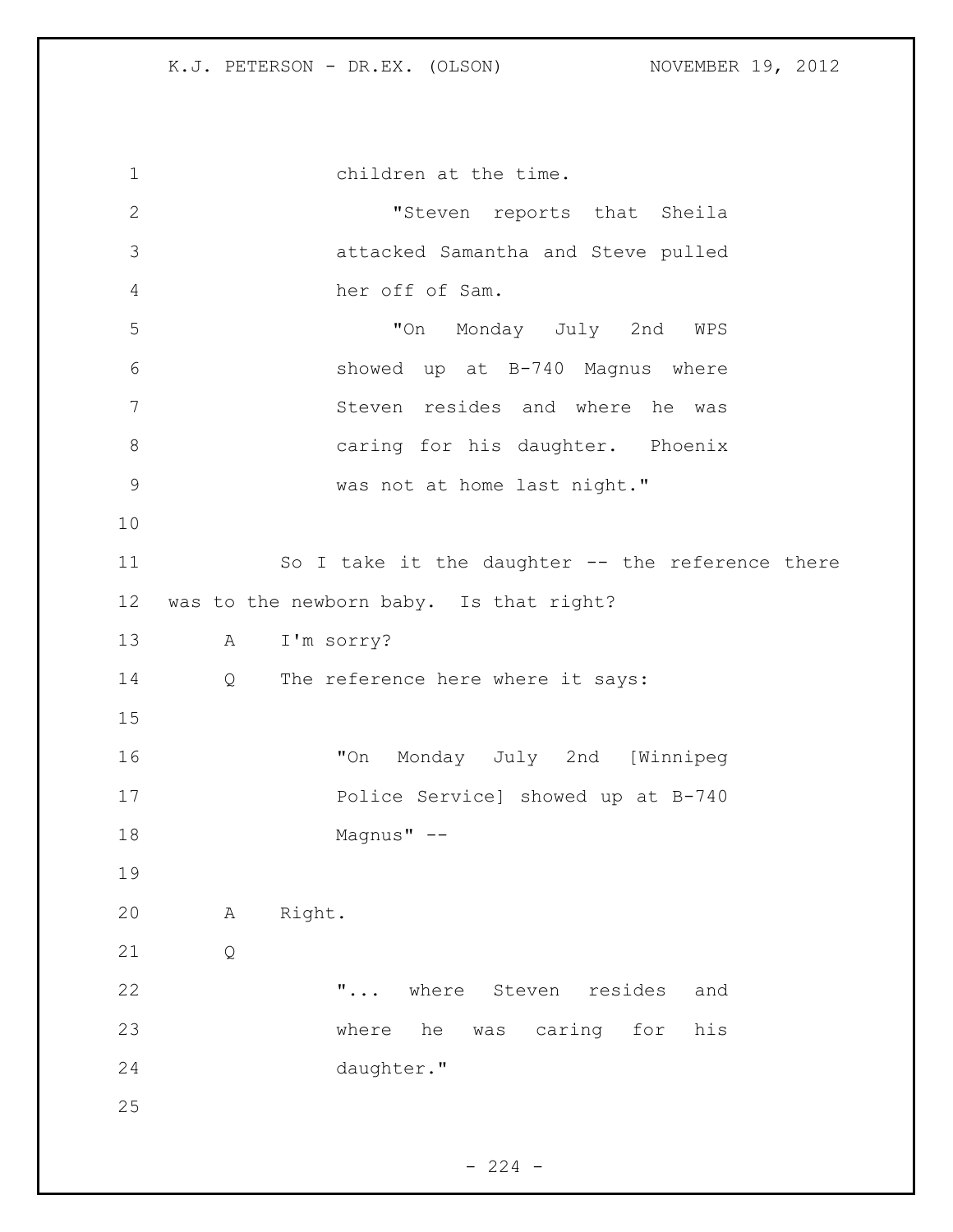children at the time.

"Steven reports that Sheila attacked Samantha and Steve pulled her off of Sam.

"On Monday July 2nd WPS showed up at B-740 Magnus where Steven resides and where he was caring for his daughter. Phoenix was not at home last night."

So I take it the daughter -- the reference there was to the newborn baby. Is that right?

A I'm sorry?

Q The reference here where it says:

"On Monday July 2nd [Winnipeg Police Service] showed up at B-740 Magnus" --

A Right.

Q

"... where Steven resides and where he was caring for his daughter."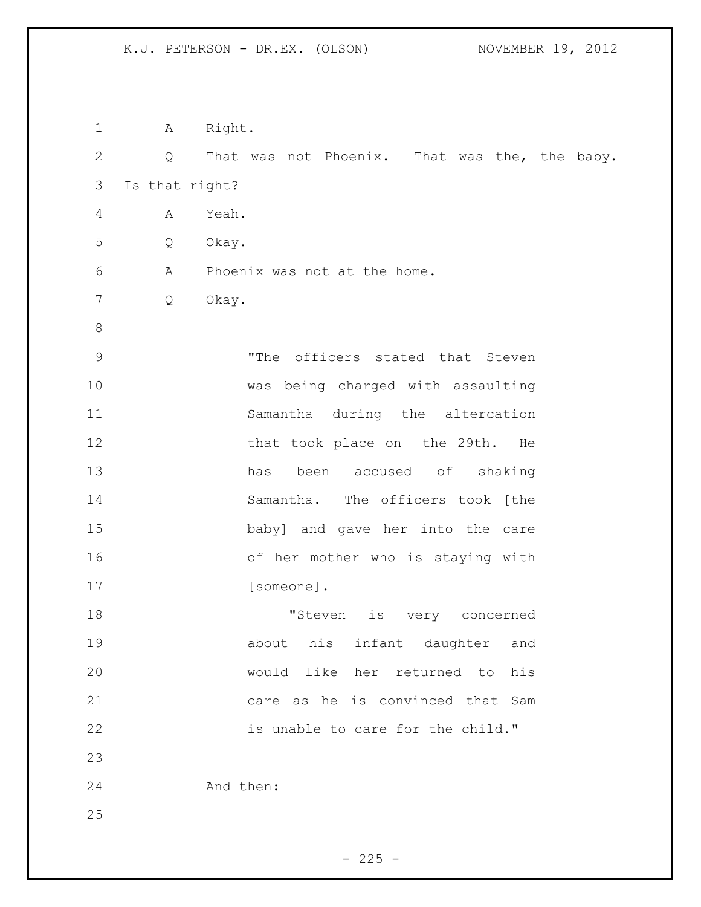A Right.

Q That was not Phoenix. That was the, the baby. Is that right?

A Yeah.

Q Okay.

A Phoenix was not at the home.

Q Okay.

> "The officers stated that Steven was being charged with assaulting Samantha during the altercation that took place on the 29th. He has been accused of shaking Samantha. The officers took [the baby] and gave her into the care of her mother who is staying with [someone].
>
> "Steven is very concerned about his infant daughter and would like her returned to his care as he is convinced that Sam is unable to care for the child."

And then: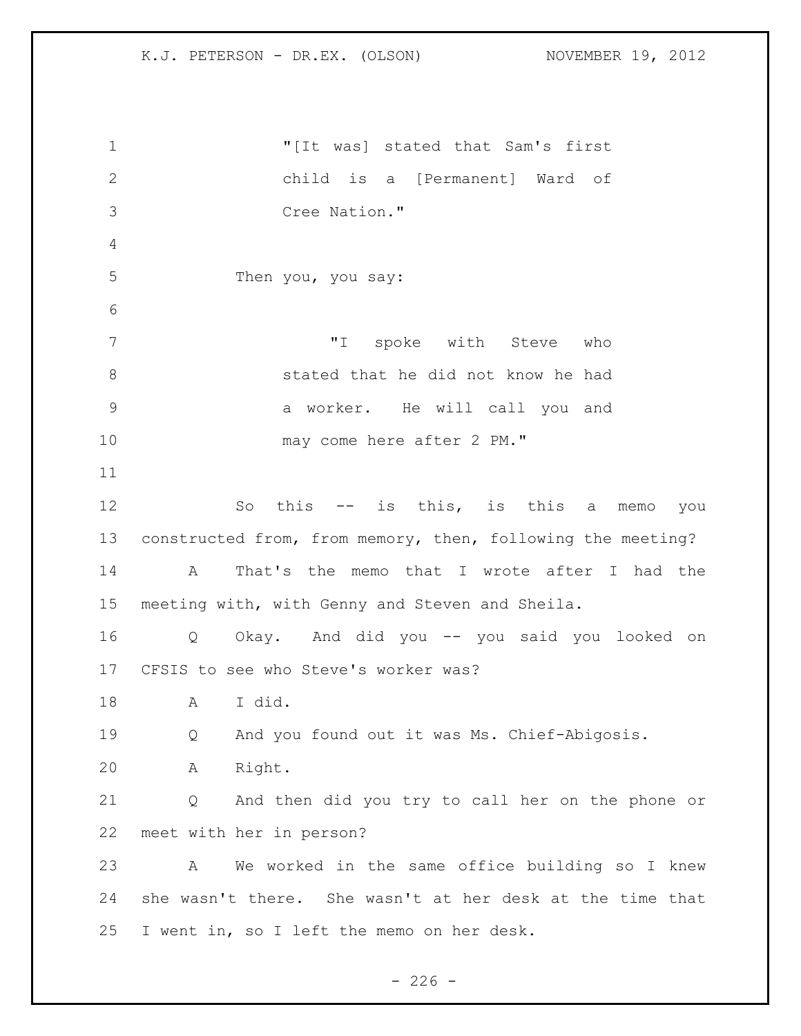"[It was] stated that Sam's first child is a [Permanent] Ward of Cree Nation."

Then you, you say:

"I spoke with Steve who stated that he did not know he had a worker. He will call you and may come here after 2 PM."

So this -- is this, is this a memo you constructed from, from memory, then, following the meeting?

A That's the memo that I wrote after I had the meeting with, with Genny and Steven and Sheila.

Q Okay. And did you -- you said you looked on CFSIS to see who Steve's worker was?

A I did.

Q And you found out it was Ms. Chief-Abigosis.

A Right.

Q And then did you try to call her on the phone or meet with her in person?

A We worked in the same office building so I knew she wasn't there. She wasn't at her desk at the time that I went in, so I left the memo on her desk.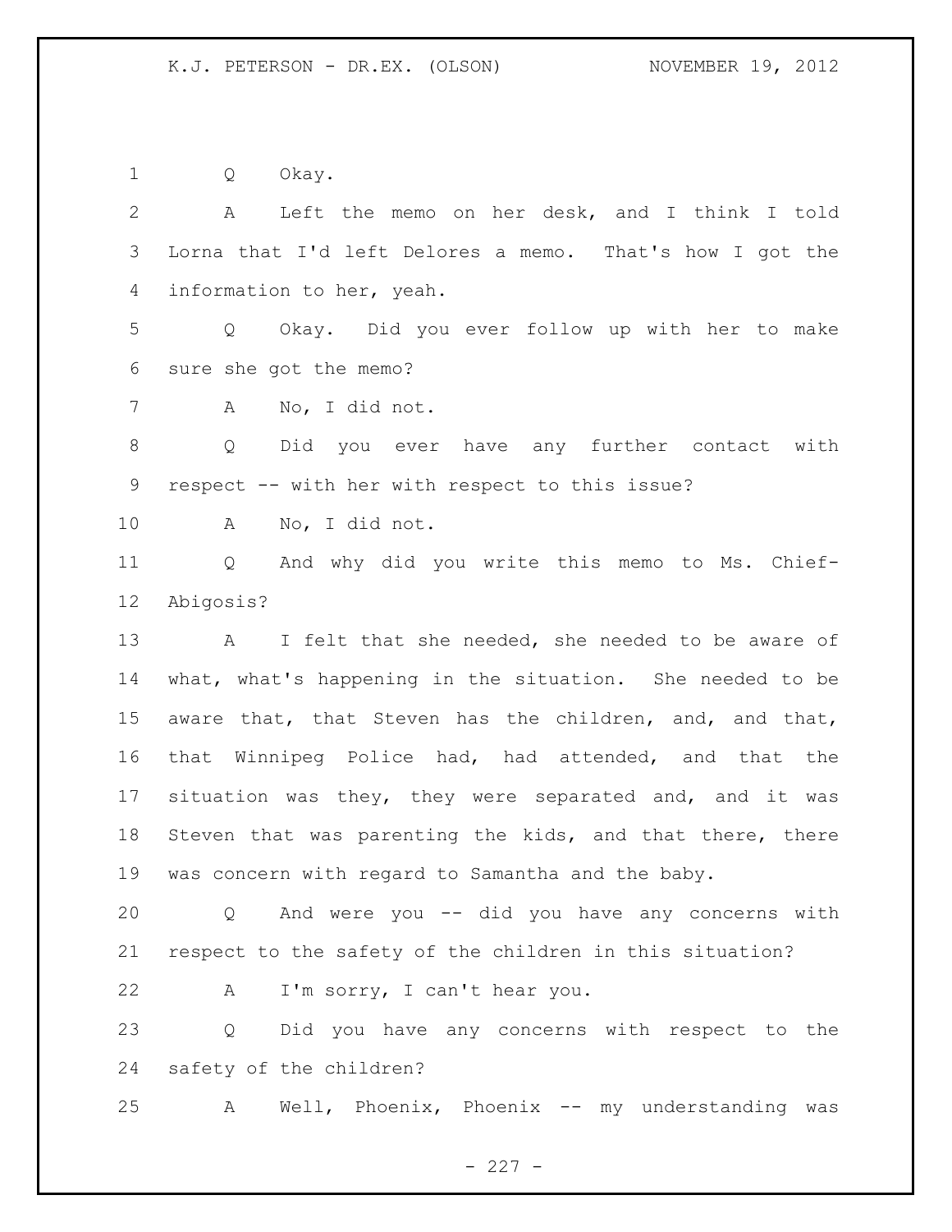1 Q Okay.

2 A Left the memo on her desk, and I think I told
3 Lorna that I'd left Delores a memo. That's how I got the
4 information to her, yeah.

5 Q Okay. Did you ever follow up with her to make
6 sure she got the memo?

7 A No, I did not.

8 Q Did you ever have any further contact with
9 respect -- with her with respect to this issue?

10 A No, I did not.

11 Q And why did you write this memo to Ms. Chief-
12 Abigosis?

13 A I felt that she needed, she needed to be aware of
14 what, what's happening in the situation. She needed to be
15 aware that, that Steven has the children, and, and that,
16 that Winnipeg Police had, had attended, and that the
17 situation was they, they were separated and, and it was
18 Steven that was parenting the kids, and that there, there
19 was concern with regard to Samantha and the baby.

20 Q And were you -- did you have any concerns with
21 respect to the safety of the children in this situation?

22 A I'm sorry, I can't hear you.

23 Q Did you have any concerns with respect to the
24 safety of the children?

25 A Well, Phoenix, Phoenix -- my understanding was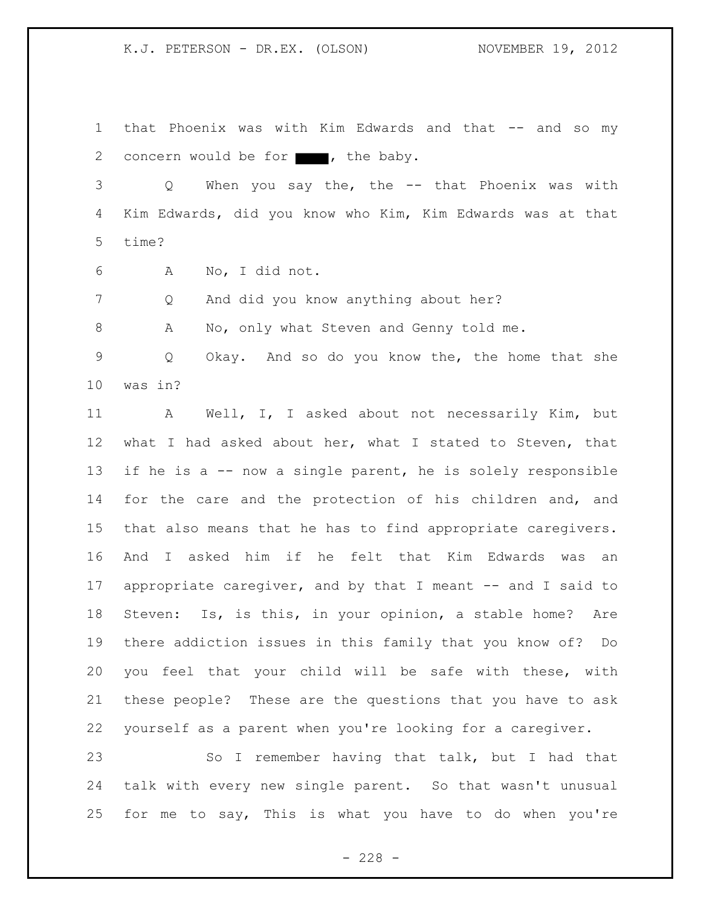that Phoenix was with Kim Edwards and that -- and so my concern would be for ████, the baby.

Q When you say the, the -- that Phoenix was with Kim Edwards, did you know who Kim, Kim Edwards was at that time?

A No, I did not.

Q And did you know anything about her?

A No, only what Steven and Genny told me.

Q Okay. And so do you know the, the home that she was in?

A Well, I, I asked about not necessarily Kim, but what I had asked about her, what I stated to Steven, that if he is a -- now a single parent, he is solely responsible for the care and the protection of his children and, and that also means that he has to find appropriate caregivers. And I asked him if he felt that Kim Edwards was an appropriate caregiver, and by that I meant -- and I said to Steven: Is, is this, in your opinion, a stable home? Are there addiction issues in this family that you know of? Do you feel that your child will be safe with these, with these people? These are the questions that you have to ask yourself as a parent when you're looking for a caregiver.

So I remember having that talk, but I had that talk with every new single parent. So that wasn't unusual for me to say, This is what you have to do when you're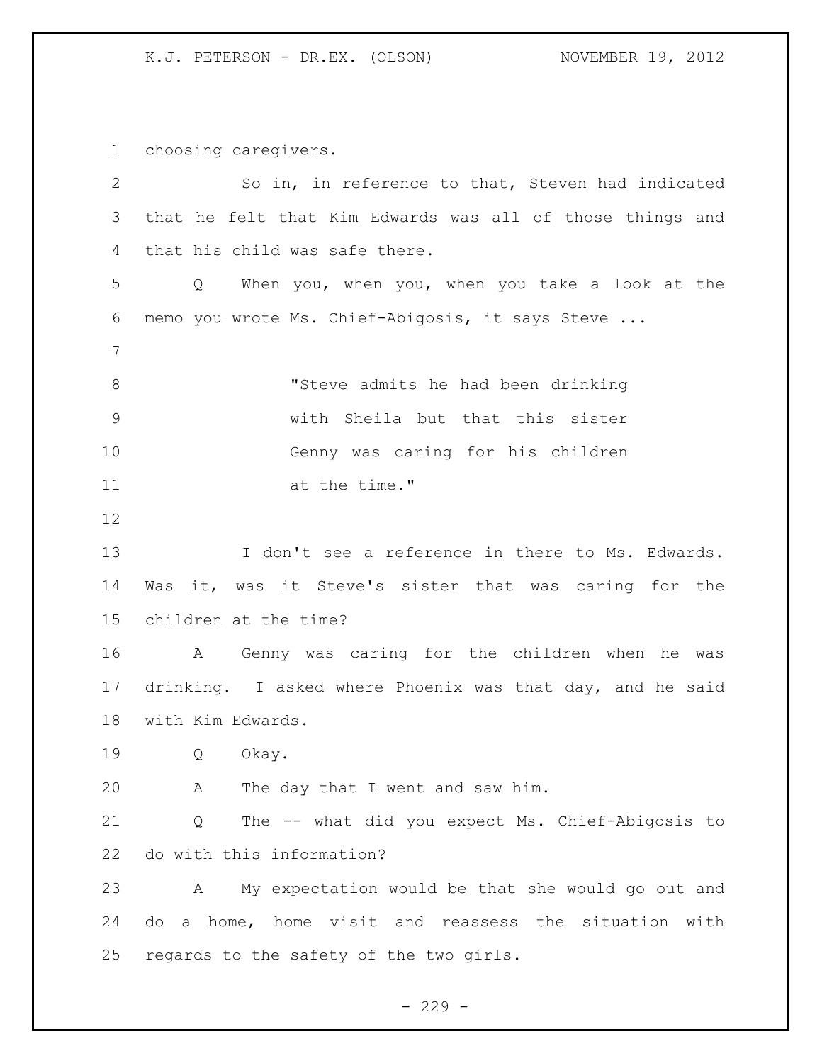choosing caregivers.

So in, in reference to that, Steven had indicated that he felt that Kim Edwards was all of those things and that his child was safe there.

Q When you, when you, when you take a look at the memo you wrote Ms. Chief-Abigosis, it says Steve ...

> "Steve admits he had been drinking with Sheila but that this sister Genny was caring for his children at the time."

I don't see a reference in there to Ms. Edwards. Was it, was it Steve's sister that was caring for the children at the time?

A Genny was caring for the children when he was drinking. I asked where Phoenix was that day, and he said with Kim Edwards.

Q Okay.

A The day that I went and saw him.

Q The -- what did you expect Ms. Chief-Abigosis to do with this information?

A My expectation would be that she would go out and do a home, home visit and reassess the situation with regards to the safety of the two girls.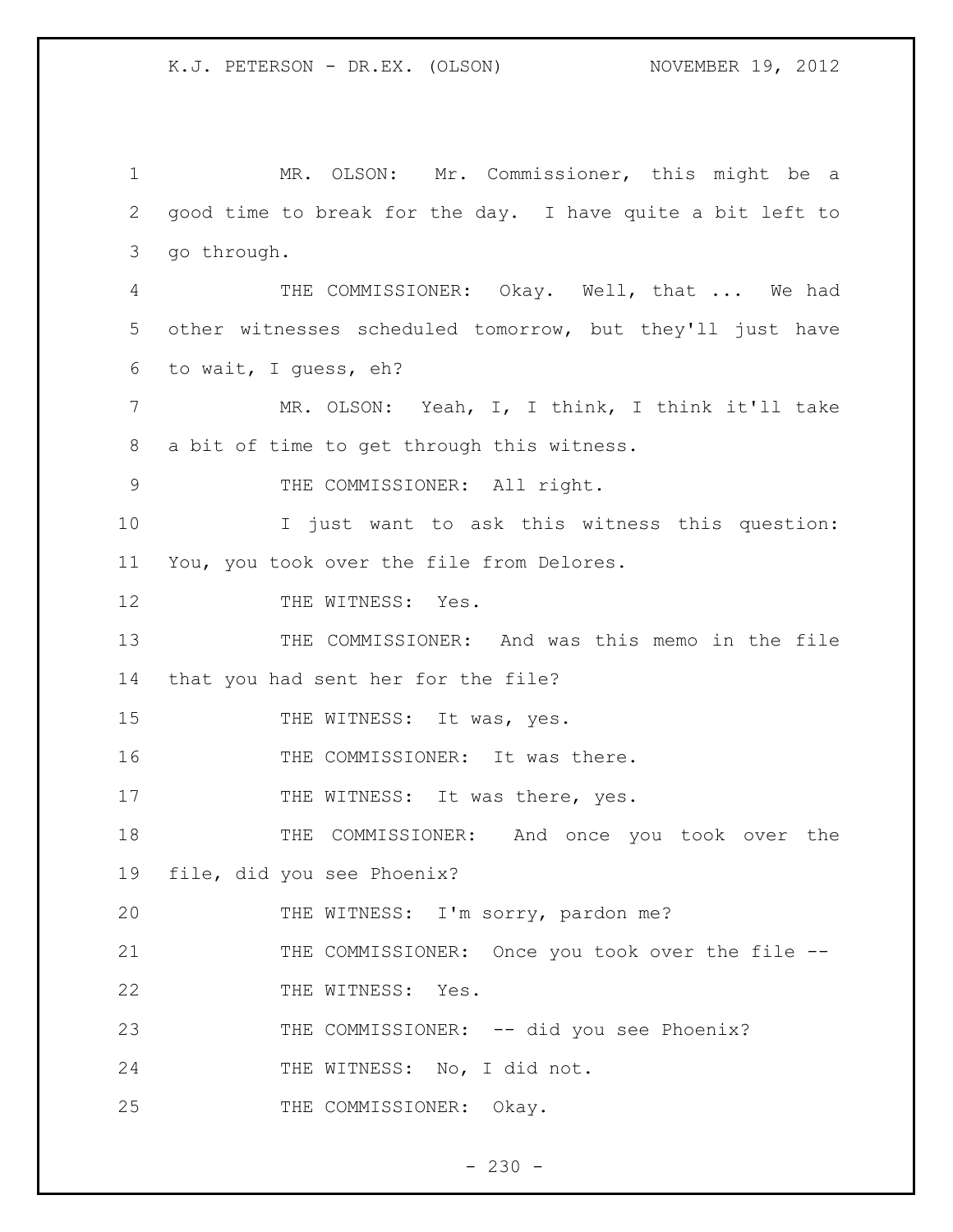MR. OLSON: Mr. Commissioner, this might be a good time to break for the day. I have quite a bit left to go through.

THE COMMISSIONER: Okay. Well, that ... We had other witnesses scheduled tomorrow, but they'll just have to wait, I guess, eh?

MR. OLSON: Yeah, I, I think, I think it'll take a bit of time to get through this witness.

THE COMMISSIONER: All right.

I just want to ask this witness this question: You, you took over the file from Delores.

THE WITNESS: Yes.

THE COMMISSIONER: And was this memo in the file that you had sent her for the file?

THE WITNESS: It was, yes.

THE COMMISSIONER: It was there.

THE WITNESS: It was there, yes.

THE COMMISSIONER: And once you took over the file, did you see Phoenix?

THE WITNESS: I'm sorry, pardon me?

THE COMMISSIONER: Once you took over the file --

THE WITNESS: Yes.

THE COMMISSIONER: -- did you see Phoenix?

THE WITNESS: No, I did not.

THE COMMISSIONER: Okay.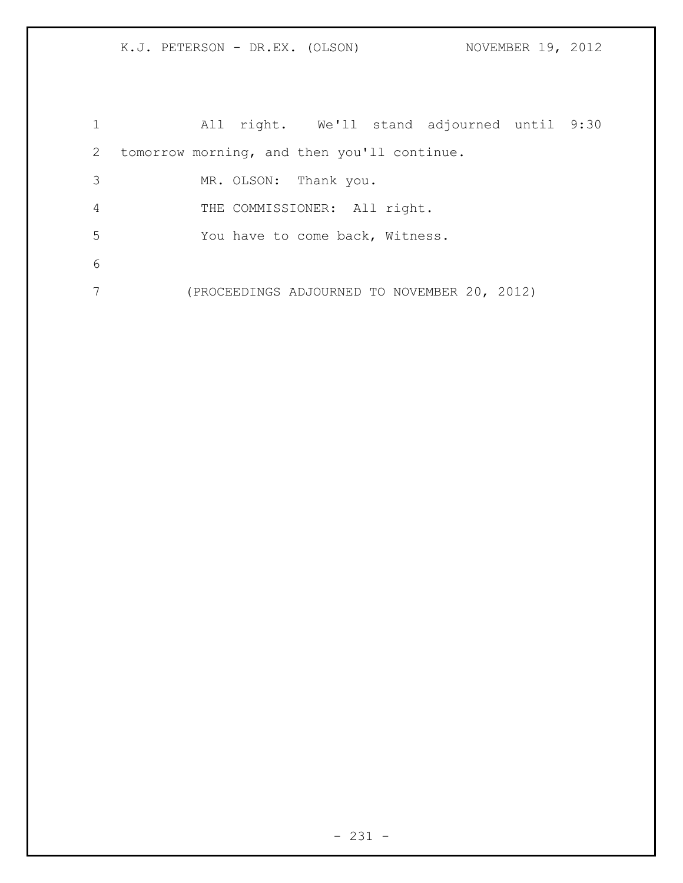1 All right. We'll stand adjourned until 9:30
2 tomorrow morning, and then you'll continue.
3 MR. OLSON: Thank you.
4 THE COMMISSIONER: All right.
5 You have to come back, Witness.
6
7 (PROCEEDINGS ADJOURNED TO NOVEMBER 20, 2012)